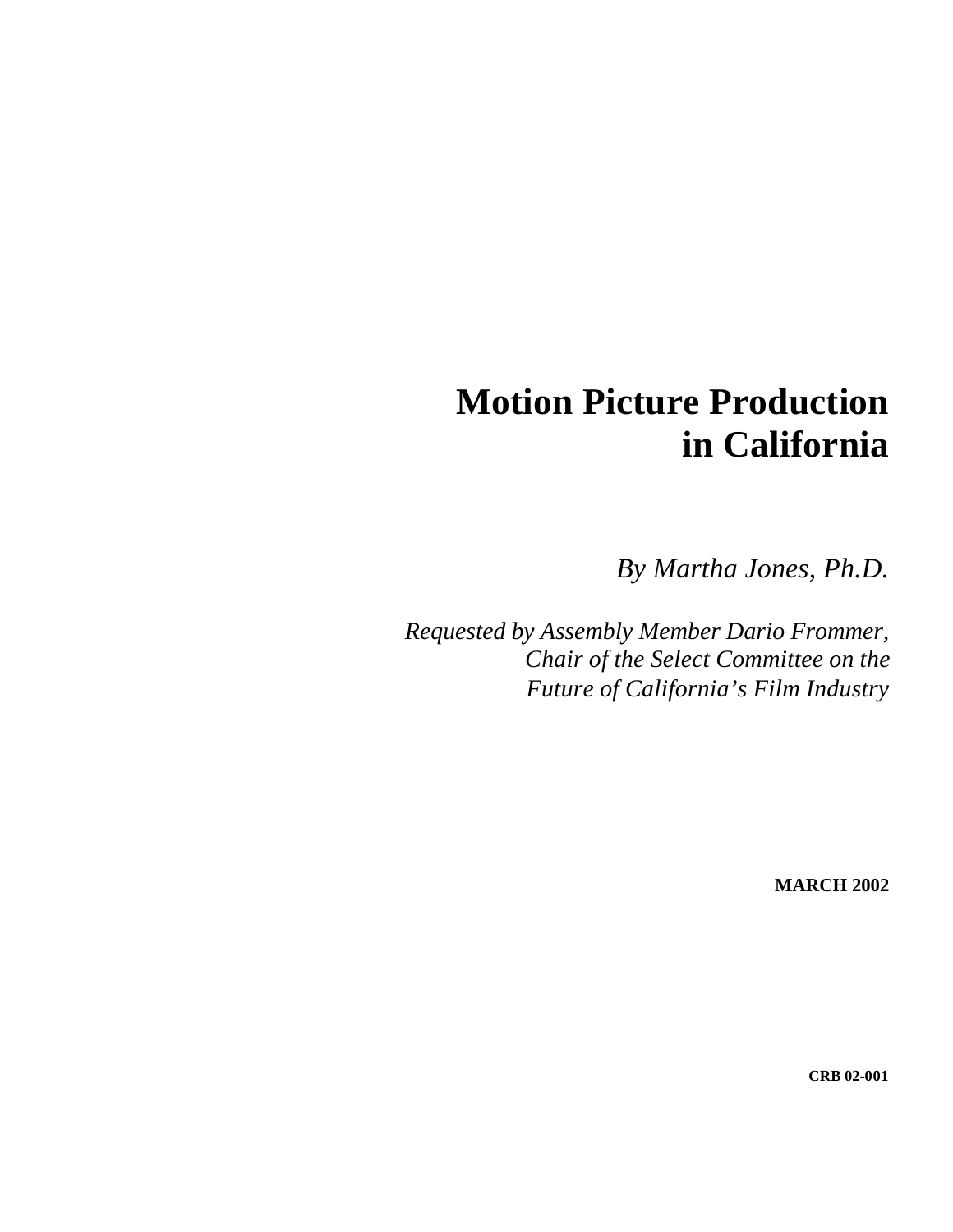# Motion Picture Production in California

*By Martha Jones, Ph.D.*

*Requested by Assembly Member Dario Frommer, Chair of the Select Committee on the Future of California's Film Industry*

**MARCH 2002**

**CRB 02-001**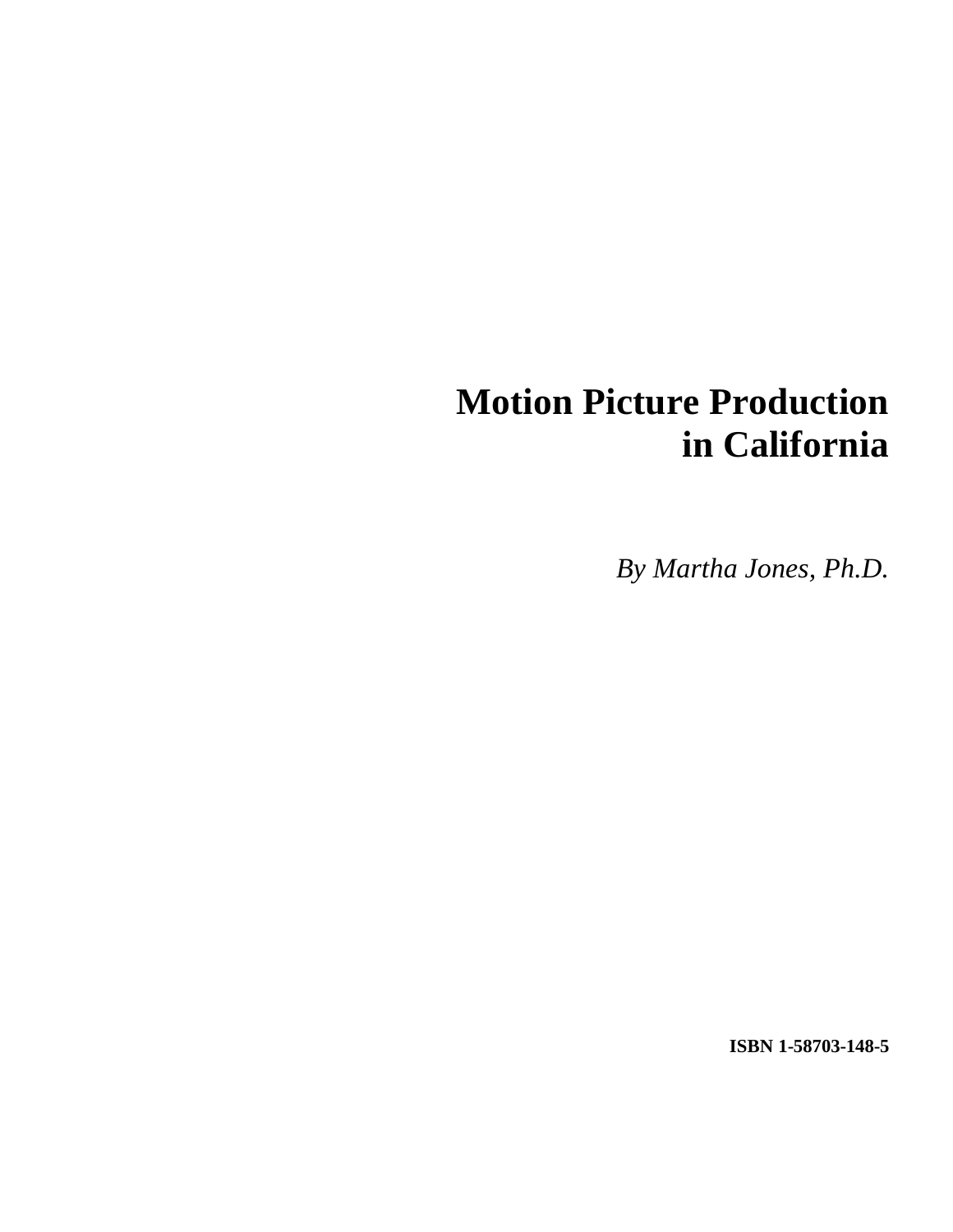# Motion Picture Production in California

*By Martha Jones, Ph.D.*

**ISBN 1-58703-148-5**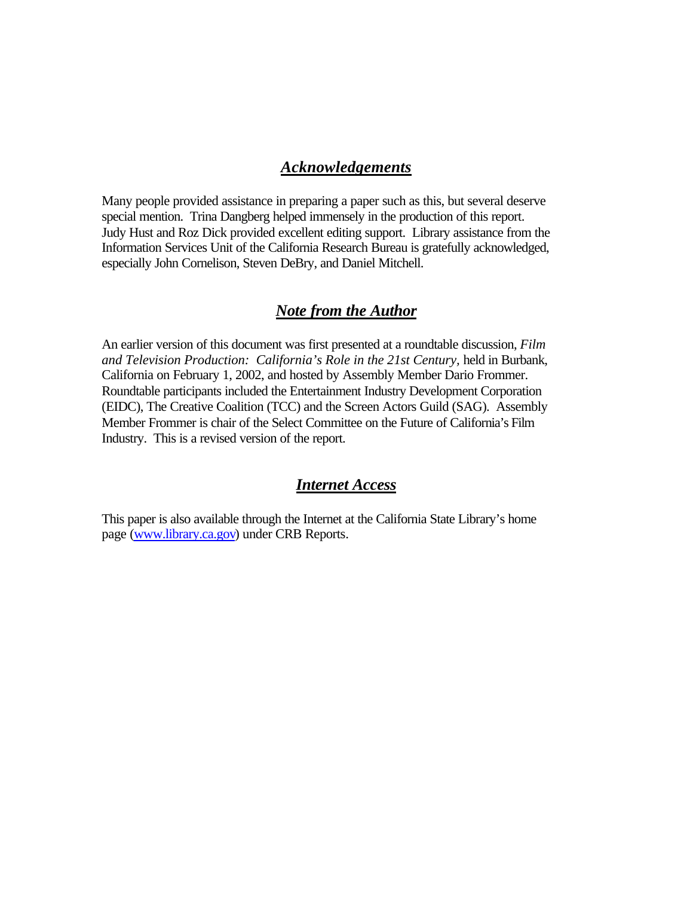## ***Acknowledgements***

Many people provided assistance in preparing a paper such as this, but several deserve special mention. Trina Dangberg helped immensely in the production of this report. Judy Hust and Roz Dick provided excellent editing support. Library assistance from the Information Services Unit of the California Research Bureau is gratefully acknowledged, especially John Cornelison, Steven DeBry, and Daniel Mitchell.

## ***Note from the Author***

An earlier version of this document was first presented at a roundtable discussion, *Film and Television Production: California's Role in the 21st Century,* held in Burbank, California on February 1, 2002, and hosted by Assembly Member Dario Frommer. Roundtable participants included the Entertainment Industry Development Corporation (EIDC), The Creative Coalition (TCC) and the Screen Actors Guild (SAG). Assembly Member Frommer is chair of the Select Committee on the Future of California's Film Industry. This is a revised version of the report.

## ***Internet Access***

This paper is also available through the Internet at the California State Library's home page (www.library.ca.gov) under CRB Reports.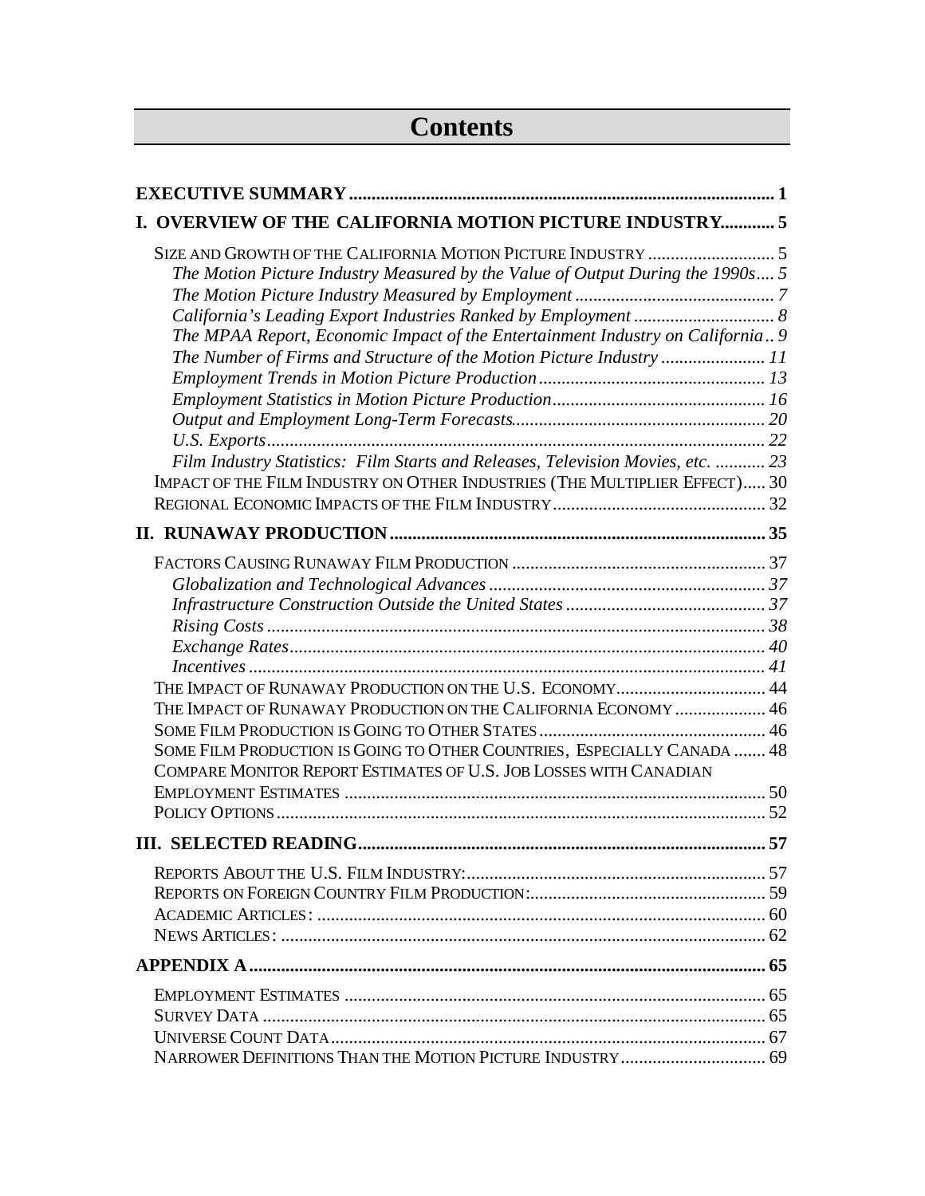# Contents

**EXECUTIVE SUMMARY** .......... **1**

**I. OVERVIEW OF THE CALIFORNIA MOTION PICTURE INDUSTRY** .......... **5**

- SIZE AND GROWTH OF THE CALIFORNIA MOTION PICTURE INDUSTRY .......... 5
  - *The Motion Picture Industry Measured by the Value of Output During the 1990s* .......... *5*
  - *The Motion Picture Industry Measured by Employment* .......... *7*
  - *California's Leading Export Industries Ranked by Employment* .......... *8*
  - *The MPAA Report, Economic Impact of the Entertainment Industry on California* .......... *9*
  - *The Number of Firms and Structure of the Motion Picture Industry* .......... *11*
  - *Employment Trends in Motion Picture Production* .......... *13*
  - *Employment Statistics in Motion Picture Production* .......... *16*
  - *Output and Employment Long-Term Forecasts* .......... *20*
  - *U.S. Exports* .......... *22*
  - *Film Industry Statistics: Film Starts and Releases, Television Movies, etc.* .......... *23*
- IMPACT OF THE FILM INDUSTRY ON OTHER INDUSTRIES (THE MULTIPLIER EFFECT) .......... 30
- REGIONAL ECONOMIC IMPACTS OF THE FILM INDUSTRY .......... 32

**II. RUNAWAY PRODUCTION** .......... **35**

- FACTORS CAUSING RUNAWAY FILM PRODUCTION .......... 37
  - *Globalization and Technological Advances* .......... *37*
  - *Infrastructure Construction Outside the United States* .......... *37*
  - *Rising Costs* .......... *38*
  - *Exchange Rates* .......... *40*
  - *Incentives* .......... *41*
- THE IMPACT OF RUNAWAY PRODUCTION ON THE U.S. ECONOMY .......... 44
- THE IMPACT OF RUNAWAY PRODUCTION ON THE CALIFORNIA ECONOMY .......... 46
- SOME FILM PRODUCTION IS GOING TO OTHER STATES .......... 46
- SOME FILM PRODUCTION IS GOING TO OTHER COUNTRIES, ESPECIALLY CANADA .......... 48
- COMPARE MONITOR REPORT ESTIMATES OF U.S. JOB LOSSES WITH CANADIAN EMPLOYMENT ESTIMATES .......... 50
- POLICY OPTIONS .......... 52

**III. SELECTED READING** .......... **57**

- REPORTS ABOUT THE U.S. FILM INDUSTRY: .......... 57
- REPORTS ON FOREIGN COUNTRY FILM PRODUCTION: .......... 59
- ACADEMIC ARTICLES: .......... 60
- NEWS ARTICLES: .......... 62

**APPENDIX A** .......... **65**

- EMPLOYMENT ESTIMATES .......... 65
- SURVEY DATA .......... 65
- UNIVERSE COUNT DATA .......... 67
- NARROWER DEFINITIONS THAN THE MOTION PICTURE INDUSTRY .......... 69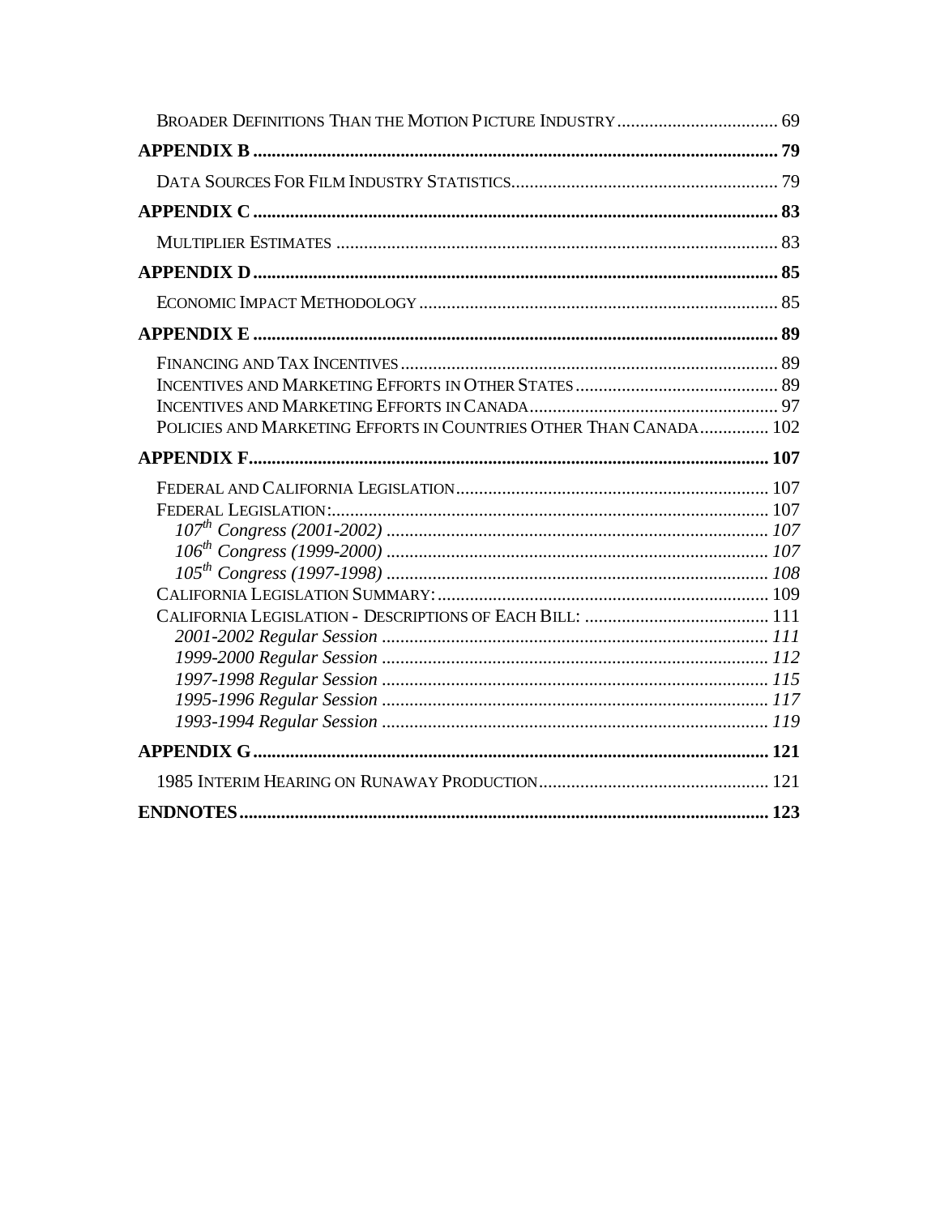Broader Definitions Than the Motion Picture Industry .................................... 69

**APPENDIX B ................................................................................................................ 79**

Data Sources For Film Industry Statistics.......................................................... 79

**APPENDIX C ................................................................................................................ 83**

Multiplier Estimates ............................................................................................. 83

**APPENDIX D ................................................................................................................ 85**

Economic Impact Methodology ........................................................................... 85

**APPENDIX E ................................................................................................................ 89**

Financing and Tax Incentives .............................................................................. 89
Incentives and Marketing Efforts in Other States ............................................. 89
Incentives and Marketing Efforts in Canada ...................................................... 97
Policies and Marketing Efforts in Countries Other Than Canada ............... 102

**APPENDIX F................................................................................................................ 107**

Federal and California Legislation .................................................................... 107
Federal Legislation:.............................................................................................. 107
*107th Congress (2001-2002) .................................................................................. 107*
*106th Congress (1999-2000) .................................................................................. 107*
*105th Congress (1997-1998) .................................................................................. 108*
California Legislation Summary: ....................................................................... 109
California Legislation - Descriptions of Each Bill: ........................................ 111
*2001-2002 Regular Session .................................................................................. 111*
*1999-2000 Regular Session .................................................................................. 112*
*1997-1998 Regular Session .................................................................................. 115*
*1995-1996 Regular Session .................................................................................. 117*
*1993-1994 Regular Session .................................................................................. 119*

**APPENDIX G ............................................................................................................... 121**

1985 Interim Hearing on Runaway Production ................................................ 121

**ENDNOTES .................................................................................................................. 123**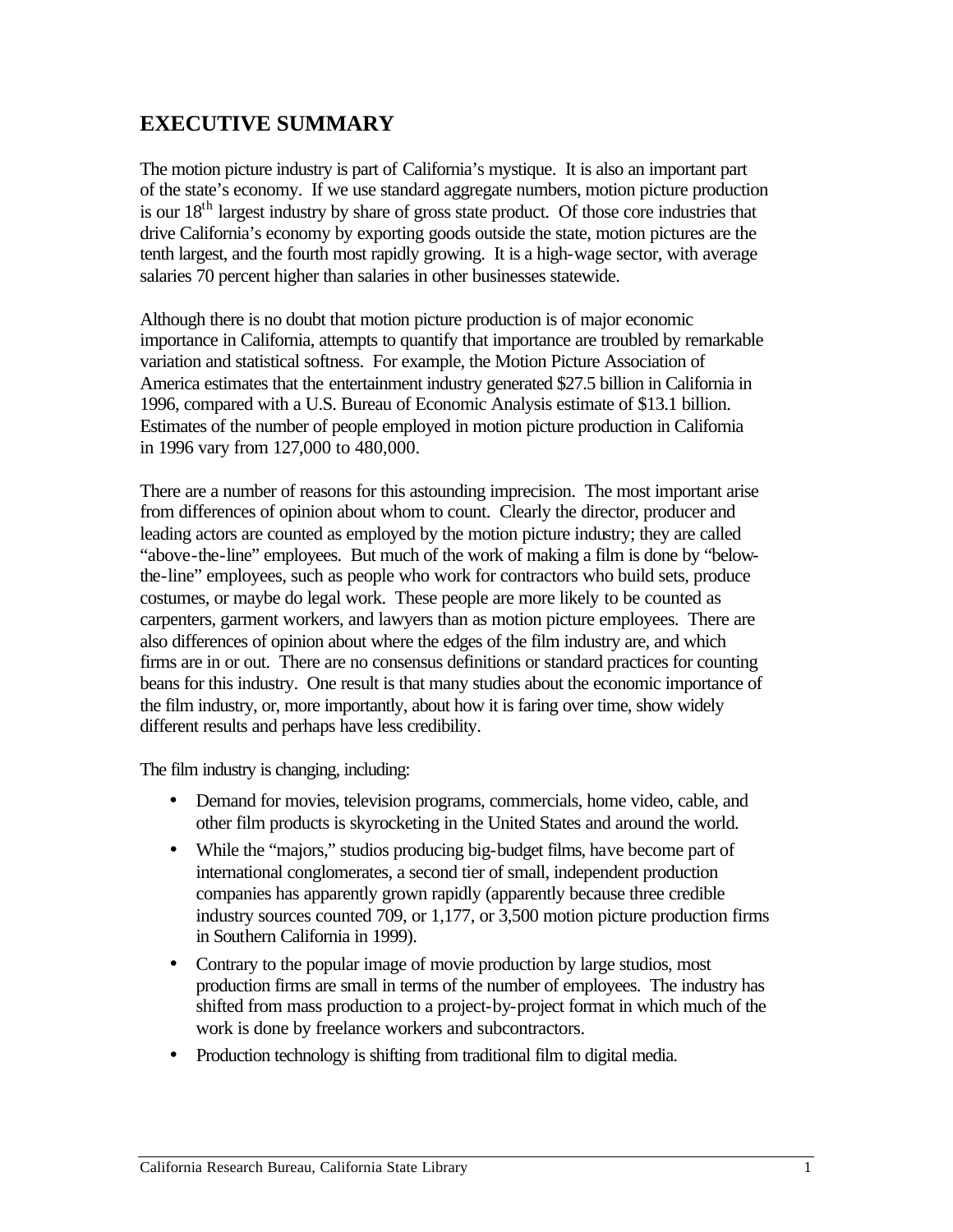## EXECUTIVE SUMMARY

The motion picture industry is part of California's mystique. It is also an important part of the state's economy. If we use standard aggregate numbers, motion picture production is our 18$^{th}$ largest industry by share of gross state product. Of those core industries that drive California's economy by exporting goods outside the state, motion pictures are the tenth largest, and the fourth most rapidly growing. It is a high-wage sector, with average salaries 70 percent higher than salaries in other businesses statewide.

Although there is no doubt that motion picture production is of major economic importance in California, attempts to quantify that importance are troubled by remarkable variation and statistical softness. For example, the Motion Picture Association of America estimates that the entertainment industry generated $27.5 billion in California in 1996, compared with a U.S. Bureau of Economic Analysis estimate of $13.1 billion. Estimates of the number of people employed in motion picture production in California in 1996 vary from 127,000 to 480,000.

There are a number of reasons for this astounding imprecision. The most important arise from differences of opinion about whom to count. Clearly the director, producer and leading actors are counted as employed by the motion picture industry; they are called "above-the-line" employees. But much of the work of making a film is done by "below-the-line" employees, such as people who work for contractors who build sets, produce costumes, or maybe do legal work. These people are more likely to be counted as carpenters, garment workers, and lawyers than as motion picture employees. There are also differences of opinion about where the edges of the film industry are, and which firms are in or out. There are no consensus definitions or standard practices for counting beans for this industry. One result is that many studies about the economic importance of the film industry, or, more importantly, about how it is faring over time, show widely different results and perhaps have less credibility.

The film industry is changing, including:

- Demand for movies, television programs, commercials, home video, cable, and other film products is skyrocketing in the United States and around the world.
- While the "majors," studios producing big-budget films, have become part of international conglomerates, a second tier of small, independent production companies has apparently grown rapidly (apparently because three credible industry sources counted 709, or 1,177, or 3,500 motion picture production firms in Southern California in 1999).
- Contrary to the popular image of movie production by large studios, most production firms are small in terms of the number of employees. The industry has shifted from mass production to a project-by-project format in which much of the work is done by freelance workers and subcontractors.
- Production technology is shifting from traditional film to digital media.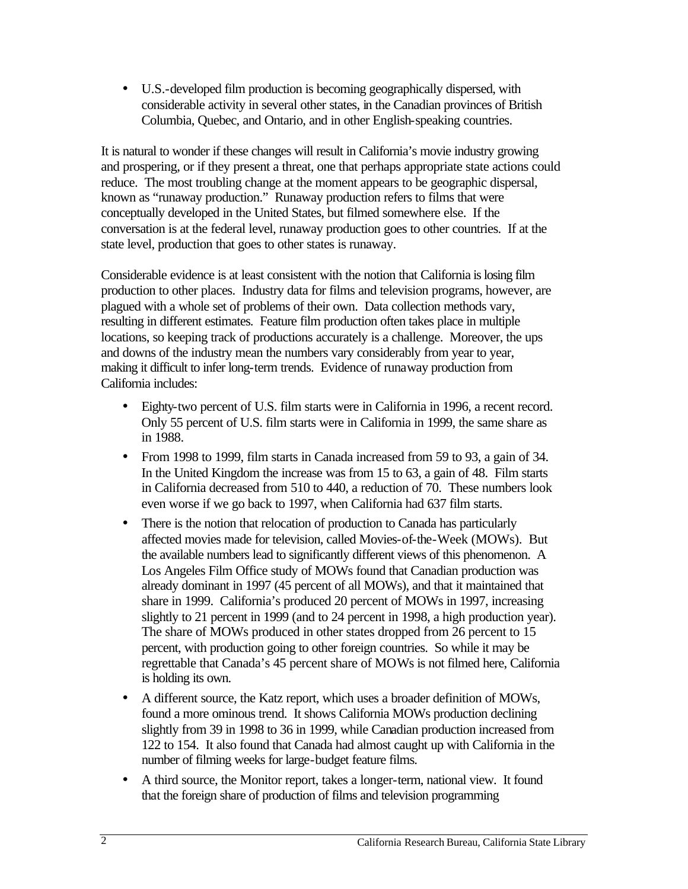- U.S.-developed film production is becoming geographically dispersed, with considerable activity in several other states, in the Canadian provinces of British Columbia, Quebec, and Ontario, and in other English-speaking countries.

It is natural to wonder if these changes will result in California's movie industry growing and prospering, or if they present a threat, one that perhaps appropriate state actions could reduce. The most troubling change at the moment appears to be geographic dispersal, known as "runaway production." Runaway production refers to films that were conceptually developed in the United States, but filmed somewhere else. If the conversation is at the federal level, runaway production goes to other countries. If at the state level, production that goes to other states is runaway.

Considerable evidence is at least consistent with the notion that California is losing film production to other places. Industry data for films and television programs, however, are plagued with a whole set of problems of their own. Data collection methods vary, resulting in different estimates. Feature film production often takes place in multiple locations, so keeping track of productions accurately is a challenge. Moreover, the ups and downs of the industry mean the numbers vary considerably from year to year, making it difficult to infer long-term trends. Evidence of runaway production from California includes:

- Eighty-two percent of U.S. film starts were in California in 1996, a recent record. Only 55 percent of U.S. film starts were in California in 1999, the same share as in 1988.
- From 1998 to 1999, film starts in Canada increased from 59 to 93, a gain of 34. In the United Kingdom the increase was from 15 to 63, a gain of 48. Film starts in California decreased from 510 to 440, a reduction of 70. These numbers look even worse if we go back to 1997, when California had 637 film starts.
- There is the notion that relocation of production to Canada has particularly affected movies made for television, called Movies-of-the-Week (MOWs). But the available numbers lead to significantly different views of this phenomenon. A Los Angeles Film Office study of MOWs found that Canadian production was already dominant in 1997 (45 percent of all MOWs), and that it maintained that share in 1999. California's produced 20 percent of MOWs in 1997, increasing slightly to 21 percent in 1999 (and to 24 percent in 1998, a high production year). The share of MOWs produced in other states dropped from 26 percent to 15 percent, with production going to other foreign countries. So while it may be regrettable that Canada's 45 percent share of MOWs is not filmed here, California is holding its own.
- A different source, the Katz report, which uses a broader definition of MOWs, found a more ominous trend. It shows California MOWs production declining slightly from 39 in 1998 to 36 in 1999, while Canadian production increased from 122 to 154. It also found that Canada had almost caught up with California in the number of filming weeks for large-budget feature films.
- A third source, the Monitor report, takes a longer-term, national view. It found that the foreign share of production of films and television programming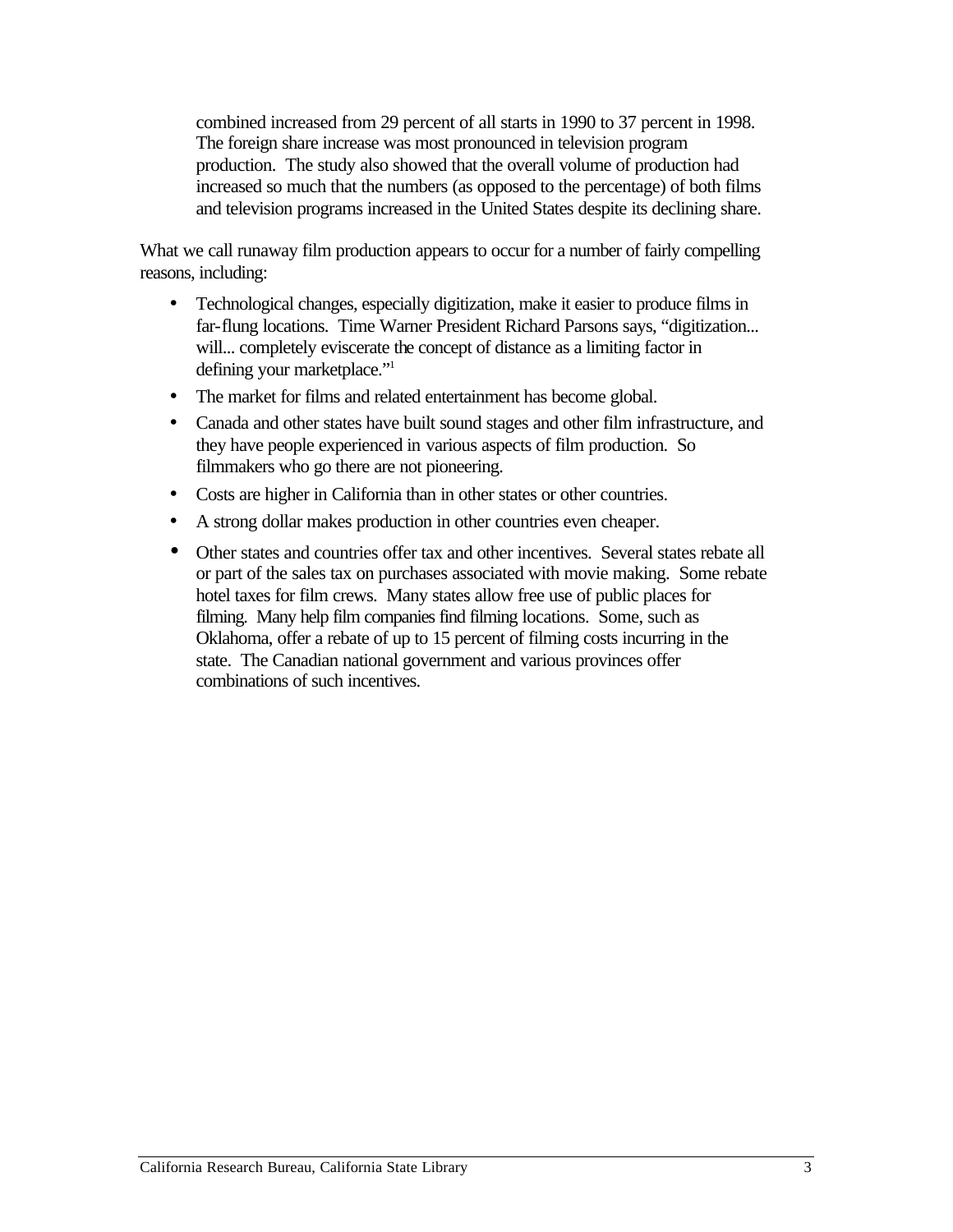> combined increased from 29 percent of all starts in 1990 to 37 percent in 1998. The foreign share increase was most pronounced in television program production. The study also showed that the overall volume of production had increased so much that the numbers (as opposed to the percentage) of both films and television programs increased in the United States despite its declining share.

What we call runaway film production appears to occur for a number of fairly compelling reasons, including:

- Technological changes, especially digitization, make it easier to produce films in far-flung locations. Time Warner President Richard Parsons says, "digitization... will... completely eviscerate the concept of distance as a limiting factor in defining your marketplace."[1]
- The market for films and related entertainment has become global.
- Canada and other states have built sound stages and other film infrastructure, and they have people experienced in various aspects of film production. So filmmakers who go there are not pioneering.
- Costs are higher in California than in other states or other countries.
- A strong dollar makes production in other countries even cheaper.
- Other states and countries offer tax and other incentives. Several states rebate all or part of the sales tax on purchases associated with movie making. Some rebate hotel taxes for film crews. Many states allow free use of public places for filming. Many help film companies find filming locations. Some, such as Oklahoma, offer a rebate of up to 15 percent of filming costs incurring in the state. The Canadian national government and various provinces offer combinations of such incentives.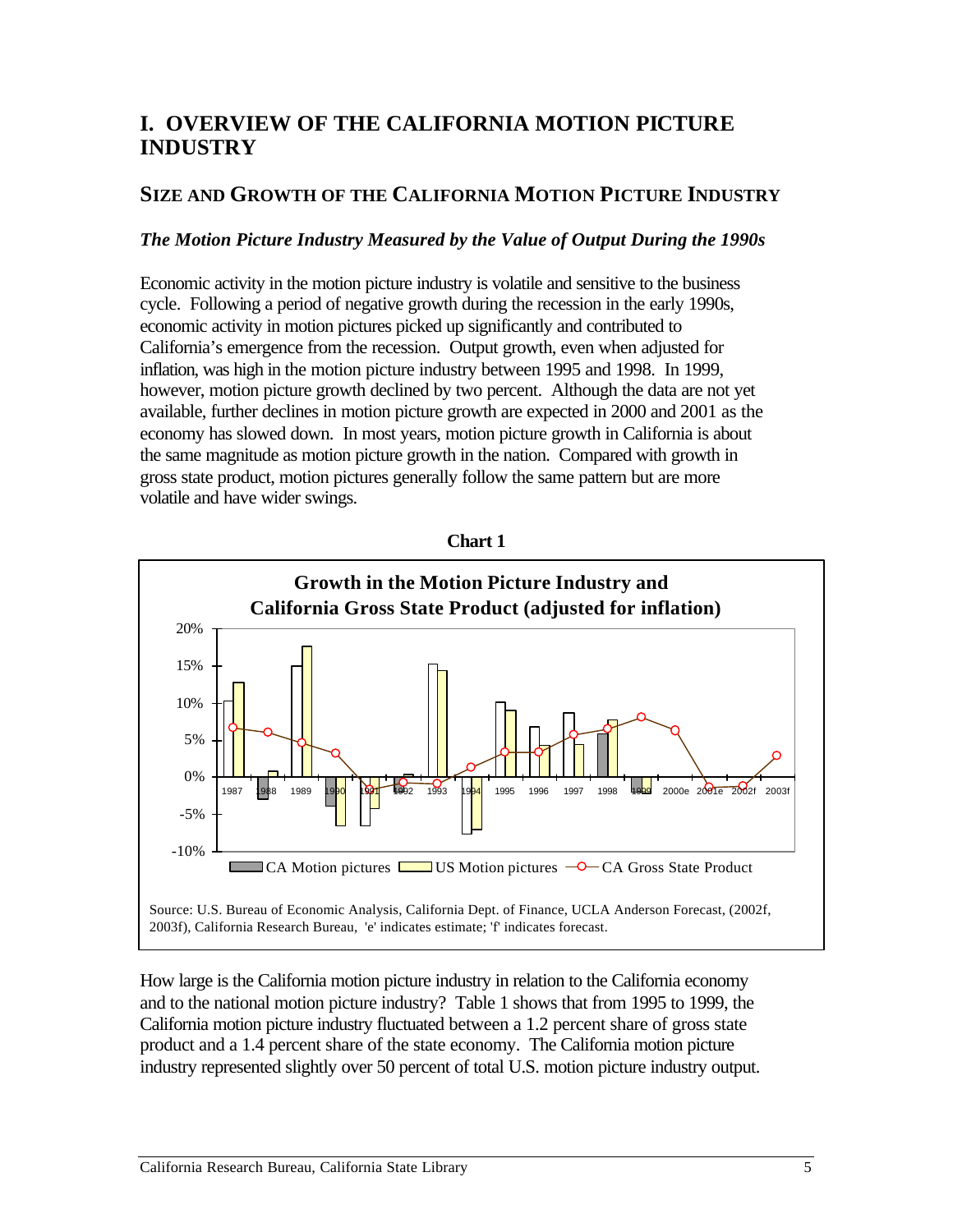# I. OVERVIEW OF THE CALIFORNIA MOTION PICTURE INDUSTRY

## SIZE AND GROWTH OF THE CALIFORNIA MOTION PICTURE INDUSTRY

### *The Motion Picture Industry Measured by the Value of Output During the 1990s*

Economic activity in the motion picture industry is volatile and sensitive to the business cycle. Following a period of negative growth during the recession in the early 1990s, economic activity in motion pictures picked up significantly and contributed to California's emergence from the recession. Output growth, even when adjusted for inflation, was high in the motion picture industry between 1995 and 1998. In 1999, however, motion picture growth declined by two percent. Although the data are not yet available, further declines in motion picture growth are expected in 2000 and 2001 as the economy has slowed down. In most years, motion picture growth in California is about the same magnitude as motion picture growth in the nation. Compared with growth in gross state product, motion pictures generally follow the same pattern but are more volatile and have wider swings.

**Chart 1**

**Growth in the Motion Picture Industry and California Gross State Product (adjusted for inflation)**

Source: U.S. Bureau of Economic Analysis, California Dept. of Finance, UCLA Anderson Forecast, (2002f, 2003f), California Research Bureau, 'e' indicates estimate; 'f' indicates forecast.

How large is the California motion picture industry in relation to the California economy and to the national motion picture industry? Table 1 shows that from 1995 to 1999, the California motion picture industry fluctuated between a 1.2 percent share of gross state product and a 1.4 percent share of the state economy. The California motion picture industry represented slightly over 50 percent of total U.S. motion picture industry output.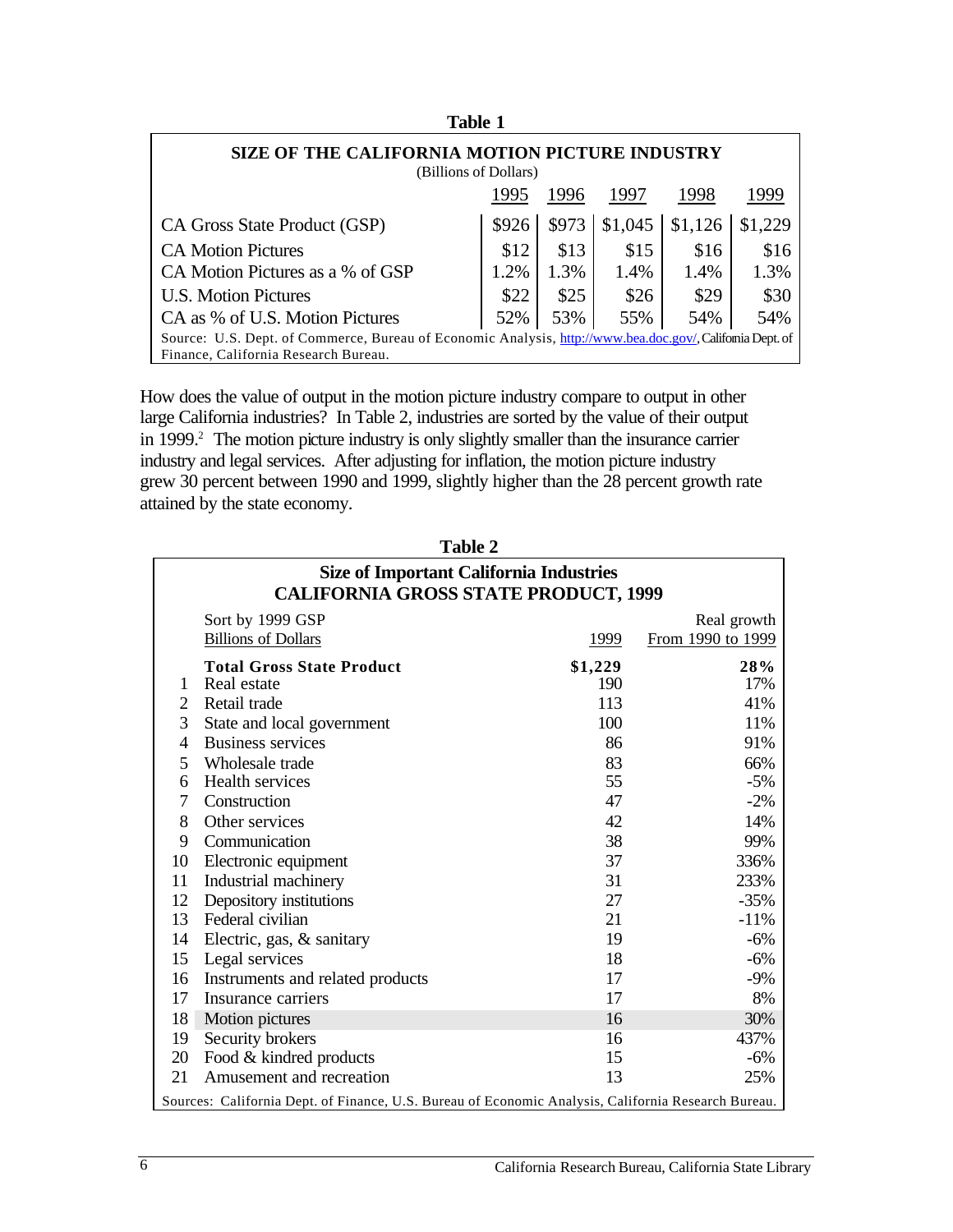**Table 1**

| SIZE OF THE CALIFORNIA MOTION PICTURE INDUSTRY (Billions of Dollars) | 1995 | 1996 | 1997 | 1998 | 1999 |
|---|---|---|---|---|---|
| CA Gross State Product (GSP) | $926 | $973 | $1,045 | $1,126 | $1,229 |
| CA Motion Pictures | $12 | $13 | $15 | $16 | $16 |
| CA Motion Pictures as a % of GSP | 1.2% | 1.3% | 1.4% | 1.4% | 1.3% |
| U.S. Motion Pictures | $22 | $25 | $26 | $29 | $30 |
| CA as % of U.S. Motion Pictures | 52% | 53% | 55% | 54% | 54% |

Source: U.S. Dept. of Commerce, Bureau of Economic Analysis, http://www.bea.doc.gov/, California Dept. of Finance, California Research Bureau.

How does the value of output in the motion picture industry compare to output in other large California industries? In Table 2, industries are sorted by the value of their output in 1999.[2] The motion picture industry is only slightly smaller than the insurance carrier industry and legal services. After adjusting for inflation, the motion picture industry grew 30 percent between 1990 and 1999, slightly higher than the 28 percent growth rate attained by the state economy.

**Table 2**

**Size of Important California Industries**
**CALIFORNIA GROSS STATE PRODUCT, 1999**

| | Sort by 1999 GSP Billions of Dollars | 1999 | Real growth From 1990 to 1999 |
|---|---|---|---|
| | **Total Gross State Product** | **$1,229** | **28%** |
| 1 | Real estate | 190 | 17% |
| 2 | Retail trade | 113 | 41% |
| 3 | State and local government | 100 | 11% |
| 4 | Business services | 86 | 91% |
| 5 | Wholesale trade | 83 | 66% |
| 6 | Health services | 55 | -5% |
| 7 | Construction | 47 | -2% |
| 8 | Other services | 42 | 14% |
| 9 | Communication | 38 | 99% |
| 10 | Electronic equipment | 37 | 336% |
| 11 | Industrial machinery | 31 | 233% |
| 12 | Depository institutions | 27 | -35% |
| 13 | Federal civilian | 21 | -11% |
| 14 | Electric, gas, & sanitary | 19 | -6% |
| 15 | Legal services | 18 | -6% |
| 16 | Instruments and related products | 17 | -9% |
| 17 | Insurance carriers | 17 | 8% |
| 18 | Motion pictures | 16 | 30% |
| 19 | Security brokers | 16 | 437% |
| 20 | Food & kindred products | 15 | -6% |
| 21 | Amusement and recreation | 13 | 25% |

Sources: California Dept. of Finance, U.S. Bureau of Economic Analysis, California Research Bureau.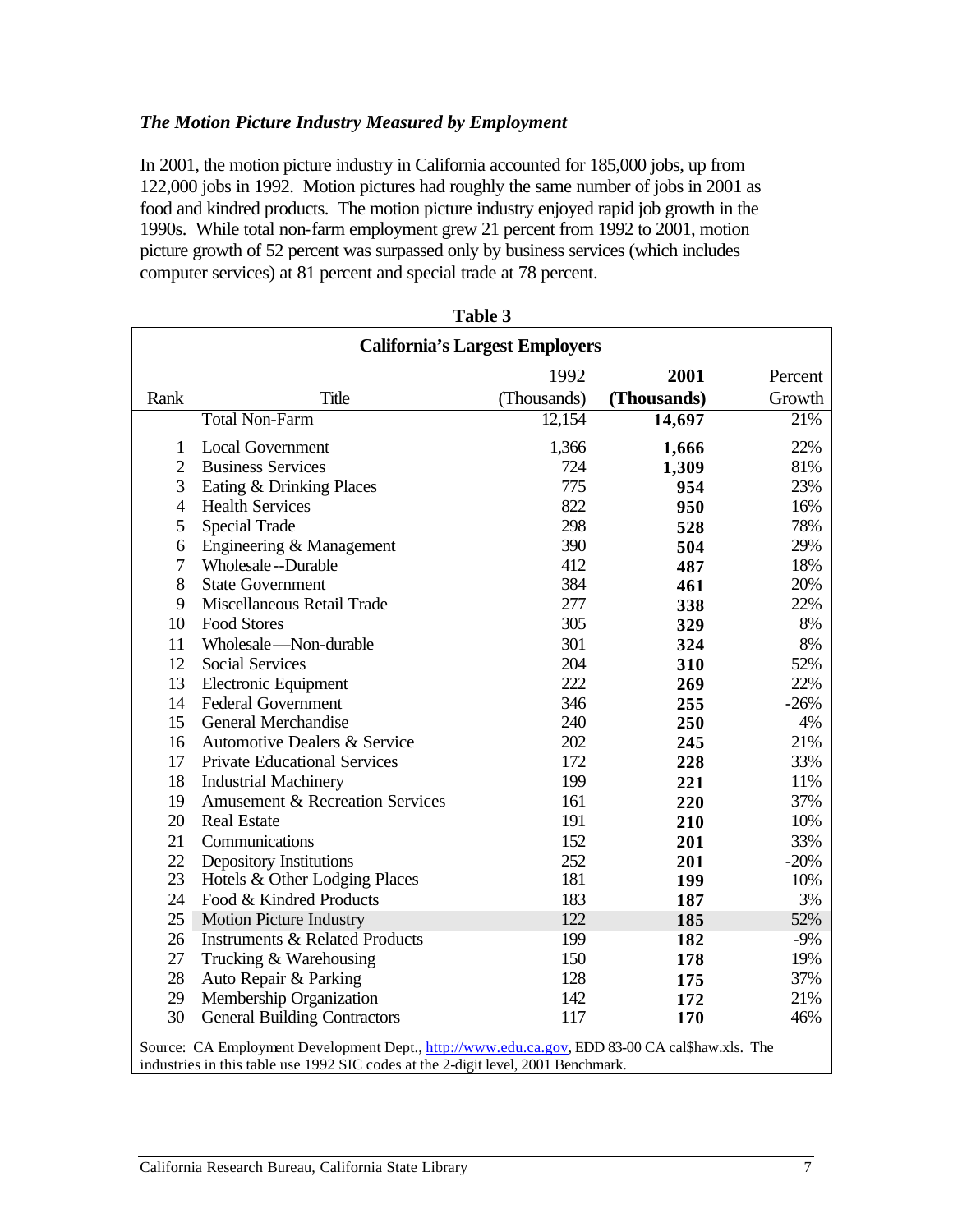### *The Motion Picture Industry Measured by Employment*

In 2001, the motion picture industry in California accounted for 185,000 jobs, up from 122,000 jobs in 1992. Motion pictures had roughly the same number of jobs in 2001 as food and kindred products. The motion picture industry enjoyed rapid job growth in the 1990s. While total non-farm employment grew 21 percent from 1992 to 2001, motion picture growth of 52 percent was surpassed only by business services (which includes computer services) at 81 percent and special trade at 78 percent.

**Table 3**

**California's Largest Employers**

| Rank | Title | 1992 (Thousands) | **2001 (Thousands)** | Percent Growth |
|---|---|---|---|---|
| | Total Non-Farm | 12,154 | **14,697** | 21% |
| 1 | Local Government | 1,366 | **1,666** | 22% |
| 2 | Business Services | 724 | **1,309** | 81% |
| 3 | Eating & Drinking Places | 775 | **954** | 23% |
| 4 | Health Services | 822 | **950** | 16% |
| 5 | Special Trade | 298 | **528** | 78% |
| 6 | Engineering & Management | 390 | **504** | 29% |
| 7 | Wholesale--Durable | 412 | **487** | 18% |
| 8 | State Government | 384 | **461** | 20% |
| 9 | Miscellaneous Retail Trade | 277 | **338** | 22% |
| 10 | Food Stores | 305 | **329** | 8% |
| 11 | Wholesale—Non-durable | 301 | **324** | 8% |
| 12 | Social Services | 204 | **310** | 52% |
| 13 | Electronic Equipment | 222 | **269** | 22% |
| 14 | Federal Government | 346 | **255** | -26% |
| 15 | General Merchandise | 240 | **250** | 4% |
| 16 | Automotive Dealers & Service | 202 | **245** | 21% |
| 17 | Private Educational Services | 172 | **228** | 33% |
| 18 | Industrial Machinery | 199 | **221** | 11% |
| 19 | Amusement & Recreation Services | 161 | **220** | 37% |
| 20 | Real Estate | 191 | **210** | 10% |
| 21 | Communications | 152 | **201** | 33% |
| 22 | Depository Institutions | 252 | **201** | -20% |
| 23 | Hotels & Other Lodging Places | 181 | **199** | 10% |
| 24 | Food & Kindred Products | 183 | **187** | 3% |
| 25 | Motion Picture Industry | 122 | **185** | 52% |
| 26 | Instruments & Related Products | 199 | **182** | -9% |
| 27 | Trucking & Warehousing | 150 | **178** | 19% |
| 28 | Auto Repair & Parking | 128 | **175** | 37% |
| 29 | Membership Organization | 142 | **172** | 21% |
| 30 | General Building Contractors | 117 | **170** | 46% |

Source: CA Employment Development Dept., http://www.edu.ca.gov, EDD 83-00 CA cal$haw.xls. The industries in this table use 1992 SIC codes at the 2-digit level, 2001 Benchmark.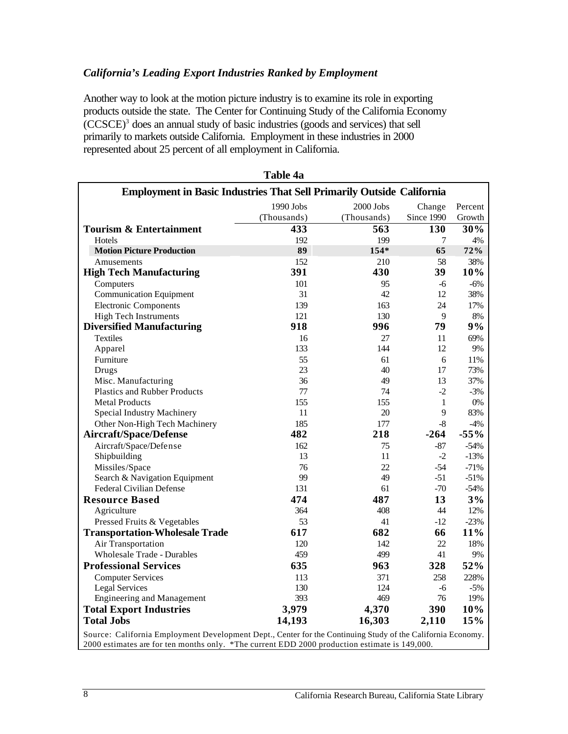### *California's Leading Export Industries Ranked by Employment*

Another way to look at the motion picture industry is to examine its role in exporting products outside the state. The Center for Continuing Study of the California Economy (CCSCE)[3] does an annual study of basic industries (goods and services) that sell primarily to markets outside California. Employment in these industries in 2000 represented about 25 percent of all employment in California.

**Table 4a**

**Employment in Basic Industries That Sell Primarily Outside California**

| | 1990 Jobs (Thousands) | 2000 Jobs (Thousands) | Change Since 1990 | Percent Growth |
|---|---|---|---|---|
| **Tourism & Entertainment** | **433** | **563** | **130** | **30%** |
| Hotels | 192 | 199 | 7 | 4% |
| **Motion Picture Production** | **89** | **154*** | **65** | **72%** |
| Amusements | 152 | 210 | 58 | 38% |
| **High Tech Manufacturing** | **391** | **430** | **39** | **10%** |
| Computers | 101 | 95 | -6 | -6% |
| Communication Equipment | 31 | 42 | 12 | 38% |
| Electronic Components | 139 | 163 | 24 | 17% |
| High Tech Instruments | 121 | 130 | 9 | 8% |
| **Diversified Manufacturing** | **918** | **996** | **79** | **9%** |
| Textiles | 16 | 27 | 11 | 69% |
| Apparel | 133 | 144 | 12 | 9% |
| Furniture | 55 | 61 | 6 | 11% |
| Drugs | 23 | 40 | 17 | 73% |
| Misc. Manufacturing | 36 | 49 | 13 | 37% |
| Plastics and Rubber Products | 77 | 74 | -2 | -3% |
| Metal Products | 155 | 155 | 1 | 0% |
| Special Industry Machinery | 11 | 20 | 9 | 83% |
| Other Non-High Tech Machinery | 185 | 177 | -8 | -4% |
| **Aircraft/Space/Defense** | **482** | **218** | **-264** | **-55%** |
| Aircraft/Space/Defense | 162 | 75 | -87 | -54% |
| Shipbuilding | 13 | 11 | -2 | -13% |
| Missiles/Space | 76 | 22 | -54 | -71% |
| Search & Navigation Equipment | 99 | 49 | -51 | -51% |
| Federal Civilian Defense | 131 | 61 | -70 | -54% |
| **Resource Based** | **474** | **487** | **13** | **3%** |
| Agriculture | 364 | 408 | 44 | 12% |
| Pressed Fruits & Vegetables | 53 | 41 | -12 | -23% |
| **Transportation-Wholesale Trade** | **617** | **682** | **66** | **11%** |
| Air Transportation | 120 | 142 | 22 | 18% |
| Wholesale Trade - Durables | 459 | 499 | 41 | 9% |
| **Professional Services** | **635** | **963** | **328** | **52%** |
| Computer Services | 113 | 371 | 258 | 228% |
| Legal Services | 130 | 124 | -6 | -5% |
| Engineering and Management | 393 | 469 | 76 | 19% |
| **Total Export Industries** | **3,979** | **4,370** | **390** | **10%** |
| **Total Jobs** | **14,193** | **16,303** | **2,110** | **15%** |

Source: California Employment Development Dept., Center for the Continuing Study of the California Economy. 2000 estimates are for ten months only. *The current EDD 2000 production estimate is 149,000.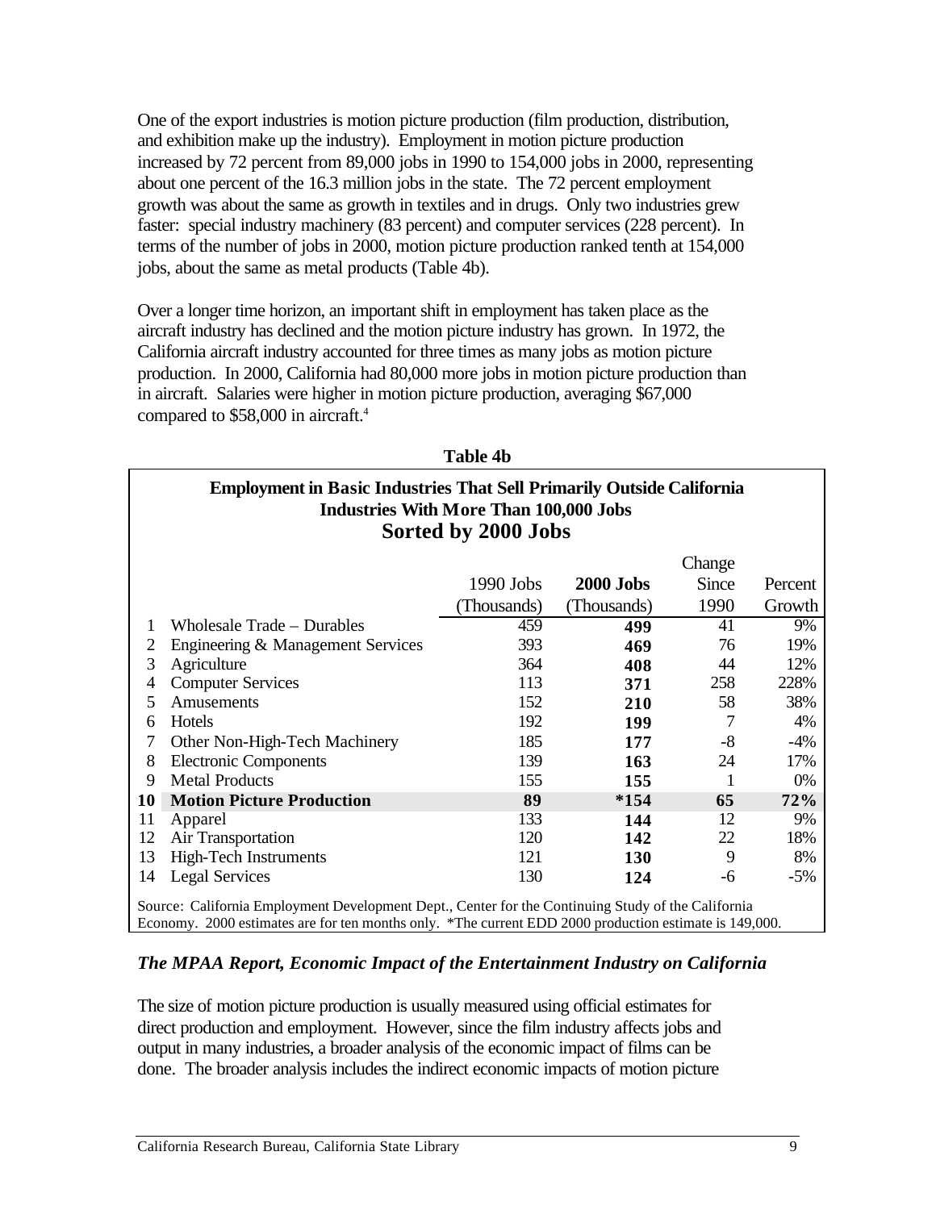One of the export industries is motion picture production (film production, distribution, and exhibition make up the industry). Employment in motion picture production increased by 72 percent from 89,000 jobs in 1990 to 154,000 jobs in 2000, representing about one percent of the 16.3 million jobs in the state. The 72 percent employment growth was about the same as growth in textiles and in drugs. Only two industries grew faster: special industry machinery (83 percent) and computer services (228 percent). In terms of the number of jobs in 2000, motion picture production ranked tenth at 154,000 jobs, about the same as metal products (Table 4b).

Over a longer time horizon, an important shift in employment has taken place as the aircraft industry has declined and the motion picture industry has grown. In 1972, the California aircraft industry accounted for three times as many jobs as motion picture production. In 2000, California had 80,000 more jobs in motion picture production than in aircraft. Salaries were higher in motion picture production, averaging $67,000 compared to $58,000 in aircraft.[4]

**Table 4b**

**Employment in Basic Industries That Sell Primarily Outside California**
**Industries With More Than 100,000 Jobs**
**Sorted by 2000 Jobs**

| | | 1990 Jobs (Thousands) | **2000 Jobs** (Thousands) | Change Since 1990 | Percent Growth |
|---|---|---|---|---|---|
| 1 | Wholesale Trade – Durables | 459 | **499** | 41 | 9% |
| 2 | Engineering & Management Services | 393 | **469** | 76 | 19% |
| 3 | Agriculture | 364 | **408** | 44 | 12% |
| 4 | Computer Services | 113 | **371** | 258 | 228% |
| 5 | Amusements | 152 | **210** | 58 | 38% |
| 6 | Hotels | 192 | **199** | 7 | 4% |
| 7 | Other Non-High-Tech Machinery | 185 | **177** | -8 | -4% |
| 8 | Electronic Components | 139 | **163** | 24 | 17% |
| 9 | Metal Products | 155 | **155** | 1 | 0% |
| **10** | **Motion Picture Production** | **89** | ***154** | **65** | **72%** |
| 11 | Apparel | 133 | **144** | 12 | 9% |
| 12 | Air Transportation | 120 | **142** | 22 | 18% |
| 13 | High-Tech Instruments | 121 | **130** | 9 | 8% |
| 14 | Legal Services | 130 | **124** | -6 | -5% |

Source: California Employment Development Dept., Center for the Continuing Study of the California Economy. 2000 estimates are for ten months only. *The current EDD 2000 production estimate is 149,000.

### *The MPAA Report, Economic Impact of the Entertainment Industry on California*

The size of motion picture production is usually measured using official estimates for direct production and employment. However, since the film industry affects jobs and output in many industries, a broader analysis of the economic impact of films can be done. The broader analysis includes the indirect economic impacts of motion picture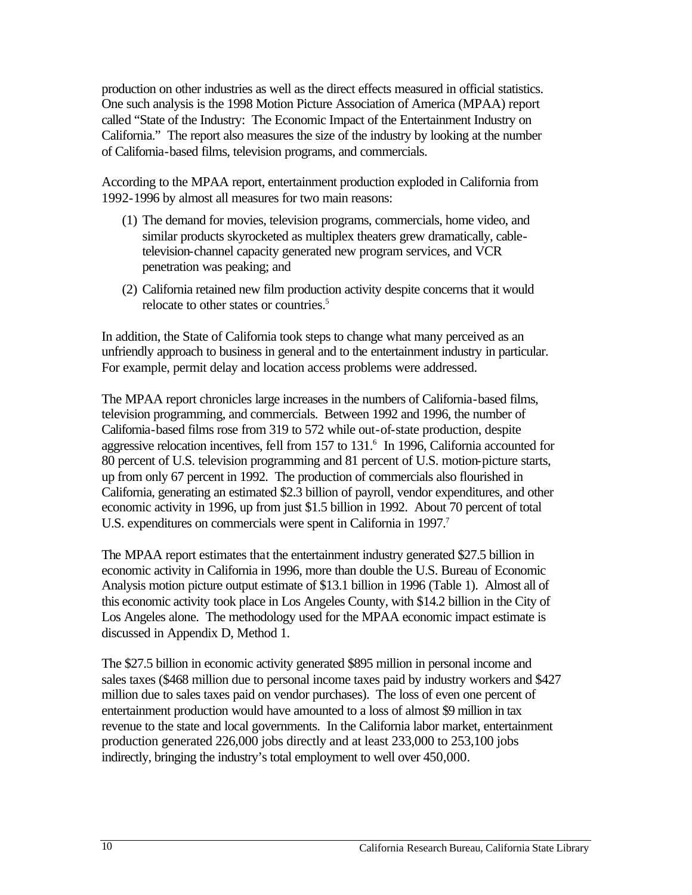production on other industries as well as the direct effects measured in official statistics. One such analysis is the 1998 Motion Picture Association of America (MPAA) report called "State of the Industry: The Economic Impact of the Entertainment Industry on California." The report also measures the size of the industry by looking at the number of California-based films, television programs, and commercials.

According to the MPAA report, entertainment production exploded in California from 1992-1996 by almost all measures for two main reasons:

(1) The demand for movies, television programs, commercials, home video, and similar products skyrocketed as multiplex theaters grew dramatically, cable-television-channel capacity generated new program services, and VCR penetration was peaking; and

(2) California retained new film production activity despite concerns that it would relocate to other states or countries.[5]

In addition, the State of California took steps to change what many perceived as an unfriendly approach to business in general and to the entertainment industry in particular. For example, permit delay and location access problems were addressed.

The MPAA report chronicles large increases in the numbers of California-based films, television programming, and commercials. Between 1992 and 1996, the number of California-based films rose from 319 to 572 while out-of-state production, despite aggressive relocation incentives, fell from 157 to 131.[6] In 1996, California accounted for 80 percent of U.S. television programming and 81 percent of U.S. motion-picture starts, up from only 67 percent in 1992. The production of commercials also flourished in California, generating an estimated $2.3 billion of payroll, vendor expenditures, and other economic activity in 1996, up from just $1.5 billion in 1992. About 70 percent of total U.S. expenditures on commercials were spent in California in 1997.[7]

The MPAA report estimates that the entertainment industry generated $27.5 billion in economic activity in California in 1996, more than double the U.S. Bureau of Economic Analysis motion picture output estimate of $13.1 billion in 1996 (Table 1). Almost all of this economic activity took place in Los Angeles County, with $14.2 billion in the City of Los Angeles alone. The methodology used for the MPAA economic impact estimate is discussed in Appendix D, Method 1.

The $27.5 billion in economic activity generated $895 million in personal income and sales taxes ($468 million due to personal income taxes paid by industry workers and $427 million due to sales taxes paid on vendor purchases). The loss of even one percent of entertainment production would have amounted to a loss of almost $9 million in tax revenue to the state and local governments. In the California labor market, entertainment production generated 226,000 jobs directly and at least 233,000 to 253,100 jobs indirectly, bringing the industry's total employment to well over 450,000.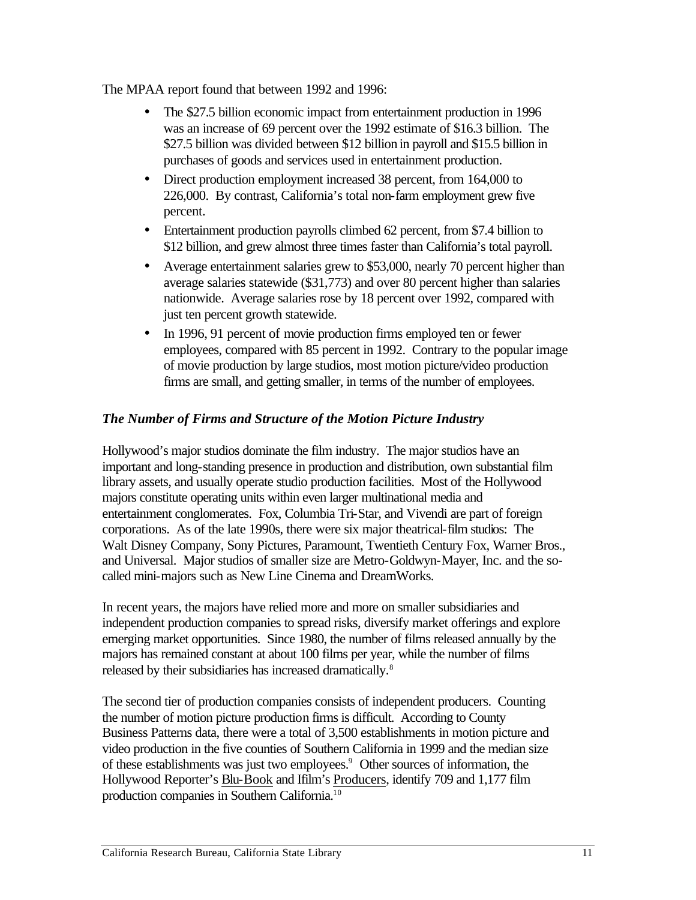The MPAA report found that between 1992 and 1996:

- The $27.5 billion economic impact from entertainment production in 1996 was an increase of 69 percent over the 1992 estimate of $16.3 billion. The $27.5 billion was divided between $12 billion in payroll and $15.5 billion in purchases of goods and services used in entertainment production.
- Direct production employment increased 38 percent, from 164,000 to 226,000. By contrast, California's total non-farm employment grew five percent.
- Entertainment production payrolls climbed 62 percent, from $7.4 billion to $12 billion, and grew almost three times faster than California's total payroll.
- Average entertainment salaries grew to $53,000, nearly 70 percent higher than average salaries statewide ($31,773) and over 80 percent higher than salaries nationwide. Average salaries rose by 18 percent over 1992, compared with just ten percent growth statewide.
- In 1996, 91 percent of movie production firms employed ten or fewer employees, compared with 85 percent in 1992. Contrary to the popular image of movie production by large studios, most motion picture/video production firms are small, and getting smaller, in terms of the number of employees.

### *The Number of Firms and Structure of the Motion Picture Industry*

Hollywood's major studios dominate the film industry. The major studios have an important and long-standing presence in production and distribution, own substantial film library assets, and usually operate studio production facilities. Most of the Hollywood majors constitute operating units within even larger multinational media and entertainment conglomerates. Fox, Columbia Tri-Star, and Vivendi are part of foreign corporations. As of the late 1990s, there were six major theatrical-film studios: The Walt Disney Company, Sony Pictures, Paramount, Twentieth Century Fox, Warner Bros., and Universal. Major studios of smaller size are Metro-Goldwyn-Mayer, Inc. and the so-called mini-majors such as New Line Cinema and DreamWorks.

In recent years, the majors have relied more and more on smaller subsidiaries and independent production companies to spread risks, diversify market offerings and explore emerging market opportunities. Since 1980, the number of films released annually by the majors has remained constant at about 100 films per year, while the number of films released by their subsidiaries has increased dramatically.[8]

The second tier of production companies consists of independent producers. Counting the number of motion picture production firms is difficult. According to County Business Patterns data, there were a total of 3,500 establishments in motion picture and video production in the five counties of Southern California in 1999 and the median size of these establishments was just two employees.[9] Other sources of information, the Hollywood Reporter's Blu-Book and Ifilm's Producers, identify 709 and 1,177 film production companies in Southern California.[10]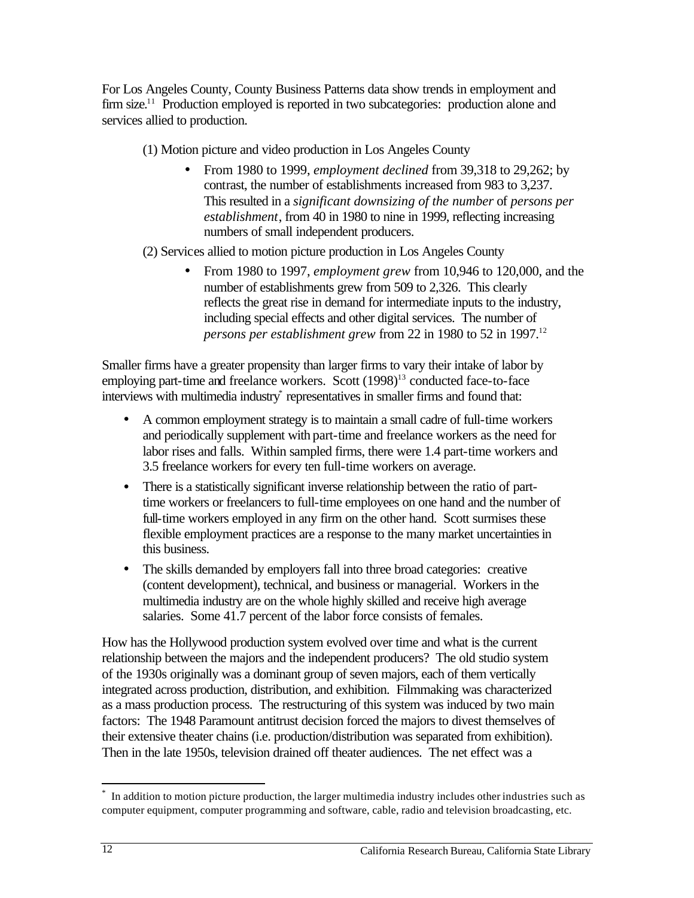For Los Angeles County, County Business Patterns data show trends in employment and firm size.[11] Production employed is reported in two subcategories: production alone and services allied to production.

(1) Motion picture and video production in Los Angeles County

- From 1980 to 1999, *employment declined* from 39,318 to 29,262; by contrast, the number of establishments increased from 983 to 3,237. This resulted in a *significant downsizing of the number* of *persons per establishment*, from 40 in 1980 to nine in 1999, reflecting increasing numbers of small independent producers.

(2) Services allied to motion picture production in Los Angeles County

- From 1980 to 1997, *employment grew* from 10,946 to 120,000, and the number of establishments grew from 509 to 2,326. This clearly reflects the great rise in demand for intermediate inputs to the industry, including special effects and other digital services. The number of *persons per establishment grew* from 22 in 1980 to 52 in 1997.[12]

Smaller firms have a greater propensity than larger firms to vary their intake of labor by employing part-time and freelance workers. Scott (1998)[13] conducted face-to-face interviews with multimedia industry[*] representatives in smaller firms and found that:

- A common employment strategy is to maintain a small cadre of full-time workers and periodically supplement with part-time and freelance workers as the need for labor rises and falls. Within sampled firms, there were 1.4 part-time workers and 3.5 freelance workers for every ten full-time workers on average.
- There is a statistically significant inverse relationship between the ratio of part-time workers or freelancers to full-time employees on one hand and the number of full-time workers employed in any firm on the other hand. Scott surmises these flexible employment practices are a response to the many market uncertainties in this business.
- The skills demanded by employers fall into three broad categories: creative (content development), technical, and business or managerial. Workers in the multimedia industry are on the whole highly skilled and receive high average salaries. Some 41.7 percent of the labor force consists of females.

How has the Hollywood production system evolved over time and what is the current relationship between the majors and the independent producers? The old studio system of the 1930s originally was a dominant group of seven majors, each of them vertically integrated across production, distribution, and exhibition. Filmmaking was characterized as a mass production process. The restructuring of this system was induced by two main factors: The 1948 Paramount antitrust decision forced the majors to divest themselves of their extensive theater chains (i.e. production/distribution was separated from exhibition). Then in the late 1950s, television drained off theater audiences. The net effect was a

---

[*] In addition to motion picture production, the larger multimedia industry includes other industries such as computer equipment, computer programming and software, cable, radio and television broadcasting, etc.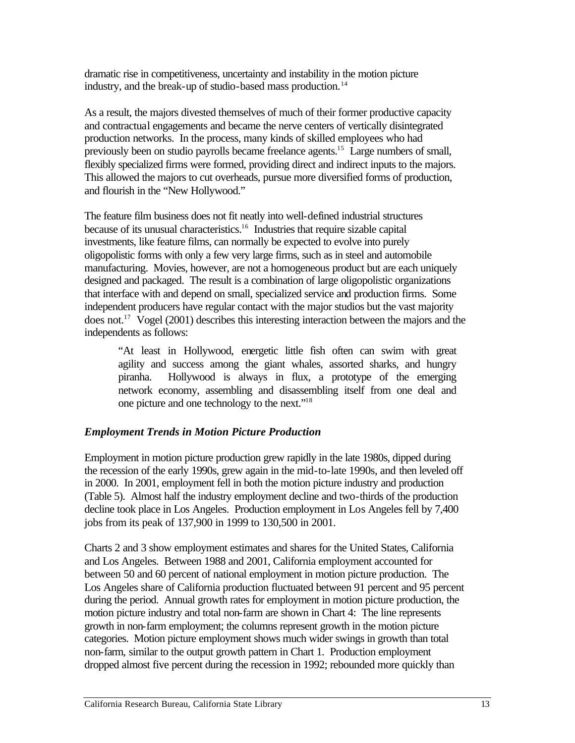dramatic rise in competitiveness, uncertainty and instability in the motion picture industry, and the break-up of studio-based mass production.[14]

As a result, the majors divested themselves of much of their former productive capacity and contractual engagements and became the nerve centers of vertically disintegrated production networks. In the process, many kinds of skilled employees who had previously been on studio payrolls became freelance agents.[15] Large numbers of small, flexibly specialized firms were formed, providing direct and indirect inputs to the majors. This allowed the majors to cut overheads, pursue more diversified forms of production, and flourish in the "New Hollywood."

The feature film business does not fit neatly into well-defined industrial structures because of its unusual characteristics.[16] Industries that require sizable capital investments, like feature films, can normally be expected to evolve into purely oligopolistic forms with only a few very large firms, such as in steel and automobile manufacturing. Movies, however, are not a homogeneous product but are each uniquely designed and packaged. The result is a combination of large oligopolistic organizations that interface with and depend on small, specialized service and production firms. Some independent producers have regular contact with the major studios but the vast majority does not.[17] Vogel (2001) describes this interesting interaction between the majors and the independents as follows:

> "At least in Hollywood, energetic little fish often can swim with great agility and success among the giant whales, assorted sharks, and hungry piranha. Hollywood is always in flux, a prototype of the emerging network economy, assembling and disassembling itself from one deal and one picture and one technology to the next."[18]

### *Employment Trends in Motion Picture Production*

Employment in motion picture production grew rapidly in the late 1980s, dipped during the recession of the early 1990s, grew again in the mid-to-late 1990s, and then leveled off in 2000. In 2001, employment fell in both the motion picture industry and production (Table 5). Almost half the industry employment decline and two-thirds of the production decline took place in Los Angeles. Production employment in Los Angeles fell by 7,400 jobs from its peak of 137,900 in 1999 to 130,500 in 2001.

Charts 2 and 3 show employment estimates and shares for the United States, California and Los Angeles. Between 1988 and 2001, California employment accounted for between 50 and 60 percent of national employment in motion picture production. The Los Angeles share of California production fluctuated between 91 percent and 95 percent during the period. Annual growth rates for employment in motion picture production, the motion picture industry and total non-farm are shown in Chart 4: The line represents growth in non-farm employment; the columns represent growth in the motion picture categories. Motion picture employment shows much wider swings in growth than total non-farm, similar to the output growth pattern in Chart 1. Production employment dropped almost five percent during the recession in 1992; rebounded more quickly than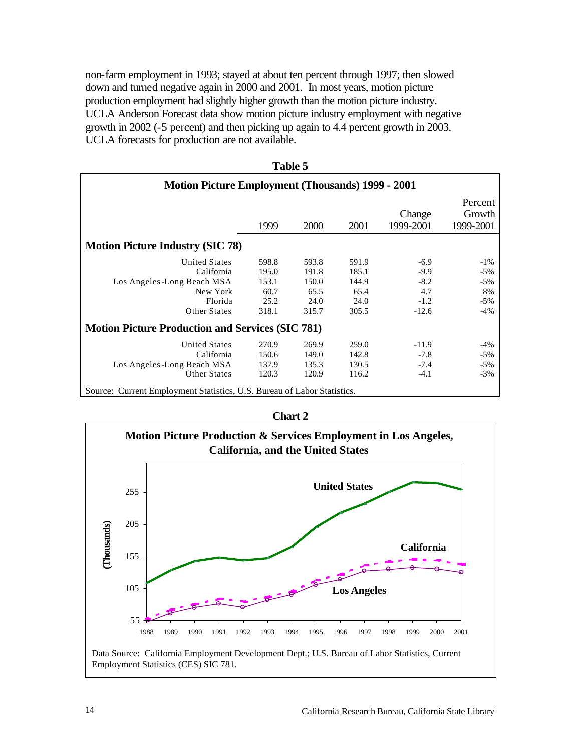non-farm employment in 1993; stayed at about ten percent through 1997; then slowed down and turned negative again in 2000 and 2001. In most years, motion picture production employment had slightly higher growth than the motion picture industry. UCLA Anderson Forecast data show motion picture industry employment with negative growth in 2002 (-5 percent) and then picking up again to 4.4 percent growth in 2003. UCLA forecasts for production are not available.

**Table 5**

**Motion Picture Employment (Thousands) 1999 - 2001**

| | 1999 | 2000 | 2001 | Change 1999-2001 | Percent Growth 1999-2001 |
|---|---|---|---|---|---|
| **Motion Picture Industry (SIC 78)** | | | | | |
| United States | 598.8 | 593.8 | 591.9 | -6.9 | -1% |
| California | 195.0 | 191.8 | 185.1 | -9.9 | -5% |
| Los Angeles-Long Beach MSA | 153.1 | 150.0 | 144.9 | -8.2 | -5% |
| New York | 60.7 | 65.5 | 65.4 | 4.7 | 8% |
| Florida | 25.2 | 24.0 | 24.0 | -1.2 | -5% |
| Other States | 318.1 | 315.7 | 305.5 | -12.6 | -4% |
| **Motion Picture Production and Services (SIC 781)** | | | | | |
| United States | 270.9 | 269.9 | 259.0 | -11.9 | -4% |
| California | 150.6 | 149.0 | 142.8 | -7.8 | -5% |
| Los Angeles-Long Beach MSA | 137.9 | 135.3 | 130.5 | -7.4 | -5% |
| Other States | 120.3 | 120.9 | 116.2 | -4.1 | -3% |

Source: Current Employment Statistics, U.S. Bureau of Labor Statistics.

**Chart 2**

**Motion Picture Production & Services Employment in Los Angeles, California, and the United States**

Data Source: California Employment Development Dept.; U.S. Bureau of Labor Statistics, Current Employment Statistics (CES) SIC 781.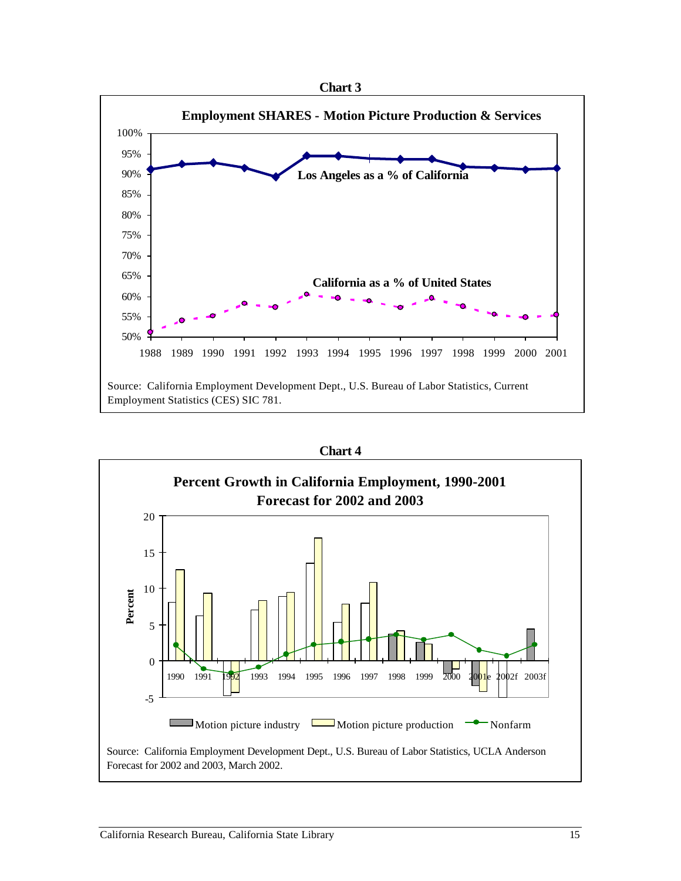**Chart 3**

**Employment SHARES - Motion Picture Production & Services**

Los Angeles as a % of California

California as a % of United States

Source: California Employment Development Dept., U.S. Bureau of Labor Statistics, Current Employment Statistics (CES) SIC 781.

**Chart 4**

**Percent Growth in California Employment, 1990-2001**
**Forecast for 2002 and 2003**

Motion picture industry | Motion picture production | Nonfarm

Source: California Employment Development Dept., U.S. Bureau of Labor Statistics, UCLA Anderson Forecast for 2002 and 2003, March 2002.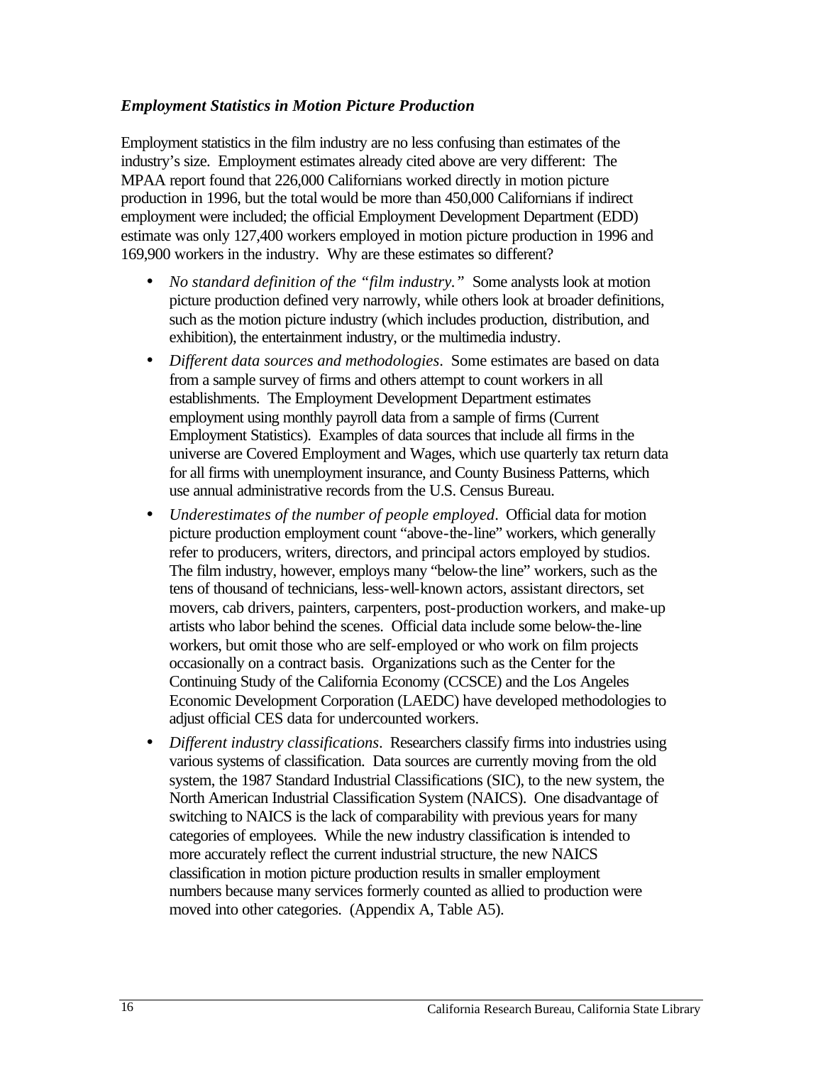### *Employment Statistics in Motion Picture Production*

Employment statistics in the film industry are no less confusing than estimates of the industry's size. Employment estimates already cited above are very different: The MPAA report found that 226,000 Californians worked directly in motion picture production in 1996, but the total would be more than 450,000 Californians if indirect employment were included; the official Employment Development Department (EDD) estimate was only 127,400 workers employed in motion picture production in 1996 and 169,900 workers in the industry. Why are these estimates so different?

- *No standard definition of the "film industry."* Some analysts look at motion picture production defined very narrowly, while others look at broader definitions, such as the motion picture industry (which includes production, distribution, and exhibition), the entertainment industry, or the multimedia industry.
- *Different data sources and methodologies*. Some estimates are based on data from a sample survey of firms and others attempt to count workers in all establishments. The Employment Development Department estimates employment using monthly payroll data from a sample of firms (Current Employment Statistics). Examples of data sources that include all firms in the universe are Covered Employment and Wages, which use quarterly tax return data for all firms with unemployment insurance, and County Business Patterns, which use annual administrative records from the U.S. Census Bureau.
- *Underestimates of the number of people employed*. Official data for motion picture production employment count "above-the-line" workers, which generally refer to producers, writers, directors, and principal actors employed by studios. The film industry, however, employs many "below-the line" workers, such as the tens of thousand of technicians, less-well-known actors, assistant directors, set movers, cab drivers, painters, carpenters, post-production workers, and make-up artists who labor behind the scenes. Official data include some below-the-line workers, but omit those who are self-employed or who work on film projects occasionally on a contract basis. Organizations such as the Center for the Continuing Study of the California Economy (CCSCE) and the Los Angeles Economic Development Corporation (LAEDC) have developed methodologies to adjust official CES data for undercounted workers.
- *Different industry classifications*. Researchers classify firms into industries using various systems of classification. Data sources are currently moving from the old system, the 1987 Standard Industrial Classifications (SIC), to the new system, the North American Industrial Classification System (NAICS). One disadvantage of switching to NAICS is the lack of comparability with previous years for many categories of employees. While the new industry classification is intended to more accurately reflect the current industrial structure, the new NAICS classification in motion picture production results in smaller employment numbers because many services formerly counted as allied to production were moved into other categories. (Appendix A, Table A5).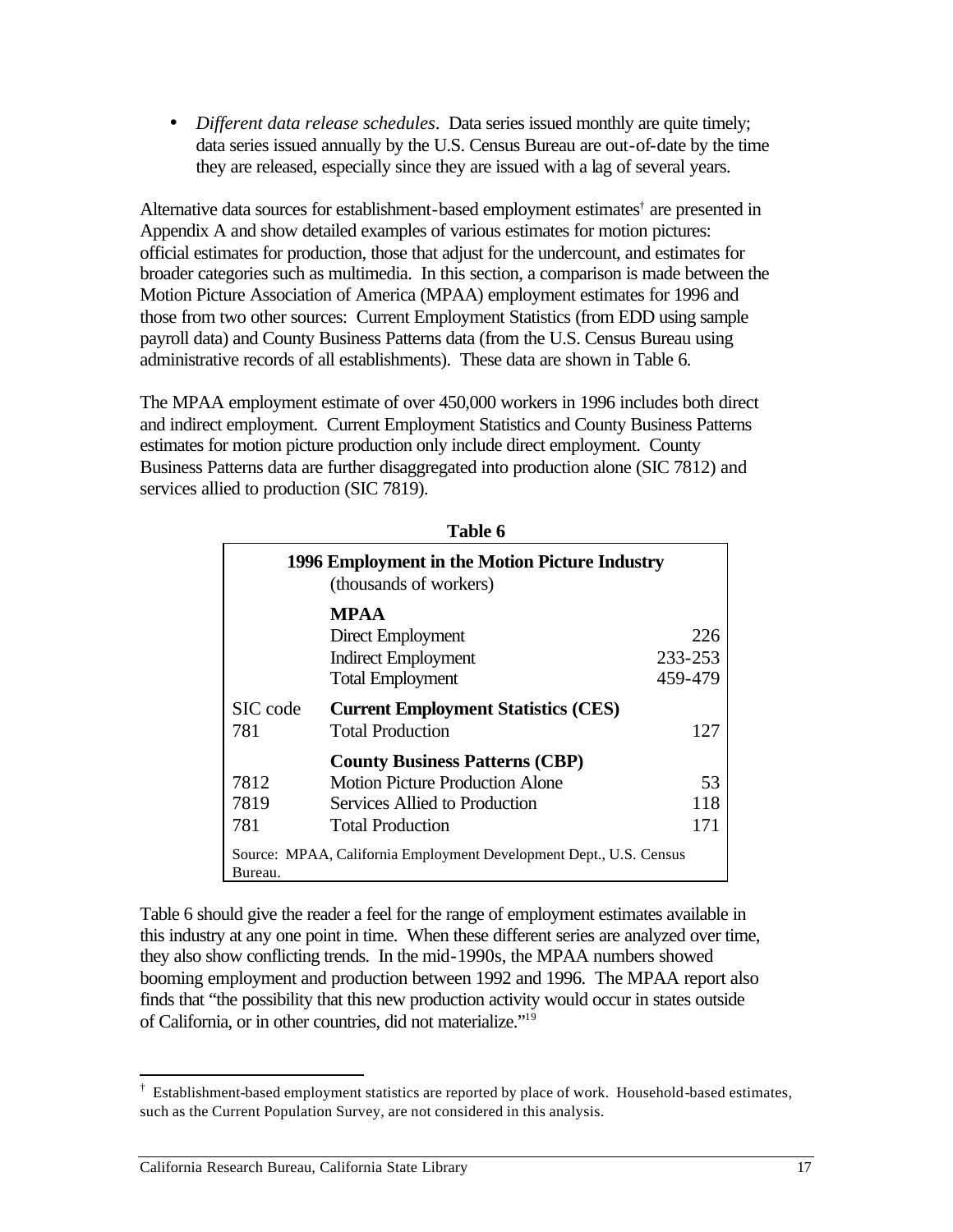- *Different data release schedules*. Data series issued monthly are quite timely; data series issued annually by the U.S. Census Bureau are out-of-date by the time they are released, especially since they are issued with a lag of several years.

Alternative data sources for establishment-based employment estimates[†] are presented in Appendix A and show detailed examples of various estimates for motion pictures: official estimates for production, those that adjust for the undercount, and estimates for broader categories such as multimedia. In this section, a comparison is made between the Motion Picture Association of America (MPAA) employment estimates for 1996 and those from two other sources: Current Employment Statistics (from EDD using sample payroll data) and County Business Patterns data (from the U.S. Census Bureau using administrative records of all establishments). These data are shown in Table 6.

The MPAA employment estimate of over 450,000 workers in 1996 includes both direct and indirect employment. Current Employment Statistics and County Business Patterns estimates for motion picture production only include direct employment. County Business Patterns data are further disaggregated into production alone (SIC 7812) and services allied to production (SIC 7819).

**Table 6**

**1996 Employment in the Motion Picture Industry**
(thousands of workers)

| SIC code | | |
|---|---|---|
| | **MPAA** | |
| | Direct Employment | 226 |
| | Indirect Employment | 233-253 |
| | Total Employment | 459-479 |
| | **Current Employment Statistics (CES)** | |
| 781 | Total Production | 127 |
| | **County Business Patterns (CBP)** | |
| 7812 | Motion Picture Production Alone | 53 |
| 7819 | Services Allied to Production | 118 |
| 781 | Total Production | 171 |

Source: MPAA, California Employment Development Dept., U.S. Census Bureau.

Table 6 should give the reader a feel for the range of employment estimates available in this industry at any one point in time. When these different series are analyzed over time, they also show conflicting trends. In the mid-1990s, the MPAA numbers showed booming employment and production between 1992 and 1996. The MPAA report also finds that "the possibility that this new production activity would occur in states outside of California, or in other countries, did not materialize."[19]

[†] Establishment-based employment statistics are reported by place of work. Household-based estimates, such as the Current Population Survey, are not considered in this analysis.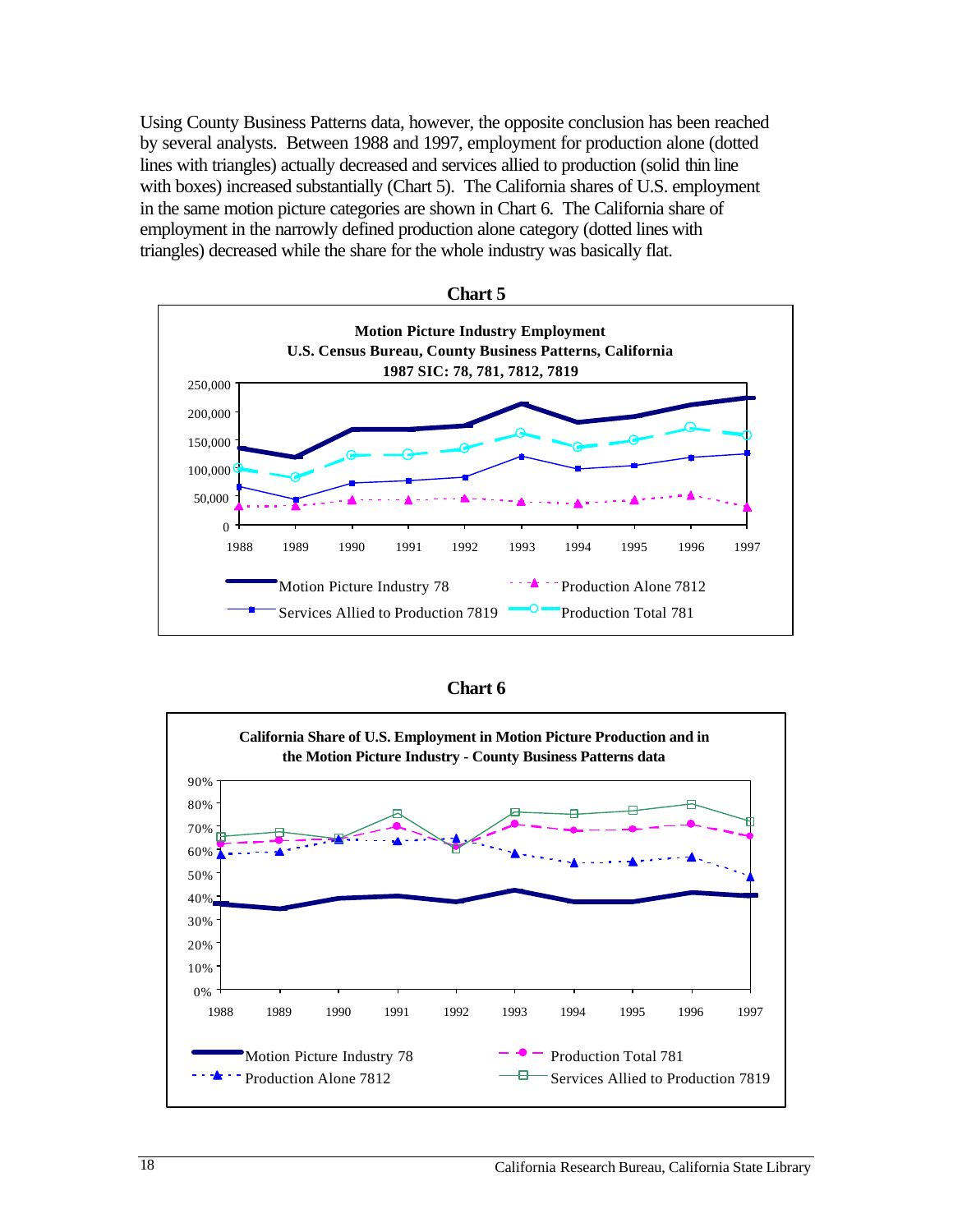Using County Business Patterns data, however, the opposite conclusion has been reached by several analysts. Between 1988 and 1997, employment for production alone (dotted lines with triangles) actually decreased and services allied to production (solid thin line with boxes) increased substantially (Chart 5). The California shares of U.S. employment in the same motion picture categories are shown in Chart 6. The California share of employment in the narrowly defined production alone category (dotted lines with triangles) decreased while the share for the whole industry was basically flat.

**Chart 5**

**Motion Picture Industry Employment**
**U.S. Census Bureau, County Business Patterns, California**
**1987 SIC: 78, 781, 7812, 7819**

Legend: Motion Picture Industry 78; Production Alone 7812; Services Allied to Production 7819; Production Total 781

**Chart 6**

**California Share of U.S. Employment in Motion Picture Production and in the Motion Picture Industry - County Business Patterns data**

Legend: Motion Picture Industry 78; Production Total 781; Production Alone 7812; Services Allied to Production 7819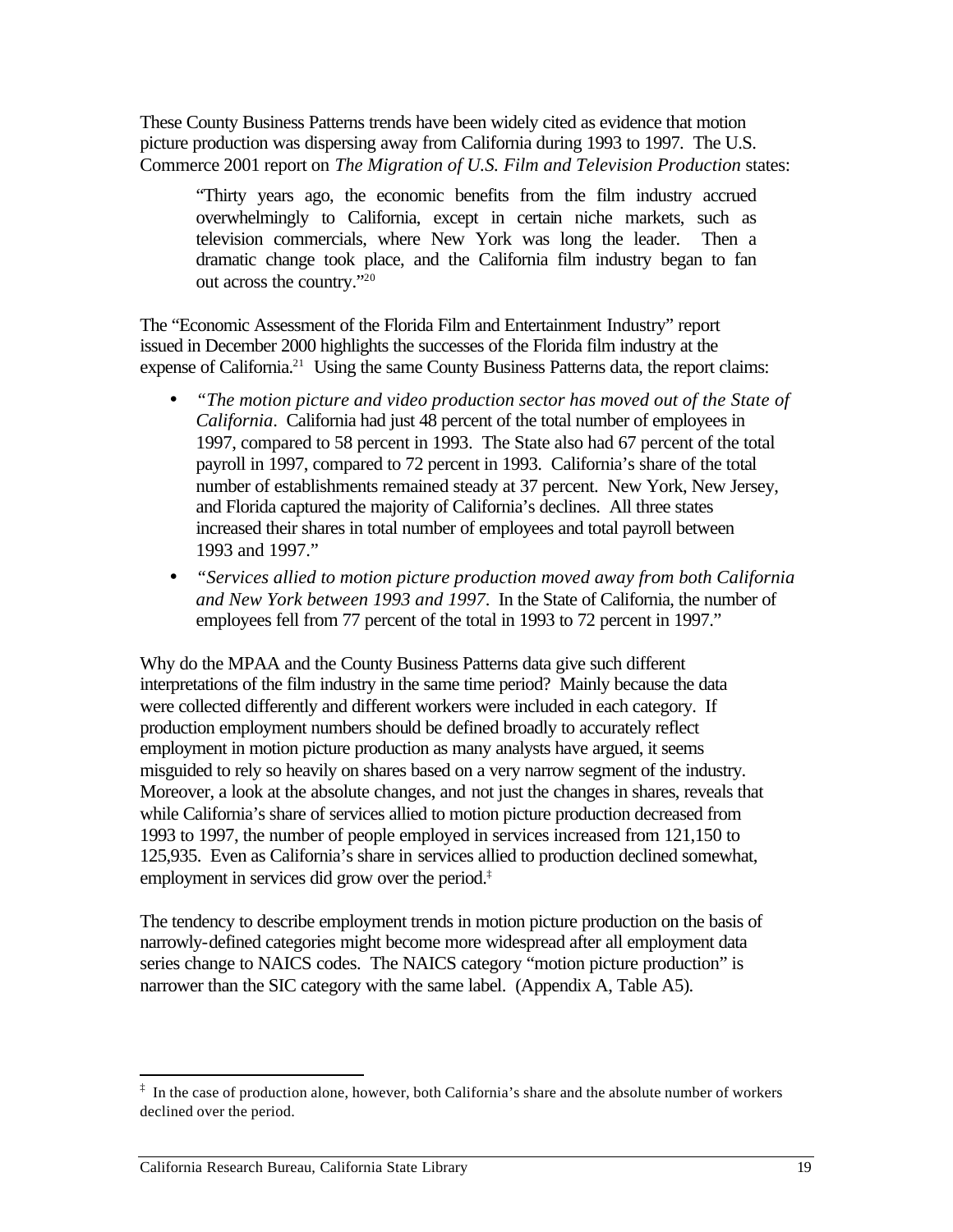These County Business Patterns trends have been widely cited as evidence that motion picture production was dispersing away from California during 1993 to 1997. The U.S. Commerce 2001 report on *The Migration of U.S. Film and Television Production* states:

> "Thirty years ago, the economic benefits from the film industry accrued overwhelmingly to California, except in certain niche markets, such as television commercials, where New York was long the leader. Then a dramatic change took place, and the California film industry began to fan out across the country."[20]

The "Economic Assessment of the Florida Film and Entertainment Industry" report issued in December 2000 highlights the successes of the Florida film industry at the expense of California.[21] Using the same County Business Patterns data, the report claims:

- *"The motion picture and video production sector has moved out of the State of California*. California had just 48 percent of the total number of employees in 1997, compared to 58 percent in 1993. The State also had 67 percent of the total payroll in 1997, compared to 72 percent in 1993. California's share of the total number of establishments remained steady at 37 percent. New York, New Jersey, and Florida captured the majority of California's declines. All three states increased their shares in total number of employees and total payroll between 1993 and 1997."
- *"Services allied to motion picture production moved away from both California and New York between 1993 and 1997*. In the State of California, the number of employees fell from 77 percent of the total in 1993 to 72 percent in 1997."

Why do the MPAA and the County Business Patterns data give such different interpretations of the film industry in the same time period? Mainly because the data were collected differently and different workers were included in each category. If production employment numbers should be defined broadly to accurately reflect employment in motion picture production as many analysts have argued, it seems misguided to rely so heavily on shares based on a very narrow segment of the industry. Moreover, a look at the absolute changes, and not just the changes in shares, reveals that while California's share of services allied to motion picture production decreased from 1993 to 1997, the number of people employed in services increased from 121,150 to 125,935. Even as California's share in services allied to production declined somewhat, employment in services did grow over the period.‡

The tendency to describe employment trends in motion picture production on the basis of narrowly-defined categories might become more widespread after all employment data series change to NAICS codes. The NAICS category "motion picture production" is narrower than the SIC category with the same label. (Appendix A, Table A5).

‡ In the case of production alone, however, both California's share and the absolute number of workers declined over the period.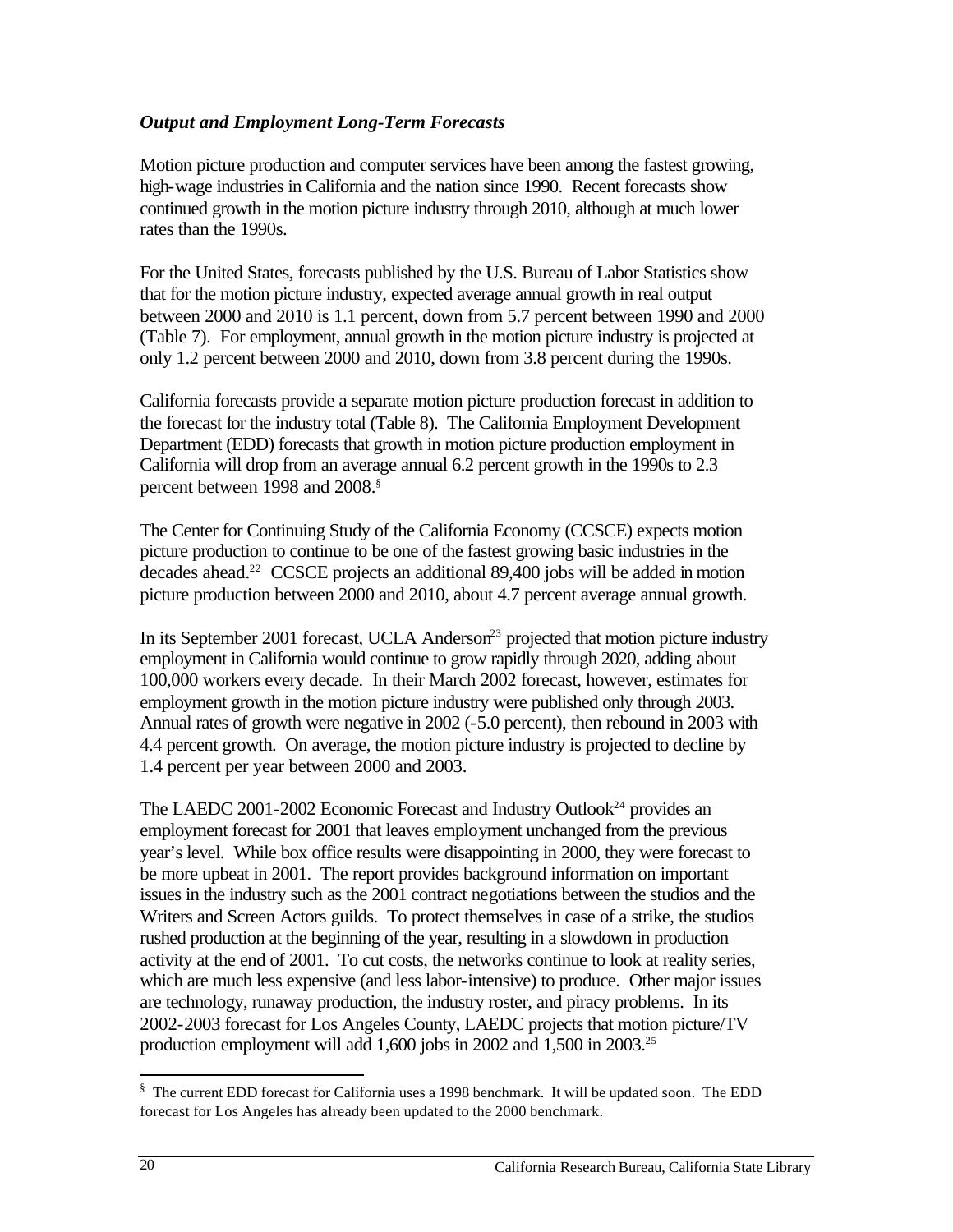### *Output and Employment Long-Term Forecasts*

Motion picture production and computer services have been among the fastest growing, high-wage industries in California and the nation since 1990. Recent forecasts show continued growth in the motion picture industry through 2010, although at much lower rates than the 1990s.

For the United States, forecasts published by the U.S. Bureau of Labor Statistics show that for the motion picture industry, expected average annual growth in real output between 2000 and 2010 is 1.1 percent, down from 5.7 percent between 1990 and 2000 (Table 7). For employment, annual growth in the motion picture industry is projected at only 1.2 percent between 2000 and 2010, down from 3.8 percent during the 1990s.

California forecasts provide a separate motion picture production forecast in addition to the forecast for the industry total (Table 8). The California Employment Development Department (EDD) forecasts that growth in motion picture production employment in California will drop from an average annual 6.2 percent growth in the 1990s to 2.3 percent between 1998 and 2008.[§]

The Center for Continuing Study of the California Economy (CCSCE) expects motion picture production to continue to be one of the fastest growing basic industries in the decades ahead.[22] CCSCE projects an additional 89,400 jobs will be added in motion picture production between 2000 and 2010, about 4.7 percent average annual growth.

In its September 2001 forecast, UCLA Anderson[23] projected that motion picture industry employment in California would continue to grow rapidly through 2020, adding about 100,000 workers every decade. In their March 2002 forecast, however, estimates for employment growth in the motion picture industry were published only through 2003. Annual rates of growth were negative in 2002 (-5.0 percent), then rebound in 2003 with 4.4 percent growth. On average, the motion picture industry is projected to decline by 1.4 percent per year between 2000 and 2003.

The LAEDC 2001-2002 Economic Forecast and Industry Outlook[24] provides an employment forecast for 2001 that leaves employment unchanged from the previous year's level. While box office results were disappointing in 2000, they were forecast to be more upbeat in 2001. The report provides background information on important issues in the industry such as the 2001 contract negotiations between the studios and the Writers and Screen Actors guilds. To protect themselves in case of a strike, the studios rushed production at the beginning of the year, resulting in a slowdown in production activity at the end of 2001. To cut costs, the networks continue to look at reality series, which are much less expensive (and less labor-intensive) to produce. Other major issues are technology, runaway production, the industry roster, and piracy problems. In its 2002-2003 forecast for Los Angeles County, LAEDC projects that motion picture/TV production employment will add 1,600 jobs in 2002 and 1,500 in 2003.[25]

---

[§] The current EDD forecast for California uses a 1998 benchmark. It will be updated soon. The EDD forecast for Los Angeles has already been updated to the 2000 benchmark.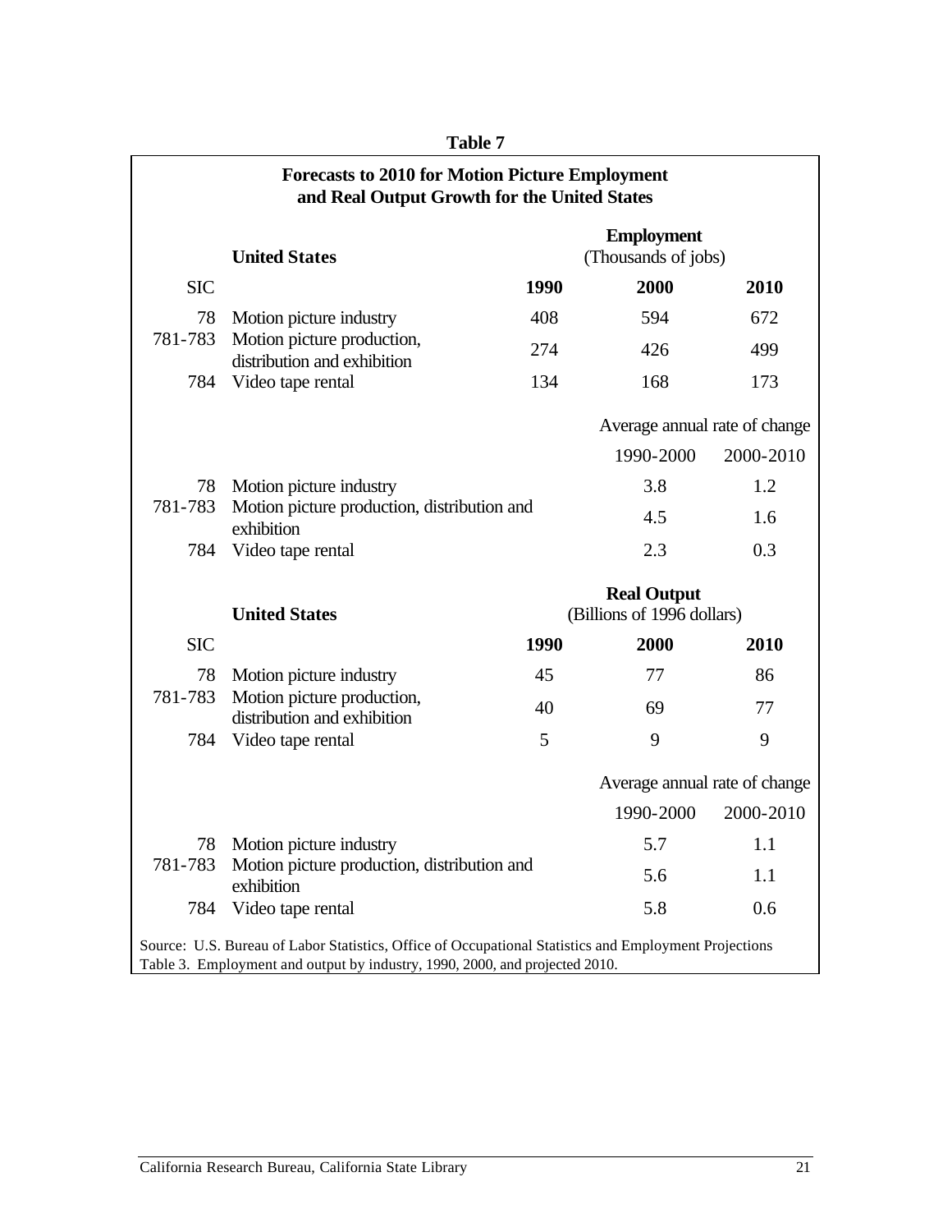**Table 7**

**Forecasts to 2010 for Motion Picture Employment and Real Output Growth for the United States**

| SIC | United States | | Employment (Thousands of jobs) | |
|---|---|---|---|---|
| | | **1990** | **2000** | **2010** |
| 78 | Motion picture industry | 408 | 594 | 672 |
| 781-783 | Motion picture production, distribution and exhibition | 274 | 426 | 499 |
| 784 | Video tape rental | 134 | 168 | 173 |

| SIC | United States | Average annual rate of change | |
|---|---|---|---|
| | | 1990-2000 | 2000-2010 |
| 78 | Motion picture industry | 3.8 | 1.2 |
| 781-783 | Motion picture production, distribution and exhibition | 4.5 | 1.6 |
| 784 | Video tape rental | 2.3 | 0.3 |

| SIC | United States | | Real Output (Billions of 1996 dollars) | |
|---|---|---|---|---|
| | | **1990** | **2000** | **2010** |
| 78 | Motion picture industry | 45 | 77 | 86 |
| 781-783 | Motion picture production, distribution and exhibition | 40 | 69 | 77 |
| 784 | Video tape rental | 5 | 9 | 9 |

| SIC | United States | Average annual rate of change | |
|---|---|---|---|
| | | 1990-2000 | 2000-2010 |
| 78 | Motion picture industry | 5.7 | 1.1 |
| 781-783 | Motion picture production, distribution and exhibition | 5.6 | 1.1 |
| 784 | Video tape rental | 5.8 | 0.6 |

Source: U.S. Bureau of Labor Statistics, Office of Occupational Statistics and Employment Projections Table 3. Employment and output by industry, 1990, 2000, and projected 2010.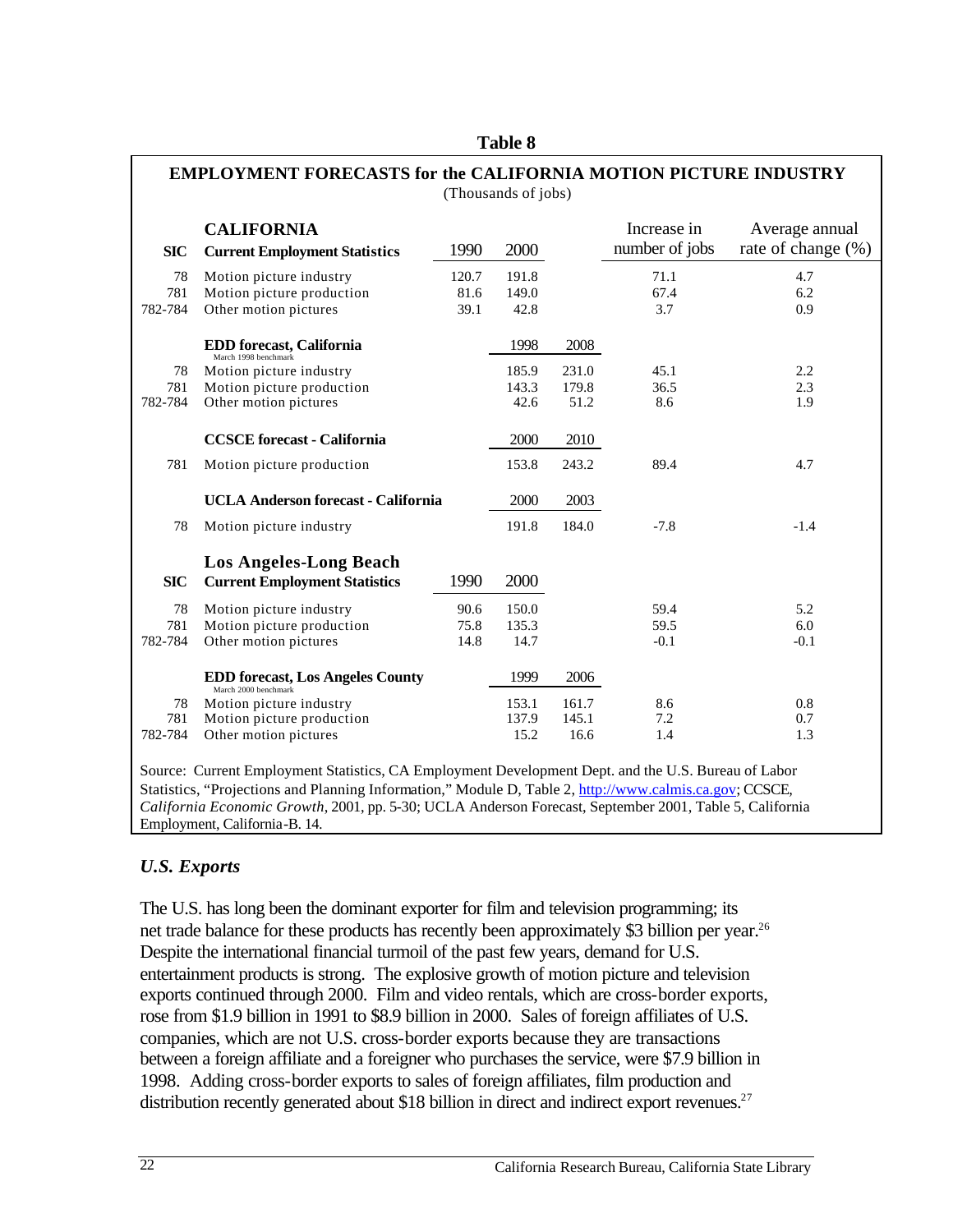**Table 8**

**EMPLOYMENT FORECASTS for the CALIFORNIA MOTION PICTURE INDUSTRY**

(Thousands of jobs)

| SIC | CALIFORNIA Current Employment Statistics | 1990 | 2000 | | Increase in number of jobs | Average annual rate of change (%) |
|---|---|---|---|---|---|---|
| 78 | Motion picture industry | 120.7 | 191.8 | | 71.1 | 4.7 |
| 781 | Motion picture production | 81.6 | 149.0 | | 67.4 | 6.2 |
| 782-784 | Other motion pictures | 39.1 | 42.8 | | 3.7 | 0.9 |
| | **EDD forecast, California** (March 1998 benchmark) | | 1998 | 2008 | | |
| 78 | Motion picture industry | | 185.9 | 231.0 | 45.1 | 2.2 |
| 781 | Motion picture production | | 143.3 | 179.8 | 36.5 | 2.3 |
| 782-784 | Other motion pictures | | 42.6 | 51.2 | 8.6 | 1.9 |
| | **CCSCE forecast - California** | | 2000 | 2010 | | |
| 781 | Motion picture production | | 153.8 | 243.2 | 89.4 | 4.7 |
| | **UCLA Anderson forecast - California** | | 2000 | 2003 | | |
| 78 | Motion picture industry | | 191.8 | 184.0 | -7.8 | -1.4 |
| **SIC** | **Los Angeles-Long Beach Current Employment Statistics** | 1990 | 2000 | | | |
| 78 | Motion picture industry | 90.6 | 150.0 | | 59.4 | 5.2 |
| 781 | Motion picture production | 75.8 | 135.3 | | 59.5 | 6.0 |
| 782-784 | Other motion pictures | 14.8 | 14.7 | | -0.1 | -0.1 |
| | **EDD forecast, Los Angeles County** (March 2000 benchmark) | | 1999 | 2006 | | |
| 78 | Motion picture industry | | 153.1 | 161.7 | 8.6 | 0.8 |
| 781 | Motion picture production | | 137.9 | 145.1 | 7.2 | 0.7 |
| 782-784 | Other motion pictures | | 15.2 | 16.6 | 1.4 | 1.3 |

Source: Current Employment Statistics, CA Employment Development Dept. and the U.S. Bureau of Labor Statistics, "Projections and Planning Information," Module D, Table 2, http://www.calmis.ca.gov; CCSCE, *California Economic Growth*, 2001, pp. 5-30; UCLA Anderson Forecast, September 2001, Table 5, California Employment, California-B. 14.

### *U.S. Exports*

The U.S. has long been the dominant exporter for film and television programming; its net trade balance for these products has recently been approximately $3 billion per year.[26] Despite the international financial turmoil of the past few years, demand for U.S. entertainment products is strong. The explosive growth of motion picture and television exports continued through 2000. Film and video rentals, which are cross-border exports, rose from $1.9 billion in 1991 to $8.9 billion in 2000. Sales of foreign affiliates of U.S. companies, which are not U.S. cross-border exports because they are transactions between a foreign affiliate and a foreigner who purchases the service, were $7.9 billion in 1998. Adding cross-border exports to sales of foreign affiliates, film production and distribution recently generated about $18 billion in direct and indirect export revenues.[27]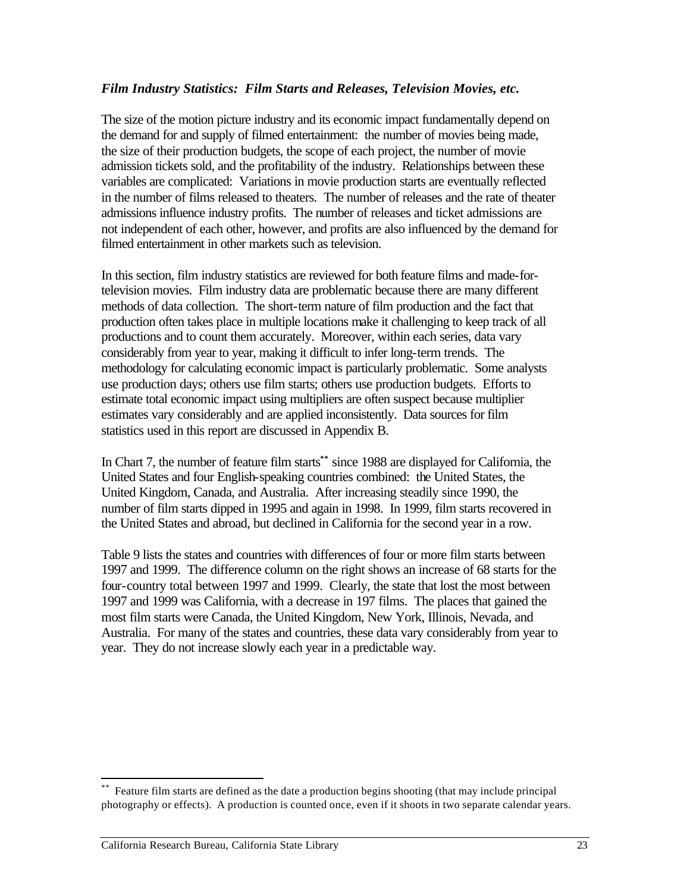### *Film Industry Statistics: Film Starts and Releases, Television Movies, etc.*

The size of the motion picture industry and its economic impact fundamentally depend on the demand for and supply of filmed entertainment: the number of movies being made, the size of their production budgets, the scope of each project, the number of movie admission tickets sold, and the profitability of the industry. Relationships between these variables are complicated: Variations in movie production starts are eventually reflected in the number of films released to theaters. The number of releases and the rate of theater admissions influence industry profits. The number of releases and ticket admissions are not independent of each other, however, and profits are also influenced by the demand for filmed entertainment in other markets such as television.

In this section, film industry statistics are reviewed for both feature films and made-for-television movies. Film industry data are problematic because there are many different methods of data collection. The short-term nature of film production and the fact that production often takes place in multiple locations make it challenging to keep track of all productions and to count them accurately. Moreover, within each series, data vary considerably from year to year, making it difficult to infer long-term trends. The methodology for calculating economic impact is particularly problematic. Some analysts use production days; others use film starts; others use production budgets. Efforts to estimate total economic impact using multipliers are often suspect because multiplier estimates vary considerably and are applied inconsistently. Data sources for film statistics used in this report are discussed in Appendix B.

In Chart 7, the number of feature film starts** since 1988 are displayed for California, the United States and four English-speaking countries combined: the United States, the United Kingdom, Canada, and Australia. After increasing steadily since 1990, the number of film starts dipped in 1995 and again in 1998. In 1999, film starts recovered in the United States and abroad, but declined in California for the second year in a row.

Table 9 lists the states and countries with differences of four or more film starts between 1997 and 1999. The difference column on the right shows an increase of 68 starts for the four-country total between 1997 and 1999. Clearly, the state that lost the most between 1997 and 1999 was California, with a decrease in 197 films. The places that gained the most film starts were Canada, the United Kingdom, New York, Illinois, Nevada, and Australia. For many of the states and countries, these data vary considerably from year to year. They do not increase slowly each year in a predictable way.

---

** Feature film starts are defined as the date a production begins shooting (that may include principal photography or effects). A production is counted once, even if it shoots in two separate calendar years.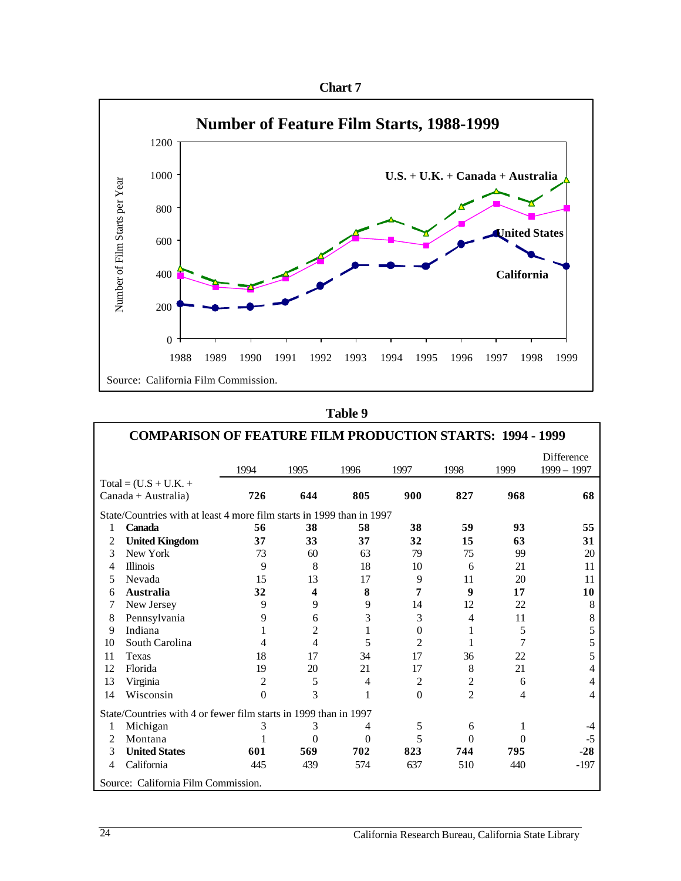**Chart 7**

## Number of Feature Film Starts, 1988-1999

Source: California Film Commission.

**Table 9**

## COMPARISON OF FEATURE FILM PRODUCTION STARTS: 1994 - 1999

| | | 1994 | 1995 | 1996 | 1997 | 1998 | 1999 | Difference 1999 – 1997 |
|---|---|---|---|---|---|---|---|---|
| Total = (U.S + U.K. + Canada + Australia) | | **726** | **644** | **805** | **900** | **827** | **968** | **68** |
| State/Countries with at least 4 more film starts in 1999 than in 1997 | | | | | | | | |
| 1 | **Canada** | **56** | **38** | **58** | **38** | **59** | **93** | **55** |
| 2 | **United Kingdom** | **37** | **33** | **37** | **32** | **15** | **63** | **31** |
| 3 | New York | 73 | 60 | 63 | 79 | 75 | 99 | 20 |
| 4 | Illinois | 9 | 8 | 18 | 10 | 6 | 21 | 11 |
| 5 | Nevada | 15 | 13 | 17 | 9 | 11 | 20 | 11 |
| 6 | **Australia** | **32** | **4** | **8** | **7** | **9** | **17** | **10** |
| 7 | New Jersey | 9 | 9 | 9 | 14 | 12 | 22 | 8 |
| 8 | Pennsylvania | 9 | 6 | 3 | 3 | 4 | 11 | 8 |
| 9 | Indiana | 1 | 2 | 1 | 0 | 1 | 5 | 5 |
| 10 | South Carolina | 4 | 4 | 5 | 2 | 1 | 7 | 5 |
| 11 | Texas | 18 | 17 | 34 | 17 | 36 | 22 | 5 |
| 12 | Florida | 19 | 20 | 21 | 17 | 8 | 21 | 4 |
| 13 | Virginia | 2 | 5 | 4 | 2 | 2 | 6 | 4 |
| 14 | Wisconsin | 0 | 3 | 1 | 0 | 2 | 4 | 4 |
| State/Countries with 4 or fewer film starts in 1999 than in 1997 | | | | | | | | |
| 1 | Michigan | 3 | 3 | 4 | 5 | 6 | 1 | -4 |
| 2 | Montana | 1 | 0 | 0 | 5 | 0 | 0 | -5 |
| 3 | **United States** | **601** | **569** | **702** | **823** | **744** | **795** | **-28** |
| 4 | California | 445 | 439 | 574 | 637 | 510 | 440 | -197 |

Source: California Film Commission.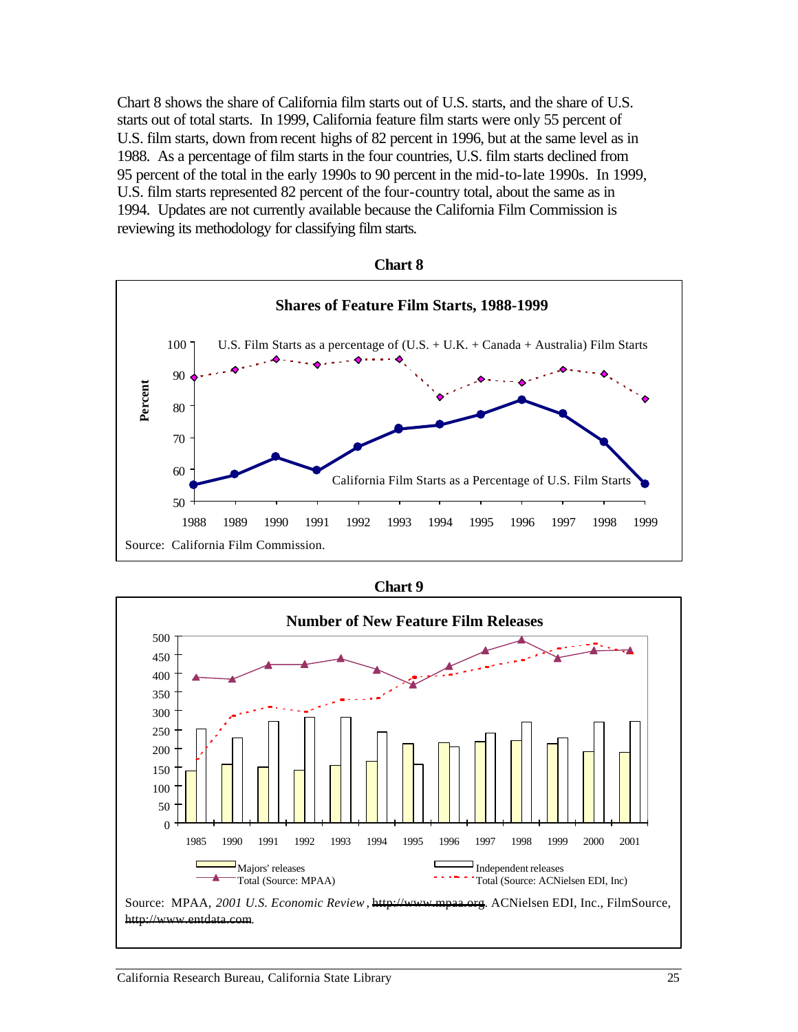Chart 8 shows the share of California film starts out of U.S. starts, and the share of U.S. starts out of total starts. In 1999, California feature film starts were only 55 percent of U.S. film starts, down from recent highs of 82 percent in 1996, but at the same level as in 1988. As a percentage of film starts in the four countries, U.S. film starts declined from 95 percent of the total in the early 1990s to 90 percent in the mid-to-late 1990s. In 1999, U.S. film starts represented 82 percent of the four-country total, about the same as in 1994. Updates are not currently available because the California Film Commission is reviewing its methodology for classifying film starts.

**Chart 8**

**Shares of Feature Film Starts, 1988-1999**

Source: California Film Commission.

**Chart 9**

**Number of New Feature Film Releases**

Source: MPAA, *2001 U.S. Economic Review*, http://www.mpaa.org. ACNielsen EDI, Inc., FilmSource, http://www.entdata.com.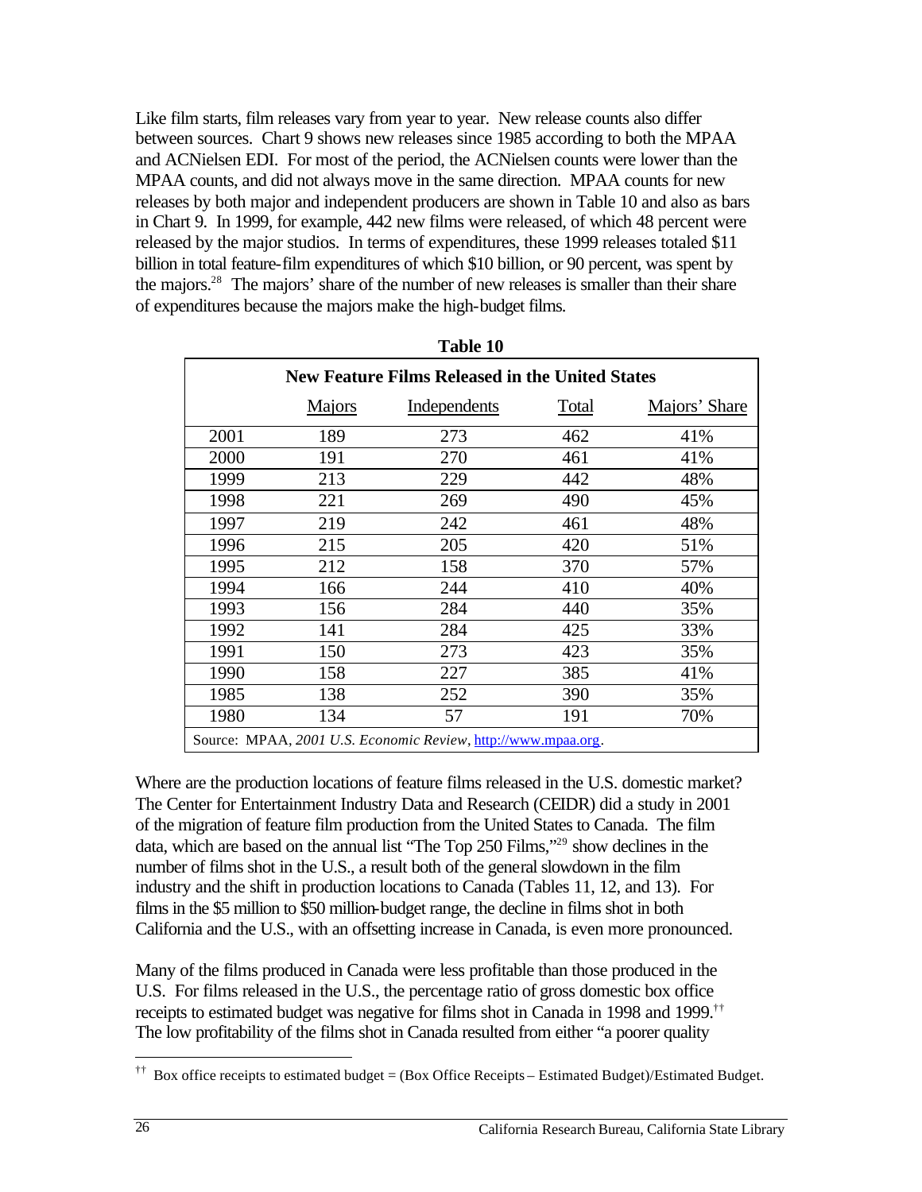Like film starts, film releases vary from year to year. New release counts also differ between sources. Chart 9 shows new releases since 1985 according to both the MPAA and ACNielsen EDI. For most of the period, the ACNielsen counts were lower than the MPAA counts, and did not always move in the same direction. MPAA counts for new releases by both major and independent producers are shown in Table 10 and also as bars in Chart 9. In 1999, for example, 442 new films were released, of which 48 percent were released by the major studios. In terms of expenditures, these 1999 releases totaled $11 billion in total feature-film expenditures of which $10 billion, or 90 percent, was spent by the majors.[28] The majors' share of the number of new releases is smaller than their share of expenditures because the majors make the high-budget films.

**Table 10**

**New Feature Films Released in the United States**

| | Majors | Independents | Total | Majors' Share |
|---|---|---|---|---|
| 2001 | 189 | 273 | 462 | 41% |
| 2000 | 191 | 270 | 461 | 41% |
| 1999 | 213 | 229 | 442 | 48% |
| 1998 | 221 | 269 | 490 | 45% |
| 1997 | 219 | 242 | 461 | 48% |
| 1996 | 215 | 205 | 420 | 51% |
| 1995 | 212 | 158 | 370 | 57% |
| 1994 | 166 | 244 | 410 | 40% |
| 1993 | 156 | 284 | 440 | 35% |
| 1992 | 141 | 284 | 425 | 33% |
| 1991 | 150 | 273 | 423 | 35% |
| 1990 | 158 | 227 | 385 | 41% |
| 1985 | 138 | 252 | 390 | 35% |
| 1980 | 134 | 57 | 191 | 70% |

Source: MPAA, *2001 U.S. Economic Review*, http://www.mpaa.org.

Where are the production locations of feature films released in the U.S. domestic market? The Center for Entertainment Industry Data and Research (CEIDR) did a study in 2001 of the migration of feature film production from the United States to Canada. The film data, which are based on the annual list "The Top 250 Films,"[29] show declines in the number of films shot in the U.S., a result both of the general slowdown in the film industry and the shift in production locations to Canada (Tables 11, 12, and 13). For films in the $5 million to $50 million-budget range, the decline in films shot in both California and the U.S., with an offsetting increase in Canada, is even more pronounced.

Many of the films produced in Canada were less profitable than those produced in the U.S. For films released in the U.S., the percentage ratio of gross domestic box office receipts to estimated budget was negative for films shot in Canada in 1998 and 1999.[††] The low profitability of the films shot in Canada resulted from either "a poorer quality

[††] Box office receipts to estimated budget = (Box Office Receipts – Estimated Budget)/Estimated Budget.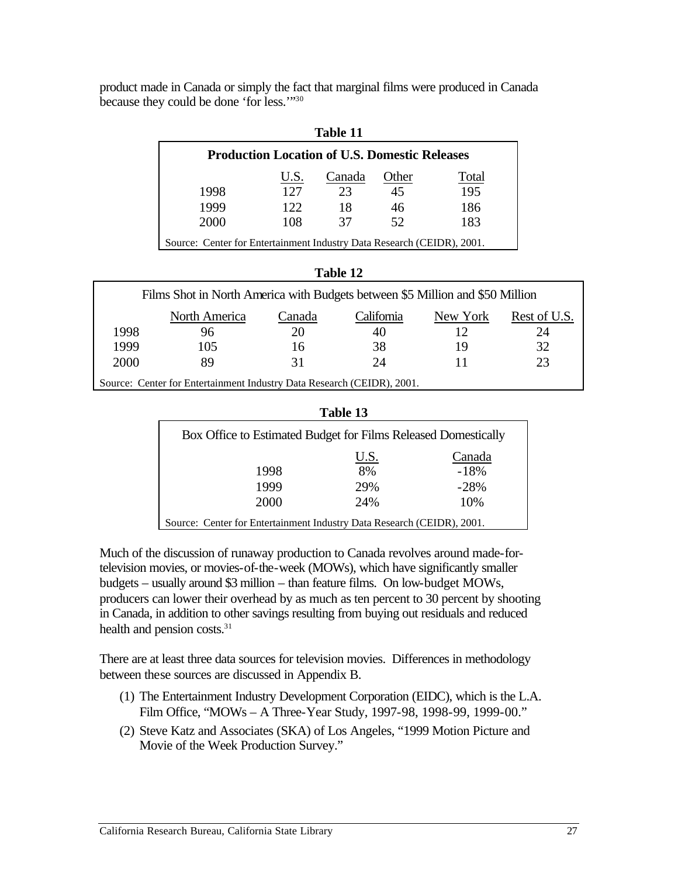product made in Canada or simply the fact that marginal films were produced in Canada because they could be done 'for less.'"[30]

**Table 11**

**Production Location of U.S. Domestic Releases**

| | U.S. | Canada | Other | Total |
|---|---|---|---|---|
| 1998 | 127 | 23 | 45 | 195 |
| 1999 | 122 | 18 | 46 | 186 |
| 2000 | 108 | 37 | 52 | 183 |

Source: Center for Entertainment Industry Data Research (CEIDR), 2001.

**Table 12**

Films Shot in North America with Budgets between $5 Million and $50 Million

| | North America | Canada | California | New York | Rest of U.S. |
|---|---|---|---|---|---|
| 1998 | 96 | 20 | 40 | 12 | 24 |
| 1999 | 105 | 16 | 38 | 19 | 32 |
| 2000 | 89 | 31 | 24 | 11 | 23 |

Source: Center for Entertainment Industry Data Research (CEIDR), 2001.

**Table 13**

Box Office to Estimated Budget for Films Released Domestically

| | U.S. | Canada |
|---|---|---|
| 1998 | 8% | -18% |
| 1999 | 29% | -28% |
| 2000 | 24% | 10% |

Source: Center for Entertainment Industry Data Research (CEIDR), 2001.

Much of the discussion of runaway production to Canada revolves around made-for-television movies, or movies-of-the-week (MOWs), which have significantly smaller budgets – usually around $3 million – than feature films. On low-budget MOWs, producers can lower their overhead by as much as ten percent to 30 percent by shooting in Canada, in addition to other savings resulting from buying out residuals and reduced health and pension costs.[31]

There are at least three data sources for television movies. Differences in methodology between these sources are discussed in Appendix B.

(1) The Entertainment Industry Development Corporation (EIDC), which is the L.A. Film Office, "MOWs – A Three-Year Study, 1997-98, 1998-99, 1999-00."

(2) Steve Katz and Associates (SKA) of Los Angeles, "1999 Motion Picture and Movie of the Week Production Survey."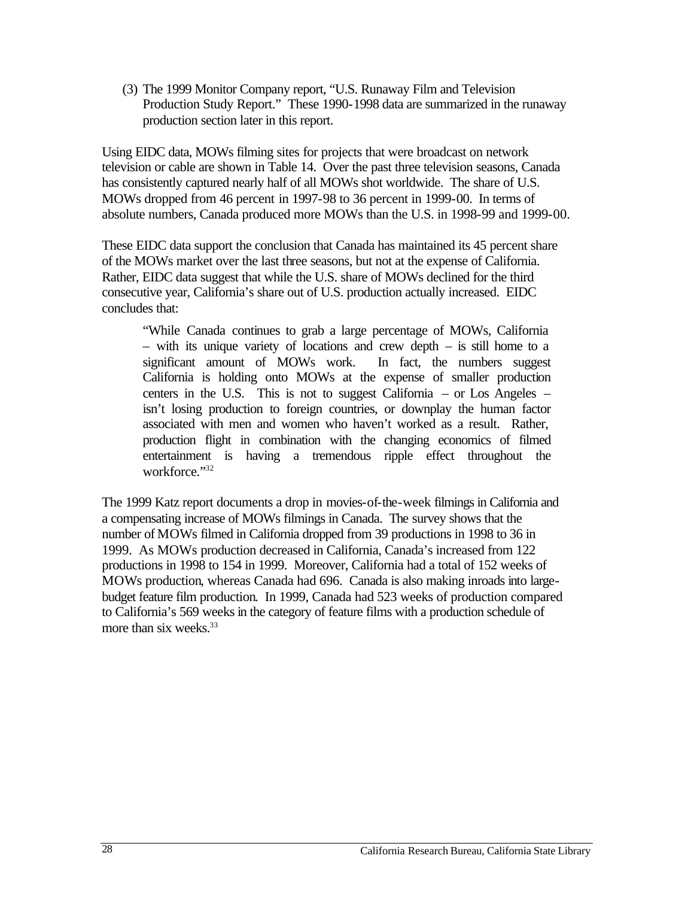(3) The 1999 Monitor Company report, "U.S. Runaway Film and Television Production Study Report." These 1990-1998 data are summarized in the runaway production section later in this report.

Using EIDC data, MOWs filming sites for projects that were broadcast on network television or cable are shown in Table 14. Over the past three television seasons, Canada has consistently captured nearly half of all MOWs shot worldwide. The share of U.S. MOWs dropped from 46 percent in 1997-98 to 36 percent in 1999-00. In terms of absolute numbers, Canada produced more MOWs than the U.S. in 1998-99 and 1999-00.

These EIDC data support the conclusion that Canada has maintained its 45 percent share of the MOWs market over the last three seasons, but not at the expense of California. Rather, EIDC data suggest that while the U.S. share of MOWs declined for the third consecutive year, California's share out of U.S. production actually increased. EIDC concludes that:

> "While Canada continues to grab a large percentage of MOWs, California – with its unique variety of locations and crew depth – is still home to a significant amount of MOWs work. In fact, the numbers suggest California is holding onto MOWs at the expense of smaller production centers in the U.S. This is not to suggest California – or Los Angeles – isn't losing production to foreign countries, or downplay the human factor associated with men and women who haven't worked as a result. Rather, production flight in combination with the changing economics of filmed entertainment is having a tremendous ripple effect throughout the workforce."[32]

The 1999 Katz report documents a drop in movies-of-the-week filmings in California and a compensating increase of MOWs filmings in Canada. The survey shows that the number of MOWs filmed in California dropped from 39 productions in 1998 to 36 in 1999. As MOWs production decreased in California, Canada's increased from 122 productions in 1998 to 154 in 1999. Moreover, California had a total of 152 weeks of MOWs production, whereas Canada had 696. Canada is also making inroads into large-budget feature film production. In 1999, Canada had 523 weeks of production compared to California's 569 weeks in the category of feature films with a production schedule of more than six weeks.[33]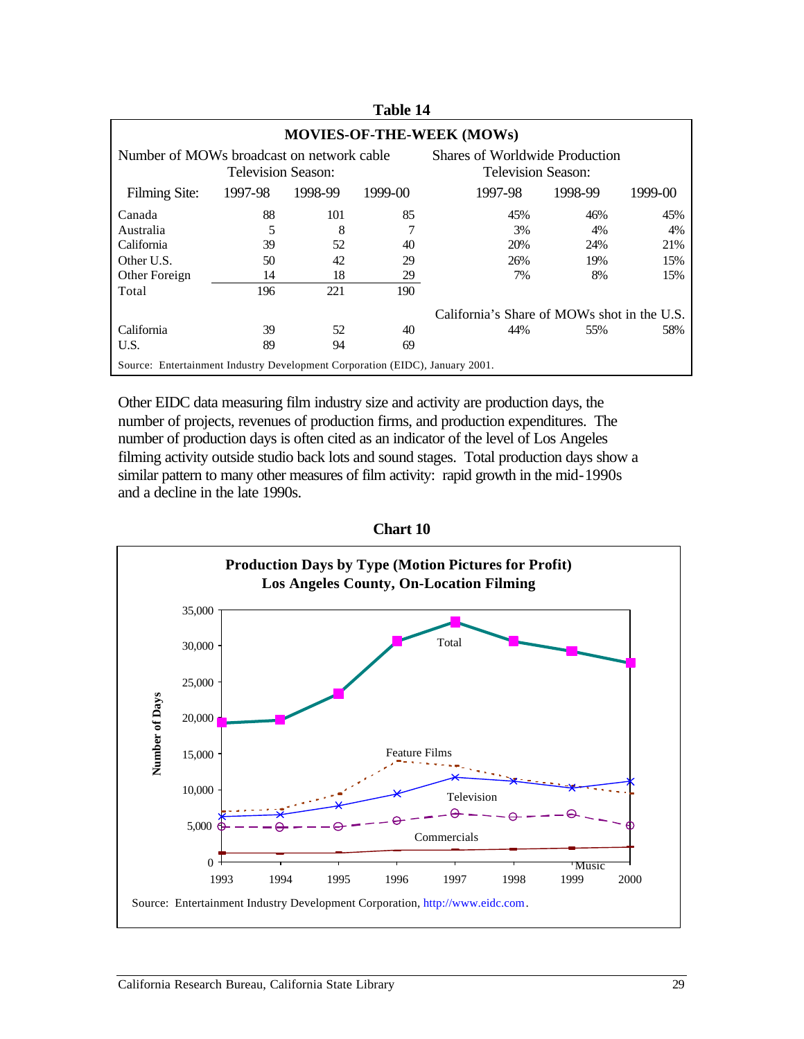**Table 14**

**MOVIES-OF-THE-WEEK (MOWs)**

| Filming Site: | Number of MOWs broadcast on network cable Television Season: 1997-98 | 1998-99 | 1999-00 | Shares of Worldwide Production Television Season: 1997-98 | 1998-99 | 1999-00 |
|---|---|---|---|---|---|---|
| Canada | 88 | 101 | 85 | 45% | 46% | 45% |
| Australia | 5 | 8 | 7 | 3% | 4% | 4% |
| California | 39 | 52 | 40 | 20% | 24% | 21% |
| Other U.S. | 50 | 42 | 29 | 26% | 19% | 15% |
| Other Foreign | 14 | 18 | 29 | 7% | 8% | 15% |
| Total | 196 | 221 | 190 | | | |
| | | | | California's Share of MOWs shot in the U.S. | | |
| California | 39 | 52 | 40 | 44% | 55% | 58% |
| U.S. | 89 | 94 | 69 | | | |

Source: Entertainment Industry Development Corporation (EIDC), January 2001.

Other EIDC data measuring film industry size and activity are production days, the number of projects, revenues of production firms, and production expenditures. The number of production days is often cited as an indicator of the level of Los Angeles filming activity outside studio back lots and sound stages. Total production days show a similar pattern to many other measures of film activity: rapid growth in the mid-1990s and a decline in the late 1990s.

**Chart 10**

**Production Days by Type (Motion Pictures for Profit)**
**Los Angeles County, On-Location Filming**

Source: Entertainment Industry Development Corporation, http://www.eidc.com.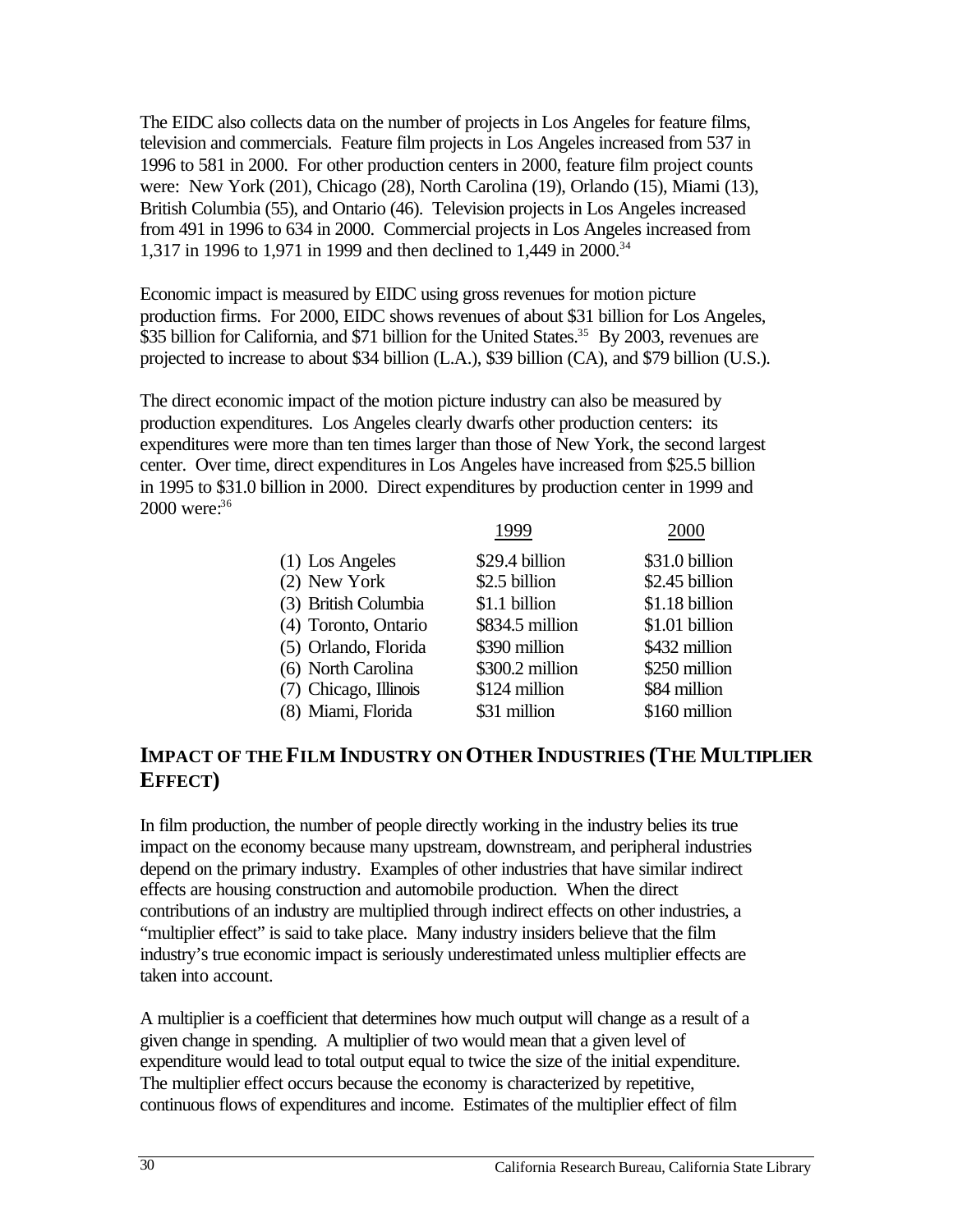The EIDC also collects data on the number of projects in Los Angeles for feature films, television and commercials. Feature film projects in Los Angeles increased from 537 in 1996 to 581 in 2000. For other production centers in 2000, feature film project counts were: New York (201), Chicago (28), North Carolina (19), Orlando (15), Miami (13), British Columbia (55), and Ontario (46). Television projects in Los Angeles increased from 491 in 1996 to 634 in 2000. Commercial projects in Los Angeles increased from 1,317 in 1996 to 1,971 in 1999 and then declined to 1,449 in 2000.[34]

Economic impact is measured by EIDC using gross revenues for motion picture production firms. For 2000, EIDC shows revenues of about $31 billion for Los Angeles, $35 billion for California, and $71 billion for the United States.[35] By 2003, revenues are projected to increase to about $34 billion (L.A.), $39 billion (CA), and $79 billion (U.S.).

The direct economic impact of the motion picture industry can also be measured by production expenditures. Los Angeles clearly dwarfs other production centers: its expenditures were more than ten times larger than those of New York, the second largest center. Over time, direct expenditures in Los Angeles have increased from $25.5 billion in 1995 to $31.0 billion in 2000. Direct expenditures by production center in 1999 and 2000 were:[36]

| | 1999 | 2000 |
|---|---|---|
| (1) Los Angeles | $29.4 billion | $31.0 billion |
| (2) New York | $2.5 billion | $2.45 billion |
| (3) British Columbia | $1.1 billion | $1.18 billion |
| (4) Toronto, Ontario | $834.5 million | $1.01 billion |
| (5) Orlando, Florida | $390 million | $432 million |
| (6) North Carolina | $300.2 million | $250 million |
| (7) Chicago, Illinois | $124 million | $84 million |
| (8) Miami, Florida | $31 million | $160 million |

## IMPACT OF THE FILM INDUSTRY ON OTHER INDUSTRIES (THE MULTIPLIER EFFECT)

In film production, the number of people directly working in the industry belies its true impact on the economy because many upstream, downstream, and peripheral industries depend on the primary industry. Examples of other industries that have similar indirect effects are housing construction and automobile production. When the direct contributions of an industry are multiplied through indirect effects on other industries, a "multiplier effect" is said to take place. Many industry insiders believe that the film industry's true economic impact is seriously underestimated unless multiplier effects are taken into account.

A multiplier is a coefficient that determines how much output will change as a result of a given change in spending. A multiplier of two would mean that a given level of expenditure would lead to total output equal to twice the size of the initial expenditure. The multiplier effect occurs because the economy is characterized by repetitive, continuous flows of expenditures and income. Estimates of the multiplier effect of film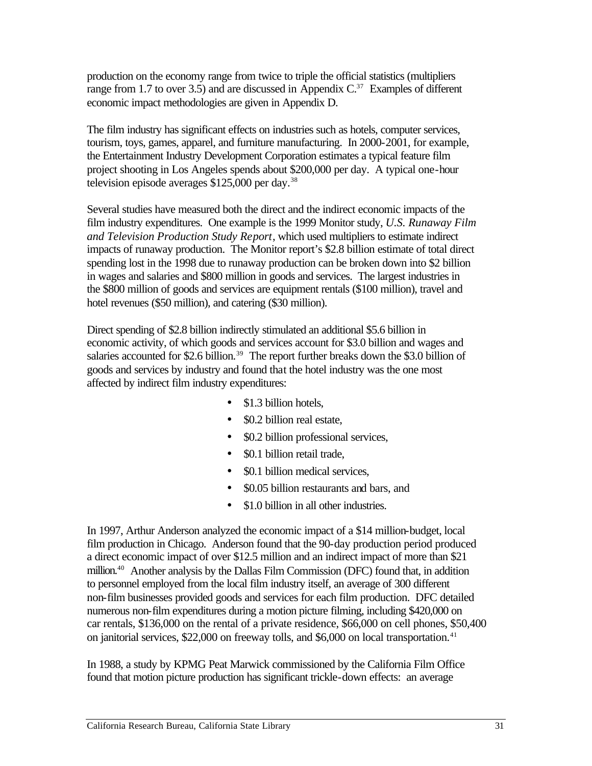production on the economy range from twice to triple the official statistics (multipliers range from 1.7 to over 3.5) and are discussed in Appendix C.[37] Examples of different economic impact methodologies are given in Appendix D.

The film industry has significant effects on industries such as hotels, computer services, tourism, toys, games, apparel, and furniture manufacturing. In 2000-2001, for example, the Entertainment Industry Development Corporation estimates a typical feature film project shooting in Los Angeles spends about $200,000 per day. A typical one-hour television episode averages $125,000 per day.[38]

Several studies have measured both the direct and the indirect economic impacts of the film industry expenditures. One example is the 1999 Monitor study, *U.S. Runaway Film and Television Production Study Report*, which used multipliers to estimate indirect impacts of runaway production. The Monitor report's $2.8 billion estimate of total direct spending lost in the 1998 due to runaway production can be broken down into $2 billion in wages and salaries and $800 million in goods and services. The largest industries in the $800 million of goods and services are equipment rentals ($100 million), travel and hotel revenues ($50 million), and catering ($30 million).

Direct spending of $2.8 billion indirectly stimulated an additional $5.6 billion in economic activity, of which goods and services account for $3.0 billion and wages and salaries accounted for $2.6 billion.[39] The report further breaks down the $3.0 billion of goods and services by industry and found that the hotel industry was the one most affected by indirect film industry expenditures:

- $1.3 billion hotels,
- $0.2 billion real estate,
- $0.2 billion professional services,
- $0.1 billion retail trade,
- $0.1 billion medical services,
- $0.05 billion restaurants and bars, and
- $1.0 billion in all other industries.

In 1997, Arthur Anderson analyzed the economic impact of a $14 million-budget, local film production in Chicago. Anderson found that the 90-day production period produced a direct economic impact of over $12.5 million and an indirect impact of more than $21 million.[40] Another analysis by the Dallas Film Commission (DFC) found that, in addition to personnel employed from the local film industry itself, an average of 300 different non-film businesses provided goods and services for each film production. DFC detailed numerous non-film expenditures during a motion picture filming, including $420,000 on car rentals, $136,000 on the rental of a private residence, $66,000 on cell phones, $50,400 on janitorial services, $22,000 on freeway tolls, and $6,000 on local transportation.[41]

In 1988, a study by KPMG Peat Marwick commissioned by the California Film Office found that motion picture production has significant trickle-down effects: an average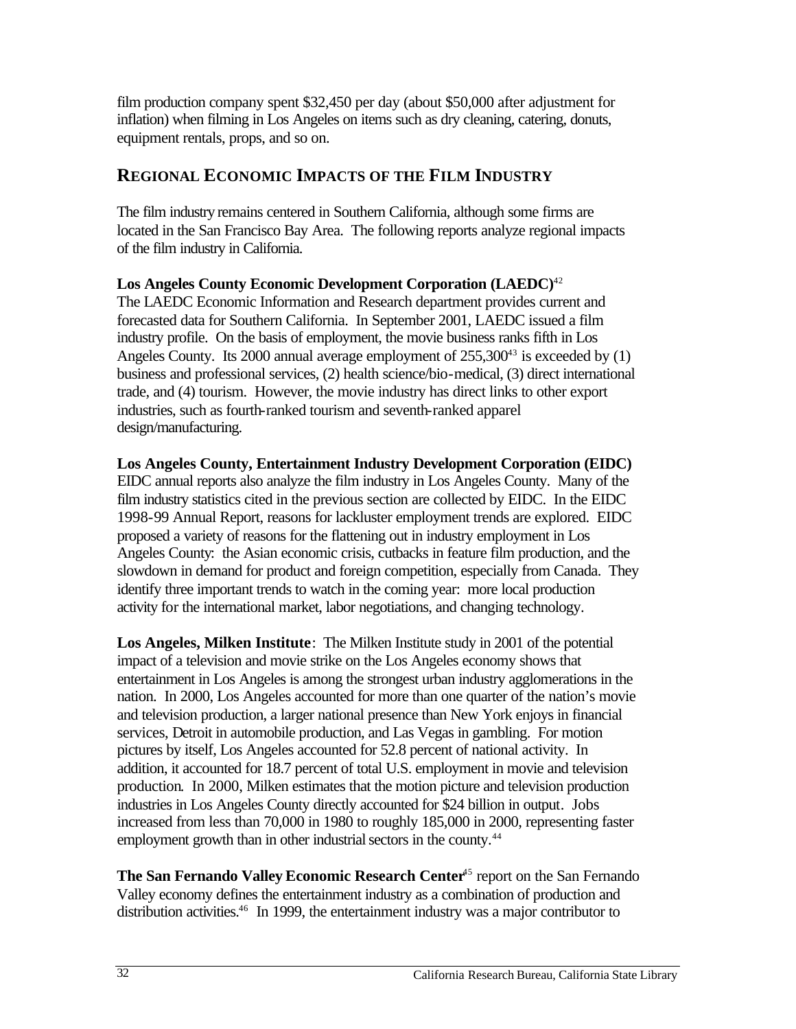film production company spent $32,450 per day (about $50,000 after adjustment for inflation) when filming in Los Angeles on items such as dry cleaning, catering, donuts, equipment rentals, props, and so on.

## REGIONAL ECONOMIC IMPACTS OF THE FILM INDUSTRY

The film industry remains centered in Southern California, although some firms are located in the San Francisco Bay Area. The following reports analyze regional impacts of the film industry in California.

**Los Angeles County Economic Development Corporation (LAEDC)**[42]
The LAEDC Economic Information and Research department provides current and forecasted data for Southern California. In September 2001, LAEDC issued a film industry profile. On the basis of employment, the movie business ranks fifth in Los Angeles County. Its 2000 annual average employment of 255,300[43] is exceeded by (1) business and professional services, (2) health science/bio-medical, (3) direct international trade, and (4) tourism. However, the movie industry has direct links to other export industries, such as fourth-ranked tourism and seventh-ranked apparel design/manufacturing.

**Los Angeles County, Entertainment Industry Development Corporation (EIDC)**
EIDC annual reports also analyze the film industry in Los Angeles County. Many of the film industry statistics cited in the previous section are collected by EIDC. In the EIDC 1998-99 Annual Report, reasons for lackluster employment trends are explored. EIDC proposed a variety of reasons for the flattening out in industry employment in Los Angeles County: the Asian economic crisis, cutbacks in feature film production, and the slowdown in demand for product and foreign competition, especially from Canada. They identify three important trends to watch in the coming year: more local production activity for the international market, labor negotiations, and changing technology.

**Los Angeles, Milken Institute**: The Milken Institute study in 2001 of the potential impact of a television and movie strike on the Los Angeles economy shows that entertainment in Los Angeles is among the strongest urban industry agglomerations in the nation. In 2000, Los Angeles accounted for more than one quarter of the nation's movie and television production, a larger national presence than New York enjoys in financial services, Detroit in automobile production, and Las Vegas in gambling. For motion pictures by itself, Los Angeles accounted for 52.8 percent of national activity. In addition, it accounted for 18.7 percent of total U.S. employment in movie and television production. In 2000, Milken estimates that the motion picture and television production industries in Los Angeles County directly accounted for $24 billion in output. Jobs increased from less than 70,000 in 1980 to roughly 185,000 in 2000, representing faster employment growth than in other industrial sectors in the county.[44]

**The San Fernando Valley Economic Research Center**[45] report on the San Fernando Valley economy defines the entertainment industry as a combination of production and distribution activities.[46] In 1999, the entertainment industry was a major contributor to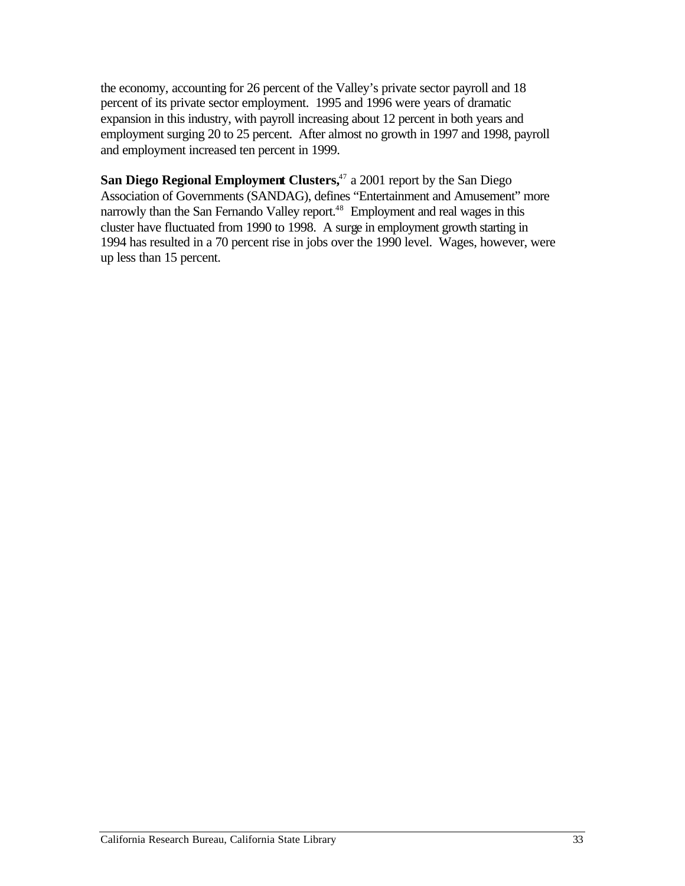the economy, accounting for 26 percent of the Valley's private sector payroll and 18 percent of its private sector employment. 1995 and 1996 were years of dramatic expansion in this industry, with payroll increasing about 12 percent in both years and employment surging 20 to 25 percent. After almost no growth in 1997 and 1998, payroll and employment increased ten percent in 1999.

**San Diego Regional Employment Clusters,**[47] a 2001 report by the San Diego Association of Governments (SANDAG), defines "Entertainment and Amusement" more narrowly than the San Fernando Valley report.[48] Employment and real wages in this cluster have fluctuated from 1990 to 1998. A surge in employment growth starting in 1994 has resulted in a 70 percent rise in jobs over the 1990 level. Wages, however, were up less than 15 percent.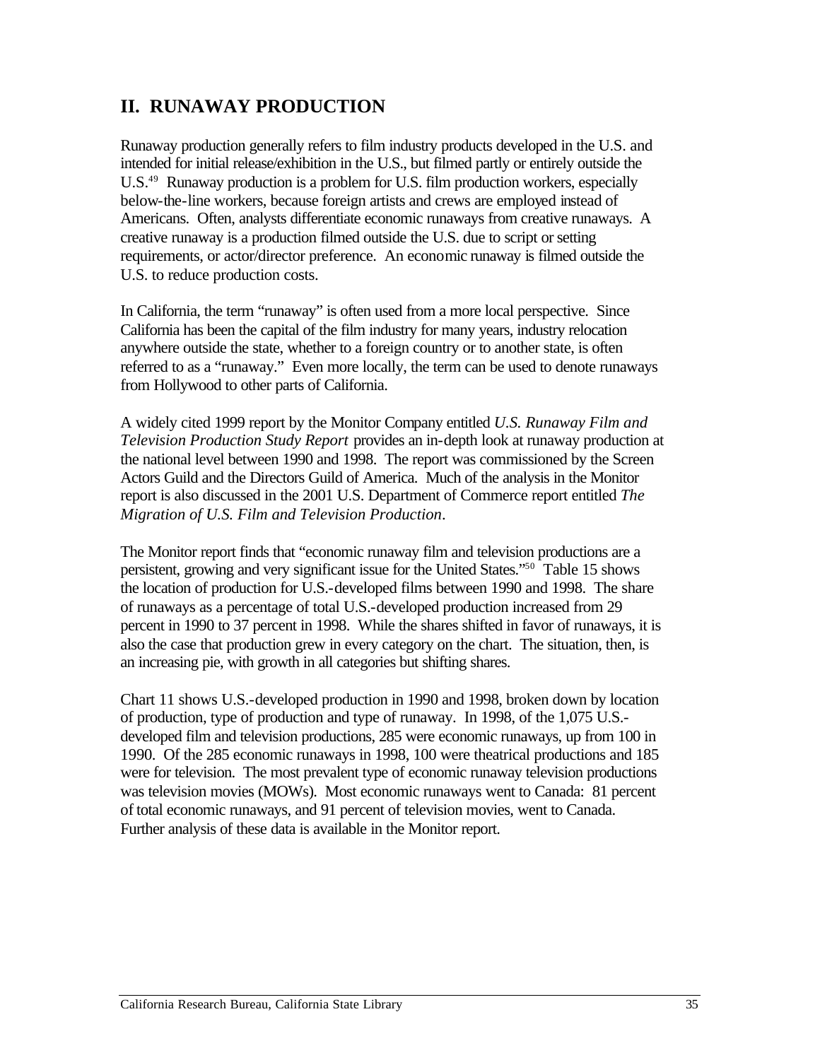## II. RUNAWAY PRODUCTION

Runaway production generally refers to film industry products developed in the U.S. and intended for initial release/exhibition in the U.S., but filmed partly or entirely outside the U.S.[49] Runaway production is a problem for U.S. film production workers, especially below-the-line workers, because foreign artists and crews are employed instead of Americans. Often, analysts differentiate economic runaways from creative runaways. A creative runaway is a production filmed outside the U.S. due to script or setting requirements, or actor/director preference. An economic runaway is filmed outside the U.S. to reduce production costs.

In California, the term "runaway" is often used from a more local perspective. Since California has been the capital of the film industry for many years, industry relocation anywhere outside the state, whether to a foreign country or to another state, is often referred to as a "runaway." Even more locally, the term can be used to denote runaways from Hollywood to other parts of California.

A widely cited 1999 report by the Monitor Company entitled *U.S. Runaway Film and Television Production Study Report* provides an in-depth look at runaway production at the national level between 1990 and 1998. The report was commissioned by the Screen Actors Guild and the Directors Guild of America. Much of the analysis in the Monitor report is also discussed in the 2001 U.S. Department of Commerce report entitled *The Migration of U.S. Film and Television Production*.

The Monitor report finds that "economic runaway film and television productions are a persistent, growing and very significant issue for the United States."[50] Table 15 shows the location of production for U.S.-developed films between 1990 and 1998. The share of runaways as a percentage of total U.S.-developed production increased from 29 percent in 1990 to 37 percent in 1998. While the shares shifted in favor of runaways, it is also the case that production grew in every category on the chart. The situation, then, is an increasing pie, with growth in all categories but shifting shares.

Chart 11 shows U.S.-developed production in 1990 and 1998, broken down by location of production, type of production and type of runaway. In 1998, of the 1,075 U.S.-developed film and television productions, 285 were economic runaways, up from 100 in 1990. Of the 285 economic runaways in 1998, 100 were theatrical productions and 185 were for television. The most prevalent type of economic runaway television productions was television movies (MOWs). Most economic runaways went to Canada: 81 percent of total economic runaways, and 91 percent of television movies, went to Canada. Further analysis of these data is available in the Monitor report.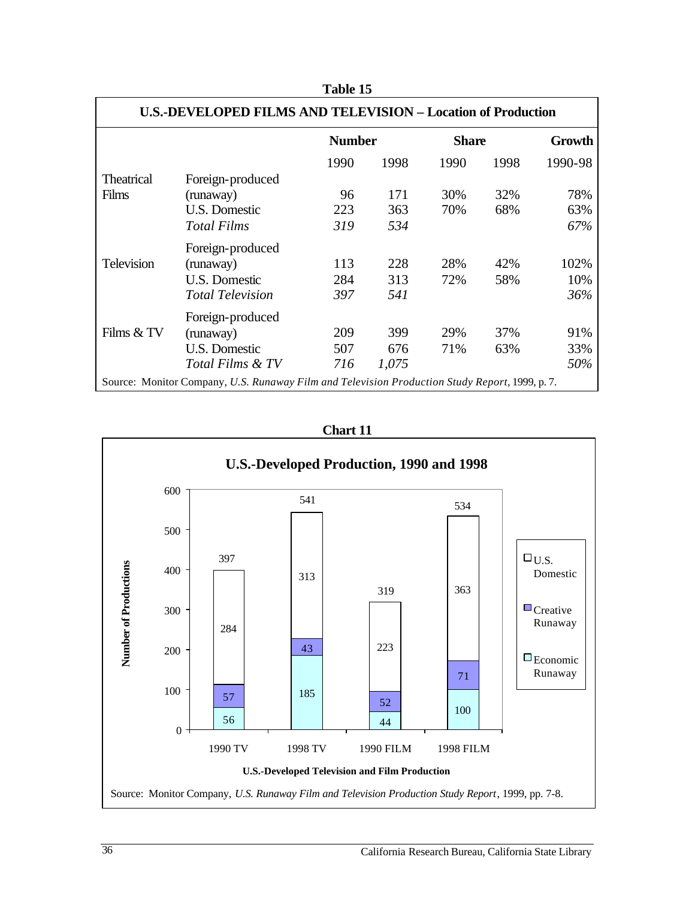**Table 15**

**U.S.-DEVELOPED FILMS AND TELEVISION – Location of Production**

| | | Number | | Share | | Growth |
|---|---|---|---|---|---|---|
| | | 1990 | 1998 | 1990 | 1998 | 1990-98 |
| Theatrical Films | Foreign-produced (runaway) | 96 | 171 | 30% | 32% | 78% |
| | U.S. Domestic | 223 | 363 | 70% | 68% | 63% |
| | *Total Films* | *319* | *534* | | | *67%* |
| Television | Foreign-produced (runaway) | 113 | 228 | 28% | 42% | 102% |
| | U.S. Domestic | 284 | 313 | 72% | 58% | 10% |
| | *Total Television* | *397* | *541* | | | *36%* |
| Films & TV | Foreign-produced (runaway) | 209 | 399 | 29% | 37% | 91% |
| | U.S. Domestic | 507 | 676 | 71% | 63% | 33% |
| | *Total Films & TV* | *716* | *1,075* | | | *50%* |

Source: Monitor Company, *U.S. Runaway Film and Television Production Study Report*, 1999, p. 7.

**Chart 11**

**U.S.-Developed Production, 1990 and 1998**

| | 1990 TV | 1998 TV | 1990 FILM | 1998 FILM |
|---|---|---|---|---|
| U.S. Domestic | 284 | 313 | 223 | 363 |
| Creative Runaway | 57 | 43 | 52 | 71 |
| Economic Runaway | 56 | 185 | 44 | 100 |
| Total | 397 | 541 | 319 | 534 |

Source: Monitor Company, *U.S. Runaway Film and Television Production Study Report*, 1999, pp. 7-8.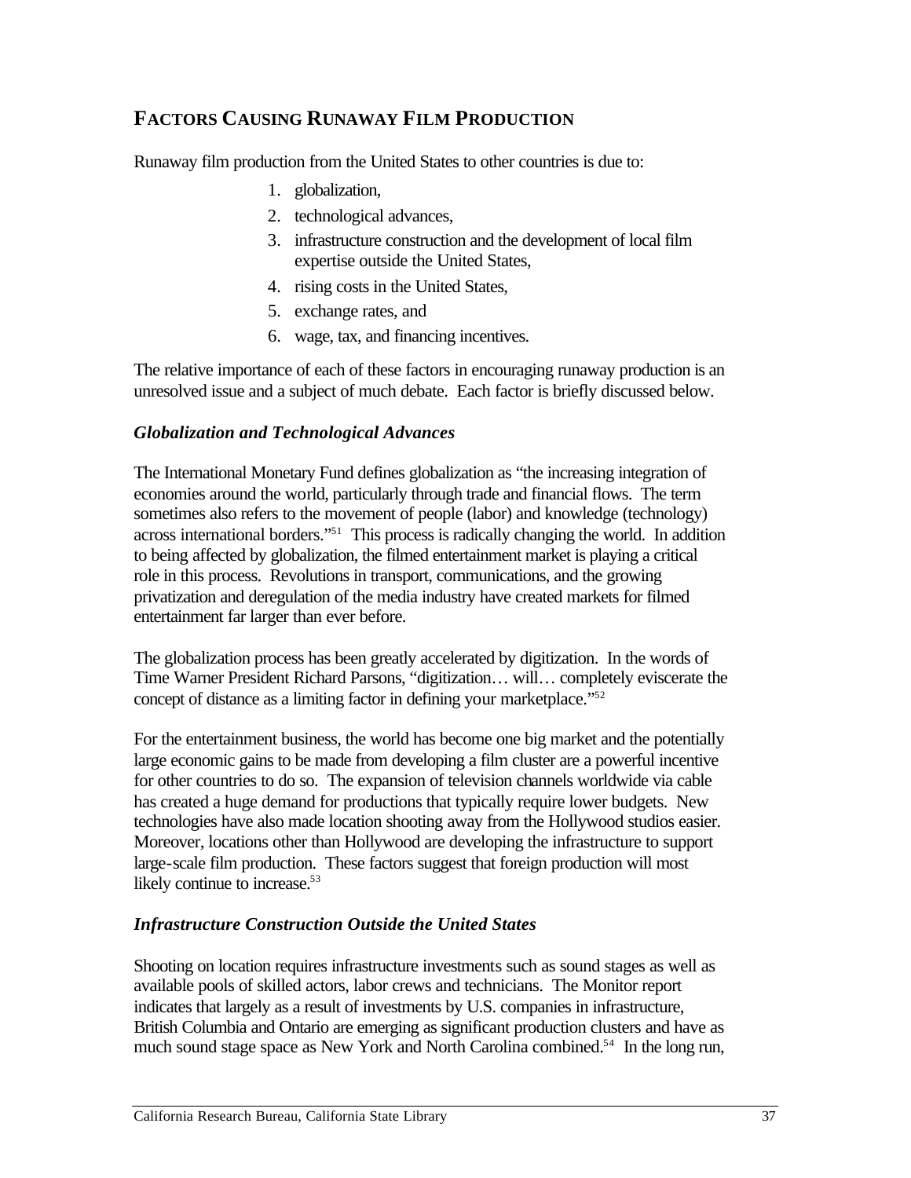## FACTORS CAUSING RUNAWAY FILM PRODUCTION

Runaway film production from the United States to other countries is due to:

1. globalization,
2. technological advances,
3. infrastructure construction and the development of local film expertise outside the United States,
4. rising costs in the United States,
5. exchange rates, and
6. wage, tax, and financing incentives.

The relative importance of each of these factors in encouraging runaway production is an unresolved issue and a subject of much debate. Each factor is briefly discussed below.

### *Globalization and Technological Advances*

The International Monetary Fund defines globalization as "the increasing integration of economies around the world, particularly through trade and financial flows. The term sometimes also refers to the movement of people (labor) and knowledge (technology) across international borders."[51] This process is radically changing the world. In addition to being affected by globalization, the filmed entertainment market is playing a critical role in this process. Revolutions in transport, communications, and the growing privatization and deregulation of the media industry have created markets for filmed entertainment far larger than ever before.

The globalization process has been greatly accelerated by digitization. In the words of Time Warner President Richard Parsons, "digitization… will… completely eviscerate the concept of distance as a limiting factor in defining your marketplace."[52]

For the entertainment business, the world has become one big market and the potentially large economic gains to be made from developing a film cluster are a powerful incentive for other countries to do so. The expansion of television channels worldwide via cable has created a huge demand for productions that typically require lower budgets. New technologies have also made location shooting away from the Hollywood studios easier. Moreover, locations other than Hollywood are developing the infrastructure to support large-scale film production. These factors suggest that foreign production will most likely continue to increase.[53]

### *Infrastructure Construction Outside the United States*

Shooting on location requires infrastructure investments such as sound stages as well as available pools of skilled actors, labor crews and technicians. The Monitor report indicates that largely as a result of investments by U.S. companies in infrastructure, British Columbia and Ontario are emerging as significant production clusters and have as much sound stage space as New York and North Carolina combined.[54] In the long run,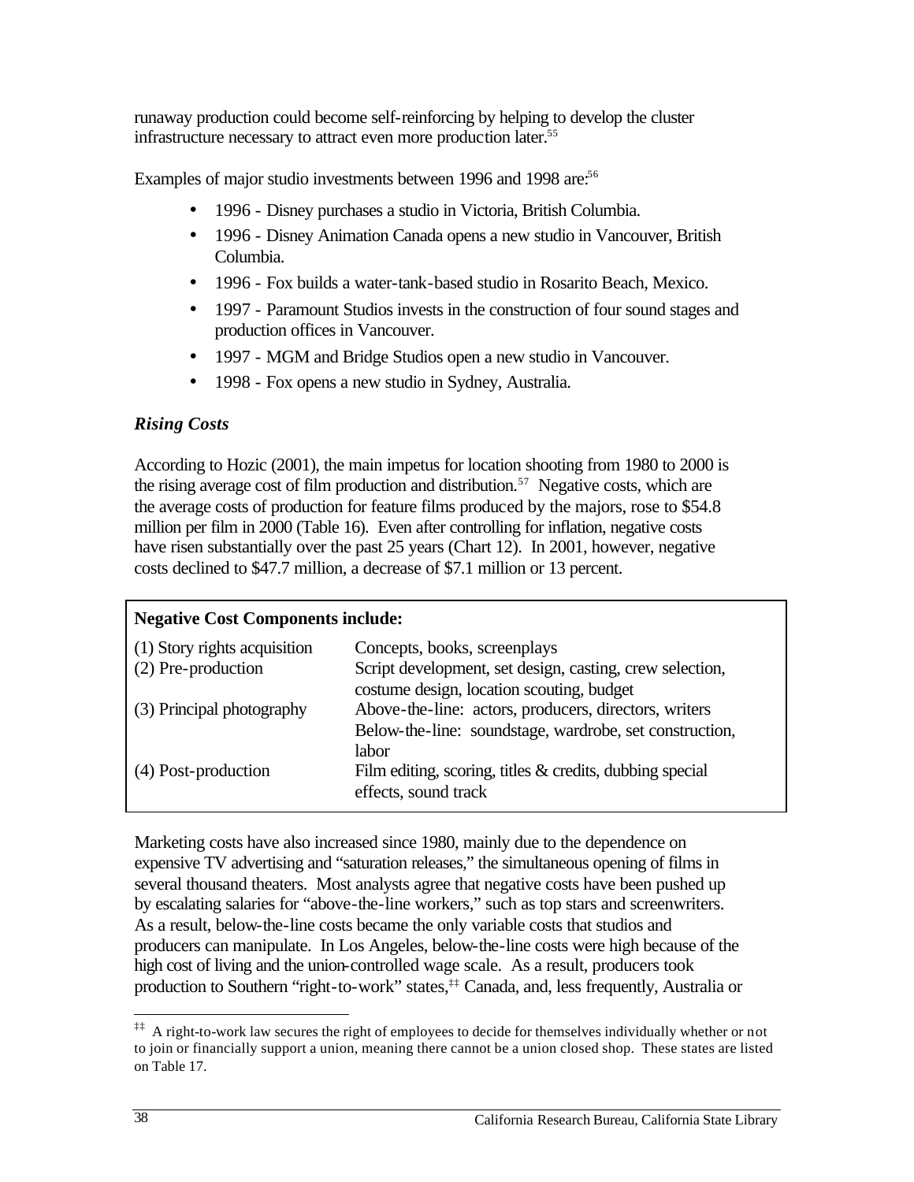runaway production could become self-reinforcing by helping to develop the cluster infrastructure necessary to attract even more production later.[55]

Examples of major studio investments between 1996 and 1998 are:[56]

- 1996 - Disney purchases a studio in Victoria, British Columbia.
- 1996 - Disney Animation Canada opens a new studio in Vancouver, British Columbia.
- 1996 - Fox builds a water-tank-based studio in Rosarito Beach, Mexico.
- 1997 - Paramount Studios invests in the construction of four sound stages and production offices in Vancouver.
- 1997 - MGM and Bridge Studios open a new studio in Vancouver.
- 1998 - Fox opens a new studio in Sydney, Australia.

### *Rising Costs*

According to Hozic (2001), the main impetus for location shooting from 1980 to 2000 is the rising average cost of film production and distribution.[57] Negative costs, which are the average costs of production for feature films produced by the majors, rose to $54.8 million per film in 2000 (Table 16). Even after controlling for inflation, negative costs have risen substantially over the past 25 years (Chart 12). In 2001, however, negative costs declined to $47.7 million, a decrease of $7.1 million or 13 percent.

| **Negative Cost Components include:** | |
|---|---|
| (1) Story rights acquisition | Concepts, books, screenplays |
| (2) Pre-production | Script development, set design, casting, crew selection, costume design, location scouting, budget |
| (3) Principal photography | Above-the-line: actors, producers, directors, writers<br>Below-the-line: soundstage, wardrobe, set construction, labor |
| (4) Post-production | Film editing, scoring, titles & credits, dubbing special effects, sound track |

Marketing costs have also increased since 1980, mainly due to the dependence on expensive TV advertising and "saturation releases," the simultaneous opening of films in several thousand theaters. Most analysts agree that negative costs have been pushed up by escalating salaries for "above-the-line workers," such as top stars and screenwriters. As a result, below-the-line costs became the only variable costs that studios and producers can manipulate. In Los Angeles, below-the-line costs were high because of the high cost of living and the union-controlled wage scale. As a result, producers took production to Southern "right-to-work" states,[‡‡] Canada, and, less frequently, Australia or

[‡‡] A right-to-work law secures the right of employees to decide for themselves individually whether or not to join or financially support a union, meaning there cannot be a union closed shop. These states are listed on Table 17.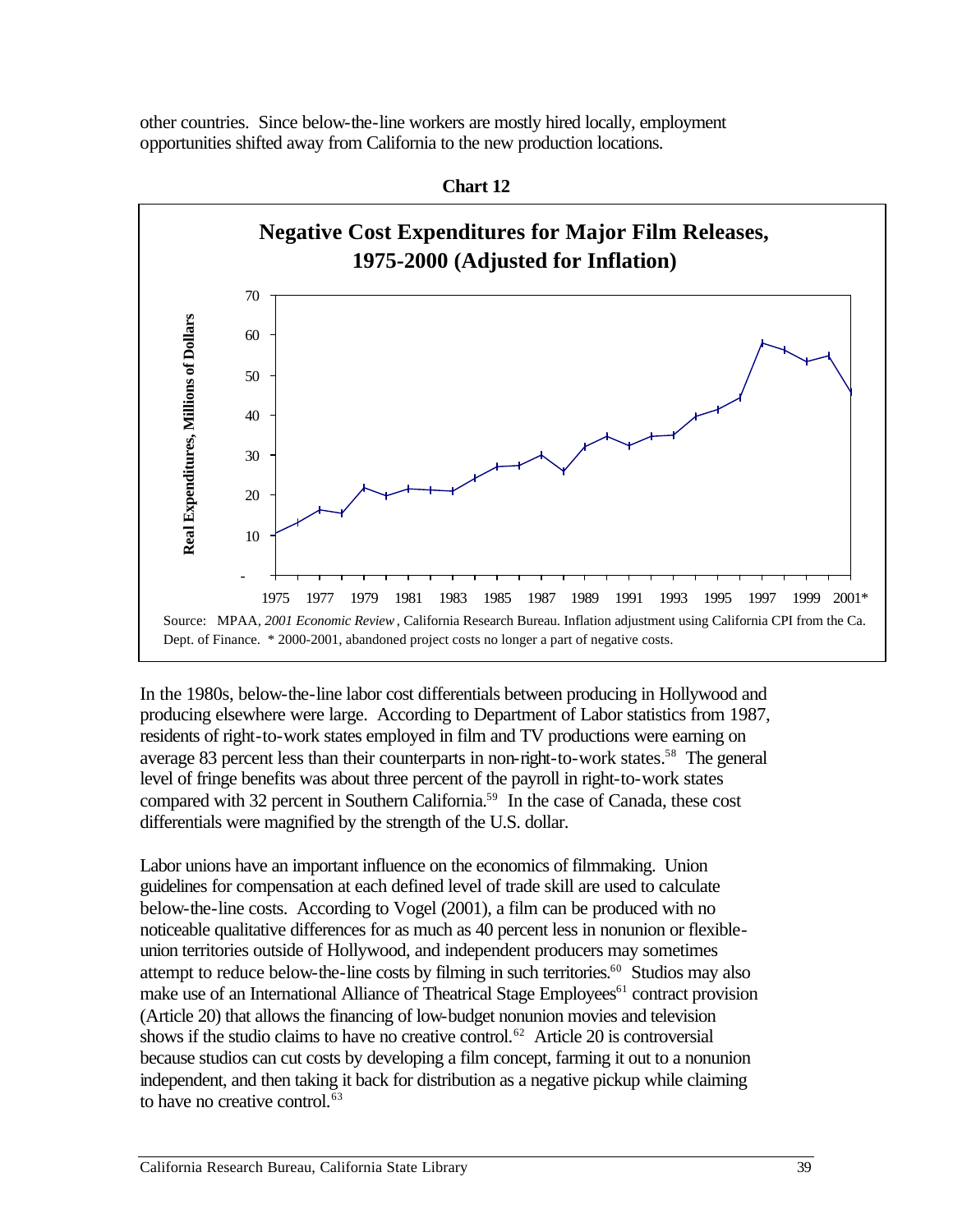other countries. Since below-the-line workers are mostly hired locally, employment opportunities shifted away from California to the new production locations.

**Chart 12**

**Negative Cost Expenditures for Major Film Releases, 1975-2000 (Adjusted for Inflation)**

Source: MPAA, *2001 Economic Review*, California Research Bureau. Inflation adjustment using California CPI from the Ca. Dept. of Finance. * 2000-2001, abandoned project costs no longer a part of negative costs.

In the 1980s, below-the-line labor cost differentials between producing in Hollywood and producing elsewhere were large. According to Department of Labor statistics from 1987, residents of right-to-work states employed in film and TV productions were earning on average 83 percent less than their counterparts in non-right-to-work states.[58] The general level of fringe benefits was about three percent of the payroll in right-to-work states compared with 32 percent in Southern California.[59] In the case of Canada, these cost differentials were magnified by the strength of the U.S. dollar.

Labor unions have an important influence on the economics of filmmaking. Union guidelines for compensation at each defined level of trade skill are used to calculate below-the-line costs. According to Vogel (2001), a film can be produced with no noticeable qualitative differences for as much as 40 percent less in nonunion or flexible-union territories outside of Hollywood, and independent producers may sometimes attempt to reduce below-the-line costs by filming in such territories.[60] Studios may also make use of an International Alliance of Theatrical Stage Employees[61] contract provision (Article 20) that allows the financing of low-budget nonunion movies and television shows if the studio claims to have no creative control.[62] Article 20 is controversial because studios can cut costs by developing a film concept, farming it out to a nonunion independent, and then taking it back for distribution as a negative pickup while claiming to have no creative control.[63]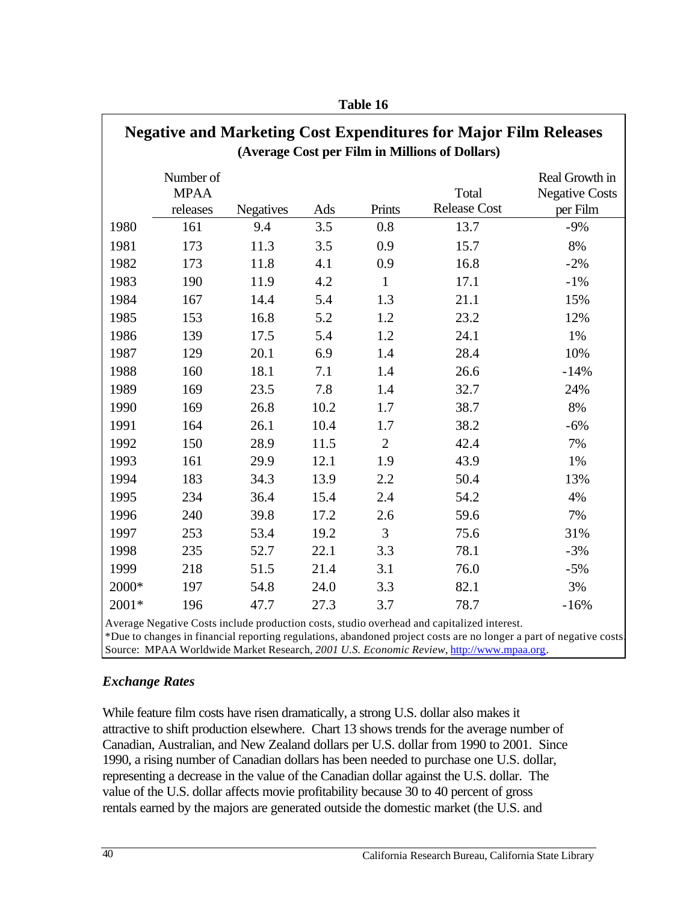**Table 16**

## Negative and Marketing Cost Expenditures for Major Film Releases

**(Average Cost per Film in Millions of Dollars)**

| | Number of MPAA releases | Negatives | Ads | Prints | Total Release Cost | Real Growth in Negative Costs per Film |
|---|---|---|---|---|---|---|
| 1980 | 161 | 9.4 | 3.5 | 0.8 | 13.7 | -9% |
| 1981 | 173 | 11.3 | 3.5 | 0.9 | 15.7 | 8% |
| 1982 | 173 | 11.8 | 4.1 | 0.9 | 16.8 | -2% |
| 1983 | 190 | 11.9 | 4.2 | 1 | 17.1 | -1% |
| 1984 | 167 | 14.4 | 5.4 | 1.3 | 21.1 | 15% |
| 1985 | 153 | 16.8 | 5.2 | 1.2 | 23.2 | 12% |
| 1986 | 139 | 17.5 | 5.4 | 1.2 | 24.1 | 1% |
| 1987 | 129 | 20.1 | 6.9 | 1.4 | 28.4 | 10% |
| 1988 | 160 | 18.1 | 7.1 | 1.4 | 26.6 | -14% |
| 1989 | 169 | 23.5 | 7.8 | 1.4 | 32.7 | 24% |
| 1990 | 169 | 26.8 | 10.2 | 1.7 | 38.7 | 8% |
| 1991 | 164 | 26.1 | 10.4 | 1.7 | 38.2 | -6% |
| 1992 | 150 | 28.9 | 11.5 | 2 | 42.4 | 7% |
| 1993 | 161 | 29.9 | 12.1 | 1.9 | 43.9 | 1% |
| 1994 | 183 | 34.3 | 13.9 | 2.2 | 50.4 | 13% |
| 1995 | 234 | 36.4 | 15.4 | 2.4 | 54.2 | 4% |
| 1996 | 240 | 39.8 | 17.2 | 2.6 | 59.6 | 7% |
| 1997 | 253 | 53.4 | 19.2 | 3 | 75.6 | 31% |
| 1998 | 235 | 52.7 | 22.1 | 3.3 | 78.1 | -3% |
| 1999 | 218 | 51.5 | 21.4 | 3.1 | 76.0 | -5% |
| 2000* | 197 | 54.8 | 24.0 | 3.3 | 82.1 | 3% |
| 2001* | 196 | 47.7 | 27.3 | 3.7 | 78.7 | -16% |

Average Negative Costs include production costs, studio overhead and capitalized interest.
*Due to changes in financial reporting regulations, abandoned project costs are no longer a part of negative costs.
Source: MPAA Worldwide Market Research, *2001 U.S. Economic Review*, http://www.mpaa.org.

### *Exchange Rates*

While feature film costs have risen dramatically, a strong U.S. dollar also makes it attractive to shift production elsewhere. Chart 13 shows trends for the average number of Canadian, Australian, and New Zealand dollars per U.S. dollar from 1990 to 2001. Since 1990, a rising number of Canadian dollars has been needed to purchase one U.S. dollar, representing a decrease in the value of the Canadian dollar against the U.S. dollar. The value of the U.S. dollar affects movie profitability because 30 to 40 percent of gross rentals earned by the majors are generated outside the domestic market (the U.S. and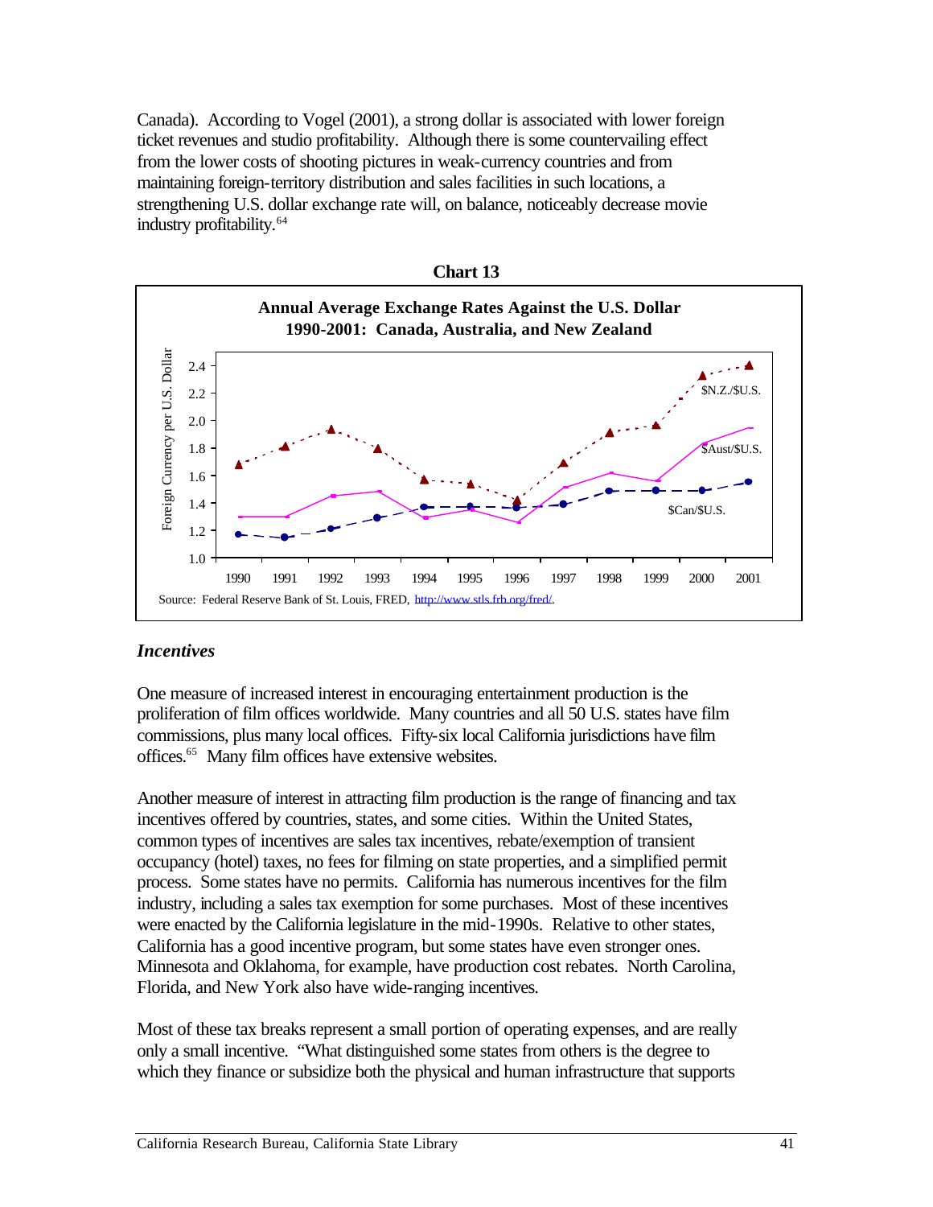Canada). According to Vogel (2001), a strong dollar is associated with lower foreign ticket revenues and studio profitability. Although there is some countervailing effect from the lower costs of shooting pictures in weak-currency countries and from maintaining foreign-territory distribution and sales facilities in such locations, a strengthening U.S. dollar exchange rate will, on balance, noticeably decrease movie industry profitability.[64]

**Chart 13**

**Annual Average Exchange Rates Against the U.S. Dollar 1990-2001: Canada, Australia, and New Zealand**

Source: Federal Reserve Bank of St. Louis, FRED, http://www.stls.frb.org/fred/.

### *Incentives*

One measure of increased interest in encouraging entertainment production is the proliferation of film offices worldwide. Many countries and all 50 U.S. states have film commissions, plus many local offices. Fifty-six local California jurisdictions have film offices.[65] Many film offices have extensive websites.

Another measure of interest in attracting film production is the range of financing and tax incentives offered by countries, states, and some cities. Within the United States, common types of incentives are sales tax incentives, rebate/exemption of transient occupancy (hotel) taxes, no fees for filming on state properties, and a simplified permit process. Some states have no permits. California has numerous incentives for the film industry, including a sales tax exemption for some purchases. Most of these incentives were enacted by the California legislature in the mid-1990s. Relative to other states, California has a good incentive program, but some states have even stronger ones. Minnesota and Oklahoma, for example, have production cost rebates. North Carolina, Florida, and New York also have wide-ranging incentives.

Most of these tax breaks represent a small portion of operating expenses, and are really only a small incentive. "What distinguished some states from others is the degree to which they finance or subsidize both the physical and human infrastructure that supports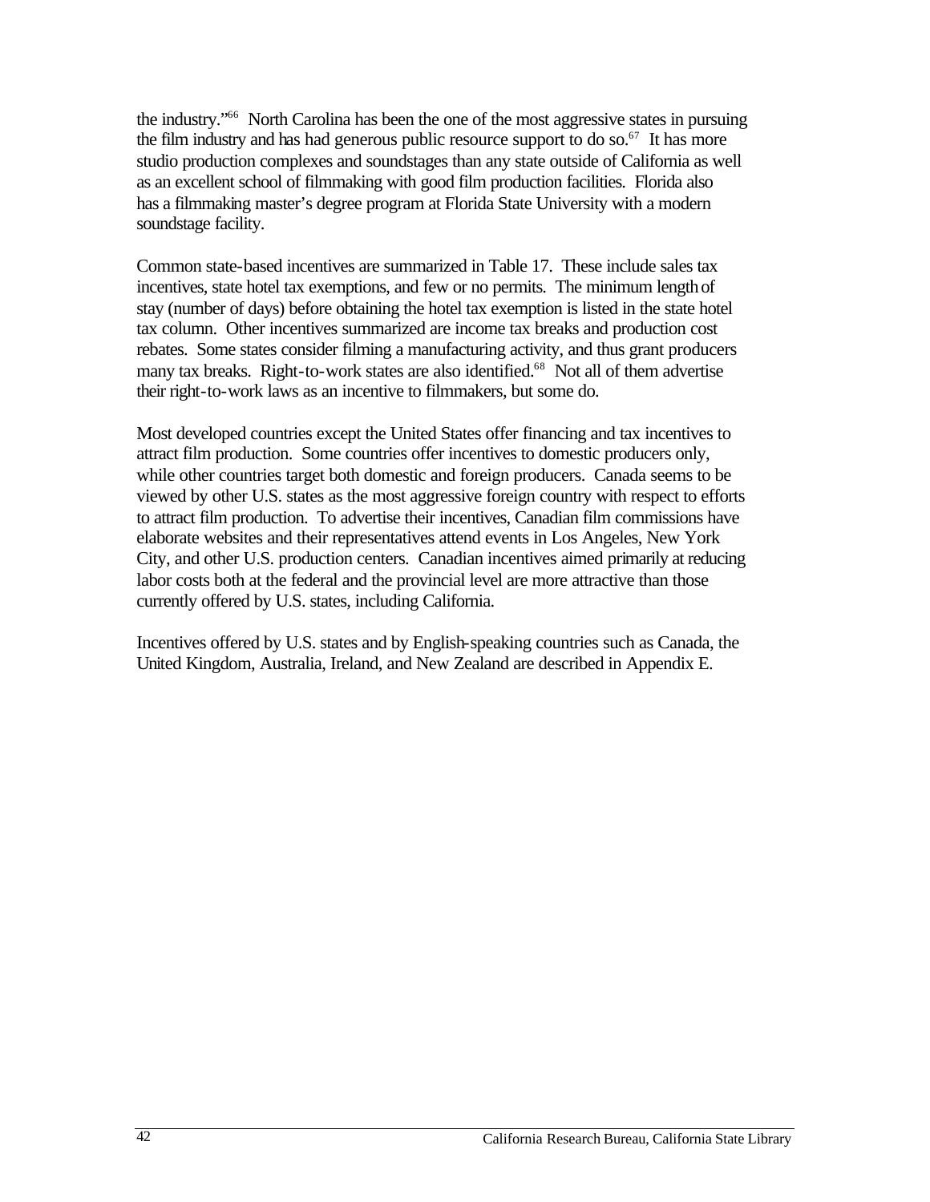the industry."[66] North Carolina has been the one of the most aggressive states in pursuing the film industry and has had generous public resource support to do so.[67] It has more studio production complexes and soundstages than any state outside of California as well as an excellent school of filmmaking with good film production facilities. Florida also has a filmmaking master's degree program at Florida State University with a modern soundstage facility.

Common state-based incentives are summarized in Table 17. These include sales tax incentives, state hotel tax exemptions, and few or no permits. The minimum length of stay (number of days) before obtaining the hotel tax exemption is listed in the state hotel tax column. Other incentives summarized are income tax breaks and production cost rebates. Some states consider filming a manufacturing activity, and thus grant producers many tax breaks. Right-to-work states are also identified.[68] Not all of them advertise their right-to-work laws as an incentive to filmmakers, but some do.

Most developed countries except the United States offer financing and tax incentives to attract film production. Some countries offer incentives to domestic producers only, while other countries target both domestic and foreign producers. Canada seems to be viewed by other U.S. states as the most aggressive foreign country with respect to efforts to attract film production. To advertise their incentives, Canadian film commissions have elaborate websites and their representatives attend events in Los Angeles, New York City, and other U.S. production centers. Canadian incentives aimed primarily at reducing labor costs both at the federal and the provincial level are more attractive than those currently offered by U.S. states, including California.

Incentives offered by U.S. states and by English-speaking countries such as Canada, the United Kingdom, Australia, Ireland, and New Zealand are described in Appendix E.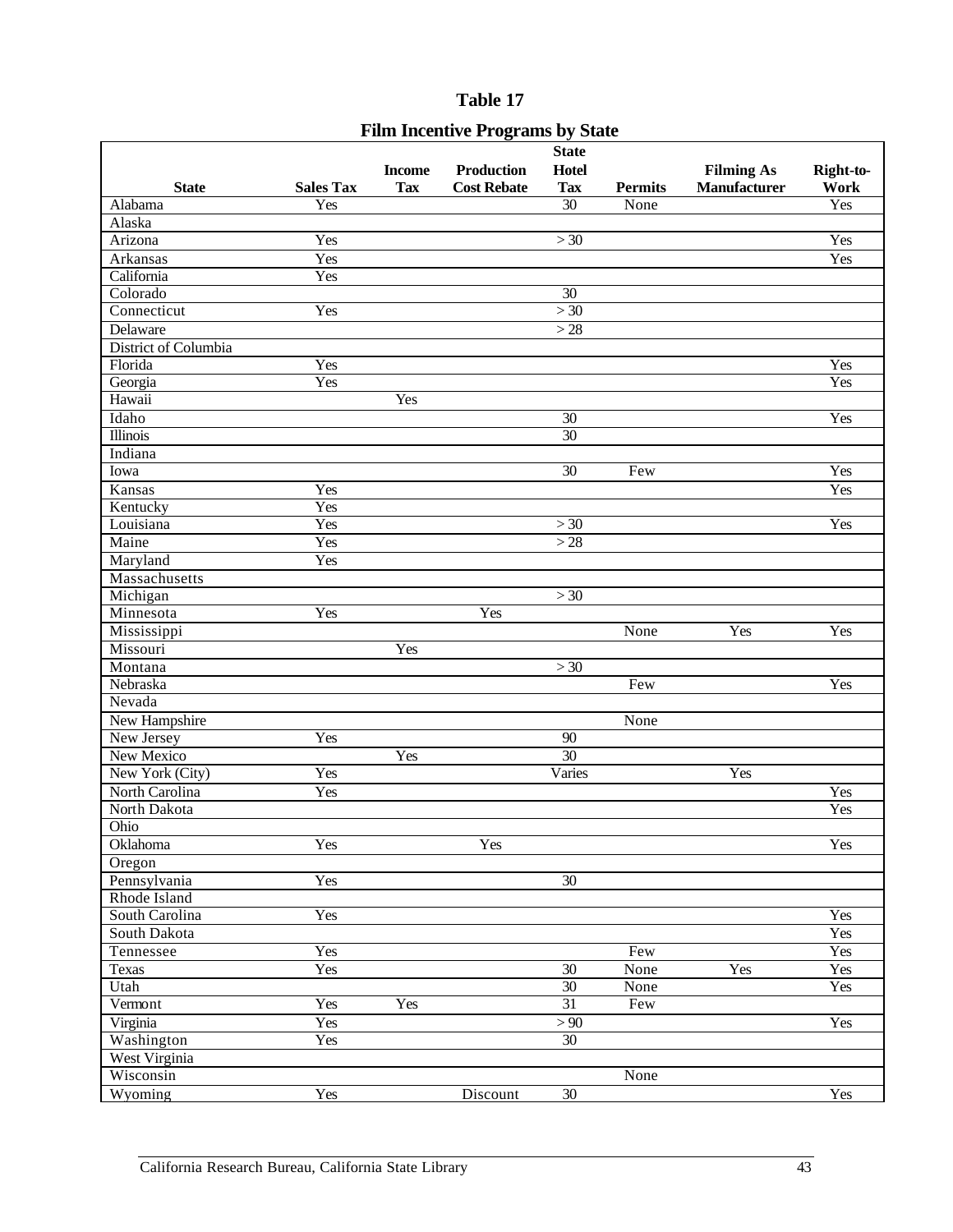## Table 17

### Film Incentive Programs by State

| State | Sales Tax | Income Tax | Production Cost Rebate | State Hotel Tax | Permits | Filming As Manufacturer | Right-to-Work |
|---|---|---|---|---|---|---|---|
| Alabama | Yes | | | 30 | None | | Yes |
| Alaska | | | | | | | |
| Arizona | Yes | | | > 30 | | | Yes |
| Arkansas | Yes | | | | | | Yes |
| California | Yes | | | | | | |
| Colorado | | | | 30 | | | |
| Connecticut | Yes | | | > 30 | | | |
| Delaware | | | | > 28 | | | |
| District of Columbia | | | | | | | |
| Florida | Yes | | | | | | Yes |
| Georgia | Yes | | | | | | Yes |
| Hawaii | | Yes | | | | | |
| Idaho | | | | 30 | | | Yes |
| Illinois | | | | 30 | | | |
| Indiana | | | | | | | |
| Iowa | | | | 30 | Few | | Yes |
| Kansas | Yes | | | | | | Yes |
| Kentucky | Yes | | | | | | |
| Louisiana | Yes | | | > 30 | | | Yes |
| Maine | Yes | | | > 28 | | | |
| Maryland | Yes | | | | | | |
| Massachusetts | | | | | | | |
| Michigan | | | | > 30 | | | |
| Minnesota | Yes | | Yes | | | | |
| Mississippi | | | | | None | Yes | Yes |
| Missouri | | Yes | | | | | |
| Montana | | | | > 30 | | | |
| Nebraska | | | | | Few | | Yes |
| Nevada | | | | | | | |
| New Hampshire | | | | | None | | |
| New Jersey | Yes | | | 90 | | | |
| New Mexico | | Yes | | 30 | | | |
| New York (City) | Yes | | | Varies | | Yes | |
| North Carolina | Yes | | | | | | Yes |
| North Dakota | | | | | | | Yes |
| Ohio | | | | | | | |
| Oklahoma | Yes | | Yes | | | | Yes |
| Oregon | | | | | | | |
| Pennsylvania | Yes | | | 30 | | | |
| Rhode Island | | | | | | | |
| South Carolina | Yes | | | | | | Yes |
| South Dakota | | | | | | | Yes |
| Tennessee | Yes | | | | Few | | Yes |
| Texas | Yes | | | 30 | None | Yes | Yes |
| Utah | | | | 30 | None | | Yes |
| Vermont | Yes | Yes | | 31 | Few | | |
| Virginia | Yes | | | > 90 | | | Yes |
| Washington | Yes | | | 30 | | | |
| West Virginia | | | | | | | |
| Wisconsin | | | | | None | | |
| Wyoming | Yes | | Discount | 30 | | | Yes |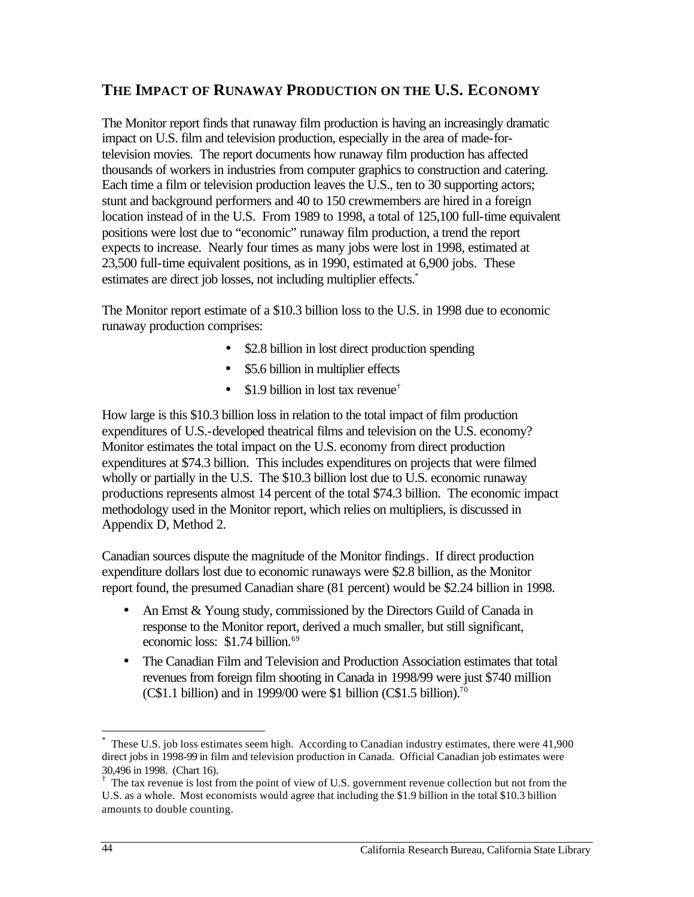## THE IMPACT OF RUNAWAY PRODUCTION ON THE U.S. ECONOMY

The Monitor report finds that runaway film production is having an increasingly dramatic impact on U.S. film and television production, especially in the area of made-for-television movies. The report documents how runaway film production has affected thousands of workers in industries from computer graphics to construction and catering. Each time a film or television production leaves the U.S., ten to 30 supporting actors; stunt and background performers and 40 to 150 crewmembers are hired in a foreign location instead of in the U.S. From 1989 to 1998, a total of 125,100 full-time equivalent positions were lost due to "economic" runaway film production, a trend the report expects to increase. Nearly four times as many jobs were lost in 1998, estimated at 23,500 full-time equivalent positions, as in 1990, estimated at 6,900 jobs. These estimates are direct job losses, not including multiplier effects.*

The Monitor report estimate of a $10.3 billion loss to the U.S. in 1998 due to economic runaway production comprises:

- $2.8 billion in lost direct production spending
- $5.6 billion in multiplier effects
- $1.9 billion in lost tax revenue†

How large is this $10.3 billion loss in relation to the total impact of film production expenditures of U.S.-developed theatrical films and television on the U.S. economy? Monitor estimates the total impact on the U.S. economy from direct production expenditures at $74.3 billion. This includes expenditures on projects that were filmed wholly or partially in the U.S. The $10.3 billion lost due to U.S. economic runaway productions represents almost 14 percent of the total $74.3 billion. The economic impact methodology used in the Monitor report, which relies on multipliers, is discussed in Appendix D, Method 2.

Canadian sources dispute the magnitude of the Monitor findings. If direct production expenditure dollars lost due to economic runaways were $2.8 billion, as the Monitor report found, the presumed Canadian share (81 percent) would be $2.24 billion in 1998.

- An Ernst & Young study, commissioned by the Directors Guild of Canada in response to the Monitor report, derived a much smaller, but still significant, economic loss: $1.74 billion.[69]
- The Canadian Film and Television and Production Association estimates that total revenues from foreign film shooting in Canada in 1998/99 were just $740 million (C$1.1 billion) and in 1999/00 were $1 billion (C$1.5 billion).[70]

---

* These U.S. job loss estimates seem high. According to Canadian industry estimates, there were 41,900 direct jobs in 1998-99 in film and television production in Canada. Official Canadian job estimates were 30,496 in 1998. (Chart 16).

† The tax revenue is lost from the point of view of U.S. government revenue collection but not from the U.S. as a whole. Most economists would agree that including the $1.9 billion in the total $10.3 billion amounts to double counting.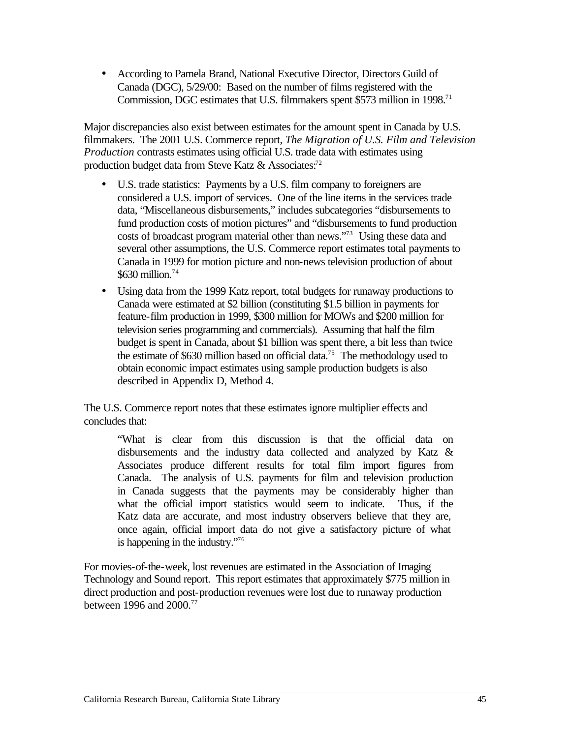- According to Pamela Brand, National Executive Director, Directors Guild of Canada (DGC), 5/29/00: Based on the number of films registered with the Commission, DGC estimates that U.S. filmmakers spent $573 million in 1998.[71]

Major discrepancies also exist between estimates for the amount spent in Canada by U.S. filmmakers. The 2001 U.S. Commerce report, *The Migration of U.S. Film and Television Production* contrasts estimates using official U.S. trade data with estimates using production budget data from Steve Katz & Associates:[72]

- U.S. trade statistics: Payments by a U.S. film company to foreigners are considered a U.S. import of services. One of the line items in the services trade data, "Miscellaneous disbursements," includes subcategories "disbursements to fund production costs of motion pictures" and "disbursements to fund production costs of broadcast program material other than news."[73] Using these data and several other assumptions, the U.S. Commerce report estimates total payments to Canada in 1999 for motion picture and non-news television production of about $630 million.[74]
- Using data from the 1999 Katz report, total budgets for runaway productions to Canada were estimated at $2 billion (constituting $1.5 billion in payments for feature-film production in 1999, $300 million for MOWs and $200 million for television series programming and commercials). Assuming that half the film budget is spent in Canada, about $1 billion was spent there, a bit less than twice the estimate of $630 million based on official data.[75] The methodology used to obtain economic impact estimates using sample production budgets is also described in Appendix D, Method 4.

The U.S. Commerce report notes that these estimates ignore multiplier effects and concludes that:

> "What is clear from this discussion is that the official data on disbursements and the industry data collected and analyzed by Katz & Associates produce different results for total film import figures from Canada. The analysis of U.S. payments for film and television production in Canada suggests that the payments may be considerably higher than what the official import statistics would seem to indicate. Thus, if the Katz data are accurate, and most industry observers believe that they are, once again, official import data do not give a satisfactory picture of what is happening in the industry."[76]

For movies-of-the-week, lost revenues are estimated in the Association of Imaging Technology and Sound report. This report estimates that approximately $775 million in direct production and post-production revenues were lost due to runaway production between 1996 and 2000.[77]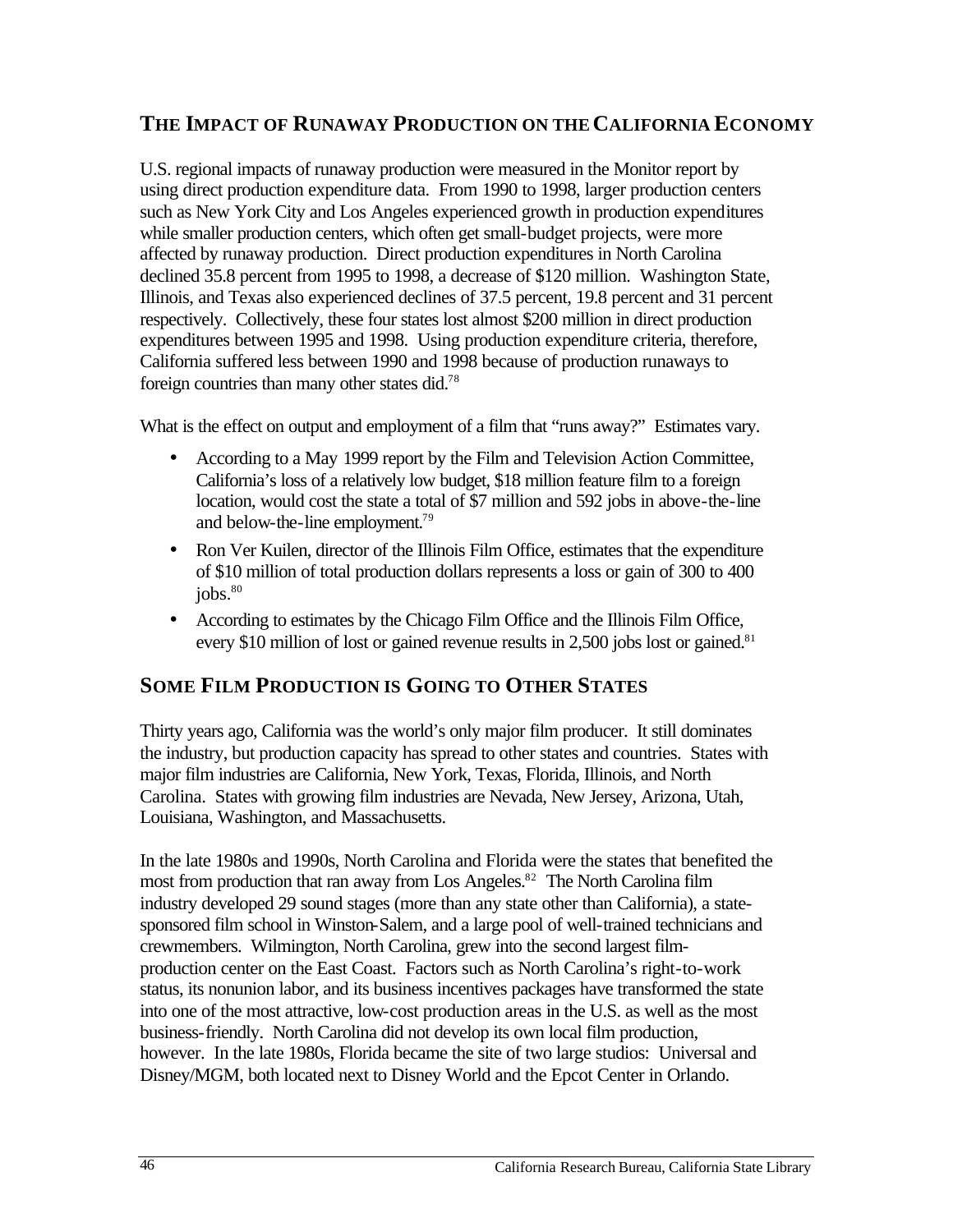## THE IMPACT OF RUNAWAY PRODUCTION ON THE CALIFORNIA ECONOMY

U.S. regional impacts of runaway production were measured in the Monitor report by using direct production expenditure data. From 1990 to 1998, larger production centers such as New York City and Los Angeles experienced growth in production expenditures while smaller production centers, which often get small-budget projects, were more affected by runaway production. Direct production expenditures in North Carolina declined 35.8 percent from 1995 to 1998, a decrease of $120 million. Washington State, Illinois, and Texas also experienced declines of 37.5 percent, 19.8 percent and 31 percent respectively. Collectively, these four states lost almost $200 million in direct production expenditures between 1995 and 1998. Using production expenditure criteria, therefore, California suffered less between 1990 and 1998 because of production runaways to foreign countries than many other states did.[78]

What is the effect on output and employment of a film that "runs away?" Estimates vary.

- According to a May 1999 report by the Film and Television Action Committee, California's loss of a relatively low budget, $18 million feature film to a foreign location, would cost the state a total of $7 million and 592 jobs in above-the-line and below-the-line employment.[79]
- Ron Ver Kuilen, director of the Illinois Film Office, estimates that the expenditure of $10 million of total production dollars represents a loss or gain of 300 to 400 jobs.[80]
- According to estimates by the Chicago Film Office and the Illinois Film Office, every $10 million of lost or gained revenue results in 2,500 jobs lost or gained.[81]

## SOME FILM PRODUCTION IS GOING TO OTHER STATES

Thirty years ago, California was the world's only major film producer. It still dominates the industry, but production capacity has spread to other states and countries. States with major film industries are California, New York, Texas, Florida, Illinois, and North Carolina. States with growing film industries are Nevada, New Jersey, Arizona, Utah, Louisiana, Washington, and Massachusetts.

In the late 1980s and 1990s, North Carolina and Florida were the states that benefited the most from production that ran away from Los Angeles.[82] The North Carolina film industry developed 29 sound stages (more than any state other than California), a state-sponsored film school in Winston-Salem, and a large pool of well-trained technicians and crewmembers. Wilmington, North Carolina, grew into the second largest film-production center on the East Coast. Factors such as North Carolina's right-to-work status, its nonunion labor, and its business incentives packages have transformed the state into one of the most attractive, low-cost production areas in the U.S. as well as the most business-friendly. North Carolina did not develop its own local film production, however. In the late 1980s, Florida became the site of two large studios: Universal and Disney/MGM, both located next to Disney World and the Epcot Center in Orlando.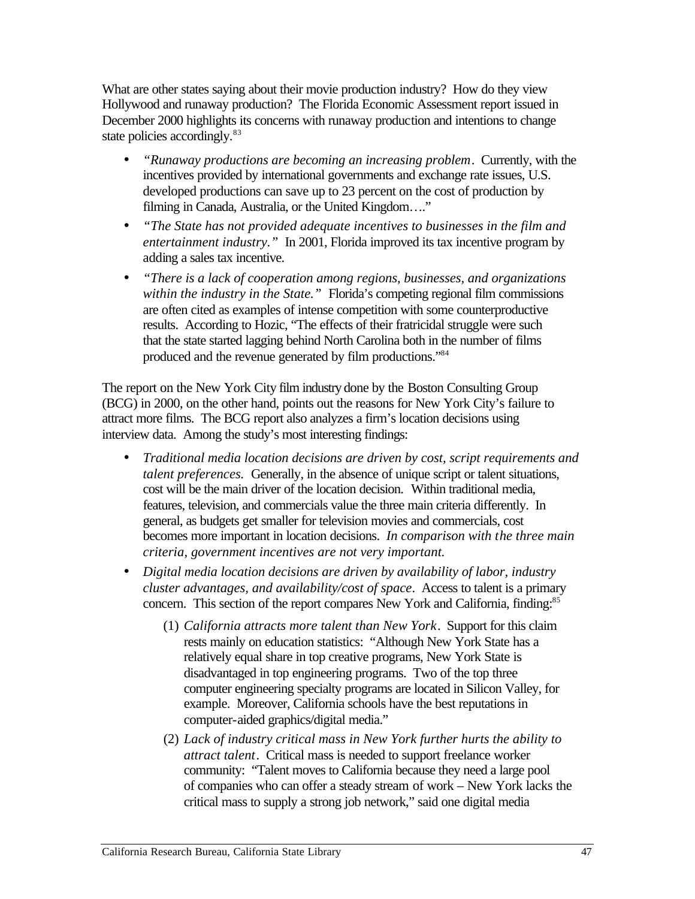What are other states saying about their movie production industry? How do they view Hollywood and runaway production? The Florida Economic Assessment report issued in December 2000 highlights its concerns with runaway production and intentions to change state policies accordingly.[83]

- *"Runaway productions are becoming an increasing problem*. Currently, with the incentives provided by international governments and exchange rate issues, U.S. developed productions can save up to 23 percent on the cost of production by filming in Canada, Australia, or the United Kingdom…."
- *"The State has not provided adequate incentives to businesses in the film and entertainment industry."* In 2001, Florida improved its tax incentive program by adding a sales tax incentive.
- *"There is a lack of cooperation among regions, businesses, and organizations within the industry in the State."* Florida's competing regional film commissions are often cited as examples of intense competition with some counterproductive results. According to Hozic, "The effects of their fratricidal struggle were such that the state started lagging behind North Carolina both in the number of films produced and the revenue generated by film productions."[84]

The report on the New York City film industry done by the Boston Consulting Group (BCG) in 2000, on the other hand, points out the reasons for New York City's failure to attract more films. The BCG report also analyzes a firm's location decisions using interview data. Among the study's most interesting findings:

- *Traditional media location decisions are driven by cost, script requirements and talent preferences.* Generally, in the absence of unique script or talent situations, cost will be the main driver of the location decision. Within traditional media, features, television, and commercials value the three main criteria differently. In general, as budgets get smaller for television movies and commercials, cost becomes more important in location decisions. *In comparison with the three main criteria, government incentives are not very important.*
- *Digital media location decisions are driven by availability of labor, industry cluster advantages, and availability/cost of space*. Access to talent is a primary concern. This section of the report compares New York and California, finding:[85]
  1. *California attracts more talent than New York*. Support for this claim rests mainly on education statistics: "Although New York State has a relatively equal share in top creative programs, New York State is disadvantaged in top engineering programs. Two of the top three computer engineering specialty programs are located in Silicon Valley, for example. Moreover, California schools have the best reputations in computer-aided graphics/digital media."
  2. *Lack of industry critical mass in New York further hurts the ability to attract talent*. Critical mass is needed to support freelance worker community: "Talent moves to California because they need a large pool of companies who can offer a steady stream of work – New York lacks the critical mass to supply a strong job network," said one digital media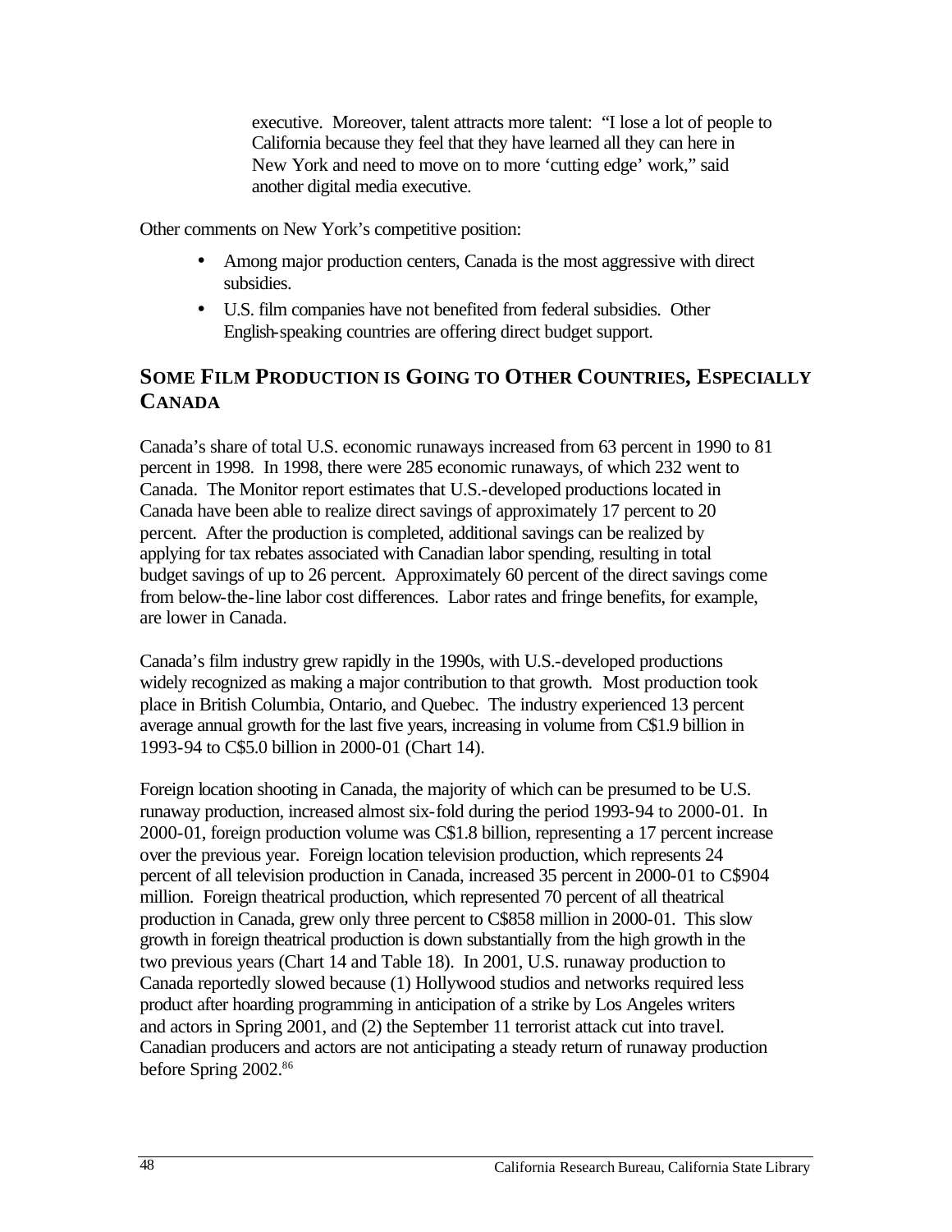executive. Moreover, talent attracts more talent: "I lose a lot of people to California because they feel that they have learned all they can here in New York and need to move on to more 'cutting edge' work," said another digital media executive.

Other comments on New York's competitive position:

- Among major production centers, Canada is the most aggressive with direct subsidies.
- U.S. film companies have not benefited from federal subsidies. Other English-speaking countries are offering direct budget support.

## SOME FILM PRODUCTION IS GOING TO OTHER COUNTRIES, ESPECIALLY CANADA

Canada's share of total U.S. economic runaways increased from 63 percent in 1990 to 81 percent in 1998. In 1998, there were 285 economic runaways, of which 232 went to Canada. The Monitor report estimates that U.S.-developed productions located in Canada have been able to realize direct savings of approximately 17 percent to 20 percent. After the production is completed, additional savings can be realized by applying for tax rebates associated with Canadian labor spending, resulting in total budget savings of up to 26 percent. Approximately 60 percent of the direct savings come from below-the-line labor cost differences. Labor rates and fringe benefits, for example, are lower in Canada.

Canada's film industry grew rapidly in the 1990s, with U.S.-developed productions widely recognized as making a major contribution to that growth. Most production took place in British Columbia, Ontario, and Quebec. The industry experienced 13 percent average annual growth for the last five years, increasing in volume from C$1.9 billion in 1993-94 to C$5.0 billion in 2000-01 (Chart 14).

Foreign location shooting in Canada, the majority of which can be presumed to be U.S. runaway production, increased almost six-fold during the period 1993-94 to 2000-01. In 2000-01, foreign production volume was C$1.8 billion, representing a 17 percent increase over the previous year. Foreign location television production, which represents 24 percent of all television production in Canada, increased 35 percent in 2000-01 to C$904 million. Foreign theatrical production, which represented 70 percent of all theatrical production in Canada, grew only three percent to C$858 million in 2000-01. This slow growth in foreign theatrical production is down substantially from the high growth in the two previous years (Chart 14 and Table 18). In 2001, U.S. runaway production to Canada reportedly slowed because (1) Hollywood studios and networks required less product after hoarding programming in anticipation of a strike by Los Angeles writers and actors in Spring 2001, and (2) the September 11 terrorist attack cut into travel. Canadian producers and actors are not anticipating a steady return of runaway production before Spring 2002.[86]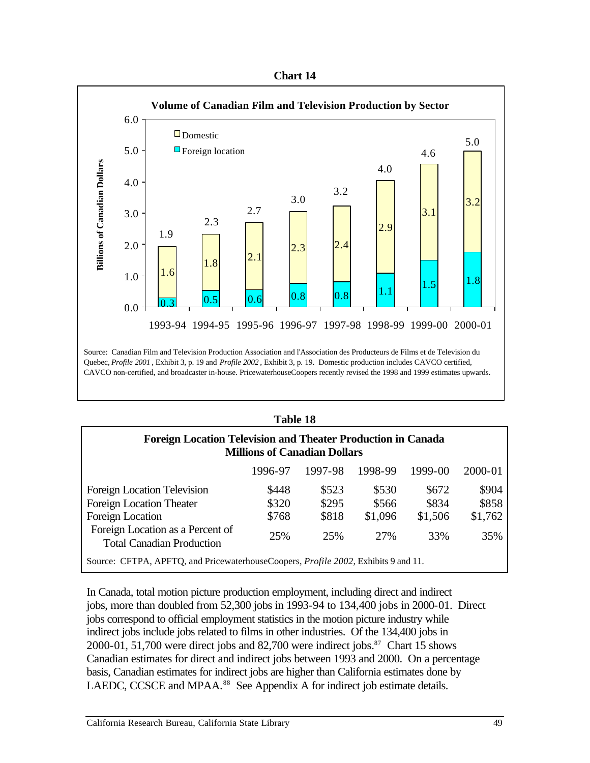**Chart 14**

**Volume of Canadian Film and Television Production by Sector**

| | 1993-94 | 1994-95 | 1995-96 | 1996-97 | 1997-98 | 1998-99 | 1999-00 | 2000-01 |
|---|---|---|---|---|---|---|---|---|
| Domestic | 1.6 | 1.8 | 2.1 | 2.3 | 2.4 | 2.9 | 3.1 | 3.2 |
| Foreign location | 0.3 | 0.5 | 0.6 | 0.8 | 0.8 | 1.1 | 1.5 | 1.8 |
| Total | 1.9 | 2.3 | 2.7 | 3.0 | 3.2 | 4.0 | 4.6 | 5.0 |

Billions of Canadian Dollars

Source: Canadian Film and Television Production Association and l'Association des Producteurs de Films et de Television du Quebec, *Profile 2001*, Exhibit 3, p. 19 and *Profile 2002*, Exhibit 3, p. 19. Domestic production includes CAVCO certified, CAVCO non-certified, and broadcaster in-house. PricewaterhouseCoopers recently revised the 1998 and 1999 estimates upwards.

**Table 18**

**Foreign Location Television and Theater Production in Canada**
**Millions of Canadian Dollars**

| | 1996-97 | 1997-98 | 1998-99 | 1999-00 | 2000-01 |
|---|---|---|---|---|---|
| Foreign Location Television | $448 | $523 | $530 | $672 | $904 |
| Foreign Location Theater | $320 | $295 | $566 | $834 | $858 |
| Foreign Location | $768 | $818 | $1,096 | $1,506 | $1,762 |
| Foreign Location as a Percent of Total Canadian Production | 25% | 25% | 27% | 33% | 35% |

Source: CFTPA, APFTQ, and PricewaterhouseCoopers, *Profile 2002*, Exhibits 9 and 11.

In Canada, total motion picture production employment, including direct and indirect jobs, more than doubled from 52,300 jobs in 1993-94 to 134,400 jobs in 2000-01. Direct jobs correspond to official employment statistics in the motion picture industry while indirect jobs include jobs related to films in other industries. Of the 134,400 jobs in 2000-01, 51,700 were direct jobs and 82,700 were indirect jobs.[87] Chart 15 shows Canadian estimates for direct and indirect jobs between 1993 and 2000. On a percentage basis, Canadian estimates for indirect jobs are higher than California estimates done by LAEDC, CCSCE and MPAA.[88] See Appendix A for indirect job estimate details.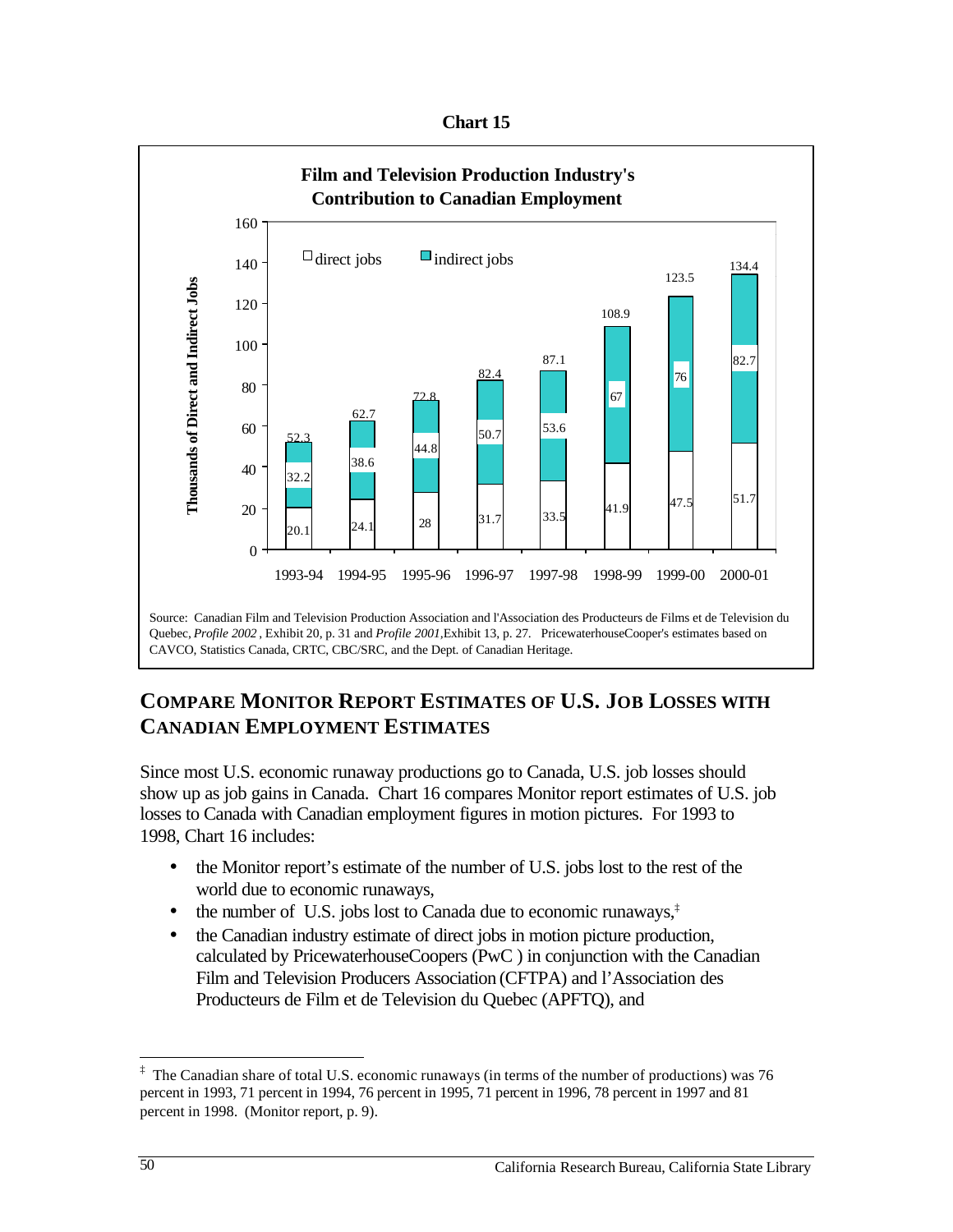**Chart 15**

**Film and Television Production Industry's Contribution to Canadian Employment**

| Year | Direct jobs | Indirect jobs | Total |
|---|---|---|---|
| 1993-94 | 20.1 | 32.2 | 52.3 |
| 1994-95 | 24.1 | 38.6 | 62.7 |
| 1995-96 | 28 | 44.8 | 72.8 |
| 1996-97 | 31.7 | 50.7 | 82.4 |
| 1997-98 | 33.5 | 53.6 | 87.1 |
| 1998-99 | 41.9 | 67 | 108.9 |
| 1999-00 | 47.5 | 76 | 123.5 |
| 2000-01 | 51.7 | 82.7 | 134.4 |

Thousands of Direct and Indirect Jobs

Source: Canadian Film and Television Production Association and l'Association des Producteurs de Films et de Television du Quebec, *Profile 2002*, Exhibit 20, p. 31 and *Profile 2001*, Exhibit 13, p. 27. PricewaterhouseCooper's estimates based on CAVCO, Statistics Canada, CRTC, CBC/SRC, and the Dept. of Canadian Heritage.

## COMPARE MONITOR REPORT ESTIMATES OF U.S. JOB LOSSES WITH CANADIAN EMPLOYMENT ESTIMATES

Since most U.S. economic runaway productions go to Canada, U.S. job losses should show up as job gains in Canada. Chart 16 compares Monitor report estimates of U.S. job losses to Canada with Canadian employment figures in motion pictures. For 1993 to 1998, Chart 16 includes:

- the Monitor report's estimate of the number of U.S. jobs lost to the rest of the world due to economic runaways,
- the number of U.S. jobs lost to Canada due to economic runaways,[‡]
- the Canadian industry estimate of direct jobs in motion picture production, calculated by PricewaterhouseCoopers (PwC ) in conjunction with the Canadian Film and Television Producers Association (CFTPA) and l'Association des Producteurs de Film et de Television du Quebec (APFTQ), and

[‡] The Canadian share of total U.S. economic runaways (in terms of the number of productions) was 76 percent in 1993, 71 percent in 1994, 76 percent in 1995, 71 percent in 1996, 78 percent in 1997 and 81 percent in 1998. (Monitor report, p. 9).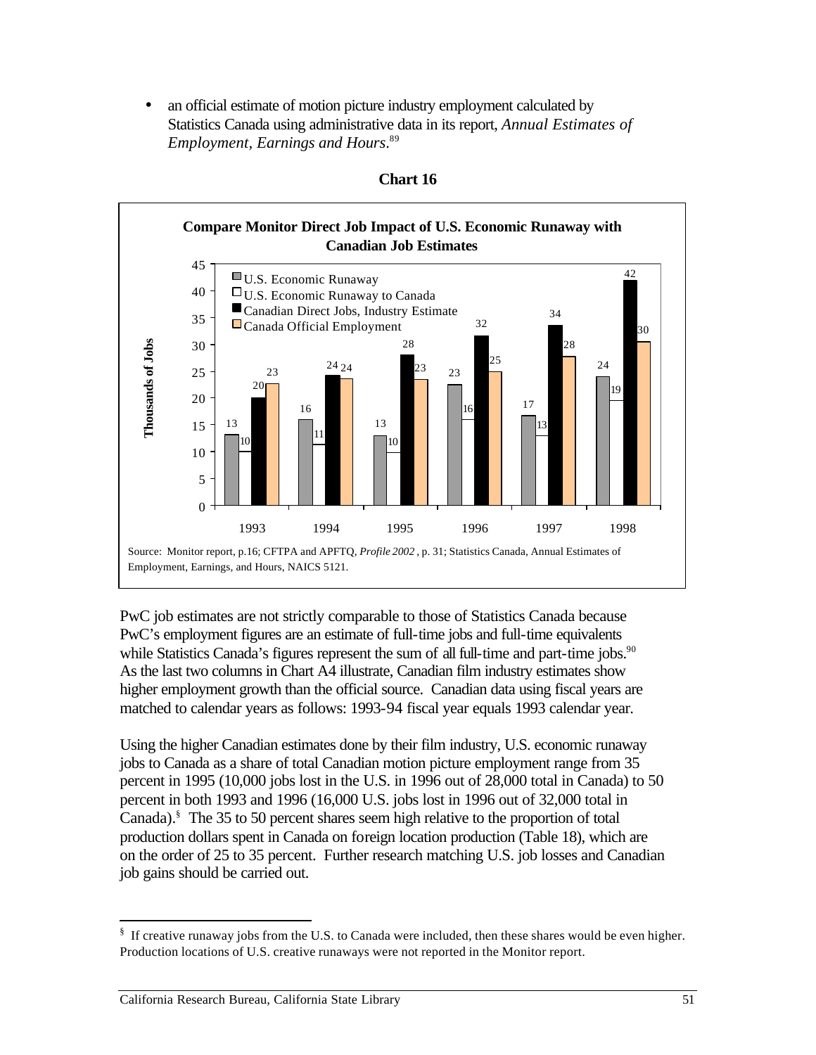- an official estimate of motion picture industry employment calculated by Statistics Canada using administrative data in its report, *Annual Estimates of Employment, Earnings and Hours*.[89]

**Chart 16**

**Compare Monitor Direct Job Impact of U.S. Economic Runaway with Canadian Job Estimates**

Thousands of Jobs

| Year | U.S. Economic Runaway | U.S. Economic Runaway to Canada | Canadian Direct Jobs, Industry Estimate | Canada Official Employment |
|---|---|---|---|---|
| 1993 | 13 | 10 | 20 | 23 |
| 1994 | 16 | 11 | 24 | 24 |
| 1995 | 13 | 10 | 28 | 23 |
| 1996 | 23 | 16 | 32 | 25 |
| 1997 | 17 | 13 | 34 | 28 |
| 1998 | 24 | 19 | 42 | 30 |

Source: Monitor report, p.16; CFTPA and APFTQ, *Profile 2002*, p. 31; Statistics Canada, Annual Estimates of Employment, Earnings, and Hours, NAICS 5121.

PwC job estimates are not strictly comparable to those of Statistics Canada because PwC's employment figures are an estimate of full-time jobs and full-time equivalents while Statistics Canada's figures represent the sum of all full-time and part-time jobs.[90] As the last two columns in Chart A4 illustrate, Canadian film industry estimates show higher employment growth than the official source. Canadian data using fiscal years are matched to calendar years as follows: 1993-94 fiscal year equals 1993 calendar year.

Using the higher Canadian estimates done by their film industry, U.S. economic runaway jobs to Canada as a share of total Canadian motion picture employment range from 35 percent in 1995 (10,000 jobs lost in the U.S. in 1996 out of 28,000 total in Canada) to 50 percent in both 1993 and 1996 (16,000 U.S. jobs lost in 1996 out of 32,000 total in Canada).[§] The 35 to 50 percent shares seem high relative to the proportion of total production dollars spent in Canada on foreign location production (Table 18), which are on the order of 25 to 35 percent. Further research matching U.S. job losses and Canadian job gains should be carried out.

---

[§] If creative runaway jobs from the U.S. to Canada were included, then these shares would be even higher. Production locations of U.S. creative runaways were not reported in the Monitor report.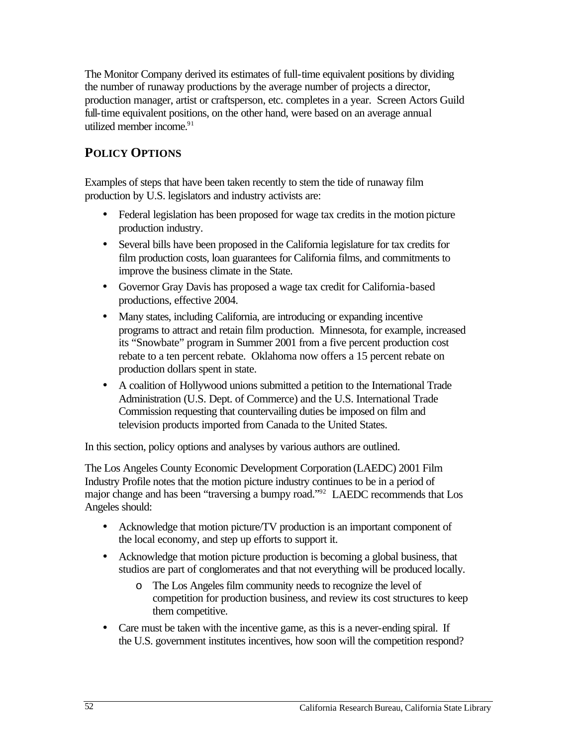The Monitor Company derived its estimates of full-time equivalent positions by dividing the number of runaway productions by the average number of projects a director, production manager, artist or craftsperson, etc. completes in a year. Screen Actors Guild full-time equivalent positions, on the other hand, were based on an average annual utilized member income.[91]

## POLICY OPTIONS

Examples of steps that have been taken recently to stem the tide of runaway film production by U.S. legislators and industry activists are:

- Federal legislation has been proposed for wage tax credits in the motion picture production industry.
- Several bills have been proposed in the California legislature for tax credits for film production costs, loan guarantees for California films, and commitments to improve the business climate in the State.
- Governor Gray Davis has proposed a wage tax credit for California-based productions, effective 2004.
- Many states, including California, are introducing or expanding incentive programs to attract and retain film production. Minnesota, for example, increased its "Snowbate" program in Summer 2001 from a five percent production cost rebate to a ten percent rebate. Oklahoma now offers a 15 percent rebate on production dollars spent in state.
- A coalition of Hollywood unions submitted a petition to the International Trade Administration (U.S. Dept. of Commerce) and the U.S. International Trade Commission requesting that countervailing duties be imposed on film and television products imported from Canada to the United States.

In this section, policy options and analyses by various authors are outlined.

The Los Angeles County Economic Development Corporation (LAEDC) 2001 Film Industry Profile notes that the motion picture industry continues to be in a period of major change and has been "traversing a bumpy road."[92] LAEDC recommends that Los Angeles should:

- Acknowledge that motion picture/TV production is an important component of the local economy, and step up efforts to support it.
- Acknowledge that motion picture production is becoming a global business, that studios are part of conglomerates and that not everything will be produced locally.
  - The Los Angeles film community needs to recognize the level of competition for production business, and review its cost structures to keep them competitive.
- Care must be taken with the incentive game, as this is a never-ending spiral. If the U.S. government institutes incentives, how soon will the competition respond?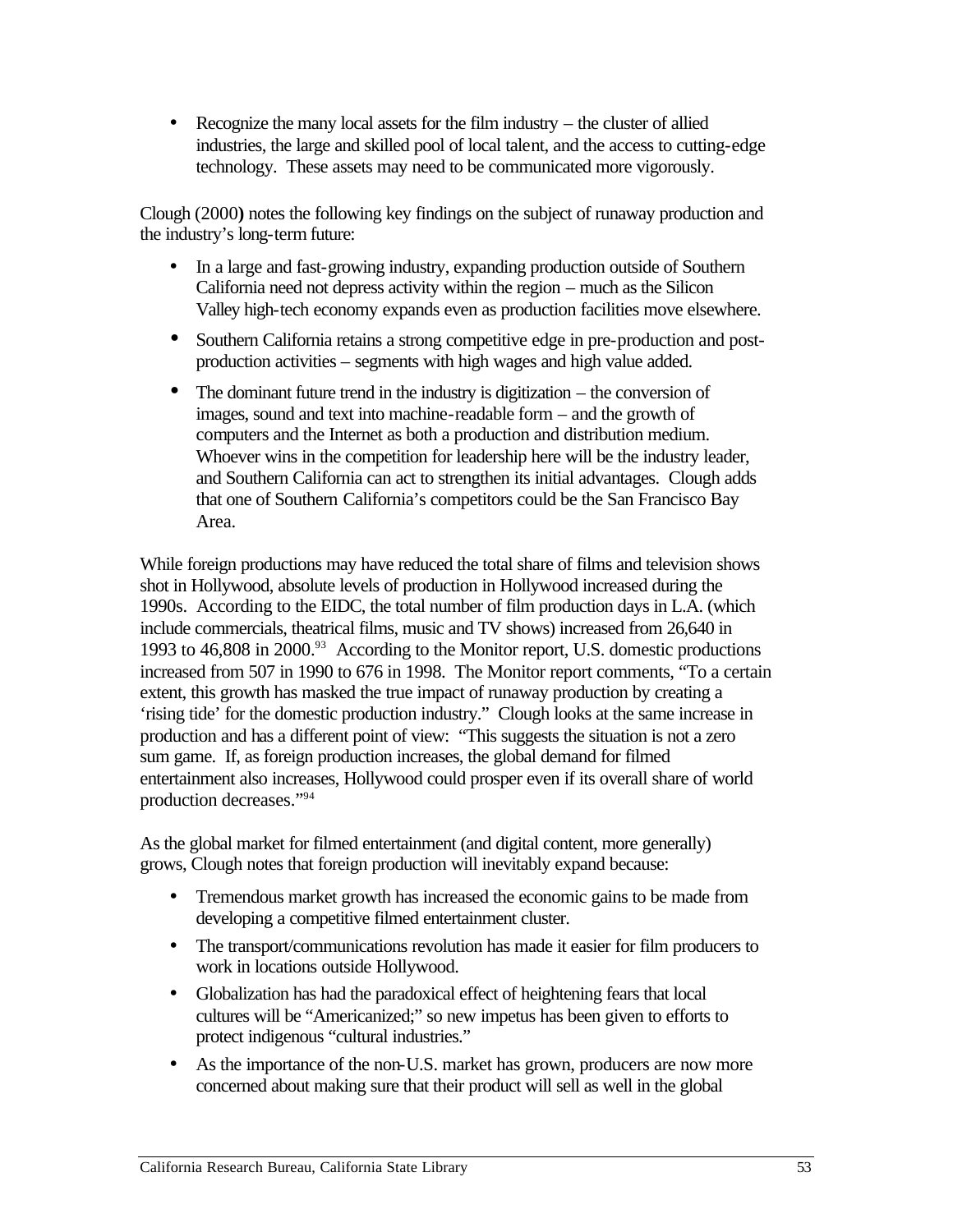- Recognize the many local assets for the film industry – the cluster of allied industries, the large and skilled pool of local talent, and the access to cutting-edge technology. These assets may need to be communicated more vigorously.

Clough (2000) notes the following key findings on the subject of runaway production and the industry's long-term future:

- In a large and fast-growing industry, expanding production outside of Southern California need not depress activity within the region – much as the Silicon Valley high-tech economy expands even as production facilities move elsewhere.
- Southern California retains a strong competitive edge in pre-production and post-production activities – segments with high wages and high value added.
- The dominant future trend in the industry is digitization – the conversion of images, sound and text into machine-readable form – and the growth of computers and the Internet as both a production and distribution medium. Whoever wins in the competition for leadership here will be the industry leader, and Southern California can act to strengthen its initial advantages. Clough adds that one of Southern California's competitors could be the San Francisco Bay Area.

While foreign productions may have reduced the total share of films and television shows shot in Hollywood, absolute levels of production in Hollywood increased during the 1990s. According to the EIDC, the total number of film production days in L.A. (which include commercials, theatrical films, music and TV shows) increased from 26,640 in 1993 to 46,808 in 2000.[93] According to the Monitor report, U.S. domestic productions increased from 507 in 1990 to 676 in 1998. The Monitor report comments, "To a certain extent, this growth has masked the true impact of runaway production by creating a 'rising tide' for the domestic production industry." Clough looks at the same increase in production and has a different point of view: "This suggests the situation is not a zero sum game. If, as foreign production increases, the global demand for filmed entertainment also increases, Hollywood could prosper even if its overall share of world production decreases."[94]

As the global market for filmed entertainment (and digital content, more generally) grows, Clough notes that foreign production will inevitably expand because:

- Tremendous market growth has increased the economic gains to be made from developing a competitive filmed entertainment cluster.
- The transport/communications revolution has made it easier for film producers to work in locations outside Hollywood.
- Globalization has had the paradoxical effect of heightening fears that local cultures will be "Americanized;" so new impetus has been given to efforts to protect indigenous "cultural industries."
- As the importance of the non-U.S. market has grown, producers are now more concerned about making sure that their product will sell as well in the global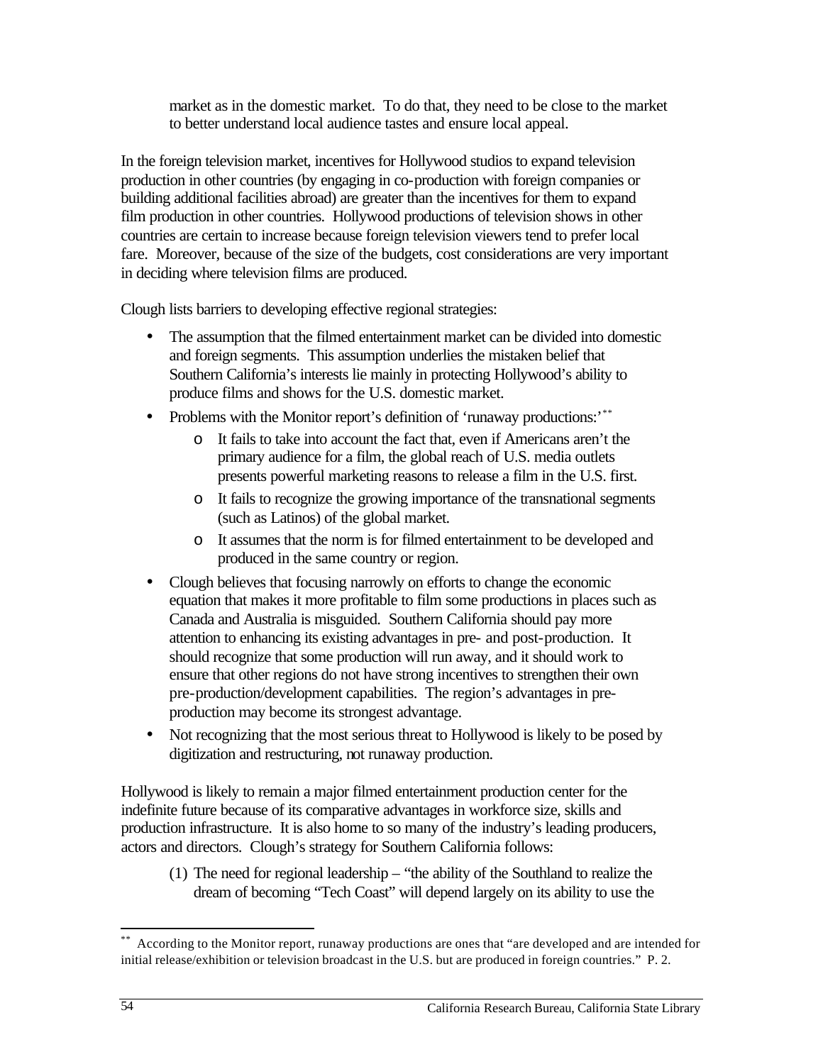market as in the domestic market. To do that, they need to be close to the market to better understand local audience tastes and ensure local appeal.

In the foreign television market, incentives for Hollywood studios to expand television production in other countries (by engaging in co-production with foreign companies or building additional facilities abroad) are greater than the incentives for them to expand film production in other countries. Hollywood productions of television shows in other countries are certain to increase because foreign television viewers tend to prefer local fare. Moreover, because of the size of the budgets, cost considerations are very important in deciding where television films are produced.

Clough lists barriers to developing effective regional strategies:

- The assumption that the filmed entertainment market can be divided into domestic and foreign segments. This assumption underlies the mistaken belief that Southern California's interests lie mainly in protecting Hollywood's ability to produce films and shows for the U.S. domestic market.
- Problems with the Monitor report's definition of 'runaway productions:'[**]
  - It fails to take into account the fact that, even if Americans aren't the primary audience for a film, the global reach of U.S. media outlets presents powerful marketing reasons to release a film in the U.S. first.
  - It fails to recognize the growing importance of the transnational segments (such as Latinos) of the global market.
  - It assumes that the norm is for filmed entertainment to be developed and produced in the same country or region.
- Clough believes that focusing narrowly on efforts to change the economic equation that makes it more profitable to film some productions in places such as Canada and Australia is misguided. Southern California should pay more attention to enhancing its existing advantages in pre- and post-production. It should recognize that some production will run away, and it should work to ensure that other regions do not have strong incentives to strengthen their own pre-production/development capabilities. The region's advantages in pre-production may become its strongest advantage.
- Not recognizing that the most serious threat to Hollywood is likely to be posed by digitization and restructuring, not runaway production.

Hollywood is likely to remain a major filmed entertainment production center for the indefinite future because of its comparative advantages in workforce size, skills and production infrastructure. It is also home to so many of the industry's leading producers, actors and directors. Clough's strategy for Southern California follows:

(1) The need for regional leadership – "the ability of the Southland to realize the dream of becoming "Tech Coast" will depend largely on its ability to use the

---

[**] According to the Monitor report, runaway productions are ones that "are developed and are intended for initial release/exhibition or television broadcast in the U.S. but are produced in foreign countries." P. 2.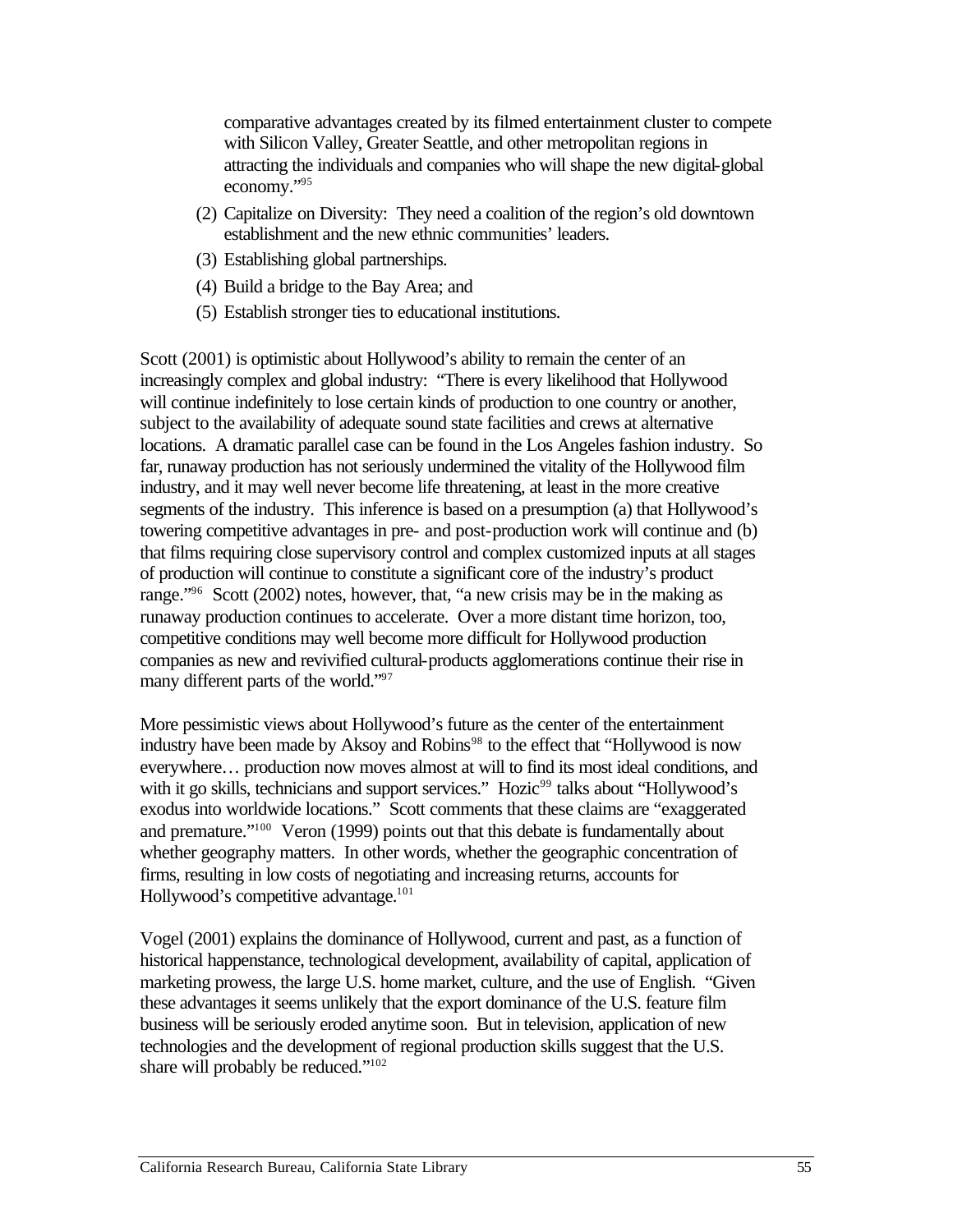comparative advantages created by its filmed entertainment cluster to compete with Silicon Valley, Greater Seattle, and other metropolitan regions in attracting the individuals and companies who will shape the new digital-global economy."[95]

(2) Capitalize on Diversity: They need a coalition of the region's old downtown establishment and the new ethnic communities' leaders.

(3) Establishing global partnerships.

(4) Build a bridge to the Bay Area; and

(5) Establish stronger ties to educational institutions.

Scott (2001) is optimistic about Hollywood's ability to remain the center of an increasingly complex and global industry: "There is every likelihood that Hollywood will continue indefinitely to lose certain kinds of production to one country or another, subject to the availability of adequate sound state facilities and crews at alternative locations. A dramatic parallel case can be found in the Los Angeles fashion industry. So far, runaway production has not seriously undermined the vitality of the Hollywood film industry, and it may well never become life threatening, at least in the more creative segments of the industry. This inference is based on a presumption (a) that Hollywood's towering competitive advantages in pre- and post-production work will continue and (b) that films requiring close supervisory control and complex customized inputs at all stages of production will continue to constitute a significant core of the industry's product range."[96] Scott (2002) notes, however, that, "a new crisis may be in the making as runaway production continues to accelerate. Over a more distant time horizon, too, competitive conditions may well become more difficult for Hollywood production companies as new and revivified cultural-products agglomerations continue their rise in many different parts of the world."[97]

More pessimistic views about Hollywood's future as the center of the entertainment industry have been made by Aksoy and Robins[98] to the effect that "Hollywood is now everywhere… production now moves almost at will to find its most ideal conditions, and with it go skills, technicians and support services." Hozic[99] talks about "Hollywood's exodus into worldwide locations." Scott comments that these claims are "exaggerated and premature."[100] Veron (1999) points out that this debate is fundamentally about whether geography matters. In other words, whether the geographic concentration of firms, resulting in low costs of negotiating and increasing returns, accounts for Hollywood's competitive advantage.[101]

Vogel (2001) explains the dominance of Hollywood, current and past, as a function of historical happenstance, technological development, availability of capital, application of marketing prowess, the large U.S. home market, culture, and the use of English. "Given these advantages it seems unlikely that the export dominance of the U.S. feature film business will be seriously eroded anytime soon. But in television, application of new technologies and the development of regional production skills suggest that the U.S. share will probably be reduced."[102]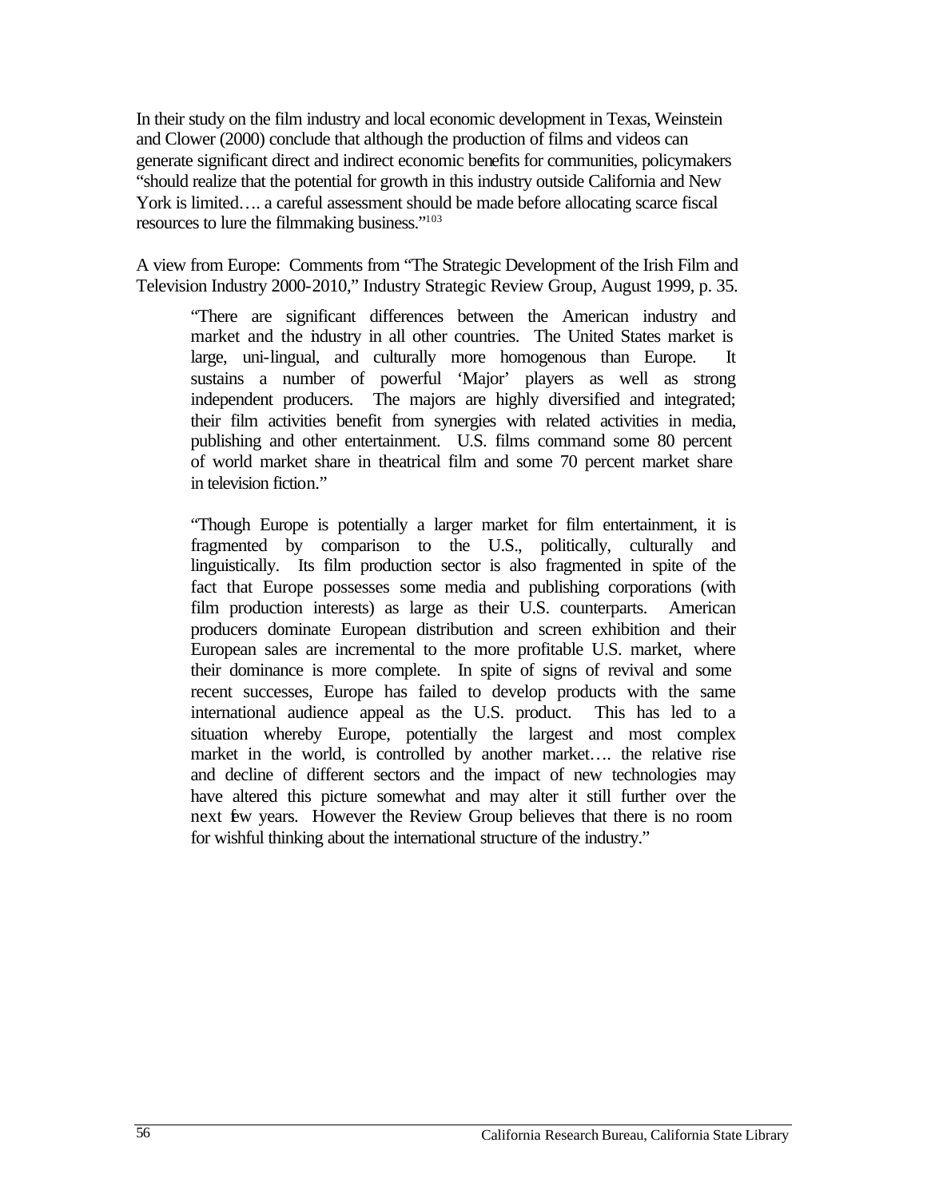In their study on the film industry and local economic development in Texas, Weinstein and Clower (2000) conclude that although the production of films and videos can generate significant direct and indirect economic benefits for communities, policymakers "should realize that the potential for growth in this industry outside California and New York is limited…. a careful assessment should be made before allocating scarce fiscal resources to lure the filmmaking business."[103]

A view from Europe: Comments from "The Strategic Development of the Irish Film and Television Industry 2000-2010," Industry Strategic Review Group, August 1999, p. 35.

> "There are significant differences between the American industry and market and the industry in all other countries. The United States market is large, uni-lingual, and culturally more homogenous than Europe. It sustains a number of powerful 'Major' players as well as strong independent producers. The majors are highly diversified and integrated; their film activities benefit from synergies with related activities in media, publishing and other entertainment. U.S. films command some 80 percent of world market share in theatrical film and some 70 percent market share in television fiction."
>
> "Though Europe is potentially a larger market for film entertainment, it is fragmented by comparison to the U.S., politically, culturally and linguistically. Its film production sector is also fragmented in spite of the fact that Europe possesses some media and publishing corporations (with film production interests) as large as their U.S. counterparts. American producers dominate European distribution and screen exhibition and their European sales are incremental to the more profitable U.S. market, where their dominance is more complete. In spite of signs of revival and some recent successes, Europe has failed to develop products with the same international audience appeal as the U.S. product. This has led to a situation whereby Europe, potentially the largest and most complex market in the world, is controlled by another market…. the relative rise and decline of different sectors and the impact of new technologies may have altered this picture somewhat and may alter it still further over the next few years. However the Review Group believes that there is no room for wishful thinking about the international structure of the industry."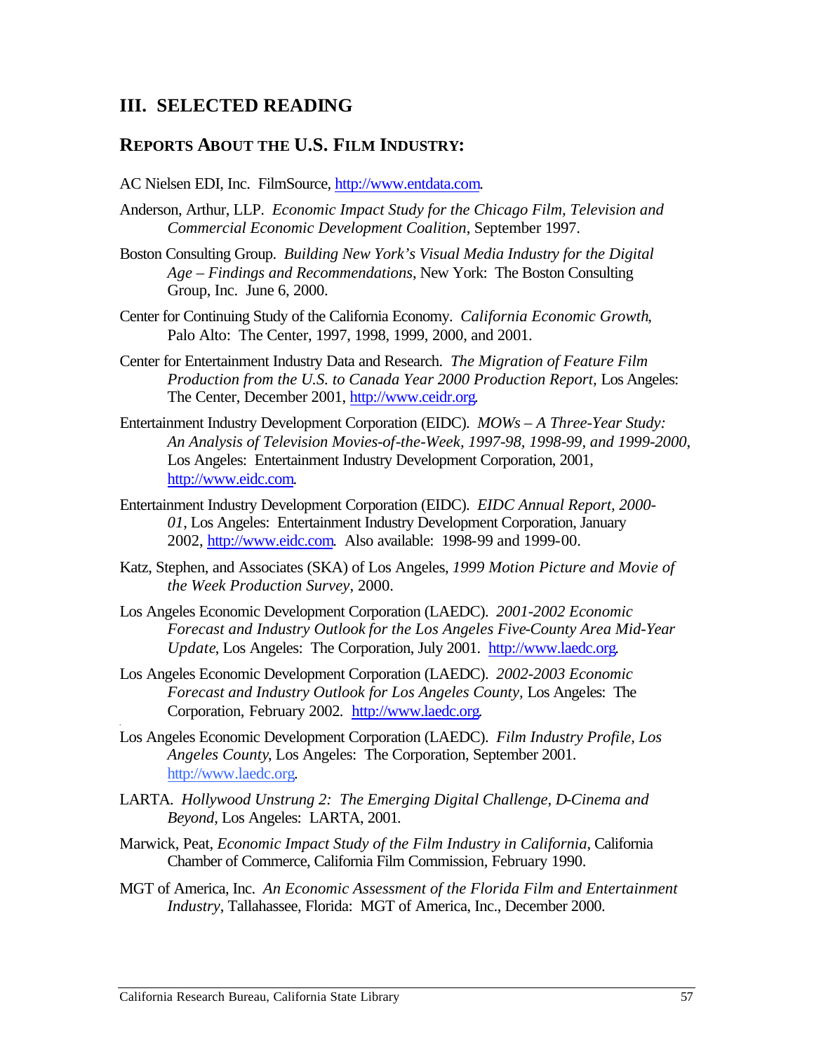## III. SELECTED READING

### REPORTS ABOUT THE U.S. FILM INDUSTRY:

AC Nielsen EDI, Inc. FilmSource, http://www.entdata.com.

Anderson, Arthur, LLP. *Economic Impact Study for the Chicago Film, Television and Commercial Economic Development Coalition*, September 1997.

Boston Consulting Group. *Building New York's Visual Media Industry for the Digital Age – Findings and Recommendations*, New York: The Boston Consulting Group, Inc. June 6, 2000.

Center for Continuing Study of the California Economy. *California Economic Growth*, Palo Alto: The Center, 1997, 1998, 1999, 2000, and 2001.

Center for Entertainment Industry Data and Research. *The Migration of Feature Film Production from the U.S. to Canada Year 2000 Production Report,* Los Angeles: The Center, December 2001, http://www.ceidr.org.

Entertainment Industry Development Corporation (EIDC). *MOWs – A Three-Year Study: An Analysis of Television Movies-of-the-Week, 1997-98, 1998-99, and 1999-2000*, Los Angeles: Entertainment Industry Development Corporation, 2001, http://www.eidc.com.

Entertainment Industry Development Corporation (EIDC). *EIDC Annual Report, 2000-01*, Los Angeles: Entertainment Industry Development Corporation, January 2002, http://www.eidc.com. Also available: 1998-99 and 1999-00.

Katz, Stephen, and Associates (SKA) of Los Angeles, *1999 Motion Picture and Movie of the Week Production Survey*, 2000.

Los Angeles Economic Development Corporation (LAEDC). *2001-2002 Economic Forecast and Industry Outlook for the Los Angeles Five-County Area Mid-Year Update*, Los Angeles: The Corporation, July 2001. http://www.laedc.org.

Los Angeles Economic Development Corporation (LAEDC). *2002-2003 Economic Forecast and Industry Outlook for Los Angeles County,* Los Angeles: The Corporation, February 2002. http://www.laedc.org.

Los Angeles Economic Development Corporation (LAEDC). *Film Industry Profile, Los Angeles County*, Los Angeles: The Corporation, September 2001. http://www.laedc.org.

LARTA. *Hollywood Unstrung 2: The Emerging Digital Challenge, D-Cinema and Beyond,* Los Angeles: LARTA, 2001.

Marwick, Peat, *Economic Impact Study of the Film Industry in California*, California Chamber of Commerce, California Film Commission, February 1990.

MGT of America, Inc. *An Economic Assessment of the Florida Film and Entertainment Industry*, Tallahassee, Florida: MGT of America, Inc., December 2000.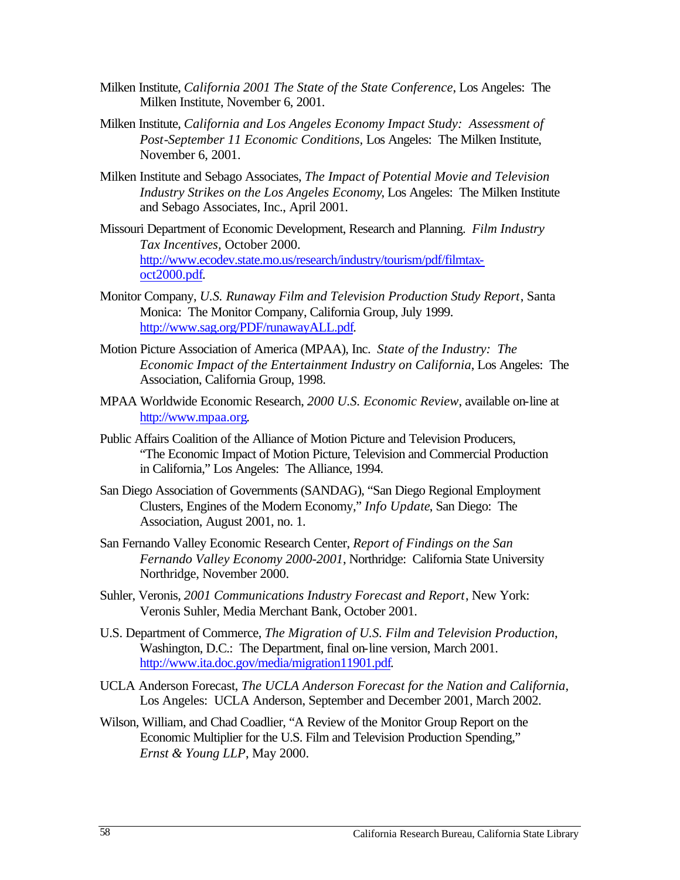Milken Institute, *California 2001 The State of the State Conference*, Los Angeles: The Milken Institute, November 6, 2001.

Milken Institute, *California and Los Angeles Economy Impact Study: Assessment of Post-September 11 Economic Conditions*, Los Angeles: The Milken Institute, November 6, 2001.

Milken Institute and Sebago Associates, *The Impact of Potential Movie and Television Industry Strikes on the Los Angeles Economy*, Los Angeles: The Milken Institute and Sebago Associates, Inc., April 2001.

Missouri Department of Economic Development, Research and Planning. *Film Industry Tax Incentives,* October 2000. http://www.ecodev.state.mo.us/research/industry/tourism/pdf/filmtax-oct2000.pdf.

Monitor Company, *U.S. Runaway Film and Television Production Study Report*, Santa Monica: The Monitor Company, California Group, July 1999. http://www.sag.org/PDF/runawayALL.pdf.

Motion Picture Association of America (MPAA), Inc. *State of the Industry: The Economic Impact of the Entertainment Industry on California*, Los Angeles: The Association, California Group, 1998.

MPAA Worldwide Economic Research, *2000 U.S. Economic Review,* available on-line at http://www.mpaa.org.

Public Affairs Coalition of the Alliance of Motion Picture and Television Producers, "The Economic Impact of Motion Picture, Television and Commercial Production in California," Los Angeles: The Alliance, 1994.

San Diego Association of Governments (SANDAG), "San Diego Regional Employment Clusters, Engines of the Modern Economy," *Info Update*, San Diego: The Association, August 2001, no. 1.

San Fernando Valley Economic Research Center, *Report of Findings on the San Fernando Valley Economy 2000-2001*, Northridge: California State University Northridge, November 2000.

Suhler, Veronis, *2001 Communications Industry Forecast and Report*, New York: Veronis Suhler, Media Merchant Bank, October 2001.

U.S. Department of Commerce, *The Migration of U.S. Film and Television Production*, Washington, D.C.: The Department, final on-line version, March 2001. http://www.ita.doc.gov/media/migration11901.pdf.

UCLA Anderson Forecast, *The UCLA Anderson Forecast for the Nation and California*, Los Angeles: UCLA Anderson, September and December 2001, March 2002.

Wilson, William, and Chad Coadlier, "A Review of the Monitor Group Report on the Economic Multiplier for the U.S. Film and Television Production Spending," *Ernst & Young LLP*, May 2000.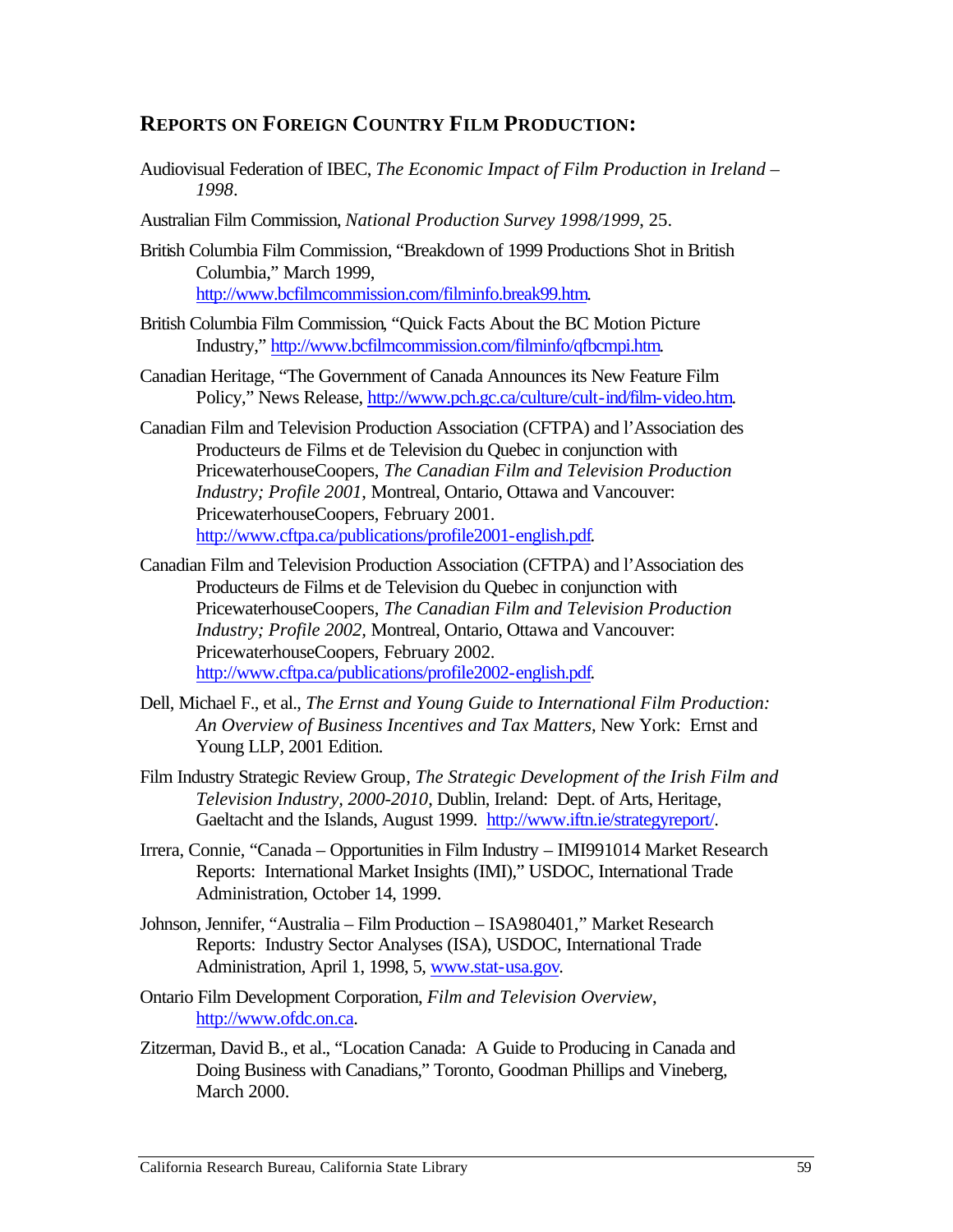## Reports on Foreign Country Film Production:

Audiovisual Federation of IBEC, *The Economic Impact of Film Production in Ireland – 1998*.

Australian Film Commission, *National Production Survey 1998/1999*, 25.

British Columbia Film Commission, "Breakdown of 1999 Productions Shot in British Columbia," March 1999, http://www.bcfilmcommission.com/filminfo.break99.htm.

British Columbia Film Commission, "Quick Facts About the BC Motion Picture Industry," http://www.bcfilmcommission.com/filminfo/qfbcmpi.htm.

Canadian Heritage, "The Government of Canada Announces its New Feature Film Policy," News Release, http://www.pch.gc.ca/culture/cult-ind/film-video.htm.

Canadian Film and Television Production Association (CFTPA) and l'Association des Producteurs de Films et de Television du Quebec in conjunction with PricewaterhouseCoopers, *The Canadian Film and Television Production Industry; Profile 2001*, Montreal, Ontario, Ottawa and Vancouver: PricewaterhouseCoopers, February 2001. http://www.cftpa.ca/publications/profile2001-english.pdf.

Canadian Film and Television Production Association (CFTPA) and l'Association des Producteurs de Films et de Television du Quebec in conjunction with PricewaterhouseCoopers, *The Canadian Film and Television Production Industry; Profile 2002*, Montreal, Ontario, Ottawa and Vancouver: PricewaterhouseCoopers, February 2002. http://www.cftpa.ca/publications/profile2002-english.pdf.

Dell, Michael F., et al., *The Ernst and Young Guide to International Film Production: An Overview of Business Incentives and Tax Matters*, New York: Ernst and Young LLP, 2001 Edition.

Film Industry Strategic Review Group, *The Strategic Development of the Irish Film and Television Industry, 2000-2010*, Dublin, Ireland: Dept. of Arts, Heritage, Gaeltacht and the Islands, August 1999. http://www.iftn.ie/strategyreport/.

Irrera, Connie, "Canada – Opportunities in Film Industry – IMI991014 Market Research Reports: International Market Insights (IMI)," USDOC, International Trade Administration, October 14, 1999.

Johnson, Jennifer, "Australia – Film Production – ISA980401," Market Research Reports: Industry Sector Analyses (ISA), USDOC, International Trade Administration, April 1, 1998, 5, www.stat-usa.gov.

Ontario Film Development Corporation, *Film and Television Overview*, http://www.ofdc.on.ca.

Zitzerman, David B., et al., "Location Canada: A Guide to Producing in Canada and Doing Business with Canadians," Toronto, Goodman Phillips and Vineberg, March 2000.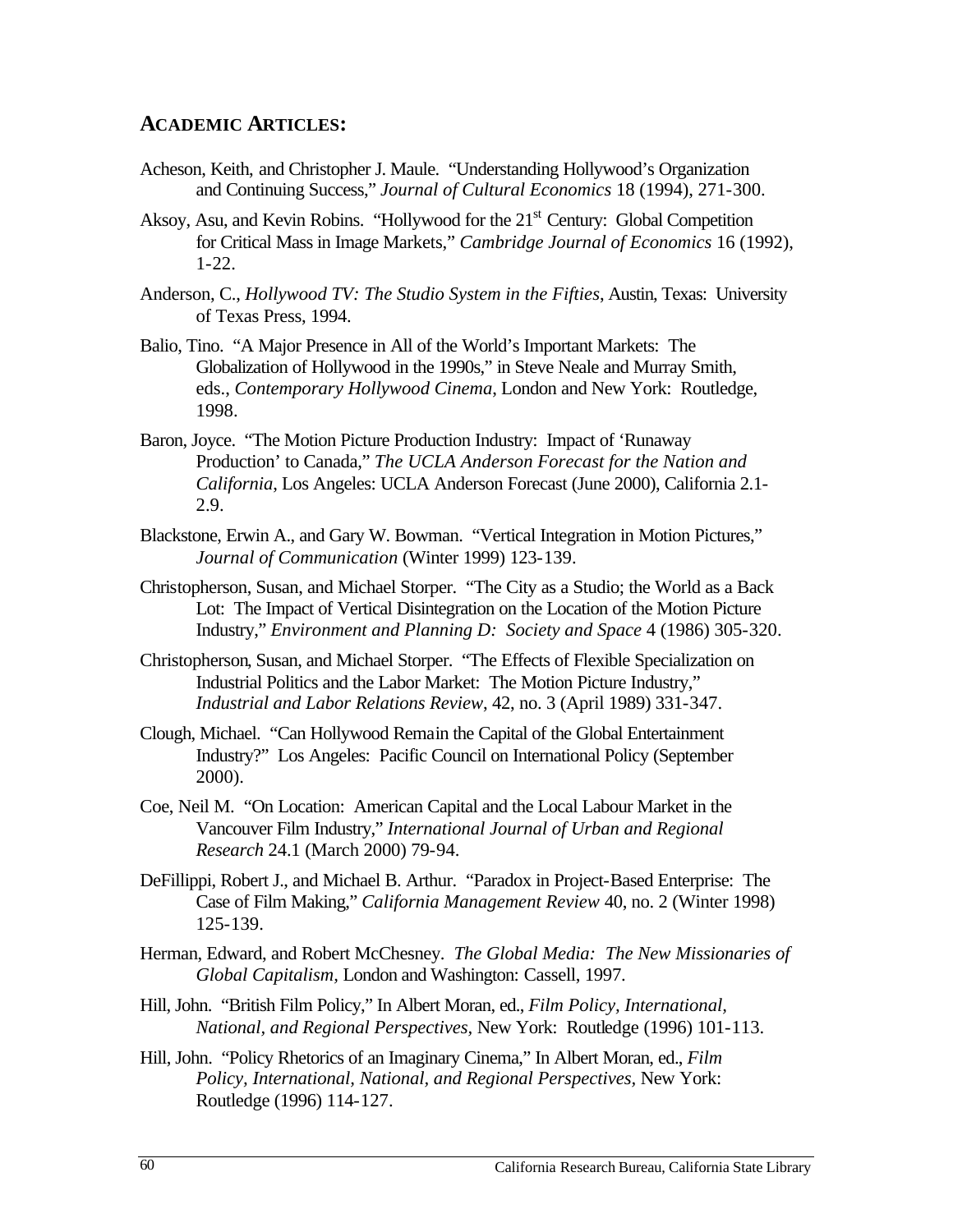## ACADEMIC ARTICLES:

Acheson, Keith, and Christopher J. Maule. "Understanding Hollywood's Organization and Continuing Success," *Journal of Cultural Economics* 18 (1994), 271-300.

Aksoy, Asu, and Kevin Robins. "Hollywood for the 21st Century: Global Competition for Critical Mass in Image Markets," *Cambridge Journal of Economics* 16 (1992), 1-22.

Anderson, C., *Hollywood TV: The Studio System in the Fifties*, Austin, Texas: University of Texas Press, 1994.

Balio, Tino. "A Major Presence in All of the World's Important Markets: The Globalization of Hollywood in the 1990s," in Steve Neale and Murray Smith, eds., *Contemporary Hollywood Cinema*, London and New York: Routledge, 1998.

Baron, Joyce. "The Motion Picture Production Industry: Impact of 'Runaway Production' to Canada," *The UCLA Anderson Forecast for the Nation and California*, Los Angeles: UCLA Anderson Forecast (June 2000), California 2.1-2.9.

Blackstone, Erwin A., and Gary W. Bowman. "Vertical Integration in Motion Pictures," *Journal of Communication* (Winter 1999) 123-139.

Christopherson, Susan, and Michael Storper. "The City as a Studio; the World as a Back Lot: The Impact of Vertical Disintegration on the Location of the Motion Picture Industry," *Environment and Planning D: Society and Space* 4 (1986) 305-320.

Christopherson, Susan, and Michael Storper. "The Effects of Flexible Specialization on Industrial Politics and the Labor Market: The Motion Picture Industry," *Industrial and Labor Relations Review*, 42, no. 3 (April 1989) 331-347.

Clough, Michael. "Can Hollywood Remain the Capital of the Global Entertainment Industry?" Los Angeles: Pacific Council on International Policy (September 2000).

Coe, Neil M. "On Location: American Capital and the Local Labour Market in the Vancouver Film Industry," *International Journal of Urban and Regional Research* 24.1 (March 2000) 79-94.

DeFillippi, Robert J., and Michael B. Arthur. "Paradox in Project-Based Enterprise: The Case of Film Making," *California Management Review* 40, no. 2 (Winter 1998) 125-139.

Herman, Edward, and Robert McChesney. *The Global Media: The New Missionaries of Global Capitalism,* London and Washington: Cassell, 1997.

Hill, John. "British Film Policy," In Albert Moran, ed., *Film Policy, International, National, and Regional Perspectives*, New York: Routledge (1996) 101-113.

Hill, John. "Policy Rhetorics of an Imaginary Cinema," In Albert Moran, ed., *Film Policy, International, National, and Regional Perspectives*, New York: Routledge (1996) 114-127.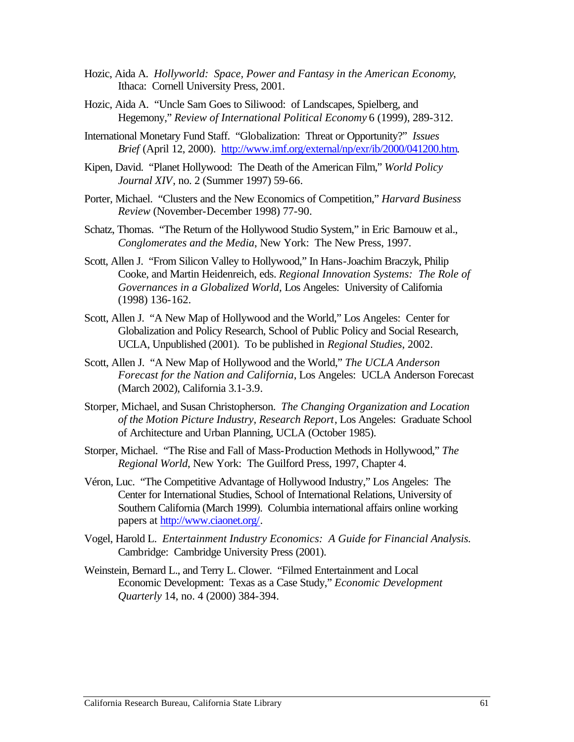Hozic, Aida A. *Hollyworld: Space, Power and Fantasy in the American Economy*, Ithaca: Cornell University Press, 2001.

Hozic, Aida A. "Uncle Sam Goes to Siliwood: of Landscapes, Spielberg, and Hegemony," *Review of International Political Economy* 6 (1999), 289-312.

International Monetary Fund Staff. "Globalization: Threat or Opportunity?" *Issues Brief* (April 12, 2000). http://www.imf.org/external/np/exr/ib/2000/041200.htm.

Kipen, David. "Planet Hollywood: The Death of the American Film," *World Policy Journal XIV*, no. 2 (Summer 1997) 59-66.

Porter, Michael. "Clusters and the New Economics of Competition," *Harvard Business Review* (November-December 1998) 77-90.

Schatz, Thomas. "The Return of the Hollywood Studio System," in Eric Barnouw et al., *Conglomerates and the Media*, New York: The New Press, 1997.

Scott, Allen J. "From Silicon Valley to Hollywood," In Hans-Joachim Braczyk, Philip Cooke, and Martin Heidenreich, eds. *Regional Innovation Systems: The Role of Governances in a Globalized World*, Los Angeles: University of California (1998) 136-162.

Scott, Allen J. "A New Map of Hollywood and the World," Los Angeles: Center for Globalization and Policy Research, School of Public Policy and Social Research, UCLA, Unpublished (2001). To be published in *Regional Studies*, 2002.

Scott, Allen J. "A New Map of Hollywood and the World," *The UCLA Anderson Forecast for the Nation and California*, Los Angeles: UCLA Anderson Forecast (March 2002), California 3.1-3.9.

Storper, Michael, and Susan Christopherson. *The Changing Organization and Location of the Motion Picture Industry*, *Research Report*, Los Angeles: Graduate School of Architecture and Urban Planning, UCLA (October 1985).

Storper, Michael. "The Rise and Fall of Mass-Production Methods in Hollywood," *The Regional World*, New York: The Guilford Press, 1997, Chapter 4.

Véron, Luc. "The Competitive Advantage of Hollywood Industry," Los Angeles: The Center for International Studies, School of International Relations, University of Southern California (March 1999). Columbia international affairs online working papers at http://www.ciaonet.org/.

Vogel, Harold L. *Entertainment Industry Economics: A Guide for Financial Analysis.* Cambridge: Cambridge University Press (2001).

Weinstein, Bernard L., and Terry L. Clower. "Filmed Entertainment and Local Economic Development: Texas as a Case Study," *Economic Development Quarterly* 14, no. 4 (2000) 384-394.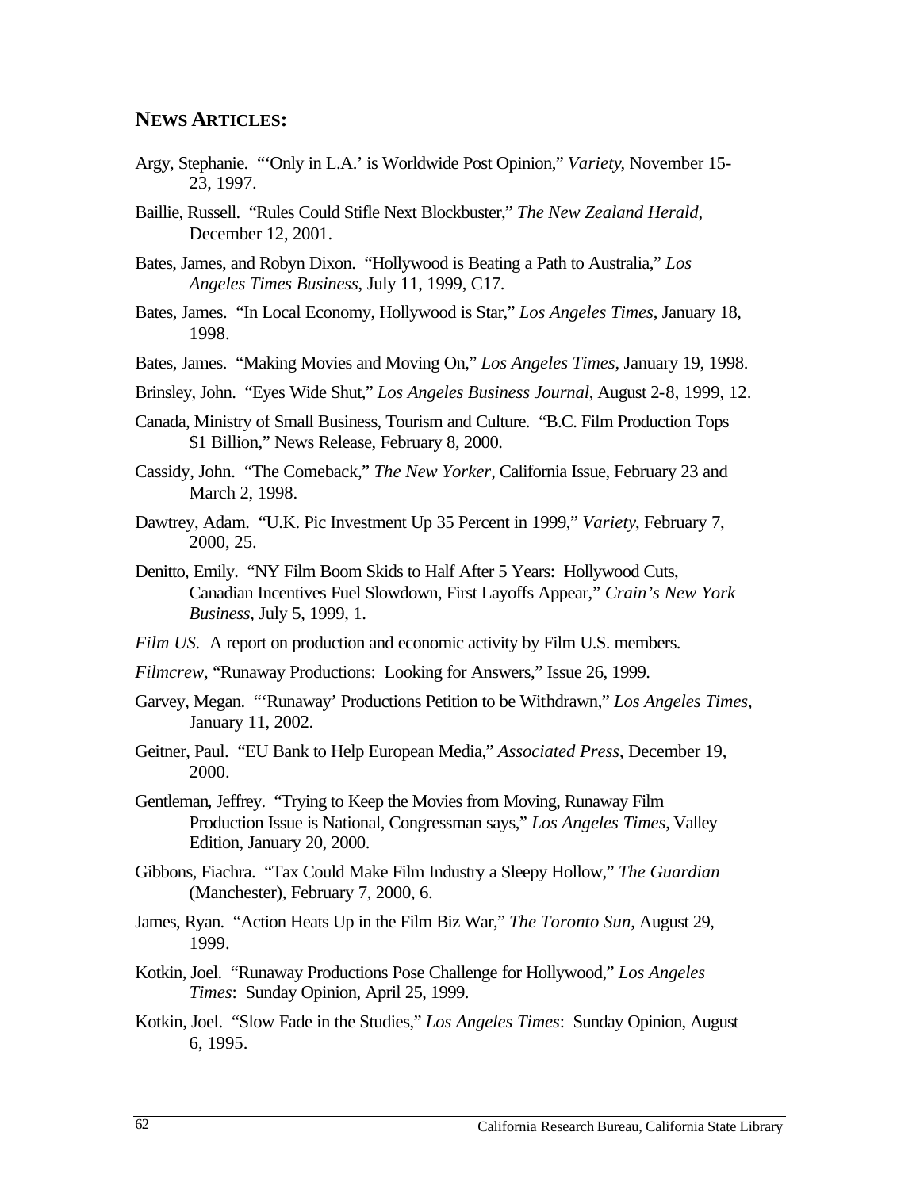## NEWS ARTICLES:

Argy, Stephanie. "'Only in L.A.' is Worldwide Post Opinion," *Variety*, November 15-23, 1997.

Baillie, Russell. "Rules Could Stifle Next Blockbuster," *The New Zealand Herald*, December 12, 2001.

Bates, James, and Robyn Dixon. "Hollywood is Beating a Path to Australia," *Los Angeles Times Business*, July 11, 1999, C17.

Bates, James. "In Local Economy, Hollywood is Star," *Los Angeles Times*, January 18, 1998.

Bates, James. "Making Movies and Moving On," *Los Angeles Times*, January 19, 1998.

Brinsley, John. "Eyes Wide Shut," *Los Angeles Business Journal*, August 2-8, 1999, 12.

Canada, Ministry of Small Business, Tourism and Culture. "B.C. Film Production Tops $1 Billion," News Release, February 8, 2000.

Cassidy, John. "The Comeback," *The New Yorker*, California Issue, February 23 and March 2, 1998.

Dawtrey, Adam. "U.K. Pic Investment Up 35 Percent in 1999," *Variety*, February 7, 2000, 25.

Denitto, Emily. "NY Film Boom Skids to Half After 5 Years: Hollywood Cuts, Canadian Incentives Fuel Slowdown, First Layoffs Appear," *Crain's New York Business*, July 5, 1999, 1.

*Film US*. A report on production and economic activity by Film U.S. members.

*Filmcrew*, "Runaway Productions: Looking for Answers," Issue 26, 1999.

Garvey, Megan. "'Runaway' Productions Petition to be Withdrawn," *Los Angeles Times*, January 11, 2002.

Geitner, Paul. "EU Bank to Help European Media," *Associated Press*, December 19, 2000.

Gentleman**,** Jeffrey. "Trying to Keep the Movies from Moving, Runaway Film Production Issue is National, Congressman says," *Los Angeles Times*, Valley Edition, January 20, 2000.

Gibbons, Fiachra. "Tax Could Make Film Industry a Sleepy Hollow," *The Guardian* (Manchester), February 7, 2000, 6.

James, Ryan. "Action Heats Up in the Film Biz War," *The Toronto Sun*, August 29, 1999.

Kotkin, Joel. "Runaway Productions Pose Challenge for Hollywood," *Los Angeles Times*: Sunday Opinion, April 25, 1999.

Kotkin, Joel. "Slow Fade in the Studies," *Los Angeles Times*: Sunday Opinion, August 6, 1995.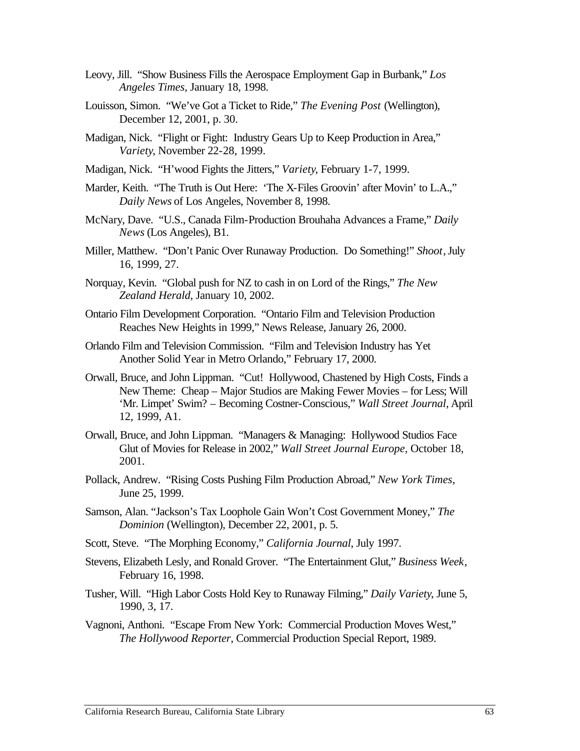Leovy, Jill. "Show Business Fills the Aerospace Employment Gap in Burbank," *Los Angeles Times*, January 18, 1998.

Louisson, Simon. "We've Got a Ticket to Ride," *The Evening Post* (Wellington), December 12, 2001, p. 30.

Madigan, Nick. "Flight or Fight: Industry Gears Up to Keep Production in Area," *Variety*, November 22-28, 1999.

Madigan, Nick. "H'wood Fights the Jitters," *Variety*, February 1-7, 1999.

Marder, Keith. "The Truth is Out Here: 'The X-Files Groovin' after Movin' to L.A.," *Daily News* of Los Angeles, November 8, 1998.

McNary, Dave. "U.S., Canada Film-Production Brouhaha Advances a Frame," *Daily News* (Los Angeles), B1.

Miller, Matthew. "Don't Panic Over Runaway Production. Do Something!" *Shoot*, July 16, 1999, 27.

Norquay, Kevin. "Global push for NZ to cash in on Lord of the Rings," *The New Zealand Herald*, January 10, 2002.

Ontario Film Development Corporation. "Ontario Film and Television Production Reaches New Heights in 1999," News Release, January 26, 2000.

Orlando Film and Television Commission. "Film and Television Industry has Yet Another Solid Year in Metro Orlando," February 17, 2000.

Orwall, Bruce, and John Lippman. "Cut! Hollywood, Chastened by High Costs, Finds a New Theme: Cheap – Major Studios are Making Fewer Movies – for Less; Will 'Mr. Limpet' Swim? – Becoming Costner-Conscious," *Wall Street Journal*, April 12, 1999, A1.

Orwall, Bruce, and John Lippman. "Managers & Managing: Hollywood Studios Face Glut of Movies for Release in 2002," *Wall Street Journal Europe*, October 18, 2001.

Pollack, Andrew. "Rising Costs Pushing Film Production Abroad," *New York Times*, June 25, 1999.

Samson, Alan. "Jackson's Tax Loophole Gain Won't Cost Government Money," *The Dominion* (Wellington), December 22, 2001, p. 5.

Scott, Steve. "The Morphing Economy," *California Journal*, July 1997.

Stevens, Elizabeth Lesly, and Ronald Grover. "The Entertainment Glut," *Business Week*, February 16, 1998.

Tusher, Will. "High Labor Costs Hold Key to Runaway Filming," *Daily Variety*, June 5, 1990, 3, 17.

Vagnoni, Anthoni. "Escape From New York: Commercial Production Moves West," *The Hollywood Reporter*, Commercial Production Special Report, 1989.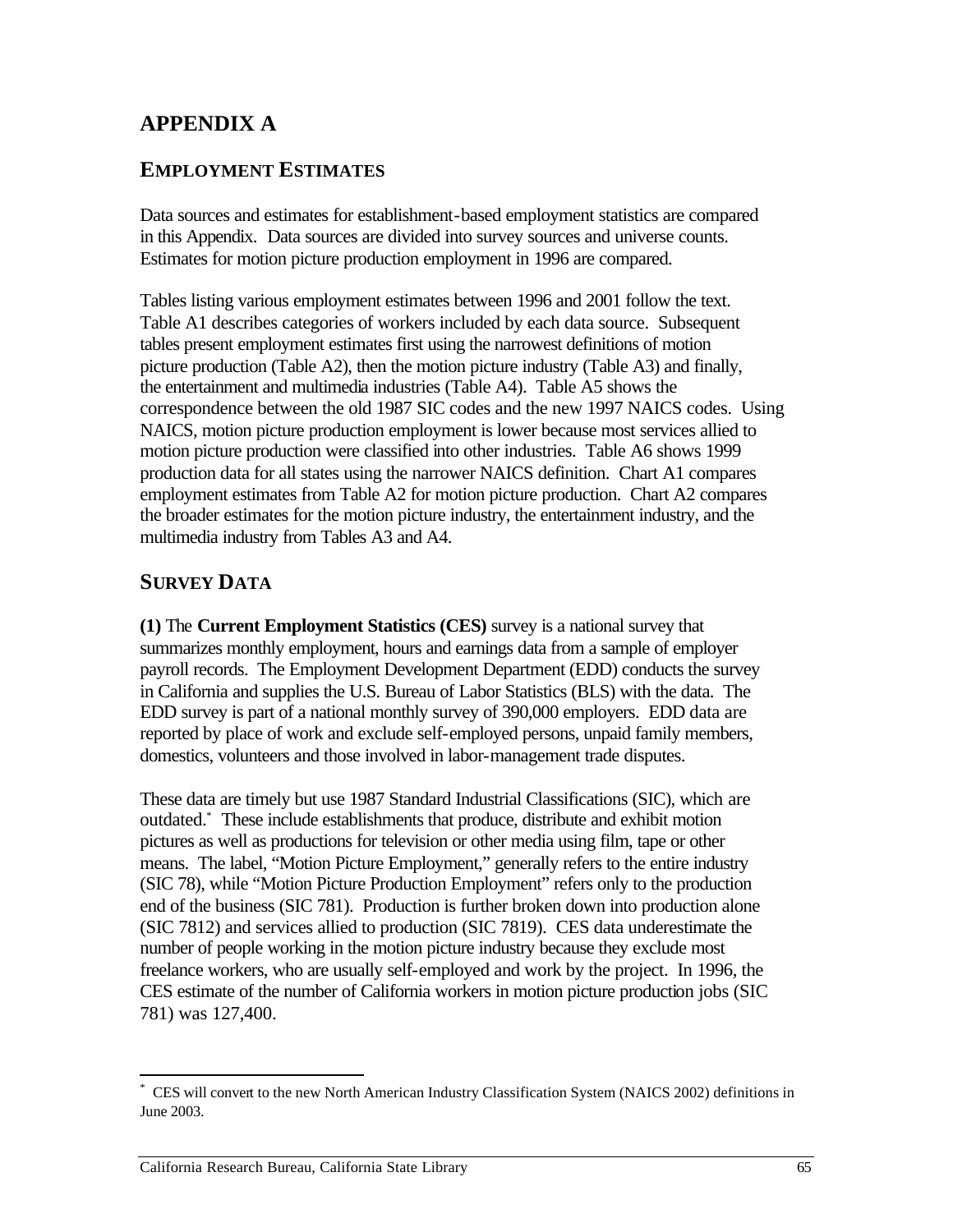# APPENDIX A

## EMPLOYMENT ESTIMATES

Data sources and estimates for establishment-based employment statistics are compared in this Appendix. Data sources are divided into survey sources and universe counts. Estimates for motion picture production employment in 1996 are compared.

Tables listing various employment estimates between 1996 and 2001 follow the text. Table A1 describes categories of workers included by each data source. Subsequent tables present employment estimates first using the narrowest definitions of motion picture production (Table A2), then the motion picture industry (Table A3) and finally, the entertainment and multimedia industries (Table A4). Table A5 shows the correspondence between the old 1987 SIC codes and the new 1997 NAICS codes. Using NAICS, motion picture production employment is lower because most services allied to motion picture production were classified into other industries. Table A6 shows 1999 production data for all states using the narrower NAICS definition. Chart A1 compares employment estimates from Table A2 for motion picture production. Chart A2 compares the broader estimates for the motion picture industry, the entertainment industry, and the multimedia industry from Tables A3 and A4.

## SURVEY DATA

**(1)** The **Current Employment Statistics (CES)** survey is a national survey that summarizes monthly employment, hours and earnings data from a sample of employer payroll records. The Employment Development Department (EDD) conducts the survey in California and supplies the U.S. Bureau of Labor Statistics (BLS) with the data. The EDD survey is part of a national monthly survey of 390,000 employers. EDD data are reported by place of work and exclude self-employed persons, unpaid family members, domestics, volunteers and those involved in labor-management trade disputes.

These data are timely but use 1987 Standard Industrial Classifications (SIC), which are outdated.* These include establishments that produce, distribute and exhibit motion pictures as well as productions for television or other media using film, tape or other means. The label, "Motion Picture Employment," generally refers to the entire industry (SIC 78), while "Motion Picture Production Employment" refers only to the production end of the business (SIC 781). Production is further broken down into production alone (SIC 7812) and services allied to production (SIC 7819). CES data underestimate the number of people working in the motion picture industry because they exclude most freelance workers, who are usually self-employed and work by the project. In 1996, the CES estimate of the number of California workers in motion picture production jobs (SIC 781) was 127,400.

---

* CES will convert to the new North American Industry Classification System (NAICS 2002) definitions in June 2003.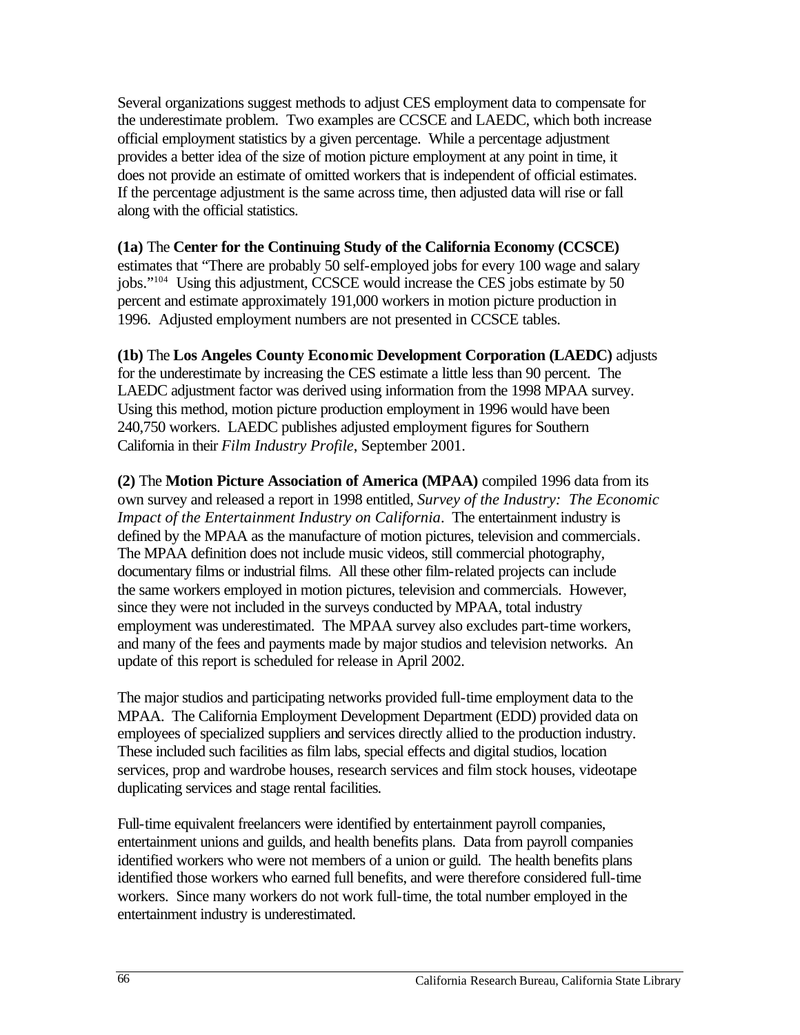Several organizations suggest methods to adjust CES employment data to compensate for the underestimate problem. Two examples are CCSCE and LAEDC, which both increase official employment statistics by a given percentage. While a percentage adjustment provides a better idea of the size of motion picture employment at any point in time, it does not provide an estimate of omitted workers that is independent of official estimates. If the percentage adjustment is the same across time, then adjusted data will rise or fall along with the official statistics.

**(1a)** The **Center for the Continuing Study of the California Economy (CCSCE)** estimates that "There are probably 50 self-employed jobs for every 100 wage and salary jobs."[104] Using this adjustment, CCSCE would increase the CES jobs estimate by 50 percent and estimate approximately 191,000 workers in motion picture production in 1996. Adjusted employment numbers are not presented in CCSCE tables.

**(1b)** The **Los Angeles County Economic Development Corporation (LAEDC)** adjusts for the underestimate by increasing the CES estimate a little less than 90 percent. The LAEDC adjustment factor was derived using information from the 1998 MPAA survey. Using this method, motion picture production employment in 1996 would have been 240,750 workers. LAEDC publishes adjusted employment figures for Southern California in their *Film Industry Profile*, September 2001.

**(2)** The **Motion Picture Association of America (MPAA)** compiled 1996 data from its own survey and released a report in 1998 entitled, *Survey of the Industry: The Economic Impact of the Entertainment Industry on California*. The entertainment industry is defined by the MPAA as the manufacture of motion pictures, television and commercials. The MPAA definition does not include music videos, still commercial photography, documentary films or industrial films. All these other film-related projects can include the same workers employed in motion pictures, television and commercials. However, since they were not included in the surveys conducted by MPAA, total industry employment was underestimated. The MPAA survey also excludes part-time workers, and many of the fees and payments made by major studios and television networks. An update of this report is scheduled for release in April 2002.

The major studios and participating networks provided full-time employment data to the MPAA. The California Employment Development Department (EDD) provided data on employees of specialized suppliers and services directly allied to the production industry. These included such facilities as film labs, special effects and digital studios, location services, prop and wardrobe houses, research services and film stock houses, videotape duplicating services and stage rental facilities.

Full-time equivalent freelancers were identified by entertainment payroll companies, entertainment unions and guilds, and health benefits plans. Data from payroll companies identified workers who were not members of a union or guild. The health benefits plans identified those workers who earned full benefits, and were therefore considered full-time workers. Since many workers do not work full-time, the total number employed in the entertainment industry is underestimated.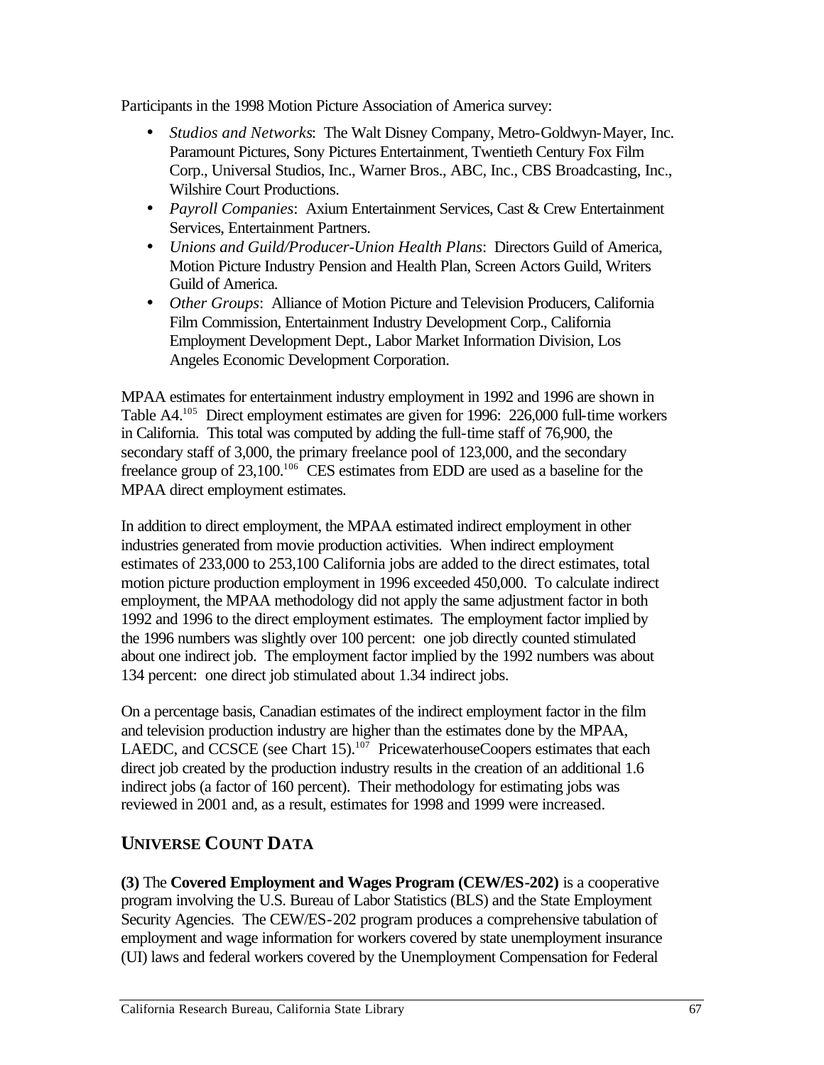Participants in the 1998 Motion Picture Association of America survey:

- *Studios and Networks*: The Walt Disney Company, Metro-Goldwyn-Mayer, Inc. Paramount Pictures, Sony Pictures Entertainment, Twentieth Century Fox Film Corp., Universal Studios, Inc., Warner Bros., ABC, Inc., CBS Broadcasting, Inc., Wilshire Court Productions.
- *Payroll Companies*: Axium Entertainment Services, Cast & Crew Entertainment Services, Entertainment Partners.
- *Unions and Guild/Producer-Union Health Plans*: Directors Guild of America, Motion Picture Industry Pension and Health Plan, Screen Actors Guild, Writers Guild of America.
- *Other Groups*: Alliance of Motion Picture and Television Producers, California Film Commission, Entertainment Industry Development Corp., California Employment Development Dept., Labor Market Information Division, Los Angeles Economic Development Corporation.

MPAA estimates for entertainment industry employment in 1992 and 1996 are shown in Table A4.[105] Direct employment estimates are given for 1996: 226,000 full-time workers in California. This total was computed by adding the full-time staff of 76,900, the secondary staff of 3,000, the primary freelance pool of 123,000, and the secondary freelance group of 23,100.[106] CES estimates from EDD are used as a baseline for the MPAA direct employment estimates.

In addition to direct employment, the MPAA estimated indirect employment in other industries generated from movie production activities. When indirect employment estimates of 233,000 to 253,100 California jobs are added to the direct estimates, total motion picture production employment in 1996 exceeded 450,000. To calculate indirect employment, the MPAA methodology did not apply the same adjustment factor in both 1992 and 1996 to the direct employment estimates. The employment factor implied by the 1996 numbers was slightly over 100 percent: one job directly counted stimulated about one indirect job. The employment factor implied by the 1992 numbers was about 134 percent: one direct job stimulated about 1.34 indirect jobs.

On a percentage basis, Canadian estimates of the indirect employment factor in the film and television production industry are higher than the estimates done by the MPAA, LAEDC, and CCSCE (see Chart 15).[107] PricewaterhouseCoopers estimates that each direct job created by the production industry results in the creation of an additional 1.6 indirect jobs (a factor of 160 percent). Their methodology for estimating jobs was reviewed in 2001 and, as a result, estimates for 1998 and 1999 were increased.

## UNIVERSE COUNT DATA

**(3)** The **Covered Employment and Wages Program (CEW/ES-202)** is a cooperative program involving the U.S. Bureau of Labor Statistics (BLS) and the State Employment Security Agencies. The CEW/ES-202 program produces a comprehensive tabulation of employment and wage information for workers covered by state unemployment insurance (UI) laws and federal workers covered by the Unemployment Compensation for Federal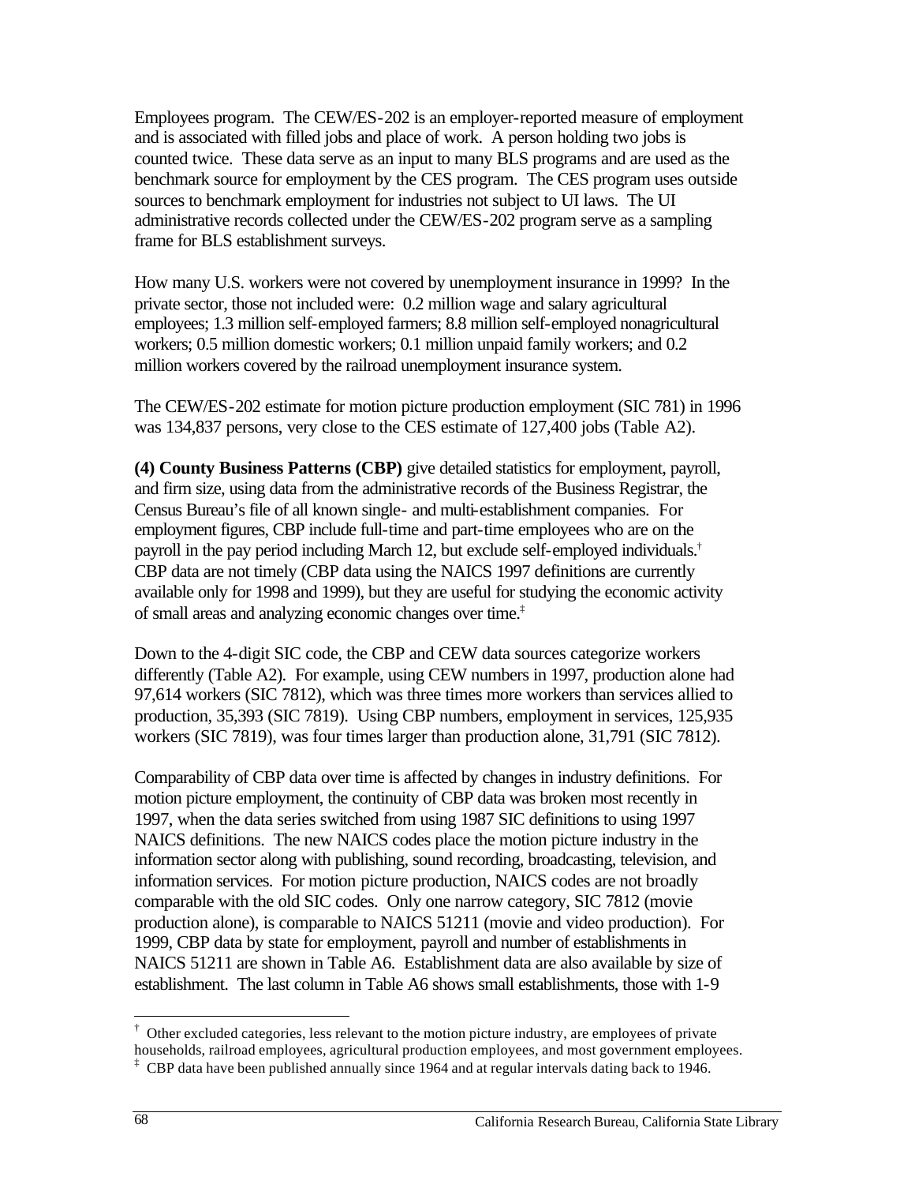Employees program. The CEW/ES-202 is an employer-reported measure of employment and is associated with filled jobs and place of work. A person holding two jobs is counted twice. These data serve as an input to many BLS programs and are used as the benchmark source for employment by the CES program. The CES program uses outside sources to benchmark employment for industries not subject to UI laws. The UI administrative records collected under the CEW/ES-202 program serve as a sampling frame for BLS establishment surveys.

How many U.S. workers were not covered by unemployment insurance in 1999? In the private sector, those not included were: 0.2 million wage and salary agricultural employees; 1.3 million self-employed farmers; 8.8 million self-employed nonagricultural workers; 0.5 million domestic workers; 0.1 million unpaid family workers; and 0.2 million workers covered by the railroad unemployment insurance system.

The CEW/ES-202 estimate for motion picture production employment (SIC 781) in 1996 was 134,837 persons, very close to the CES estimate of 127,400 jobs (Table A2).

**(4) County Business Patterns (CBP)** give detailed statistics for employment, payroll, and firm size, using data from the administrative records of the Business Registrar, the Census Bureau's file of all known single- and multi-establishment companies. For employment figures, CBP include full-time and part-time employees who are on the payroll in the pay period including March 12, but exclude self-employed individuals.† CBP data are not timely (CBP data using the NAICS 1997 definitions are currently available only for 1998 and 1999), but they are useful for studying the economic activity of small areas and analyzing economic changes over time.‡

Down to the 4-digit SIC code, the CBP and CEW data sources categorize workers differently (Table A2). For example, using CEW numbers in 1997, production alone had 97,614 workers (SIC 7812), which was three times more workers than services allied to production, 35,393 (SIC 7819). Using CBP numbers, employment in services, 125,935 workers (SIC 7819), was four times larger than production alone, 31,791 (SIC 7812).

Comparability of CBP data over time is affected by changes in industry definitions. For motion picture employment, the continuity of CBP data was broken most recently in 1997, when the data series switched from using 1987 SIC definitions to using 1997 NAICS definitions. The new NAICS codes place the motion picture industry in the information sector along with publishing, sound recording, broadcasting, television, and information services. For motion picture production, NAICS codes are not broadly comparable with the old SIC codes. Only one narrow category, SIC 7812 (movie production alone), is comparable to NAICS 51211 (movie and video production). For 1999, CBP data by state for employment, payroll and number of establishments in NAICS 51211 are shown in Table A6. Establishment data are also available by size of establishment. The last column in Table A6 shows small establishments, those with 1-9

---

† Other excluded categories, less relevant to the motion picture industry, are employees of private households, railroad employees, agricultural production employees, and most government employees.

‡ CBP data have been published annually since 1964 and at regular intervals dating back to 1946.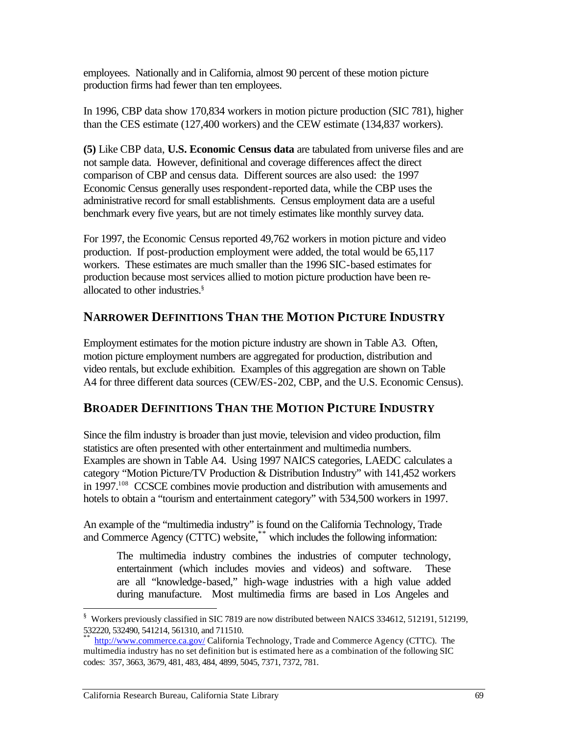employees. Nationally and in California, almost 90 percent of these motion picture production firms had fewer than ten employees.

In 1996, CBP data show 170,834 workers in motion picture production (SIC 781), higher than the CES estimate (127,400 workers) and the CEW estimate (134,837 workers).

**(5)** Like CBP data, **U.S. Economic Census data** are tabulated from universe files and are not sample data. However, definitional and coverage differences affect the direct comparison of CBP and census data. Different sources are also used: the 1997 Economic Census generally uses respondent-reported data, while the CBP uses the administrative record for small establishments. Census employment data are a useful benchmark every five years, but are not timely estimates like monthly survey data.

For 1997, the Economic Census reported 49,762 workers in motion picture and video production. If post-production employment were added, the total would be 65,117 workers. These estimates are much smaller than the 1996 SIC-based estimates for production because most services allied to motion picture production have been re-allocated to other industries.[§]

## NARROWER DEFINITIONS THAN THE MOTION PICTURE INDUSTRY

Employment estimates for the motion picture industry are shown in Table A3. Often, motion picture employment numbers are aggregated for production, distribution and video rentals, but exclude exhibition. Examples of this aggregation are shown on Table A4 for three different data sources (CEW/ES-202, CBP, and the U.S. Economic Census).

## BROADER DEFINITIONS THAN THE MOTION PICTURE INDUSTRY

Since the film industry is broader than just movie, television and video production, film statistics are often presented with other entertainment and multimedia numbers. Examples are shown in Table A4. Using 1997 NAICS categories, LAEDC calculates a category "Motion Picture/TV Production & Distribution Industry" with 141,452 workers in 1997.[108] CCSCE combines movie production and distribution with amusements and hotels to obtain a "tourism and entertainment category" with 534,500 workers in 1997.

An example of the "multimedia industry" is found on the California Technology, Trade and Commerce Agency (CTTC) website,[**] which includes the following information:

> The multimedia industry combines the industries of computer technology, entertainment (which includes movies and videos) and software. These are all "knowledge-based," high-wage industries with a high value added during manufacture. Most multimedia firms are based in Los Angeles and

---

[§] Workers previously classified in SIC 7819 are now distributed between NAICS 334612, 512191, 512199, 532220, 532490, 541214, 561310, and 711510.

[**] http://www.commerce.ca.gov/ California Technology, Trade and Commerce Agency (CTTC). The multimedia industry has no set definition but is estimated here as a combination of the following SIC codes: 357, 3663, 3679, 481, 483, 484, 4899, 5045, 7371, 7372, 781.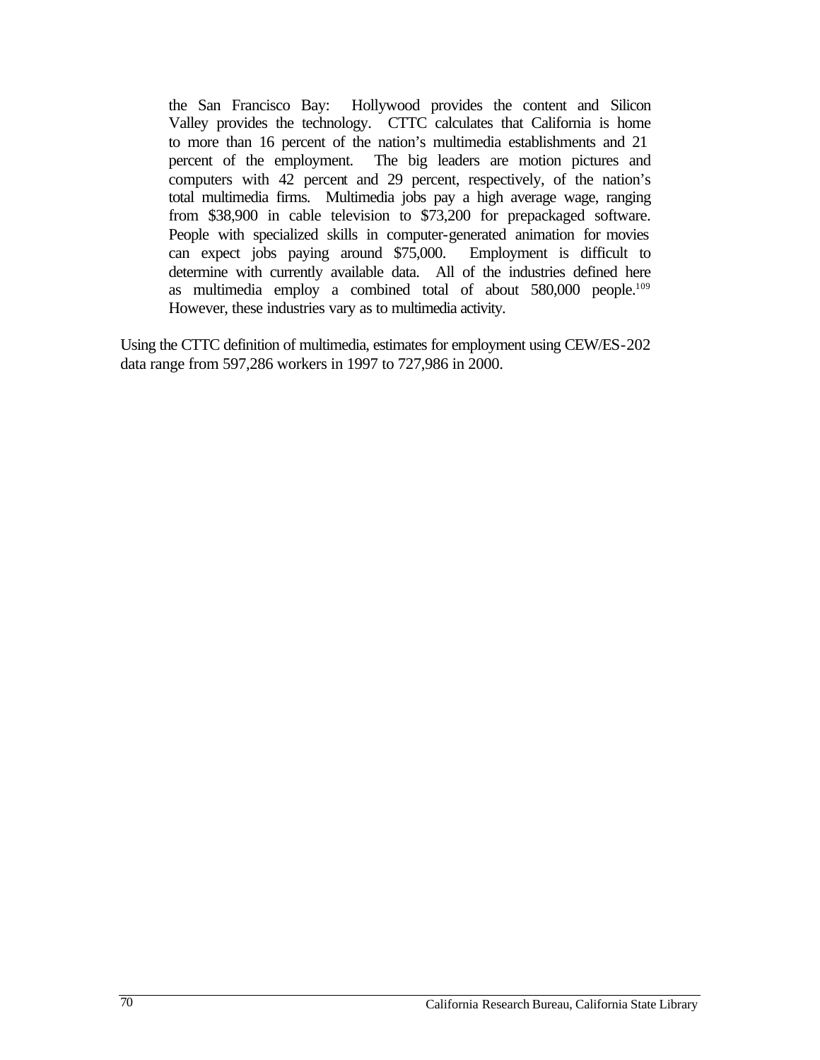> the San Francisco Bay: Hollywood provides the content and Silicon Valley provides the technology. CTTC calculates that California is home to more than 16 percent of the nation's multimedia establishments and 21 percent of the employment. The big leaders are motion pictures and computers with 42 percent and 29 percent, respectively, of the nation's total multimedia firms. Multimedia jobs pay a high average wage, ranging from \$38,900 in cable television to \$73,200 for prepackaged software. People with specialized skills in computer-generated animation for movies can expect jobs paying around \$75,000. Employment is difficult to determine with currently available data. All of the industries defined here as multimedia employ a combined total of about 580,000 people.[109] However, these industries vary as to multimedia activity.

Using the CTTC definition of multimedia, estimates for employment using CEW/ES-202 data range from 597,286 workers in 1997 to 727,986 in 2000.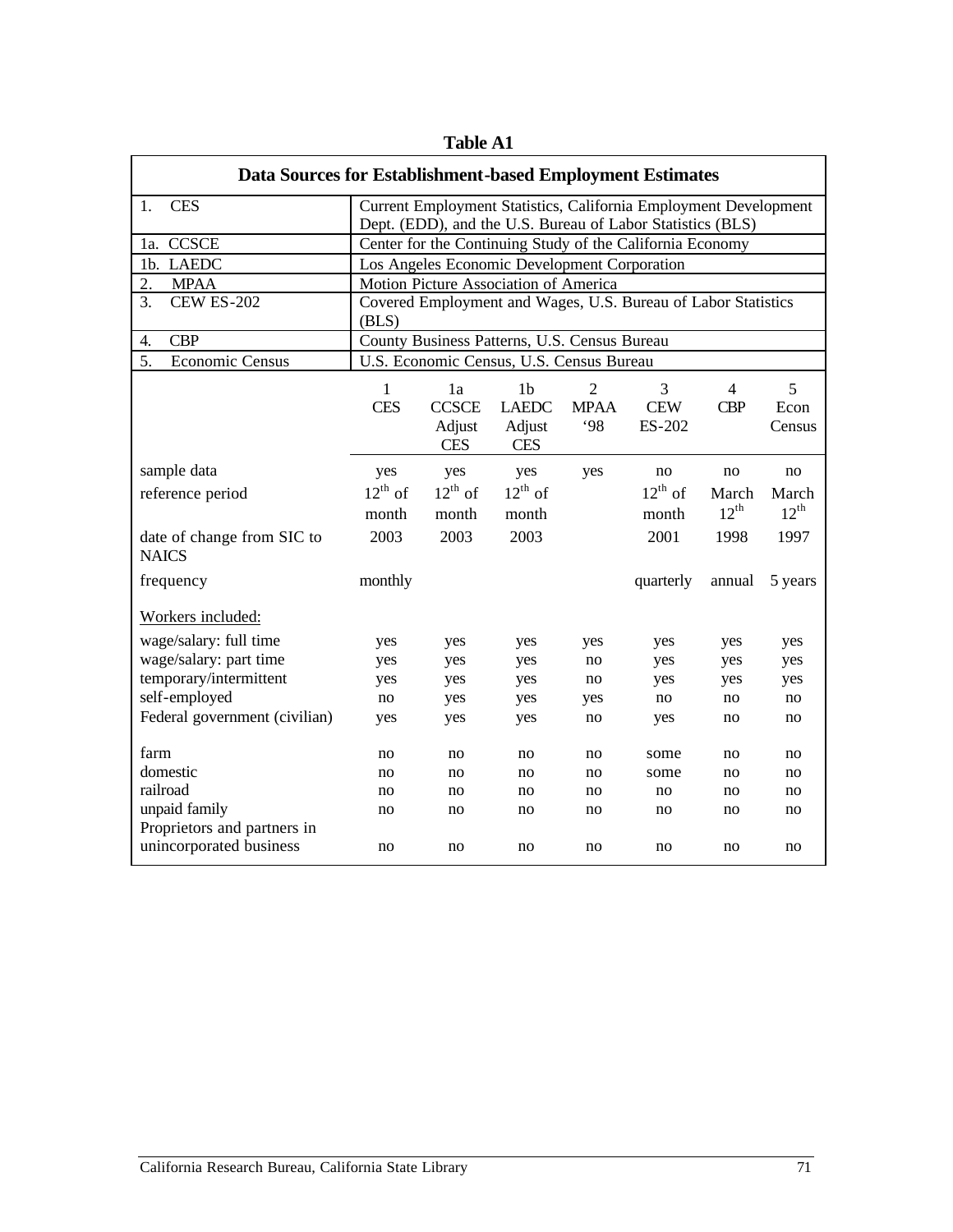**Table A1**

**Data Sources for Establishment-based Employment Estimates**

| | |
|---|---|
| 1. CES | Current Employment Statistics, California Employment Development Dept. (EDD), and the U.S. Bureau of Labor Statistics (BLS) |
| 1a. CCSCE | Center for the Continuing Study of the California Economy |
| 1b. LAEDC | Los Angeles Economic Development Corporation |
| 2. MPAA | Motion Picture Association of America |
| 3. CEW ES-202 | Covered Employment and Wages, U.S. Bureau of Labor Statistics (BLS) |
| 4. CBP | County Business Patterns, U.S. Census Bureau |
| 5. Economic Census | U.S. Economic Census, U.S. Census Bureau |

| | 1 CES | 1a CCSCE Adjust CES | 1b LAEDC Adjust CES | 2 MPAA '98 | 3 CEW ES-202 | 4 CBP | 5 Econ Census |
|---|---|---|---|---|---|---|---|
| sample data | yes | yes | yes | yes | no | no | no |
| reference period | 12th of month | 12th of month | 12th of month | | 12th of month | March 12th | March 12th |
| date of change from SIC to NAICS | 2003 | 2003 | 2003 | | 2001 | 1998 | 1997 |
| frequency | monthly | | | | quarterly | annual | 5 years |
| Workers included: | | | | | | | |
| wage/salary: full time | yes | yes | yes | yes | yes | yes | yes |
| wage/salary: part time | yes | yes | yes | no | yes | yes | yes |
| temporary/intermittent | yes | yes | yes | no | yes | yes | yes |
| self-employed | no | yes | yes | yes | no | no | no |
| Federal government (civilian) | yes | yes | yes | no | yes | no | no |
| farm | no | no | no | no | some | no | no |
| domestic | no | no | no | no | some | no | no |
| railroad | no | no | no | no | no | no | no |
| unpaid family | no | no | no | no | no | no | no |
| Proprietors and partners in unincorporated business | no | no | no | no | no | no | no |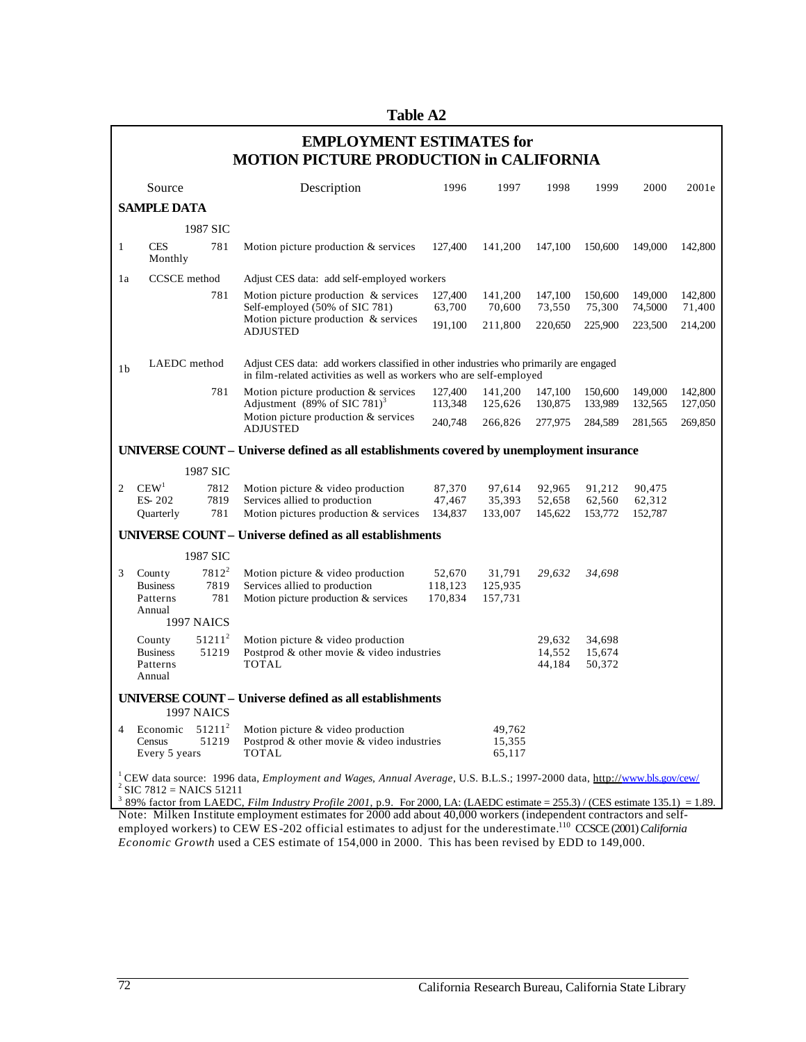# Table A2

## EMPLOYMENT ESTIMATES for MOTION PICTURE PRODUCTION in CALIFORNIA

| | Source | | Description | 1996 | 1997 | 1998 | 1999 | 2000 | 2001e |
|---|---|---|---|---|---|---|---|---|---|
| **SAMPLE DATA** | | | | | | | | | |
| | | 1987 SIC | | | | | | | |
| 1 | CES Monthly | 781 | Motion picture production & services | 127,400 | 141,200 | 147,100 | 150,600 | 149,000 | 142,800 |
| 1a | CCSCE method | | Adjust CES data: add self-employed workers | | | | | | |
| | | 781 | Motion picture production & services | 127,400 | 141,200 | 147,100 | 150,600 | 149,000 | 142,800 |
| | | | Self-employed (50% of SIC 781) | 63,700 | 70,600 | 73,550 | 75,300 | 74,5000 | 71,400 |
| | | | Motion picture production & services ADJUSTED | 191,100 | 211,800 | 220,650 | 225,900 | 223,500 | 214,200 |
| 1b | LAEDC method | | Adjust CES data: add workers classified in other industries who primarily are engaged in film-related activities as well as workers who are self-employed | | | | | | |
| | | 781 | Motion picture production & services | 127,400 | 141,200 | 147,100 | 150,600 | 149,000 | 142,800 |
| | | | Adjustment (89% of SIC 781)[3] | 113,348 | 125,626 | 130,875 | 133,989 | 132,565 | 127,050 |
| | | | Motion picture production & services ADJUSTED | 240,748 | 266,826 | 277,975 | 284,589 | 281,565 | 269,850 |
| **UNIVERSE COUNT – Universe defined as all establishments covered by unemployment insurance** | | | | | | | | | |
| | | 1987 SIC | | | | | | | |
| 2 | CEW[1] | 7812 | Motion picture & video production | 87,370 | 97,614 | 92,965 | 91,212 | 90,475 | |
| | ES- 202 | 7819 | Services allied to production | 47,467 | 35,393 | 52,658 | 62,560 | 62,312 | |
| | Quarterly | 781 | Motion pictures production & services | 134,837 | 133,007 | 145,622 | 153,772 | 152,787 | |
| **UNIVERSE COUNT – Universe defined as all establishments** | | | | | | | | | |
| | | 1987 SIC | | | | | | | |
| 3 | County | 7812[2] | Motion picture & video production | 52,670 | 31,791 | *29,632* | *34,698* | | |
| | Business | 7819 | Services allied to production | 118,123 | 125,935 | | | | |
| | Patterns Annual | 781 | Motion picture production & services | 170,834 | 157,731 | | | | |
| | | 1997 NAICS | | | | | | | |
| | County | 51211[2] | Motion picture & video production | | | 29,632 | 34,698 | | |
| | Business | 51219 | Postprod & other movie & video industries | | | 14,552 | 15,674 | | |
| | Patterns Annual | | TOTAL | | | 44,184 | 50,372 | | |
| **UNIVERSE COUNT – Universe defined as all establishments** | | | | | | | | | |
| | | 1997 NAICS | | | | | | | |
| 4 | Economic | 51211[2] | Motion picture & video production | | 49,762 | | | | |
| | Census | 51219 | Postprod & other movie & video industries | | 15,355 | | | | |
| | Every 5 years | | TOTAL | | 65,117 | | | | |

[1] CEW data source: 1996 data, *Employment and Wages, Annual Average*, U.S. B.L.S.; 1997-2000 data, http://www.bls.gov/cew/

[2] SIC 7812 = NAICS 51211

[3] 89% factor from LAEDC, *Film Industry Profile 2001*, p.9. For 2000, LA: (LAEDC estimate = 255.3) / (CES estimate 135.1) = 1.89.

Note: Milken Institute employment estimates for 2000 add about 40,000 workers (independent contractors and self-employed workers) to CEW ES-202 official estimates to adjust for the underestimate.[110] CCSCE (2001) *California Economic Growth* used a CES estimate of 154,000 in 2000. This has been revised by EDD to 149,000.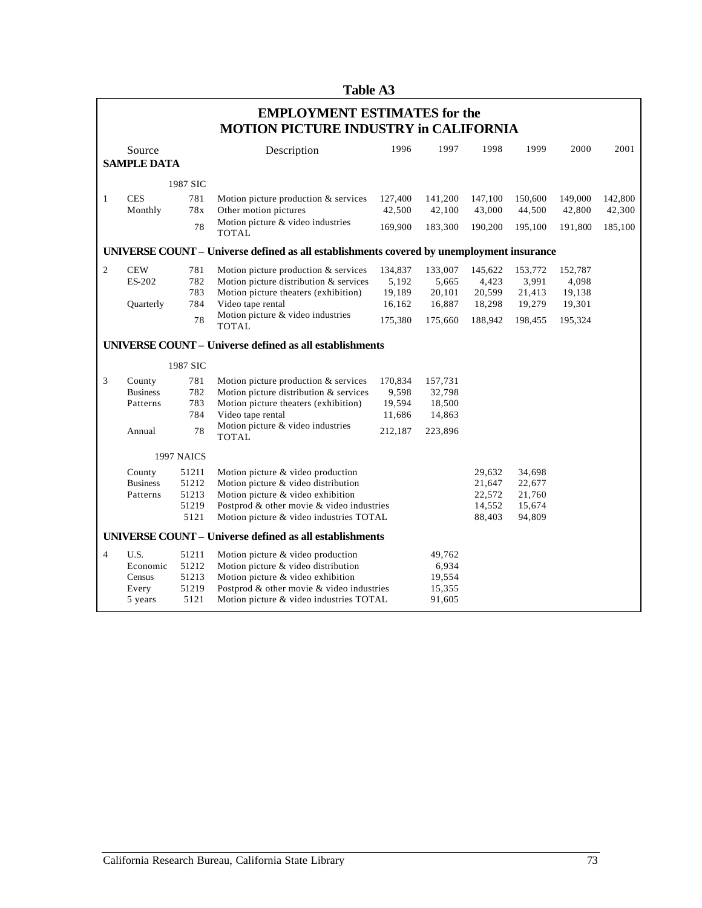**Table A3**

## EMPLOYMENT ESTIMATES for the MOTION PICTURE INDUSTRY in CALIFORNIA

| | Source | | Description | 1996 | 1997 | 1998 | 1999 | 2000 | 2001 |
|---|---|---|---|---|---|---|---|---|---|
| | **SAMPLE DATA** | | | | | | | | |
| | | 1987 SIC | | | | | | | |
| 1 | CES | 781 | Motion picture production & services | 127,400 | 141,200 | 147,100 | 150,600 | 149,000 | 142,800 |
| | Monthly | 78x | Other motion pictures | 42,500 | 42,100 | 43,000 | 44,500 | 42,800 | 42,300 |
| | | 78 | Motion picture & video industries TOTAL | 169,900 | 183,300 | 190,200 | 195,100 | 191,800 | 185,100 |
| | **UNIVERSE COUNT – Universe defined as all establishments covered by unemployment insurance** | | | | | | | | |
| 2 | CEW | 781 | Motion picture production & services | 134,837 | 133,007 | 145,622 | 153,772 | 152,787 | |
| | ES-202 | 782 | Motion picture distribution & services | 5,192 | 5,665 | 4,423 | 3,991 | 4,098 | |
| | | 783 | Motion picture theaters (exhibition) | 19,189 | 20,101 | 20,599 | 21,413 | 19,138 | |
| | Quarterly | 784 | Video tape rental | 16,162 | 16,887 | 18,298 | 19,279 | 19,301 | |
| | | 78 | Motion picture & video industries TOTAL | 175,380 | 175,660 | 188,942 | 198,455 | 195,324 | |
| | **UNIVERSE COUNT – Universe defined as all establishments** | | | | | | | | |
| | | 1987 SIC | | | | | | | |
| 3 | County | 781 | Motion picture production & services | 170,834 | 157,731 | | | | |
| | Business | 782 | Motion picture distribution & services | 9,598 | 32,798 | | | | |
| | Patterns | 783 | Motion picture theaters (exhibition) | 19,594 | 18,500 | | | | |
| | | 784 | Video tape rental | 11,686 | 14,863 | | | | |
| | Annual | 78 | Motion picture & video industries TOTAL | 212,187 | 223,896 | | | | |
| | | 1997 NAICS | | | | | | | |
| | County | 51211 | Motion picture & video production | | | 29,632 | 34,698 | | |
| | Business | 51212 | Motion picture & video distribution | | | 21,647 | 22,677 | | |
| | Patterns | 51213 | Motion picture & video exhibition | | | 22,572 | 21,760 | | |
| | | 51219 | Postprod & other movie & video industries | | | 14,552 | 15,674 | | |
| | | 5121 | Motion picture & video industries TOTAL | | | 88,403 | 94,809 | | |
| | **UNIVERSE COUNT – Universe defined as all establishments** | | | | | | | | |
| 4 | U.S. | 51211 | Motion picture & video production | | 49,762 | | | | |
| | Economic | 51212 | Motion picture & video distribution | | 6,934 | | | | |
| | Census | 51213 | Motion picture & video exhibition | | 19,554 | | | | |
| | Every | 51219 | Postprod & other movie & video industries | | 15,355 | | | | |
| | 5 years | 5121 | Motion picture & video industries TOTAL | | 91,605 | | | | |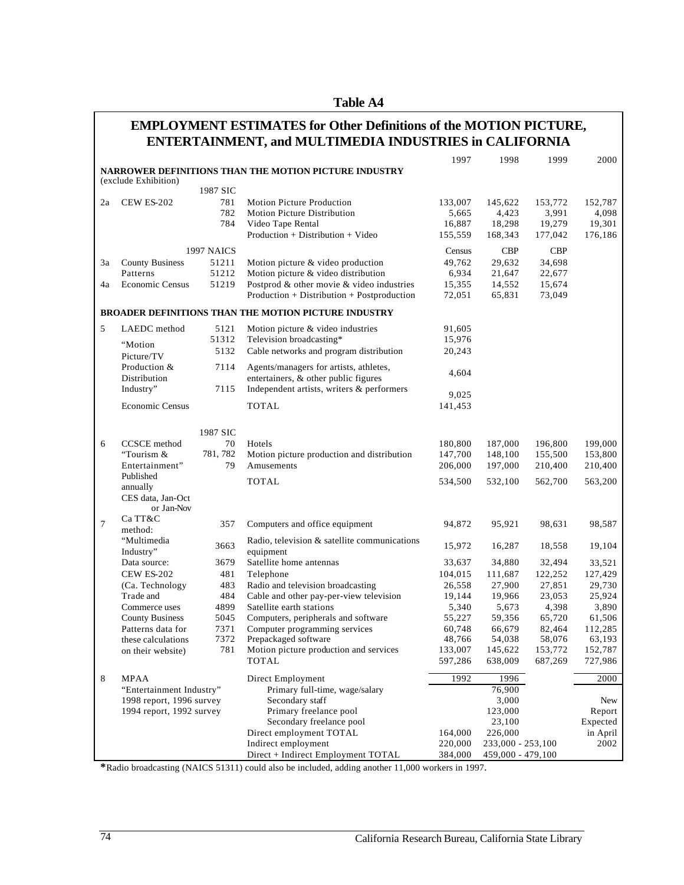**Table A4**

## EMPLOYMENT ESTIMATES for Other Definitions of the MOTION PICTURE, ENTERTAINMENT, and MULTIMEDIA INDUSTRIES in CALIFORNIA

| | | | | 1997 | 1998 | 1999 | 2000 |
|---|---|---|---|---|---|---|---|
| **NARROWER DEFINITIONS THAN THE MOTION PICTURE INDUSTRY** (exclude Exhibition) | | | | | | | |
| | | 1987 SIC | | | | | |
| 2a | CEW ES-202 | 781 | Motion Picture Production | 133,007 | 145,622 | 153,772 | 152,787 |
| | | 782 | Motion Picture Distribution | 5,665 | 4,423 | 3,991 | 4,098 |
| | | 784 | Video Tape Rental | 16,887 | 18,298 | 19,279 | 19,301 |
| | | | Production + Distribution + Video | 155,559 | 168,343 | 177,042 | 176,186 |
| | | 1997 NAICS | | Census | CBP | CBP | |
| 3a | County Business Patterns | 51211 | Motion picture & video production | 49,762 | 29,632 | 34,698 | |
| | | 51212 | Motion picture & video distribution | 6,934 | 21,647 | 22,677 | |
| 4a | Economic Census | 51219 | Postprod & other movie & video industries | 15,355 | 14,552 | 15,674 | |
| | | | Production + Distribution + Postproduction | 72,051 | 65,831 | 73,049 | |
| **BROADER DEFINITIONS THAN THE MOTION PICTURE INDUSTRY** | | | | | | | |
| 5 | LAEDC method | 5121 | Motion picture & video industries | 91,605 | | | |
| | "Motion Picture/TV | 51312 | Television broadcasting* | 15,976 | | | |
| | Production & | 5132 | Cable networks and program distribution | 20,243 | | | |
| | Distribution | 7114 | Agents/managers for artists, athletes, entertainers, & other public figures | 4,604 | | | |
| | Industry" | 7115 | Independent artists, writers & performers | 9,025 | | | |
| | Economic Census | | TOTAL | 141,453 | | | |
| | | 1987 SIC | | | | | |
| 6 | CCSCE method | 70 | Hotels | 180,800 | 187,000 | 196,800 | 199,000 |
| | "Tourism & | 781, 782 | Motion picture production and distribution | 147,700 | 148,100 | 155,500 | 153,800 |
| | Entertainment" | 79 | Amusements | 206,000 | 197,000 | 210,400 | 210,400 |
| | Published annually | | TOTAL | 534,500 | 532,100 | 562,700 | 563,200 |
| | CES data, Jan-Oct or Jan-Nov | | | | | | |
| 7 | Ca TT&C method: | 357 | Computers and office equipment | 94,872 | 95,921 | 98,631 | 98,587 |
| | "Multimedia Industry" | 3663 | Radio, television & satellite communications equipment | 15,972 | 16,287 | 18,558 | 19,104 |
| | Data source: | 3679 | Satellite home antennas | 33,637 | 34,880 | 32,494 | 33,521 |
| | CEW ES-202 | 481 | Telephone | 104,015 | 111,687 | 122,252 | 127,429 |
| | (Ca. Technology | 483 | Radio and television broadcasting | 26,558 | 27,900 | 27,851 | 29,730 |
| | Trade and | 484 | Cable and other pay-per-view television | 19,144 | 19,966 | 23,053 | 25,924 |
| | Commerce uses | 4899 | Satellite earth stations | 5,340 | 5,673 | 4,398 | 3,890 |
| | County Business | 5045 | Computers, peripherals and software | 55,227 | 59,356 | 65,720 | 61,506 |
| | Patterns data for | 7371 | Computer programming services | 60,748 | 66,679 | 82,464 | 112,285 |
| | these calculations | 7372 | Prepackaged software | 48,766 | 54,038 | 58,076 | 63,193 |
| | on their website) | 781 | Motion picture production and services | 133,007 | 145,622 | 153,772 | 152,787 |
| | | | TOTAL | 597,286 | 638,009 | 687,269 | 727,986 |
| 8 | MPAA | | Direct Employment | 1992 | 1996 | | 2000 |
| | "Entertainment Industry" | | Primary full-time, wage/salary | | 76,900 | | |
| | 1998 report, 1996 survey | | Secondary staff | | 3,000 | | New |
| | 1994 report, 1992 survey | | Primary freelance pool | | 123,000 | | Report |
| | | | Secondary freelance pool | | 23,100 | | Expected |
| | | | Direct employment TOTAL | 164,000 | 226,000 | | in April |
| | | | Indirect employment | 220,000 | 233,000 - 253,100 | | 2002 |
| | | | Direct + Indirect Employment TOTAL | 384,000 | 459,000 - 479,100 | | |

*Radio broadcasting (NAICS 51311) could also be included, adding another 11,000 workers in 1997.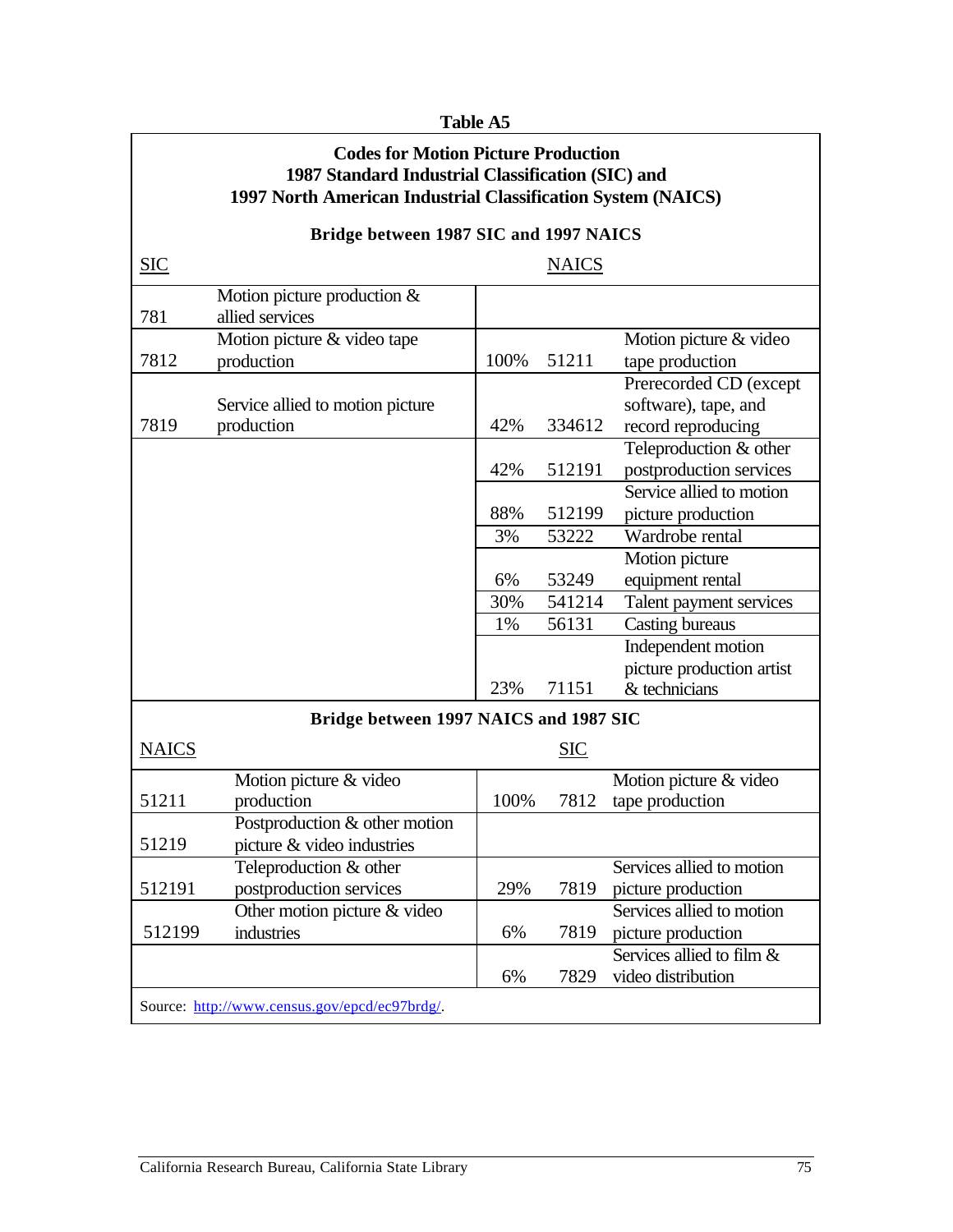**Table A5**

**Codes for Motion Picture Production**
**1987 Standard Industrial Classification (SIC) and**
**1997 North American Industrial Classification System (NAICS)**

**Bridge between 1987 SIC and 1997 NAICS**

| SIC | | | NAICS | |
|---|---|---|---|---|
| 781 | Motion picture production & allied services | | | |
| 7812 | Motion picture & video tape production | 100% | 51211 | Motion picture & video tape production |
| 7819 | Service allied to motion picture production | 42% | 334612 | Prerecorded CD (except software), tape, and record reproducing |
| | | 42% | 512191 | Teleproduction & other postproduction services |
| | | 88% | 512199 | Service allied to motion picture production |
| | | 3% | 53222 | Wardrobe rental |
| | | 6% | 53249 | Motion picture equipment rental |
| | | 30% | 541214 | Talent payment services |
| | | 1% | 56131 | Casting bureaus |
| | | 23% | 71151 | Independent motion picture production artist & technicians |

**Bridge between 1997 NAICS and 1987 SIC**

| NAICS | | | SIC | |
|---|---|---|---|---|
| 51211 | Motion picture & video production | 100% | 7812 | Motion picture & video tape production |
| 51219 | Postproduction & other motion picture & video industries | | | |
| 512191 | Teleproduction & other postproduction services | 29% | 7819 | Services allied to motion picture production |
| 512199 | Other motion picture & video industries | 6% | 7819 | Services allied to motion picture production |
| | | 6% | 7829 | Services allied to film & video distribution |

Source: http://www.census.gov/epcd/ec97brdg/.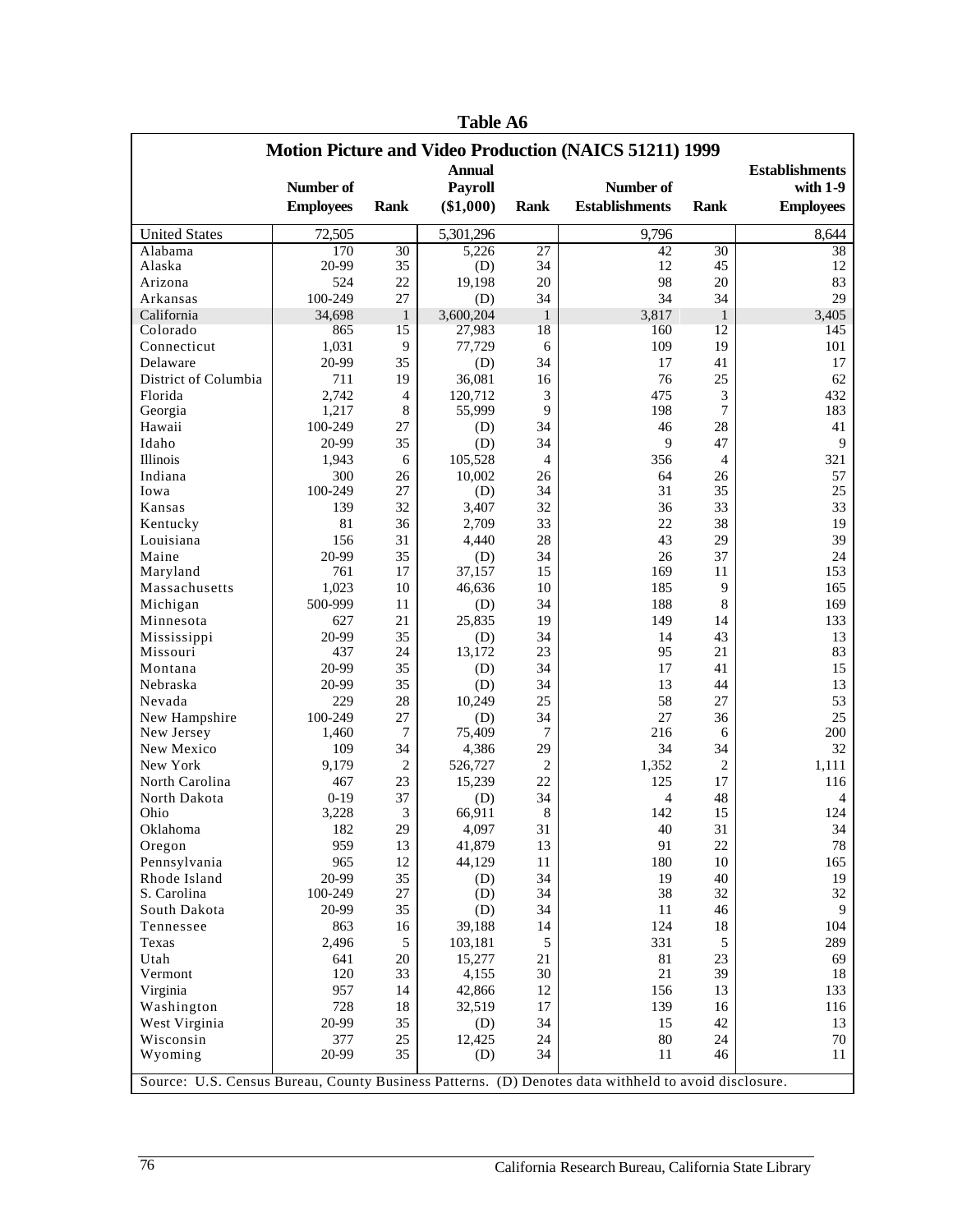# Table A6

## Motion Picture and Video Production (NAICS 51211) 1999

| | Number of Employees | Rank | Annual Payroll ($1,000) | Rank | Number of Establishments | Rank | Establishments with 1-9 Employees |
|---|---|---|---|---|---|---|---|
| United States | 72,505 | | 5,301,296 | | 9,796 | | 8,644 |
| Alabama | 170 | 30 | 5,226 | 27 | 42 | 30 | 38 |
| Alaska | 20-99 | 35 | (D) | 34 | 12 | 45 | 12 |
| Arizona | 524 | 22 | 19,198 | 20 | 98 | 20 | 83 |
| Arkansas | 100-249 | 27 | (D) | 34 | 34 | 34 | 29 |
| California | 34,698 | 1 | 3,600,204 | 1 | 3,817 | 1 | 3,405 |
| Colorado | 865 | 15 | 27,983 | 18 | 160 | 12 | 145 |
| Connecticut | 1,031 | 9 | 77,729 | 6 | 109 | 19 | 101 |
| Delaware | 20-99 | 35 | (D) | 34 | 17 | 41 | 17 |
| District of Columbia | 711 | 19 | 36,081 | 16 | 76 | 25 | 62 |
| Florida | 2,742 | 4 | 120,712 | 3 | 475 | 3 | 432 |
| Georgia | 1,217 | 8 | 55,999 | 9 | 198 | 7 | 183 |
| Hawaii | 100-249 | 27 | (D) | 34 | 46 | 28 | 41 |
| Idaho | 20-99 | 35 | (D) | 34 | 9 | 47 | 9 |
| Illinois | 1,943 | 6 | 105,528 | 4 | 356 | 4 | 321 |
| Indiana | 300 | 26 | 10,002 | 26 | 64 | 26 | 57 |
| Iowa | 100-249 | 27 | (D) | 34 | 31 | 35 | 25 |
| Kansas | 139 | 32 | 3,407 | 32 | 36 | 33 | 33 |
| Kentucky | 81 | 36 | 2,709 | 33 | 22 | 38 | 19 |
| Louisiana | 156 | 31 | 4,440 | 28 | 43 | 29 | 39 |
| Maine | 20-99 | 35 | (D) | 34 | 26 | 37 | 24 |
| Maryland | 761 | 17 | 37,157 | 15 | 169 | 11 | 153 |
| Massachusetts | 1,023 | 10 | 46,636 | 10 | 185 | 9 | 165 |
| Michigan | 500-999 | 11 | (D) | 34 | 188 | 8 | 169 |
| Minnesota | 627 | 21 | 25,835 | 19 | 149 | 14 | 133 |
| Mississippi | 20-99 | 35 | (D) | 34 | 14 | 43 | 13 |
| Missouri | 437 | 24 | 13,172 | 23 | 95 | 21 | 83 |
| Montana | 20-99 | 35 | (D) | 34 | 17 | 41 | 15 |
| Nebraska | 20-99 | 35 | (D) | 34 | 13 | 44 | 13 |
| Nevada | 229 | 28 | 10,249 | 25 | 58 | 27 | 53 |
| New Hampshire | 100-249 | 27 | (D) | 34 | 27 | 36 | 25 |
| New Jersey | 1,460 | 7 | 75,409 | 7 | 216 | 6 | 200 |
| New Mexico | 109 | 34 | 4,386 | 29 | 34 | 34 | 32 |
| New York | 9,179 | 2 | 526,727 | 2 | 1,352 | 2 | 1,111 |
| North Carolina | 467 | 23 | 15,239 | 22 | 125 | 17 | 116 |
| North Dakota | 0-19 | 37 | (D) | 34 | 4 | 48 | 4 |
| Ohio | 3,228 | 3 | 66,911 | 8 | 142 | 15 | 124 |
| Oklahoma | 182 | 29 | 4,097 | 31 | 40 | 31 | 34 |
| Oregon | 959 | 13 | 41,879 | 13 | 91 | 22 | 78 |
| Pennsylvania | 965 | 12 | 44,129 | 11 | 180 | 10 | 165 |
| Rhode Island | 20-99 | 35 | (D) | 34 | 19 | 40 | 19 |
| S. Carolina | 100-249 | 27 | (D) | 34 | 38 | 32 | 32 |
| South Dakota | 20-99 | 35 | (D) | 34 | 11 | 46 | 9 |
| Tennessee | 863 | 16 | 39,188 | 14 | 124 | 18 | 104 |
| Texas | 2,496 | 5 | 103,181 | 5 | 331 | 5 | 289 |
| Utah | 641 | 20 | 15,277 | 21 | 81 | 23 | 69 |
| Vermont | 120 | 33 | 4,155 | 30 | 21 | 39 | 18 |
| Virginia | 957 | 14 | 42,866 | 12 | 156 | 13 | 133 |
| Washington | 728 | 18 | 32,519 | 17 | 139 | 16 | 116 |
| West Virginia | 20-99 | 35 | (D) | 34 | 15 | 42 | 13 |
| Wisconsin | 377 | 25 | 12,425 | 24 | 80 | 24 | 70 |
| Wyoming | 20-99 | 35 | (D) | 34 | 11 | 46 | 11 |

Source: U.S. Census Bureau, County Business Patterns. (D) Denotes data withheld to avoid disclosure.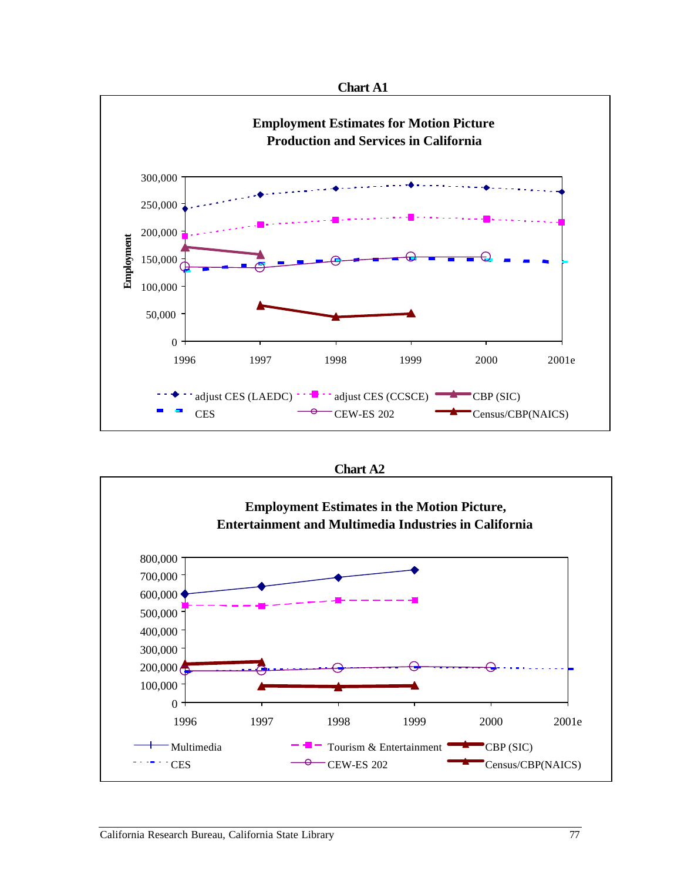**Chart A1**

**Employment Estimates for Motion Picture Production and Services in California**

Employment

300,000
250,000
200,000
150,000
100,000
50,000
0

1996 1997 1998 1999 2000 2001e

adjust CES (LAEDC) | adjust CES (CCSCE) | CBP (SIC)
CES | CEW-ES 202 | Census/CBP(NAICS)

**Chart A2**

**Employment Estimates in the Motion Picture, Entertainment and Multimedia Industries in California**

800,000
700,000
600,000
500,000
400,000
300,000
200,000
100,000
0

1996 1997 1998 1999 2000 2001e

Multimedia | Tourism & Entertainment | CBP (SIC)
CES | CEW-ES 202 | Census/CBP(NAICS)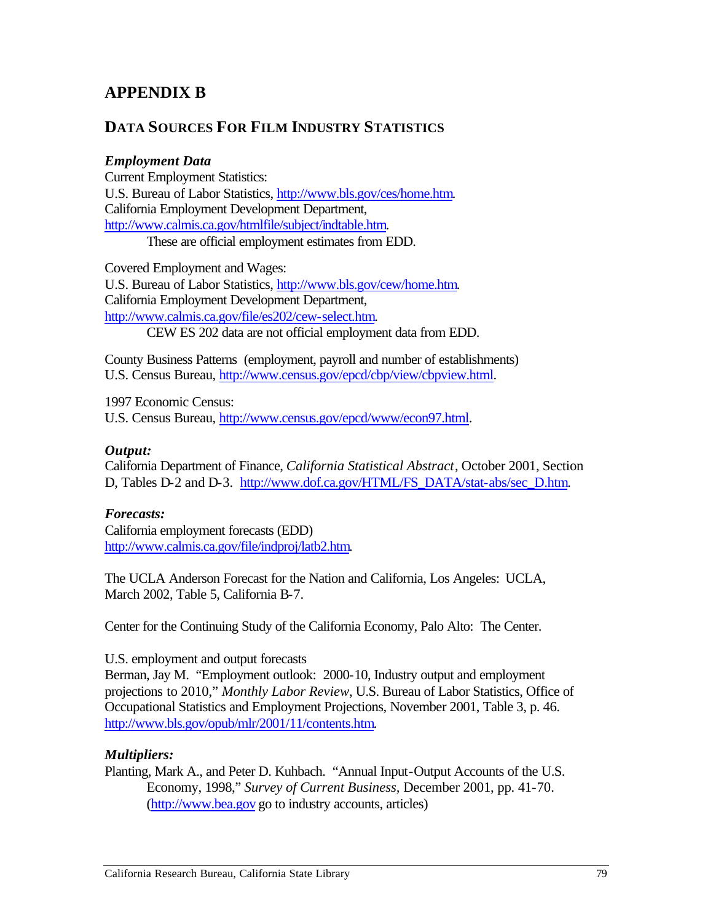# APPENDIX B

## DATA SOURCES FOR FILM INDUSTRY STATISTICS

***Employment Data***

Current Employment Statistics:
U.S. Bureau of Labor Statistics, http://www.bls.gov/ces/home.htm.
California Employment Development Department,
http://www.calmis.ca.gov/htmlfile/subject/indtable.htm.

These are official employment estimates from EDD.

Covered Employment and Wages:
U.S. Bureau of Labor Statistics, http://www.bls.gov/cew/home.htm.
California Employment Development Department,
http://www.calmis.ca.gov/file/es202/cew-select.htm.

CEW ES 202 data are not official employment data from EDD.

County Business Patterns (employment, payroll and number of establishments)
U.S. Census Bureau, http://www.census.gov/epcd/cbp/view/cbpview.html.

1997 Economic Census:
U.S. Census Bureau, http://www.census.gov/epcd/www/econ97.html.

***Output:***

California Department of Finance, *California Statistical Abstract*, October 2001, Section D, Tables D-2 and D-3. http://www.dof.ca.gov/HTML/FS_DATA/stat-abs/sec_D.htm.

***Forecasts:***

California employment forecasts (EDD)
http://www.calmis.ca.gov/file/indproj/latb2.htm.

The UCLA Anderson Forecast for the Nation and California, Los Angeles: UCLA, March 2002, Table 5, California B-7.

Center for the Continuing Study of the California Economy, Palo Alto: The Center.

U.S. employment and output forecasts
Berman, Jay M. "Employment outlook: 2000-10, Industry output and employment projections to 2010," *Monthly Labor Review*, U.S. Bureau of Labor Statistics, Office of Occupational Statistics and Employment Projections, November 2001, Table 3, p. 46. http://www.bls.gov/opub/mlr/2001/11/contents.htm.

***Multipliers:***

Planting, Mark A., and Peter D. Kuhbach. "Annual Input-Output Accounts of the U.S. Economy, 1998," *Survey of Current Business*, December 2001, pp. 41-70. (http://www.bea.gov go to industry accounts, articles)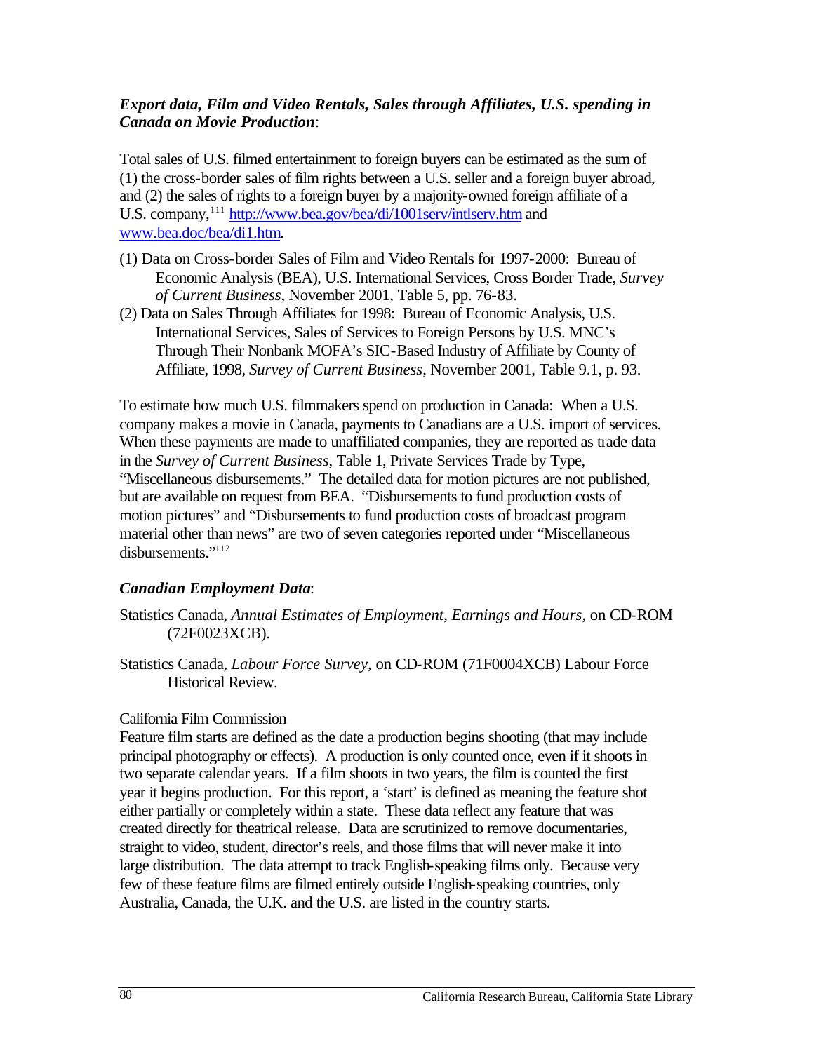***Export data, Film and Video Rentals, Sales through Affiliates, U.S. spending in Canada on Movie Production***:

Total sales of U.S. filmed entertainment to foreign buyers can be estimated as the sum of (1) the cross-border sales of film rights between a U.S. seller and a foreign buyer abroad, and (2) the sales of rights to a foreign buyer by a majority-owned foreign affiliate of a U.S. company,[111] http://www.bea.gov/bea/di/1001serv/intlserv.htm and www.bea.doc/bea/di1.htm.

(1) Data on Cross-border Sales of Film and Video Rentals for 1997-2000: Bureau of Economic Analysis (BEA), U.S. International Services, Cross Border Trade, *Survey of Current Business*, November 2001, Table 5, pp. 76-83.

(2) Data on Sales Through Affiliates for 1998: Bureau of Economic Analysis, U.S. International Services, Sales of Services to Foreign Persons by U.S. MNC's Through Their Nonbank MOFA's SIC-Based Industry of Affiliate by County of Affiliate, 1998, *Survey of Current Business*, November 2001, Table 9.1, p. 93.

To estimate how much U.S. filmmakers spend on production in Canada: When a U.S. company makes a movie in Canada, payments to Canadians are a U.S. import of services. When these payments are made to unaffiliated companies, they are reported as trade data in the *Survey of Current Business*, Table 1, Private Services Trade by Type, "Miscellaneous disbursements." The detailed data for motion pictures are not published, but are available on request from BEA. "Disbursements to fund production costs of motion pictures" and "Disbursements to fund production costs of broadcast program material other than news" are two of seven categories reported under "Miscellaneous disbursements."[112]

***Canadian Employment Data***:

Statistics Canada, *Annual Estimates of Employment, Earnings and Hours*, on CD-ROM (72F0023XCB).

Statistics Canada, *Labour Force Survey,* on CD-ROM (71F0004XCB) Labour Force Historical Review.

California Film Commission

Feature film starts are defined as the date a production begins shooting (that may include principal photography or effects). A production is only counted once, even if it shoots in two separate calendar years. If a film shoots in two years, the film is counted the first year it begins production. For this report, a 'start' is defined as meaning the feature shot either partially or completely within a state. These data reflect any feature that was created directly for theatrical release. Data are scrutinized to remove documentaries, straight to video, student, director's reels, and those films that will never make it into large distribution. The data attempt to track English-speaking films only. Because very few of these feature films are filmed entirely outside English-speaking countries, only Australia, Canada, the U.K. and the U.S. are listed in the country starts.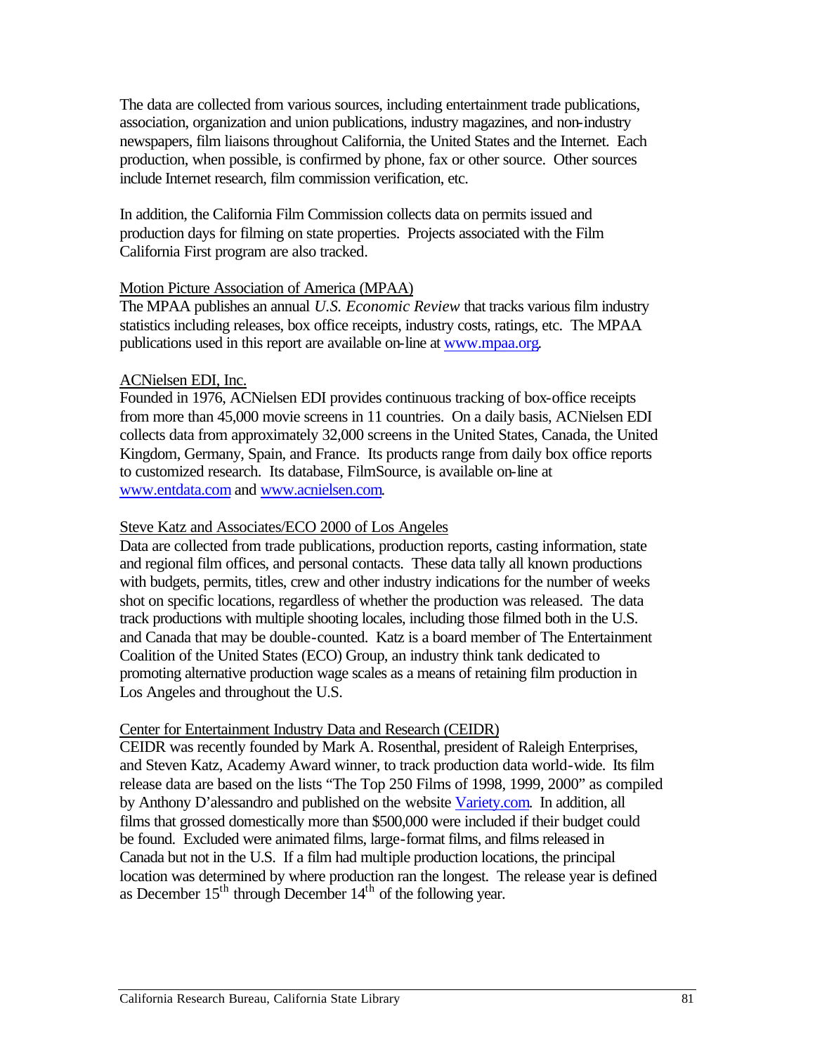The data are collected from various sources, including entertainment trade publications, association, organization and union publications, industry magazines, and non-industry newspapers, film liaisons throughout California, the United States and the Internet. Each production, when possible, is confirmed by phone, fax or other source. Other sources include Internet research, film commission verification, etc.

In addition, the California Film Commission collects data on permits issued and production days for filming on state properties. Projects associated with the Film California First program are also tracked.

Motion Picture Association of America (MPAA)

The MPAA publishes an annual *U.S. Economic Review* that tracks various film industry statistics including releases, box office receipts, industry costs, ratings, etc. The MPAA publications used in this report are available on-line at www.mpaa.org.

ACNielsen EDI, Inc.

Founded in 1976, ACNielsen EDI provides continuous tracking of box-office receipts from more than 45,000 movie screens in 11 countries. On a daily basis, ACNielsen EDI collects data from approximately 32,000 screens in the United States, Canada, the United Kingdom, Germany, Spain, and France. Its products range from daily box office reports to customized research. Its database, FilmSource, is available on-line at www.entdata.com and www.acnielsen.com.

Steve Katz and Associates/ECO 2000 of Los Angeles

Data are collected from trade publications, production reports, casting information, state and regional film offices, and personal contacts. These data tally all known productions with budgets, permits, titles, crew and other industry indications for the number of weeks shot on specific locations, regardless of whether the production was released. The data track productions with multiple shooting locales, including those filmed both in the U.S. and Canada that may be double-counted. Katz is a board member of The Entertainment Coalition of the United States (ECO) Group, an industry think tank dedicated to promoting alternative production wage scales as a means of retaining film production in Los Angeles and throughout the U.S.

Center for Entertainment Industry Data and Research (CEIDR)

CEIDR was recently founded by Mark A. Rosenthal, president of Raleigh Enterprises, and Steven Katz, Academy Award winner, to track production data world-wide. Its film release data are based on the lists "The Top 250 Films of 1998, 1999, 2000" as compiled by Anthony D'alessandro and published on the website Variety.com. In addition, all films that grossed domestically more than $500,000 were included if their budget could be found. Excluded were animated films, large-format films, and films released in Canada but not in the U.S. If a film had multiple production locations, the principal location was determined by where production ran the longest. The release year is defined as December 15th through December 14th of the following year.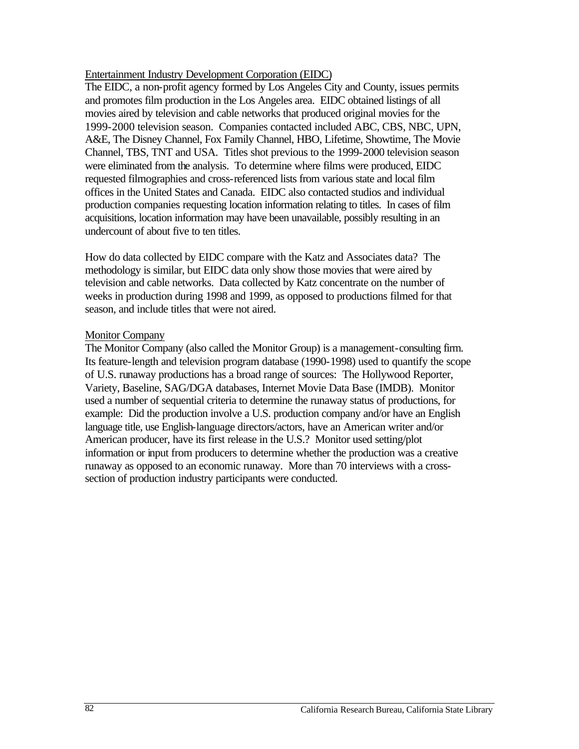Entertainment Industry Development Corporation (EIDC)

The EIDC, a non-profit agency formed by Los Angeles City and County, issues permits and promotes film production in the Los Angeles area. EIDC obtained listings of all movies aired by television and cable networks that produced original movies for the 1999-2000 television season. Companies contacted included ABC, CBS, NBC, UPN, A&E, The Disney Channel, Fox Family Channel, HBO, Lifetime, Showtime, The Movie Channel, TBS, TNT and USA. Titles shot previous to the 1999-2000 television season were eliminated from the analysis. To determine where films were produced, EIDC requested filmographies and cross-referenced lists from various state and local film offices in the United States and Canada. EIDC also contacted studios and individual production companies requesting location information relating to titles. In cases of film acquisitions, location information may have been unavailable, possibly resulting in an undercount of about five to ten titles.

How do data collected by EIDC compare with the Katz and Associates data? The methodology is similar, but EIDC data only show those movies that were aired by television and cable networks. Data collected by Katz concentrate on the number of weeks in production during 1998 and 1999, as opposed to productions filmed for that season, and include titles that were not aired.

Monitor Company

The Monitor Company (also called the Monitor Group) is a management-consulting firm. Its feature-length and television program database (1990-1998) used to quantify the scope of U.S. runaway productions has a broad range of sources: The Hollywood Reporter, Variety, Baseline, SAG/DGA databases, Internet Movie Data Base (IMDB). Monitor used a number of sequential criteria to determine the runaway status of productions, for example: Did the production involve a U.S. production company and/or have an English language title, use English-language directors/actors, have an American writer and/or American producer, have its first release in the U.S.? Monitor used setting/plot information or input from producers to determine whether the production was a creative runaway as opposed to an economic runaway. More than 70 interviews with a cross-section of production industry participants were conducted.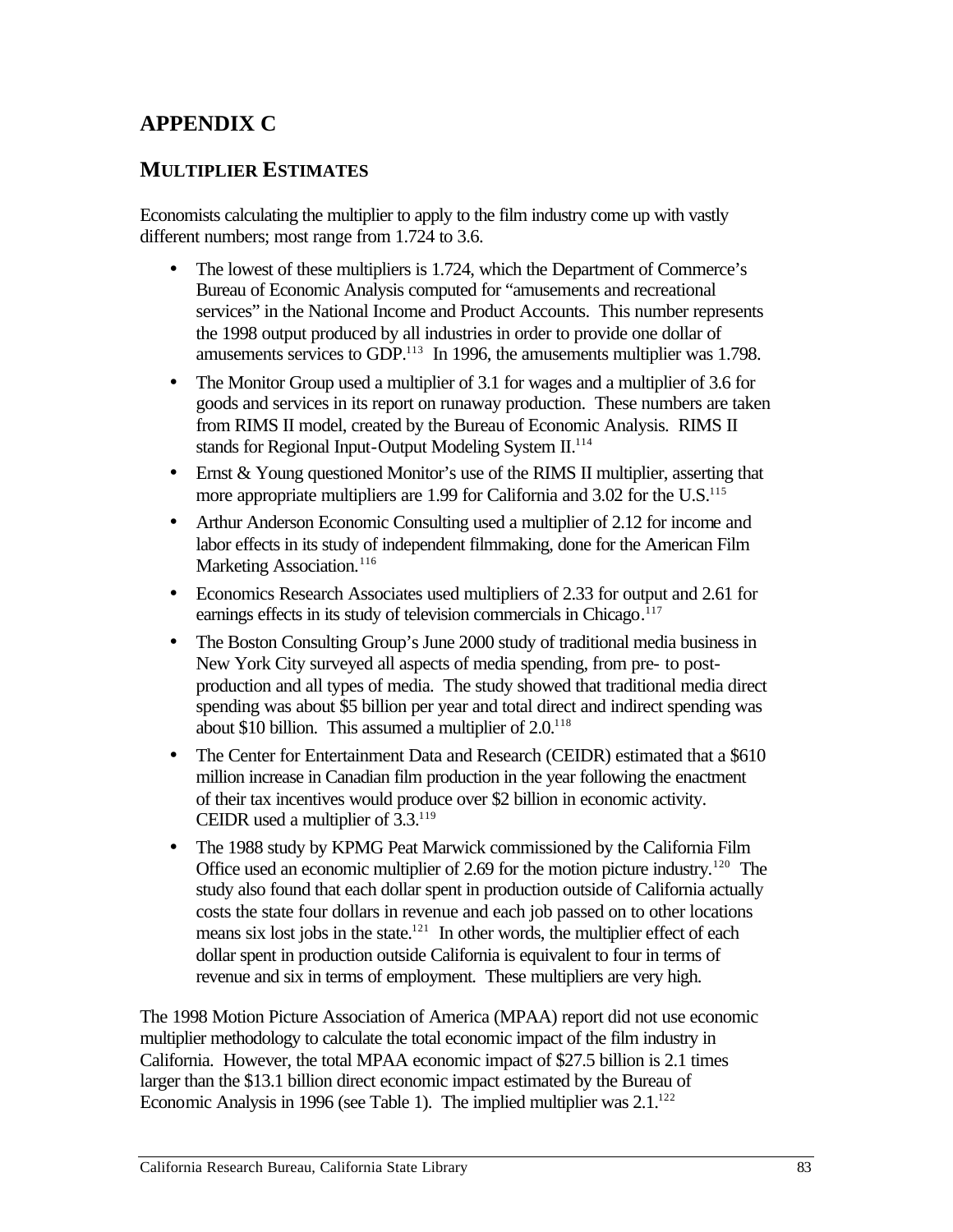# APPENDIX C

## MULTIPLIER ESTIMATES

Economists calculating the multiplier to apply to the film industry come up with vastly different numbers; most range from 1.724 to 3.6.

- The lowest of these multipliers is 1.724, which the Department of Commerce's Bureau of Economic Analysis computed for "amusements and recreational services" in the National Income and Product Accounts. This number represents the 1998 output produced by all industries in order to provide one dollar of amusements services to GDP.[113] In 1996, the amusements multiplier was 1.798.
- The Monitor Group used a multiplier of 3.1 for wages and a multiplier of 3.6 for goods and services in its report on runaway production. These numbers are taken from RIMS II model, created by the Bureau of Economic Analysis. RIMS II stands for Regional Input-Output Modeling System II.[114]
- Ernst & Young questioned Monitor's use of the RIMS II multiplier, asserting that more appropriate multipliers are 1.99 for California and 3.02 for the U.S.[115]
- Arthur Anderson Economic Consulting used a multiplier of 2.12 for income and labor effects in its study of independent filmmaking, done for the American Film Marketing Association.[116]
- Economics Research Associates used multipliers of 2.33 for output and 2.61 for earnings effects in its study of television commercials in Chicago.[117]
- The Boston Consulting Group's June 2000 study of traditional media business in New York City surveyed all aspects of media spending, from pre- to post-production and all types of media. The study showed that traditional media direct spending was about $5 billion per year and total direct and indirect spending was about $10 billion. This assumed a multiplier of 2.0.[118]
- The Center for Entertainment Data and Research (CEIDR) estimated that a $610 million increase in Canadian film production in the year following the enactment of their tax incentives would produce over $2 billion in economic activity. CEIDR used a multiplier of 3.3.[119]
- The 1988 study by KPMG Peat Marwick commissioned by the California Film Office used an economic multiplier of 2.69 for the motion picture industry.[120] The study also found that each dollar spent in production outside of California actually costs the state four dollars in revenue and each job passed on to other locations means six lost jobs in the state.[121] In other words, the multiplier effect of each dollar spent in production outside California is equivalent to four in terms of revenue and six in terms of employment. These multipliers are very high.

The 1998 Motion Picture Association of America (MPAA) report did not use economic multiplier methodology to calculate the total economic impact of the film industry in California. However, the total MPAA economic impact of $27.5 billion is 2.1 times larger than the $13.1 billion direct economic impact estimated by the Bureau of Economic Analysis in 1996 (see Table 1). The implied multiplier was 2.1.[122]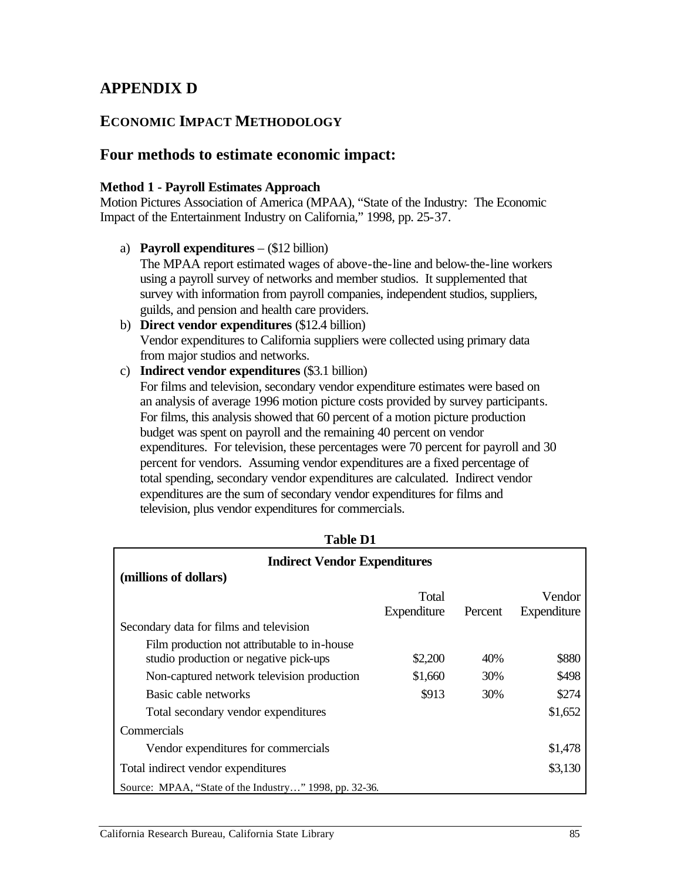# APPENDIX D

## ECONOMIC IMPACT METHODOLOGY

## Four methods to estimate economic impact:

**Method 1 - Payroll Estimates Approach**
Motion Pictures Association of America (MPAA), "State of the Industry: The Economic Impact of the Entertainment Industry on California," 1998, pp. 25-37.

a) **Payroll expenditures** – ($12 billion)
The MPAA report estimated wages of above-the-line and below-the-line workers using a payroll survey of networks and member studios. It supplemented that survey with information from payroll companies, independent studios, suppliers, guilds, and pension and health care providers.

b) **Direct vendor expenditures** ($12.4 billion)
Vendor expenditures to California suppliers were collected using primary data from major studios and networks.

c) **Indirect vendor expenditures** ($3.1 billion)
For films and television, secondary vendor expenditure estimates were based on an analysis of average 1996 motion picture costs provided by survey participants. For films, this analysis showed that 60 percent of a motion picture production budget was spent on payroll and the remaining 40 percent on vendor expenditures. For television, these percentages were 70 percent for payroll and 30 percent for vendors. Assuming vendor expenditures are a fixed percentage of total spending, secondary vendor expenditures are calculated. Indirect vendor expenditures are the sum of secondary vendor expenditures for films and television, plus vendor expenditures for commercials.

**Table D1**

**Indirect Vendor Expenditures**

**(millions of dollars)**

| | Total Expenditure | Percent | Vendor Expenditure |
|---|---|---|---|
| Secondary data for films and television | | | |
| Film production not attributable to in-house studio production or negative pick-ups | $2,200 | 40% | $880 |
| Non-captured network television production | $1,660 | 30% | $498 |
| Basic cable networks | $913 | 30% | $274 |
| Total secondary vendor expenditures | | | $1,652 |
| Commercials | | | |
| Vendor expenditures for commercials | | | $1,478 |
| Total indirect vendor expenditures | | | $3,130 |

Source: MPAA, "State of the Industry…" 1998, pp. 32-36.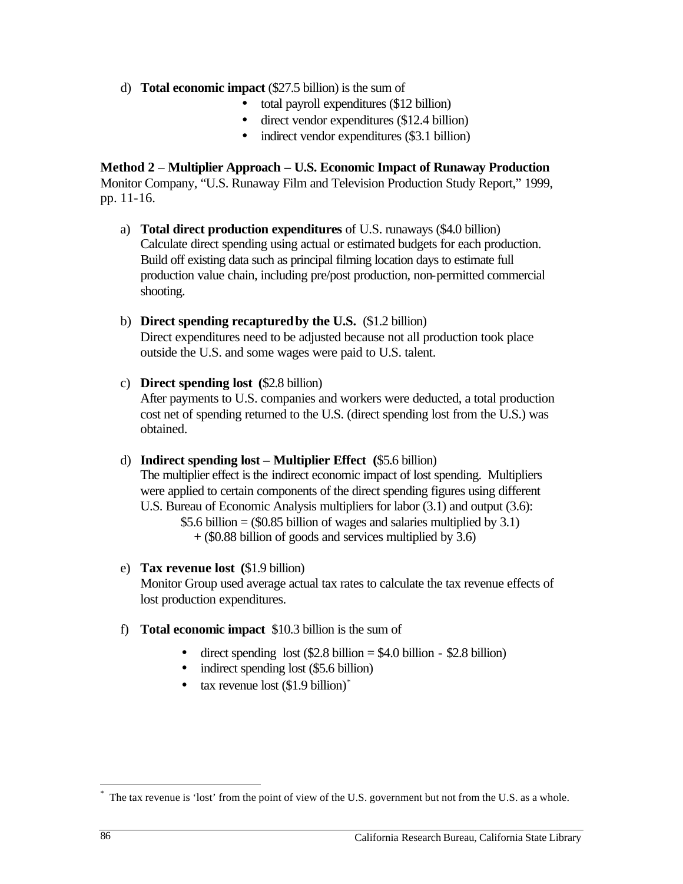d) **Total economic impact** ($27.5 billion) is the sum of

- total payroll expenditures ($12 billion)
- direct vendor expenditures ($12.4 billion)
- indirect vendor expenditures ($3.1 billion)

**Method 2** – **Multiplier Approach – U.S. Economic Impact of Runaway Production**
Monitor Company, "U.S. Runaway Film and Television Production Study Report," 1999, pp. 11-16.

a) **Total direct production expenditures** of U.S. runaways ($4.0 billion)
Calculate direct spending using actual or estimated budgets for each production. Build off existing data such as principal filming location days to estimate full production value chain, including pre/post production, non-permitted commercial shooting.

b) **Direct spending recaptured by the U.S.** ($1.2 billion)
Direct expenditures need to be adjusted because not all production took place outside the U.S. and some wages were paid to U.S. talent.

c) **Direct spending lost (**$2.8 billion)
After payments to U.S. companies and workers were deducted, a total production cost net of spending returned to the U.S. (direct spending lost from the U.S.) was obtained.

d) **Indirect spending lost – Multiplier Effect (**$5.6 billion)
The multiplier effect is the indirect economic impact of lost spending. Multipliers were applied to certain components of the direct spending figures using different U.S. Bureau of Economic Analysis multipliers for labor (3.1) and output (3.6):
$5.6 billion = ($0.85 billion of wages and salaries multiplied by 3.1)
+ ($0.88 billion of goods and services multiplied by 3.6)

e) **Tax revenue lost (**$1.9 billion)
Monitor Group used average actual tax rates to calculate the tax revenue effects of lost production expenditures.

f) **Total economic impact** $10.3 billion is the sum of

- direct spending lost ($2.8 billion = $4.0 billion - $2.8 billion)
- indirect spending lost ($5.6 billion)
- tax revenue lost ($1.9 billion)*

---

* The tax revenue is 'lost' from the point of view of the U.S. government but not from the U.S. as a whole.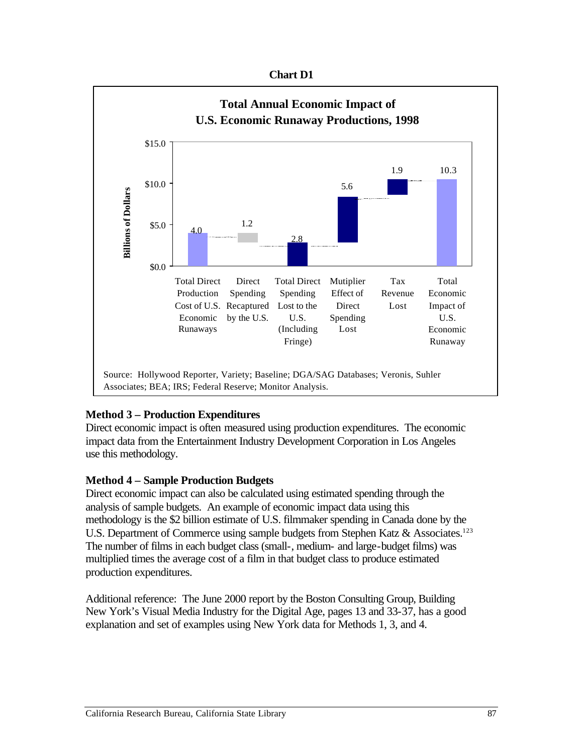**Chart D1**

**Total Annual Economic Impact of U.S. Economic Runaway Productions, 1998**

| Category | Billions of Dollars |
|---|---|
| Total Direct Production Cost of U.S. Economic Runaways | 4.0 |
| Direct Spending Recaptured by the U.S. | 1.2 |
| Total Direct Spending Lost to the U.S. (Including Fringe) | 2.8 |
| Mutiplier Effect of Direct Spending Lost | 5.6 |
| Tax Revenue Lost | 1.9 |
| Total Economic Impact of U.S. Economic Runaway | 10.3 |

Source: Hollywood Reporter, Variety; Baseline; DGA/SAG Databases; Veronis, Suhler Associates; BEA; IRS; Federal Reserve; Monitor Analysis.

**Method 3 – Production Expenditures**

Direct economic impact is often measured using production expenditures. The economic impact data from the Entertainment Industry Development Corporation in Los Angeles use this methodology.

**Method 4 – Sample Production Budgets**

Direct economic impact can also be calculated using estimated spending through the analysis of sample budgets. An example of economic impact data using this methodology is the $2 billion estimate of U.S. filmmaker spending in Canada done by the U.S. Department of Commerce using sample budgets from Stephen Katz & Associates.[123] The number of films in each budget class (small-, medium- and large-budget films) was multiplied times the average cost of a film in that budget class to produce estimated production expenditures.

Additional reference: The June 2000 report by the Boston Consulting Group, Building New York's Visual Media Industry for the Digital Age, pages 13 and 33-37, has a good explanation and set of examples using New York data for Methods 1, 3, and 4.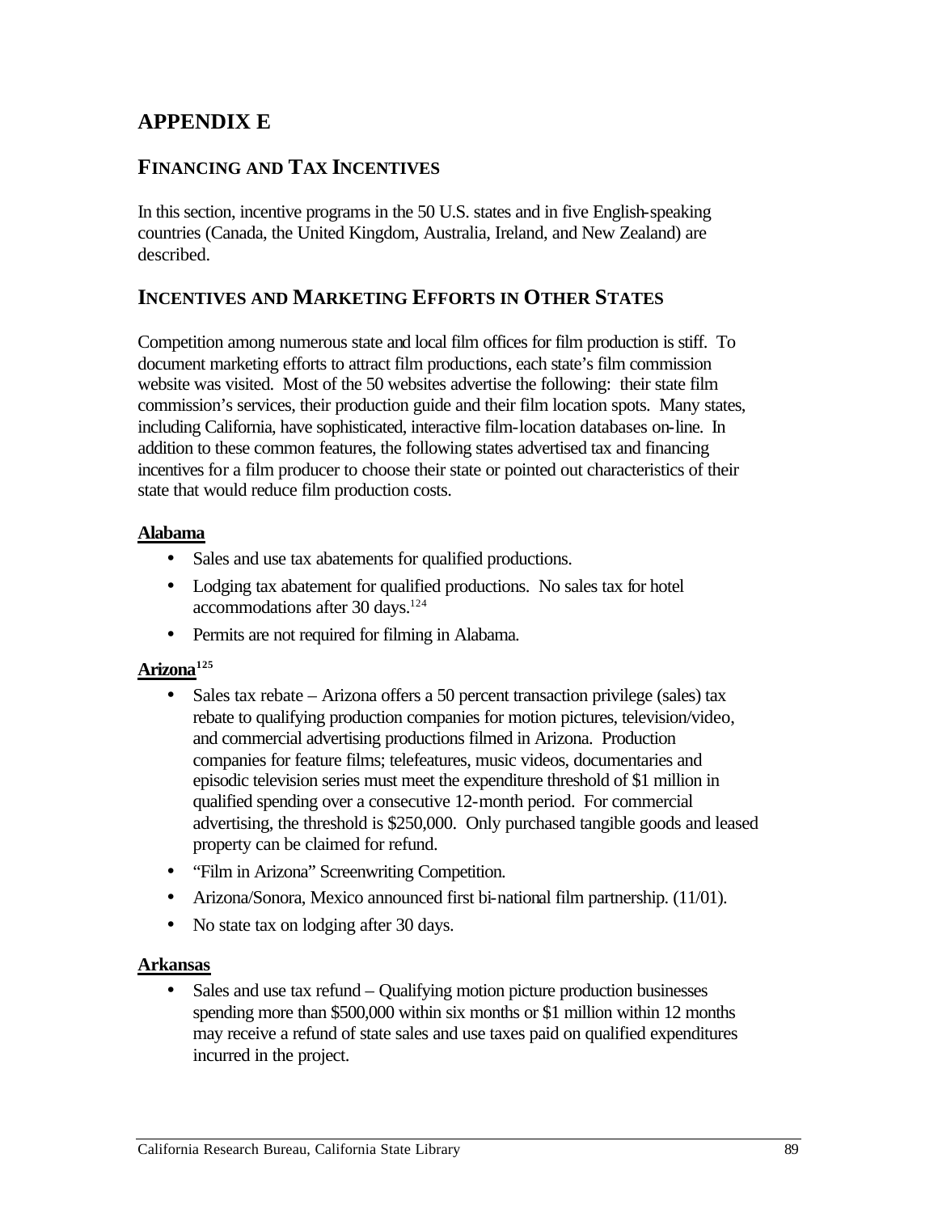# APPENDIX E

## FINANCING AND TAX INCENTIVES

In this section, incentive programs in the 50 U.S. states and in five English-speaking countries (Canada, the United Kingdom, Australia, Ireland, and New Zealand) are described.

## INCENTIVES AND MARKETING EFFORTS IN OTHER STATES

Competition among numerous state and local film offices for film production is stiff. To document marketing efforts to attract film productions, each state's film commission website was visited. Most of the 50 websites advertise the following: their state film commission's services, their production guide and their film location spots. Many states, including California, have sophisticated, interactive film-location databases on-line. In addition to these common features, the following states advertised tax and financing incentives for a film producer to choose their state or pointed out characteristics of their state that would reduce film production costs.

**Alabama**

- Sales and use tax abatements for qualified productions.
- Lodging tax abatement for qualified productions. No sales tax for hotel accommodations after 30 days.[124]
- Permits are not required for filming in Alabama.

**Arizona[125]**

- Sales tax rebate – Arizona offers a 50 percent transaction privilege (sales) tax rebate to qualifying production companies for motion pictures, television/video, and commercial advertising productions filmed in Arizona. Production companies for feature films; telefeatures, music videos, documentaries and episodic television series must meet the expenditure threshold of $1 million in qualified spending over a consecutive 12-month period. For commercial advertising, the threshold is $250,000. Only purchased tangible goods and leased property can be claimed for refund.
- "Film in Arizona" Screenwriting Competition.
- Arizona/Sonora, Mexico announced first bi-national film partnership. (11/01).
- No state tax on lodging after 30 days.

**Arkansas**

- Sales and use tax refund – Qualifying motion picture production businesses spending more than $500,000 within six months or $1 million within 12 months may receive a refund of state sales and use taxes paid on qualified expenditures incurred in the project.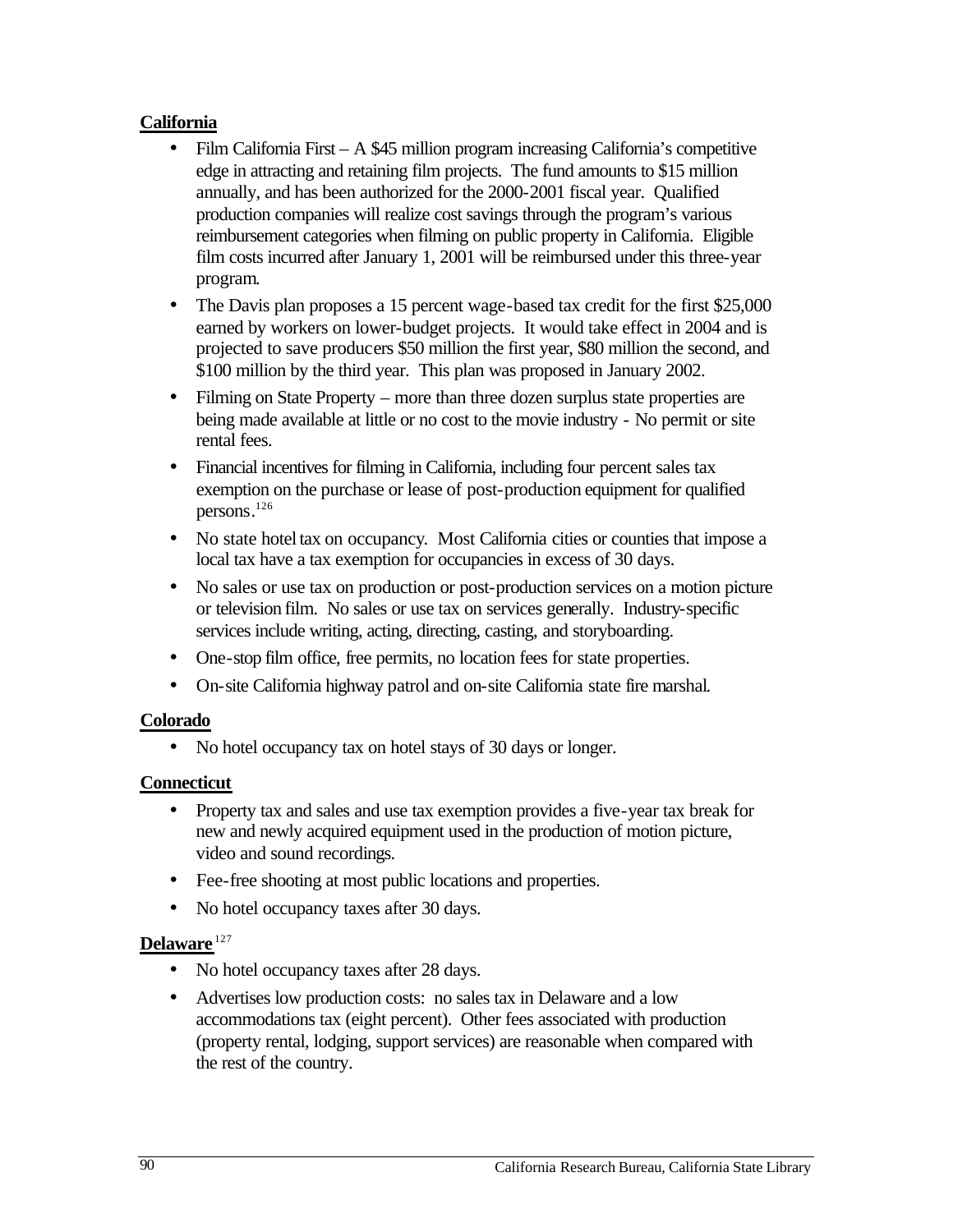**California**

- Film California First – A $45 million program increasing California's competitive edge in attracting and retaining film projects. The fund amounts to $15 million annually, and has been authorized for the 2000-2001 fiscal year. Qualified production companies will realize cost savings through the program's various reimbursement categories when filming on public property in California. Eligible film costs incurred after January 1, 2001 will be reimbursed under this three-year program.
- The Davis plan proposes a 15 percent wage-based tax credit for the first $25,000 earned by workers on lower-budget projects. It would take effect in 2004 and is projected to save producers $50 million the first year, $80 million the second, and $100 million by the third year. This plan was proposed in January 2002.
- Filming on State Property – more than three dozen surplus state properties are being made available at little or no cost to the movie industry - No permit or site rental fees.
- Financial incentives for filming in California, including four percent sales tax exemption on the purchase or lease of post-production equipment for qualified persons.[126]
- No state hotel tax on occupancy. Most California cities or counties that impose a local tax have a tax exemption for occupancies in excess of 30 days.
- No sales or use tax on production or post-production services on a motion picture or television film. No sales or use tax on services generally. Industry-specific services include writing, acting, directing, casting, and storyboarding.
- One-stop film office, free permits, no location fees for state properties.
- On-site California highway patrol and on-site California state fire marshal.

**Colorado**

- No hotel occupancy tax on hotel stays of 30 days or longer.

**Connecticut**

- Property tax and sales and use tax exemption provides a five-year tax break for new and newly acquired equipment used in the production of motion picture, video and sound recordings.
- Fee-free shooting at most public locations and properties.
- No hotel occupancy taxes after 30 days.

**Delaware**[127]

- No hotel occupancy taxes after 28 days.
- Advertises low production costs: no sales tax in Delaware and a low accommodations tax (eight percent). Other fees associated with production (property rental, lodging, support services) are reasonable when compared with the rest of the country.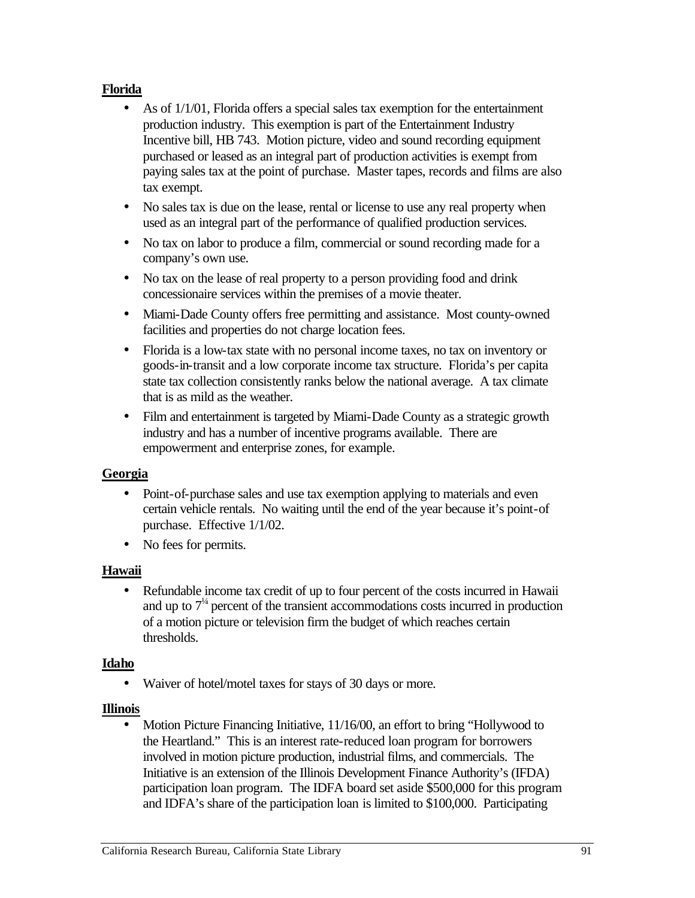**Florida**

- As of 1/1/01, Florida offers a special sales tax exemption for the entertainment production industry. This exemption is part of the Entertainment Industry Incentive bill, HB 743. Motion picture, video and sound recording equipment purchased or leased as an integral part of production activities is exempt from paying sales tax at the point of purchase. Master tapes, records and films are also tax exempt.
- No sales tax is due on the lease, rental or license to use any real property when used as an integral part of the performance of qualified production services.
- No tax on labor to produce a film, commercial or sound recording made for a company's own use.
- No tax on the lease of real property to a person providing food and drink concessionaire services within the premises of a movie theater.
- Miami-Dade County offers free permitting and assistance. Most county-owned facilities and properties do not charge location fees.
- Florida is a low-tax state with no personal income taxes, no tax on inventory or goods-in-transit and a low corporate income tax structure. Florida's per capita state tax collection consistently ranks below the national average. A tax climate that is as mild as the weather.
- Film and entertainment is targeted by Miami-Dade County as a strategic growth industry and has a number of incentive programs available. There are empowerment and enterprise zones, for example.

**Georgia**

- Point-of-purchase sales and use tax exemption applying to materials and even certain vehicle rentals. No waiting until the end of the year because it's point-of purchase. Effective 1/1/02.
- No fees for permits.

**Hawaii**

- Refundable income tax credit of up to four percent of the costs incurred in Hawaii and up to 7¼ percent of the transient accommodations costs incurred in production of a motion picture or television firm the budget of which reaches certain thresholds.

**Idaho**

- Waiver of hotel/motel taxes for stays of 30 days or more.

**Illinois**

- Motion Picture Financing Initiative, 11/16/00, an effort to bring "Hollywood to the Heartland." This is an interest rate-reduced loan program for borrowers involved in motion picture production, industrial films, and commercials. The Initiative is an extension of the Illinois Development Finance Authority's (IFDA) participation loan program. The IDFA board set aside $500,000 for this program and IDFA's share of the participation loan is limited to $100,000. Participating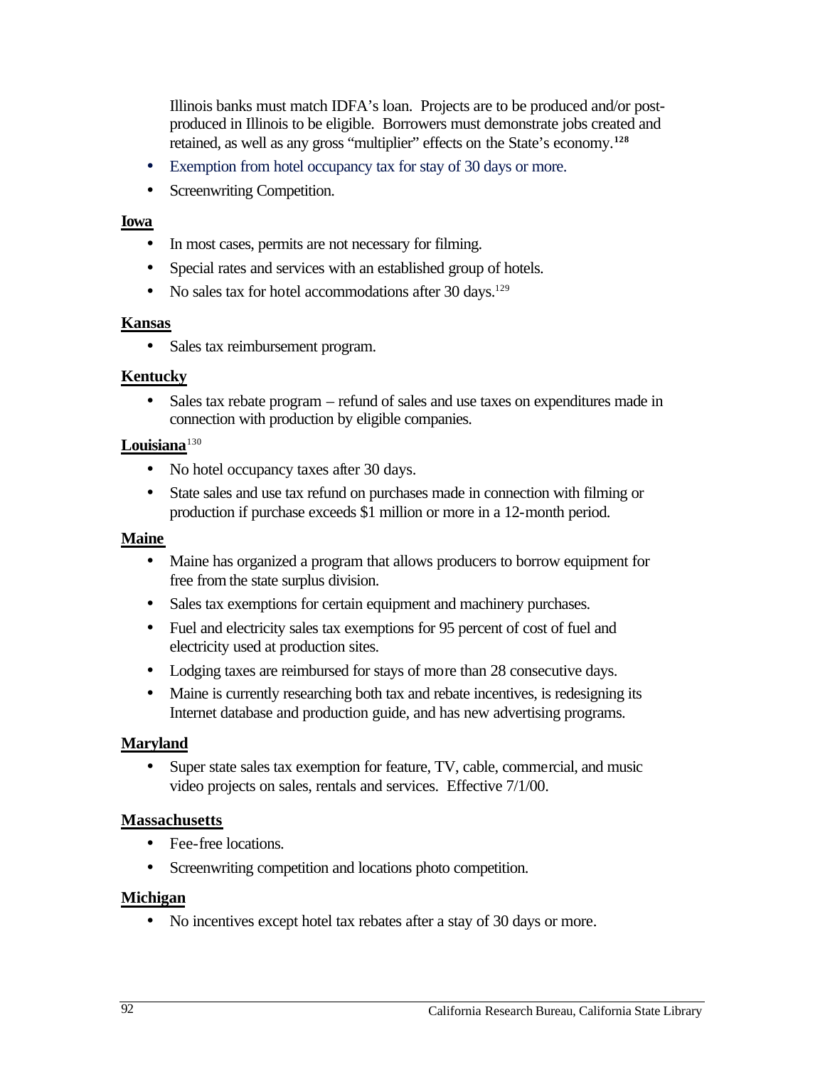Illinois banks must match IDFA's loan. Projects are to be produced and/or post-produced in Illinois to be eligible. Borrowers must demonstrate jobs created and retained, as well as any gross "multiplier" effects on the State's economy.[128]

- Exemption from hotel occupancy tax for stay of 30 days or more.
- Screenwriting Competition.

**Iowa**

- In most cases, permits are not necessary for filming.
- Special rates and services with an established group of hotels.
- No sales tax for hotel accommodations after 30 days.[129]

**Kansas**

- Sales tax reimbursement program.

**Kentucky**

- Sales tax rebate program – refund of sales and use taxes on expenditures made in connection with production by eligible companies.

**Louisiana**[130]

- No hotel occupancy taxes after 30 days.
- State sales and use tax refund on purchases made in connection with filming or production if purchase exceeds $1 million or more in a 12-month period.

**Maine**

- Maine has organized a program that allows producers to borrow equipment for free from the state surplus division.
- Sales tax exemptions for certain equipment and machinery purchases.
- Fuel and electricity sales tax exemptions for 95 percent of cost of fuel and electricity used at production sites.
- Lodging taxes are reimbursed for stays of more than 28 consecutive days.
- Maine is currently researching both tax and rebate incentives, is redesigning its Internet database and production guide, and has new advertising programs.

**Maryland**

- Super state sales tax exemption for feature, TV, cable, commercial, and music video projects on sales, rentals and services. Effective 7/1/00.

**Massachusetts**

- Fee-free locations.
- Screenwriting competition and locations photo competition.

**Michigan**

- No incentives except hotel tax rebates after a stay of 30 days or more.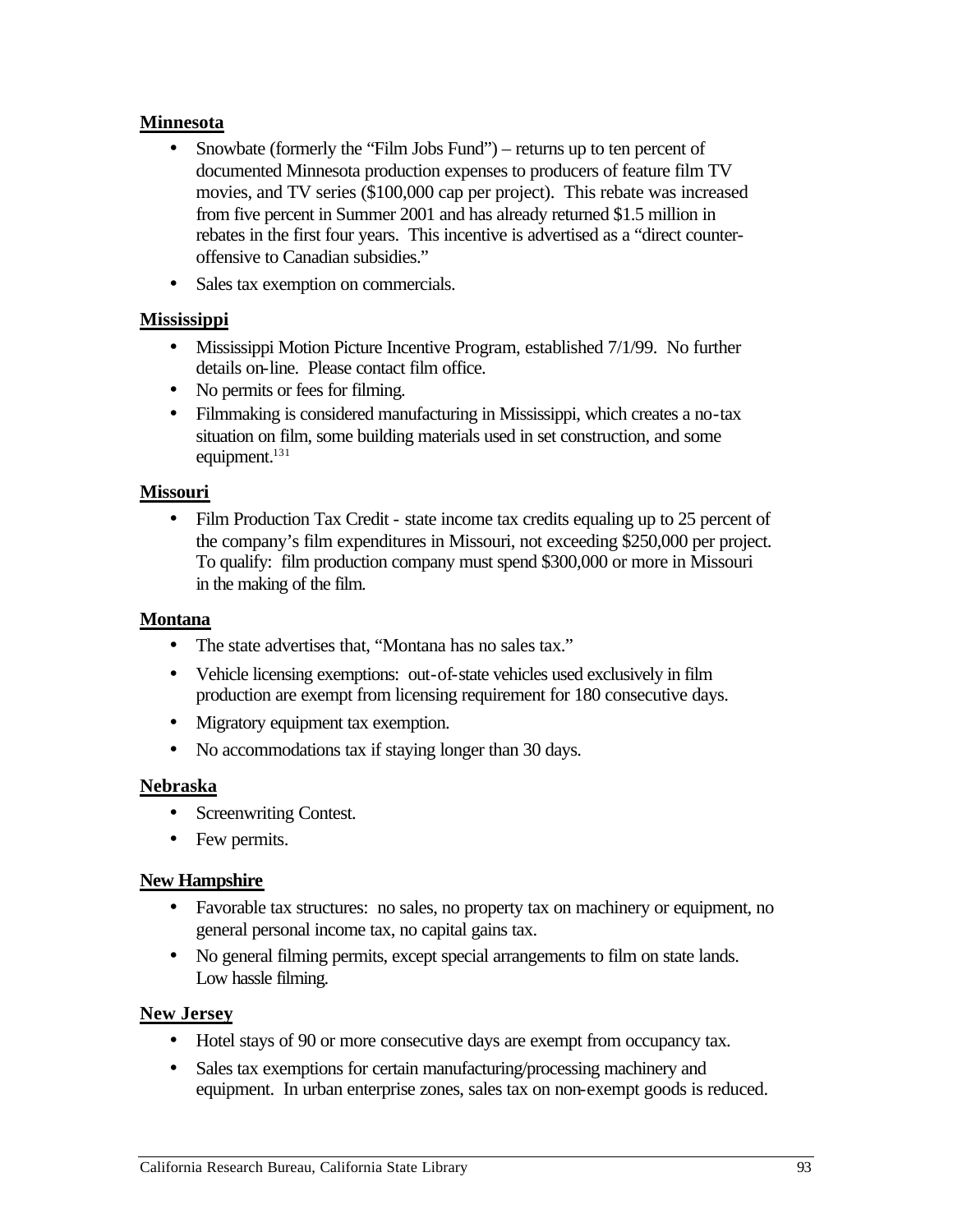**Minnesota**

- Snowbate (formerly the "Film Jobs Fund") – returns up to ten percent of documented Minnesota production expenses to producers of feature film TV movies, and TV series ($100,000 cap per project). This rebate was increased from five percent in Summer 2001 and has already returned $1.5 million in rebates in the first four years. This incentive is advertised as a "direct counter-offensive to Canadian subsidies."
- Sales tax exemption on commercials.

**Mississippi**

- Mississippi Motion Picture Incentive Program, established 7/1/99. No further details on-line. Please contact film office.
- No permits or fees for filming.
- Filmmaking is considered manufacturing in Mississippi, which creates a no-tax situation on film, some building materials used in set construction, and some equipment.[131]

**Missouri**

- Film Production Tax Credit - state income tax credits equaling up to 25 percent of the company's film expenditures in Missouri, not exceeding $250,000 per project. To qualify: film production company must spend $300,000 or more in Missouri in the making of the film.

**Montana**

- The state advertises that, "Montana has no sales tax."
- Vehicle licensing exemptions: out-of-state vehicles used exclusively in film production are exempt from licensing requirement for 180 consecutive days.
- Migratory equipment tax exemption.
- No accommodations tax if staying longer than 30 days.

**Nebraska**

- Screenwriting Contest.
- Few permits.

**New Hampshire**

- Favorable tax structures: no sales, no property tax on machinery or equipment, no general personal income tax, no capital gains tax.
- No general filming permits, except special arrangements to film on state lands. Low hassle filming.

**New Jersey**

- Hotel stays of 90 or more consecutive days are exempt from occupancy tax.
- Sales tax exemptions for certain manufacturing/processing machinery and equipment. In urban enterprise zones, sales tax on non-exempt goods is reduced.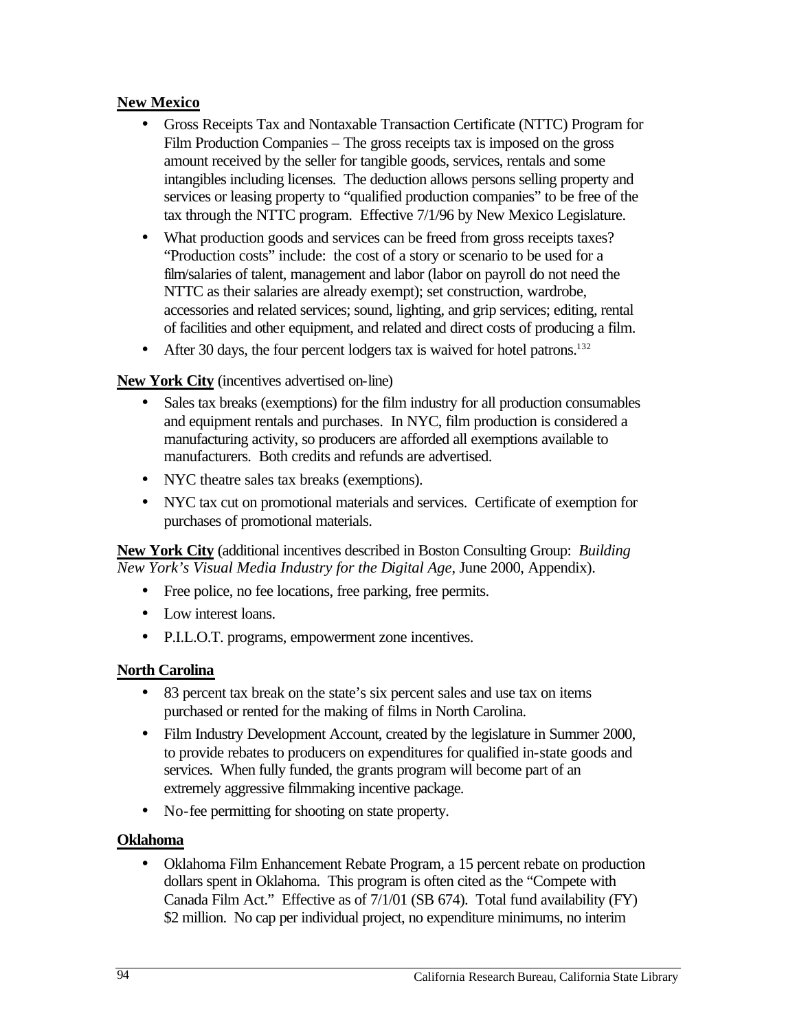**New Mexico**

- Gross Receipts Tax and Nontaxable Transaction Certificate (NTTC) Program for Film Production Companies – The gross receipts tax is imposed on the gross amount received by the seller for tangible goods, services, rentals and some intangibles including licenses. The deduction allows persons selling property and services or leasing property to "qualified production companies" to be free of the tax through the NTTC program. Effective 7/1/96 by New Mexico Legislature.
- What production goods and services can be freed from gross receipts taxes? "Production costs" include: the cost of a story or scenario to be used for a film/salaries of talent, management and labor (labor on payroll do not need the NTTC as their salaries are already exempt); set construction, wardrobe, accessories and related services; sound, lighting, and grip services; editing, rental of facilities and other equipment, and related and direct costs of producing a film.
- After 30 days, the four percent lodgers tax is waived for hotel patrons.[132]

**New York City** (incentives advertised on-line)

- Sales tax breaks (exemptions) for the film industry for all production consumables and equipment rentals and purchases. In NYC, film production is considered a manufacturing activity, so producers are afforded all exemptions available to manufacturers. Both credits and refunds are advertised.
- NYC theatre sales tax breaks (exemptions).
- NYC tax cut on promotional materials and services. Certificate of exemption for purchases of promotional materials.

**New York City** (additional incentives described in Boston Consulting Group: *Building New York's Visual Media Industry for the Digital Age*, June 2000, Appendix).

- Free police, no fee locations, free parking, free permits.
- Low interest loans.
- P.I.L.O.T. programs, empowerment zone incentives.

**North Carolina**

- 83 percent tax break on the state's six percent sales and use tax on items purchased or rented for the making of films in North Carolina.
- Film Industry Development Account, created by the legislature in Summer 2000, to provide rebates to producers on expenditures for qualified in-state goods and services. When fully funded, the grants program will become part of an extremely aggressive filmmaking incentive package.
- No-fee permitting for shooting on state property.

**Oklahoma**

- Oklahoma Film Enhancement Rebate Program, a 15 percent rebate on production dollars spent in Oklahoma. This program is often cited as the "Compete with Canada Film Act." Effective as of 7/1/01 (SB 674). Total fund availability (FY) $2 million. No cap per individual project, no expenditure minimums, no interim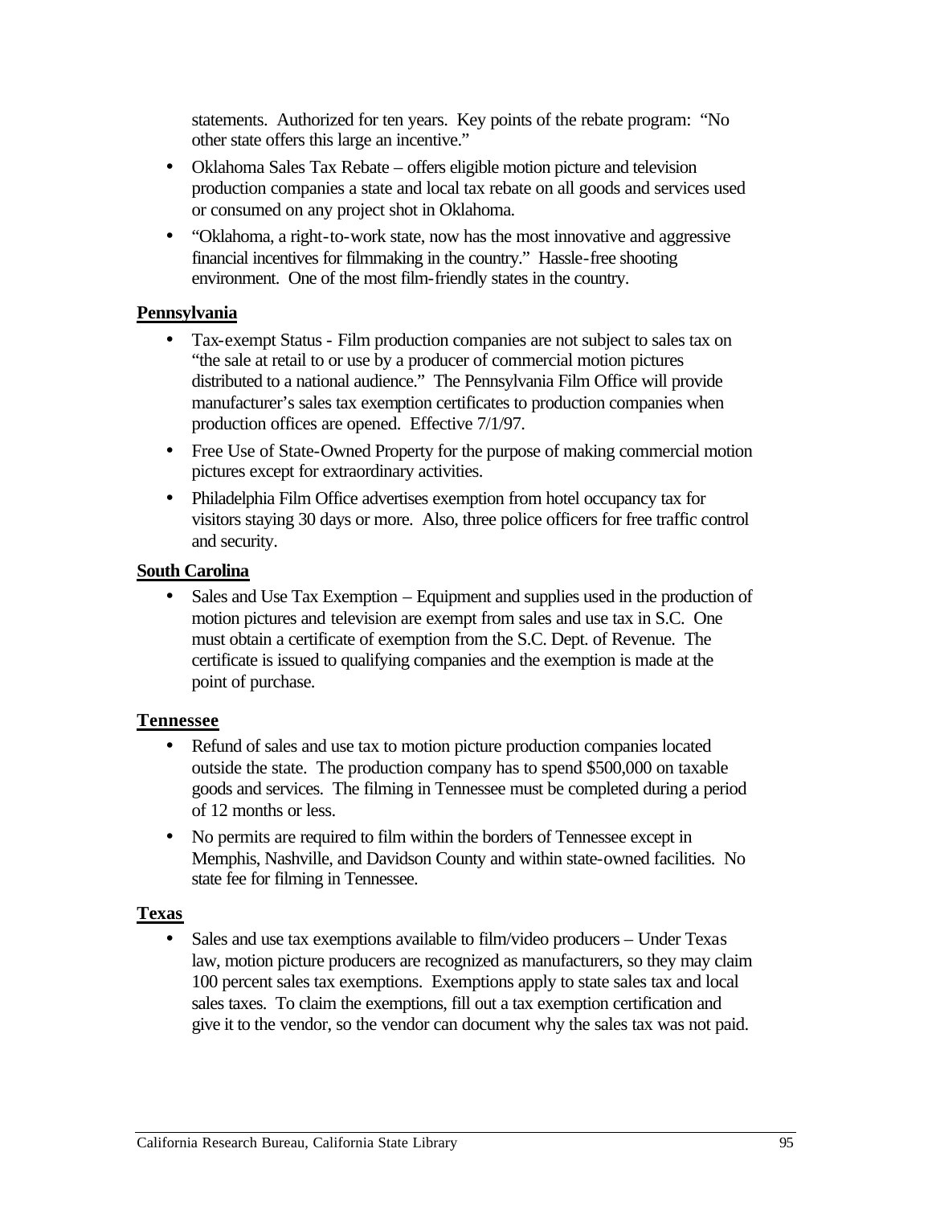statements. Authorized for ten years. Key points of the rebate program: "No other state offers this large an incentive."

- Oklahoma Sales Tax Rebate – offers eligible motion picture and television production companies a state and local tax rebate on all goods and services used or consumed on any project shot in Oklahoma.
- "Oklahoma, a right-to-work state, now has the most innovative and aggressive financial incentives for filmmaking in the country." Hassle-free shooting environment. One of the most film-friendly states in the country.

**Pennsylvania**

- Tax-exempt Status - Film production companies are not subject to sales tax on "the sale at retail to or use by a producer of commercial motion pictures distributed to a national audience." The Pennsylvania Film Office will provide manufacturer's sales tax exemption certificates to production companies when production offices are opened. Effective 7/1/97.
- Free Use of State-Owned Property for the purpose of making commercial motion pictures except for extraordinary activities.
- Philadelphia Film Office advertises exemption from hotel occupancy tax for visitors staying 30 days or more. Also, three police officers for free traffic control and security.

**South Carolina**

- Sales and Use Tax Exemption – Equipment and supplies used in the production of motion pictures and television are exempt from sales and use tax in S.C. One must obtain a certificate of exemption from the S.C. Dept. of Revenue. The certificate is issued to qualifying companies and the exemption is made at the point of purchase.

**Tennessee**

- Refund of sales and use tax to motion picture production companies located outside the state. The production company has to spend $500,000 on taxable goods and services. The filming in Tennessee must be completed during a period of 12 months or less.
- No permits are required to film within the borders of Tennessee except in Memphis, Nashville, and Davidson County and within state-owned facilities. No state fee for filming in Tennessee.

**Texas**

- Sales and use tax exemptions available to film/video producers – Under Texas law, motion picture producers are recognized as manufacturers, so they may claim 100 percent sales tax exemptions. Exemptions apply to state sales tax and local sales taxes. To claim the exemptions, fill out a tax exemption certification and give it to the vendor, so the vendor can document why the sales tax was not paid.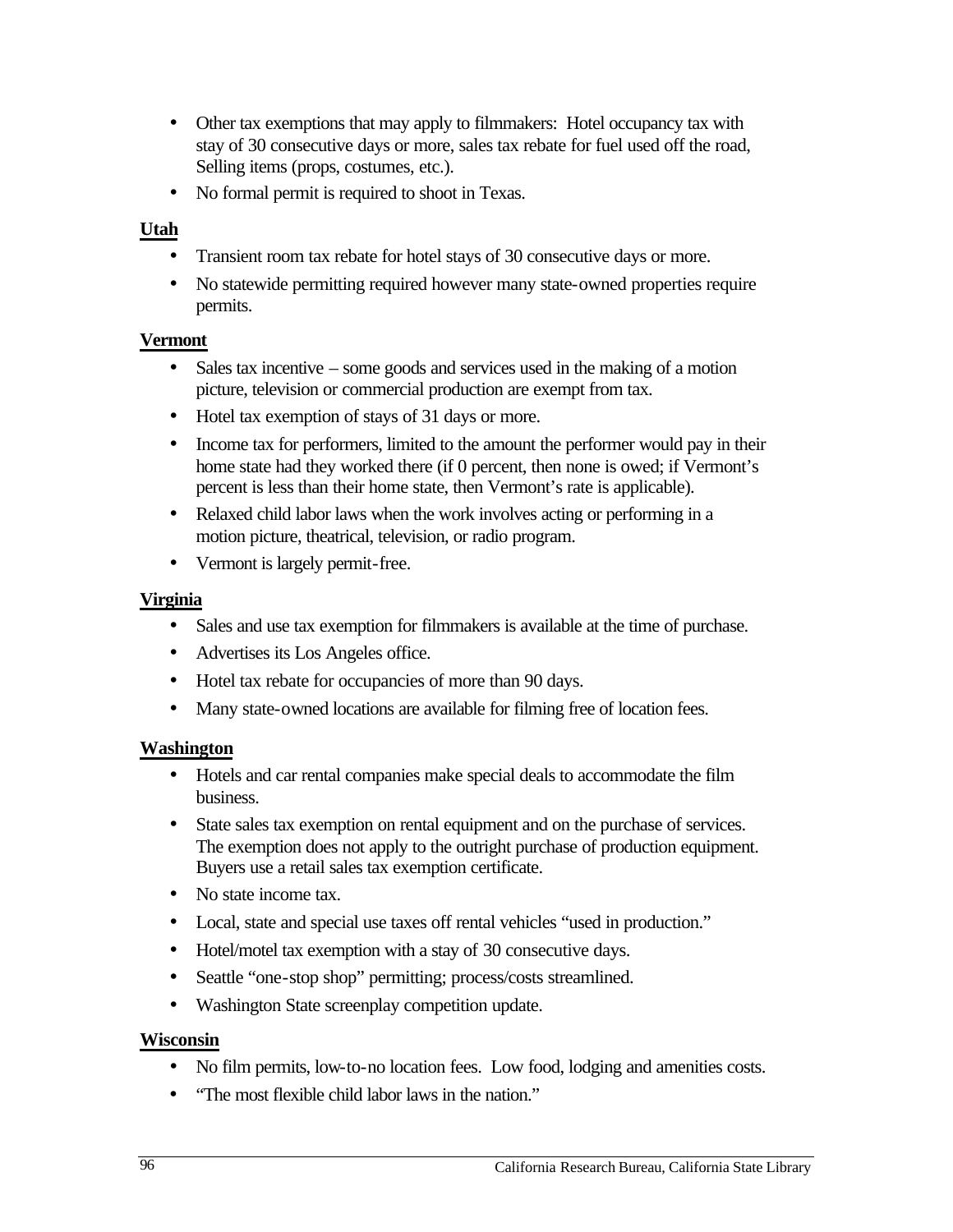- Other tax exemptions that may apply to filmmakers: Hotel occupancy tax with stay of 30 consecutive days or more, sales tax rebate for fuel used off the road, Selling items (props, costumes, etc.).
- No formal permit is required to shoot in Texas.

**Utah**

- Transient room tax rebate for hotel stays of 30 consecutive days or more.
- No statewide permitting required however many state-owned properties require permits.

**Vermont**

- Sales tax incentive – some goods and services used in the making of a motion picture, television or commercial production are exempt from tax.
- Hotel tax exemption of stays of 31 days or more.
- Income tax for performers, limited to the amount the performer would pay in their home state had they worked there (if 0 percent, then none is owed; if Vermont's percent is less than their home state, then Vermont's rate is applicable).
- Relaxed child labor laws when the work involves acting or performing in a motion picture, theatrical, television, or radio program.
- Vermont is largely permit-free.

**Virginia**

- Sales and use tax exemption for filmmakers is available at the time of purchase.
- Advertises its Los Angeles office.
- Hotel tax rebate for occupancies of more than 90 days.
- Many state-owned locations are available for filming free of location fees.

**Washington**

- Hotels and car rental companies make special deals to accommodate the film business.
- State sales tax exemption on rental equipment and on the purchase of services. The exemption does not apply to the outright purchase of production equipment. Buyers use a retail sales tax exemption certificate.
- No state income tax.
- Local, state and special use taxes off rental vehicles "used in production."
- Hotel/motel tax exemption with a stay of 30 consecutive days.
- Seattle "one-stop shop" permitting; process/costs streamlined.
- Washington State screenplay competition update.

**Wisconsin**

- No film permits, low-to-no location fees. Low food, lodging and amenities costs.
- "The most flexible child labor laws in the nation."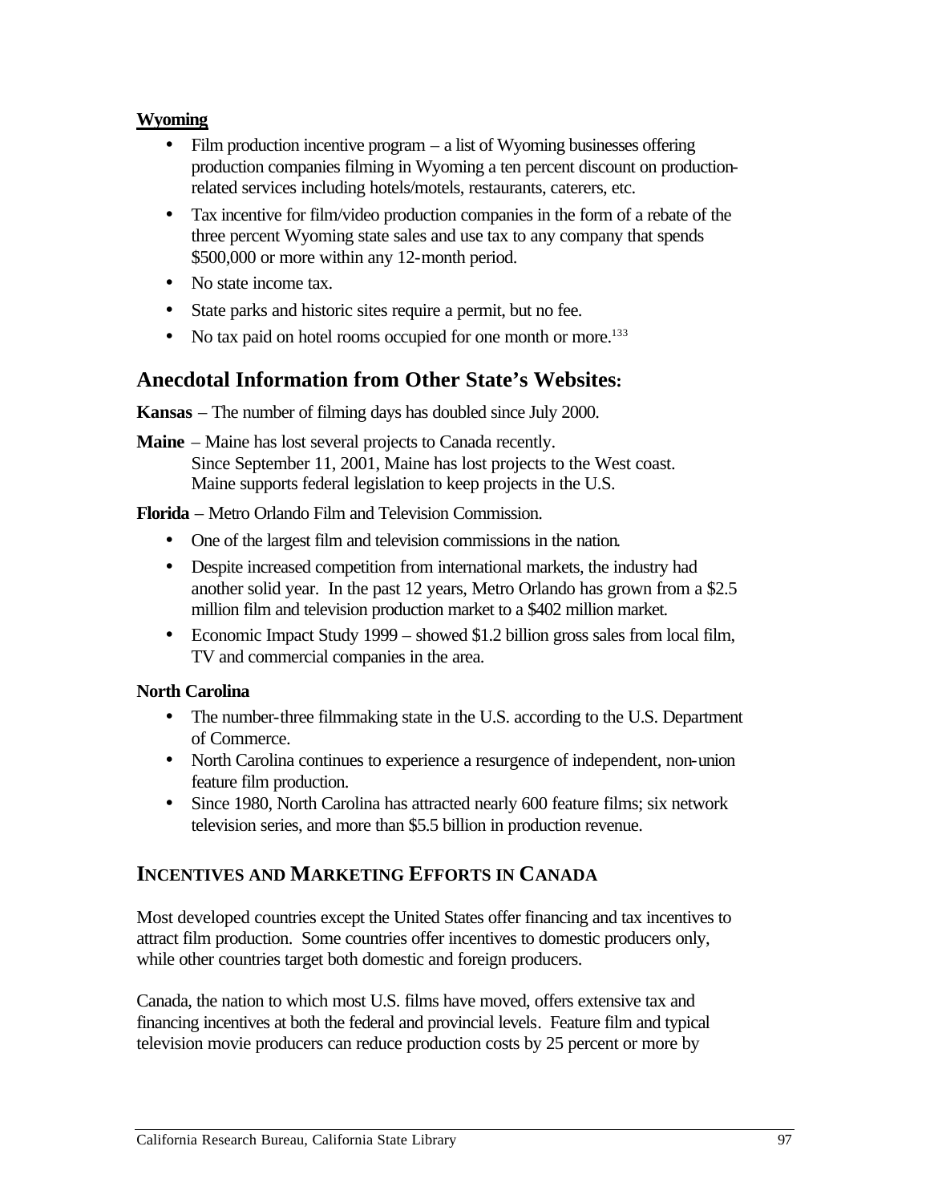**Wyoming**

- Film production incentive program – a list of Wyoming businesses offering production companies filming in Wyoming a ten percent discount on production-related services including hotels/motels, restaurants, caterers, etc.
- Tax incentive for film/video production companies in the form of a rebate of the three percent Wyoming state sales and use tax to any company that spends $500,000 or more within any 12-month period.
- No state income tax.
- State parks and historic sites require a permit, but no fee.
- No tax paid on hotel rooms occupied for one month or more.[133]

## Anecdotal Information from Other State's Websites:

**Kansas** – The number of filming days has doubled since July 2000.

**Maine** – Maine has lost several projects to Canada recently.
Since September 11, 2001, Maine has lost projects to the West coast.
Maine supports federal legislation to keep projects in the U.S.

**Florida** – Metro Orlando Film and Television Commission.

- One of the largest film and television commissions in the nation.
- Despite increased competition from international markets, the industry had another solid year. In the past 12 years, Metro Orlando has grown from a $2.5 million film and television production market to a $402 million market.
- Economic Impact Study 1999 – showed $1.2 billion gross sales from local film, TV and commercial companies in the area.

**North Carolina**

- The number-three filmmaking state in the U.S. according to the U.S. Department of Commerce.
- North Carolina continues to experience a resurgence of independent, non-union feature film production.
- Since 1980, North Carolina has attracted nearly 600 feature films; six network television series, and more than $5.5 billion in production revenue.

## INCENTIVES AND MARKETING EFFORTS IN CANADA

Most developed countries except the United States offer financing and tax incentives to attract film production. Some countries offer incentives to domestic producers only, while other countries target both domestic and foreign producers.

Canada, the nation to which most U.S. films have moved, offers extensive tax and financing incentives at both the federal and provincial levels. Feature film and typical television movie producers can reduce production costs by 25 percent or more by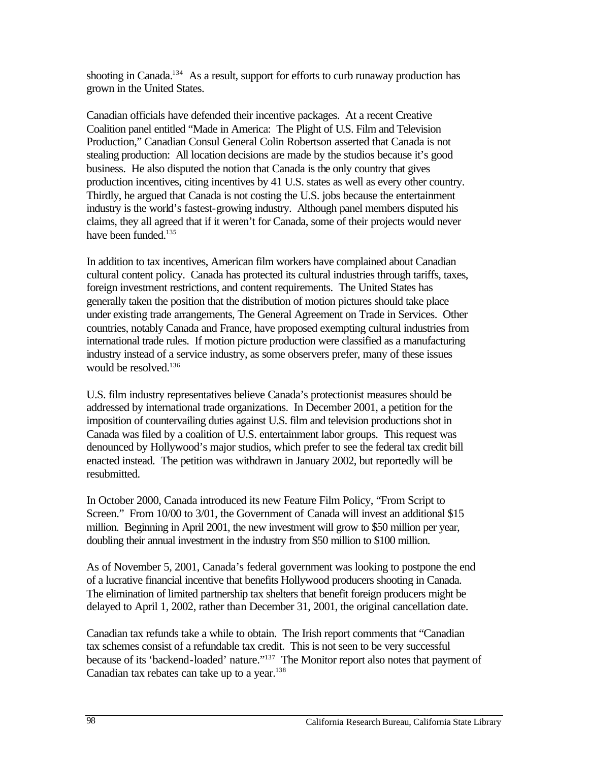shooting in Canada.[134] As a result, support for efforts to curb runaway production has grown in the United States.

Canadian officials have defended their incentive packages. At a recent Creative Coalition panel entitled "Made in America: The Plight of U.S. Film and Television Production," Canadian Consul General Colin Robertson asserted that Canada is not stealing production: All location decisions are made by the studios because it's good business. He also disputed the notion that Canada is the only country that gives production incentives, citing incentives by 41 U.S. states as well as every other country. Thirdly, he argued that Canada is not costing the U.S. jobs because the entertainment industry is the world's fastest-growing industry. Although panel members disputed his claims, they all agreed that if it weren't for Canada, some of their projects would never have been funded.[135]

In addition to tax incentives, American film workers have complained about Canadian cultural content policy. Canada has protected its cultural industries through tariffs, taxes, foreign investment restrictions, and content requirements. The United States has generally taken the position that the distribution of motion pictures should take place under existing trade arrangements, The General Agreement on Trade in Services. Other countries, notably Canada and France, have proposed exempting cultural industries from international trade rules. If motion picture production were classified as a manufacturing industry instead of a service industry, as some observers prefer, many of these issues would be resolved.[136]

U.S. film industry representatives believe Canada's protectionist measures should be addressed by international trade organizations. In December 2001, a petition for the imposition of countervailing duties against U.S. film and television productions shot in Canada was filed by a coalition of U.S. entertainment labor groups. This request was denounced by Hollywood's major studios, which prefer to see the federal tax credit bill enacted instead. The petition was withdrawn in January 2002, but reportedly will be resubmitted.

In October 2000, Canada introduced its new Feature Film Policy, "From Script to Screen." From 10/00 to 3/01, the Government of Canada will invest an additional $15 million. Beginning in April 2001, the new investment will grow to $50 million per year, doubling their annual investment in the industry from $50 million to $100 million.

As of November 5, 2001, Canada's federal government was looking to postpone the end of a lucrative financial incentive that benefits Hollywood producers shooting in Canada. The elimination of limited partnership tax shelters that benefit foreign producers might be delayed to April 1, 2002, rather than December 31, 2001, the original cancellation date.

Canadian tax refunds take a while to obtain. The Irish report comments that "Canadian tax schemes consist of a refundable tax credit. This is not seen to be very successful because of its 'backend-loaded' nature."[137] The Monitor report also notes that payment of Canadian tax rebates can take up to a year.[138]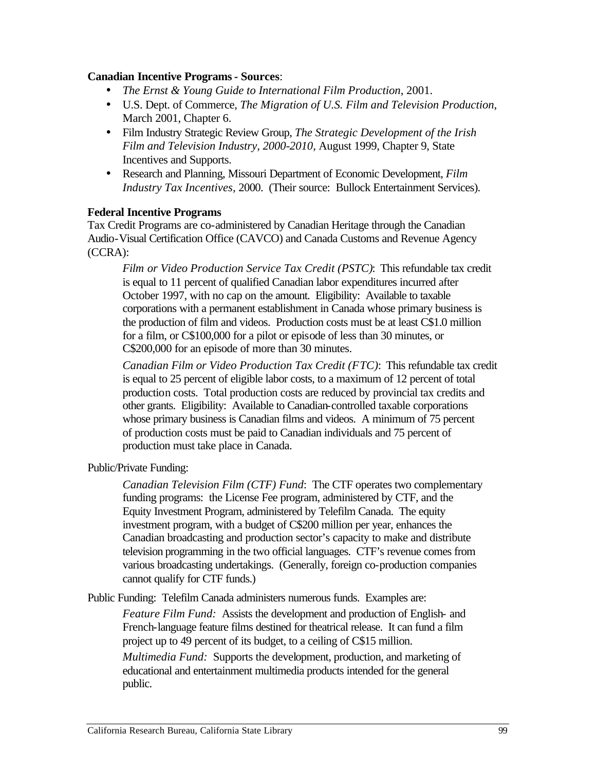**Canadian Incentive Programs - Sources**:

- *The Ernst & Young Guide to International Film Production*, 2001.
- U.S. Dept. of Commerce, *The Migration of U.S. Film and Television Production*, March 2001, Chapter 6.
- Film Industry Strategic Review Group, *The Strategic Development of the Irish Film and Television Industry, 2000-2010*, August 1999, Chapter 9, State Incentives and Supports.
- Research and Planning, Missouri Department of Economic Development, *Film Industry Tax Incentives*, 2000. (Their source: Bullock Entertainment Services).

**Federal Incentive Programs**

Tax Credit Programs are co-administered by Canadian Heritage through the Canadian Audio-Visual Certification Office (CAVCO) and Canada Customs and Revenue Agency (CCRA):

> *Film or Video Production Service Tax Credit (PSTC)*: This refundable tax credit is equal to 11 percent of qualified Canadian labor expenditures incurred after October 1997, with no cap on the amount. Eligibility: Available to taxable corporations with a permanent establishment in Canada whose primary business is the production of film and videos. Production costs must be at least C$1.0 million for a film, or C$100,000 for a pilot or episode of less than 30 minutes, or C$200,000 for an episode of more than 30 minutes.
>
> *Canadian Film or Video Production Tax Credit (FTC)*: This refundable tax credit is equal to 25 percent of eligible labor costs, to a maximum of 12 percent of total production costs. Total production costs are reduced by provincial tax credits and other grants. Eligibility: Available to Canadian-controlled taxable corporations whose primary business is Canadian films and videos. A minimum of 75 percent of production costs must be paid to Canadian individuals and 75 percent of production must take place in Canada.

Public/Private Funding:

> *Canadian Television Film (CTF) Fund*: The CTF operates two complementary funding programs: the License Fee program, administered by CTF, and the Equity Investment Program, administered by Telefilm Canada. The equity investment program, with a budget of C$200 million per year, enhances the Canadian broadcasting and production sector's capacity to make and distribute television programming in the two official languages. CTF's revenue comes from various broadcasting undertakings. (Generally, foreign co-production companies cannot qualify for CTF funds.)

Public Funding: Telefilm Canada administers numerous funds. Examples are:

> *Feature Film Fund:* Assists the development and production of English- and French-language feature films destined for theatrical release. It can fund a film project up to 49 percent of its budget, to a ceiling of C$15 million.
>
> *Multimedia Fund:* Supports the development, production, and marketing of educational and entertainment multimedia products intended for the general public.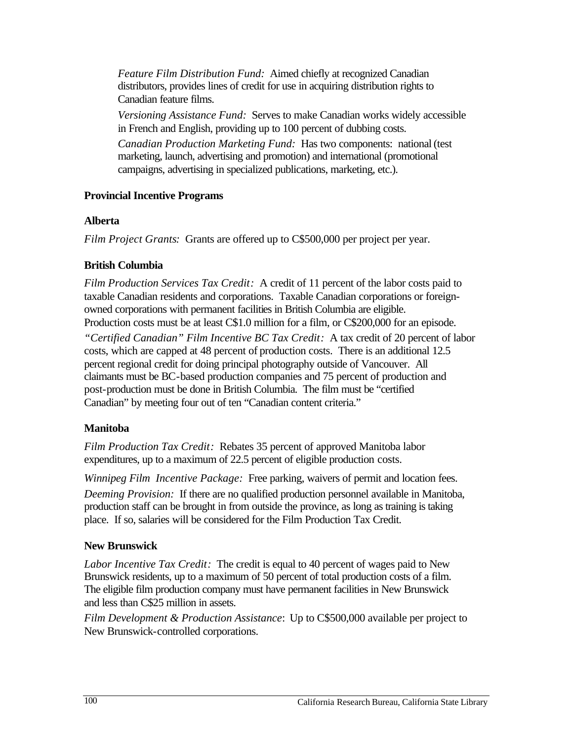*Feature Film Distribution Fund:* Aimed chiefly at recognized Canadian distributors, provides lines of credit for use in acquiring distribution rights to Canadian feature films.

*Versioning Assistance Fund:* Serves to make Canadian works widely accessible in French and English, providing up to 100 percent of dubbing costs.

*Canadian Production Marketing Fund:* Has two components: national (test marketing, launch, advertising and promotion) and international (promotional campaigns, advertising in specialized publications, marketing, etc.).

**Provincial Incentive Programs**

**Alberta**

*Film Project Grants:* Grants are offered up to C$500,000 per project per year.

**British Columbia**

*Film Production Services Tax Credit:* A credit of 11 percent of the labor costs paid to taxable Canadian residents and corporations. Taxable Canadian corporations or foreign-owned corporations with permanent facilities in British Columbia are eligible. Production costs must be at least C$1.0 million for a film, or C$200,000 for an episode.

*"Certified Canadian" Film Incentive BC Tax Credit:* A tax credit of 20 percent of labor costs, which are capped at 48 percent of production costs. There is an additional 12.5 percent regional credit for doing principal photography outside of Vancouver. All claimants must be BC-based production companies and 75 percent of production and post-production must be done in British Columbia. The film must be "certified Canadian" by meeting four out of ten "Canadian content criteria."

**Manitoba**

*Film Production Tax Credit:* Rebates 35 percent of approved Manitoba labor expenditures, up to a maximum of 22.5 percent of eligible production costs.

*Winnipeg Film Incentive Package:* Free parking, waivers of permit and location fees.

*Deeming Provision:* If there are no qualified production personnel available in Manitoba, production staff can be brought in from outside the province, as long as training is taking place. If so, salaries will be considered for the Film Production Tax Credit.

**New Brunswick**

*Labor Incentive Tax Credit:* The credit is equal to 40 percent of wages paid to New Brunswick residents, up to a maximum of 50 percent of total production costs of a film. The eligible film production company must have permanent facilities in New Brunswick and less than C$25 million in assets.

*Film Development & Production Assistance*: Up to C$500,000 available per project to New Brunswick-controlled corporations.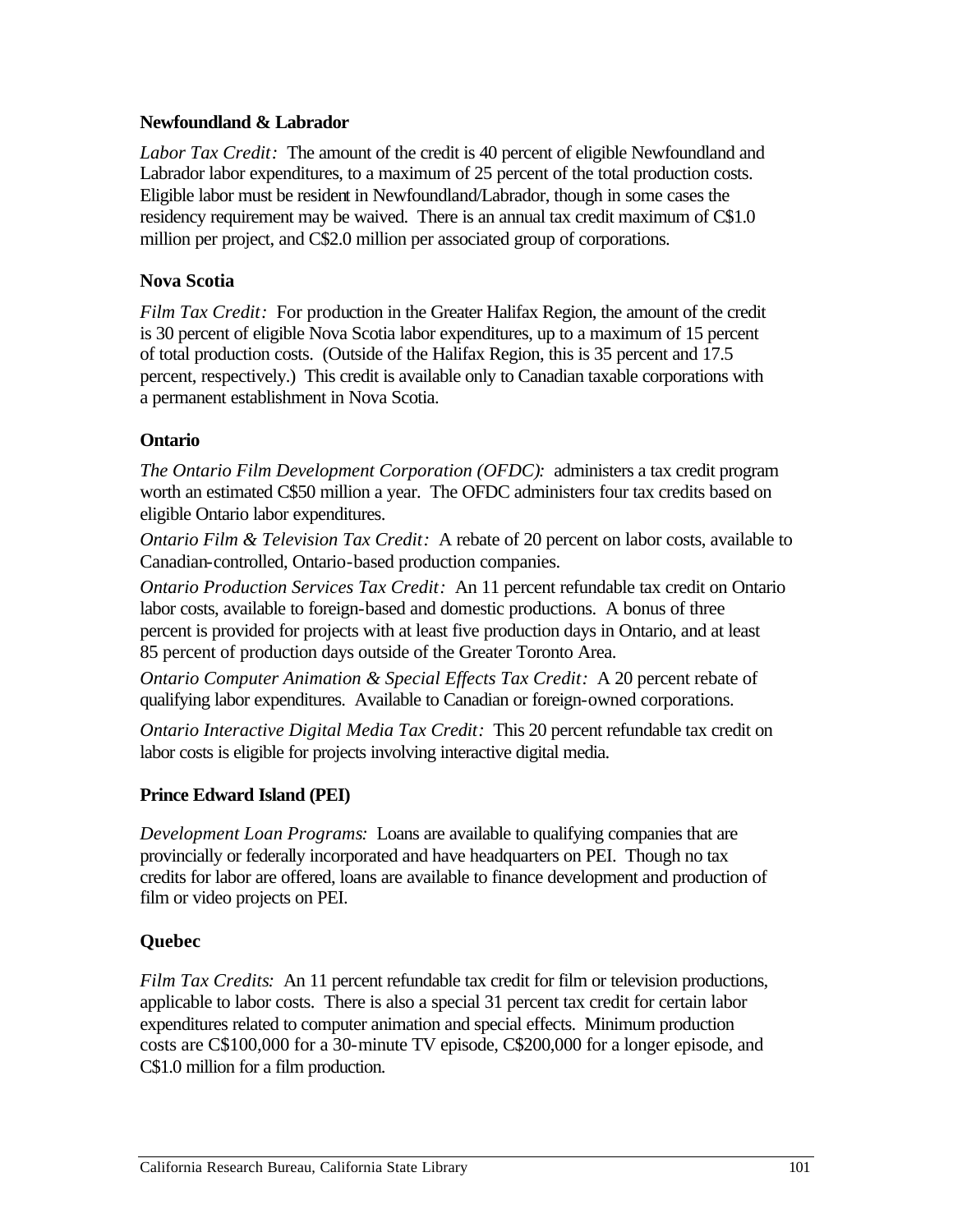**Newfoundland & Labrador**

*Labor Tax Credit:* The amount of the credit is 40 percent of eligible Newfoundland and Labrador labor expenditures, to a maximum of 25 percent of the total production costs. Eligible labor must be resident in Newfoundland/Labrador, though in some cases the residency requirement may be waived. There is an annual tax credit maximum of C$1.0 million per project, and C$2.0 million per associated group of corporations.

**Nova Scotia**

*Film Tax Credit:* For production in the Greater Halifax Region, the amount of the credit is 30 percent of eligible Nova Scotia labor expenditures, up to a maximum of 15 percent of total production costs. (Outside of the Halifax Region, this is 35 percent and 17.5 percent, respectively.) This credit is available only to Canadian taxable corporations with a permanent establishment in Nova Scotia.

**Ontario**

*The Ontario Film Development Corporation (OFDC):* administers a tax credit program worth an estimated C$50 million a year. The OFDC administers four tax credits based on eligible Ontario labor expenditures.

*Ontario Film & Television Tax Credit:* A rebate of 20 percent on labor costs, available to Canadian-controlled, Ontario-based production companies.

*Ontario Production Services Tax Credit:* An 11 percent refundable tax credit on Ontario labor costs, available to foreign-based and domestic productions. A bonus of three percent is provided for projects with at least five production days in Ontario, and at least 85 percent of production days outside of the Greater Toronto Area.

*Ontario Computer Animation & Special Effects Tax Credit:* A 20 percent rebate of qualifying labor expenditures. Available to Canadian or foreign-owned corporations.

*Ontario Interactive Digital Media Tax Credit:* This 20 percent refundable tax credit on labor costs is eligible for projects involving interactive digital media.

**Prince Edward Island (PEI)**

*Development Loan Programs:* Loans are available to qualifying companies that are provincially or federally incorporated and have headquarters on PEI. Though no tax credits for labor are offered, loans are available to finance development and production of film or video projects on PEI.

**Quebec**

*Film Tax Credits:* An 11 percent refundable tax credit for film or television productions, applicable to labor costs. There is also a special 31 percent tax credit for certain labor expenditures related to computer animation and special effects. Minimum production costs are C$100,000 for a 30-minute TV episode, C$200,000 for a longer episode, and C$1.0 million for a film production.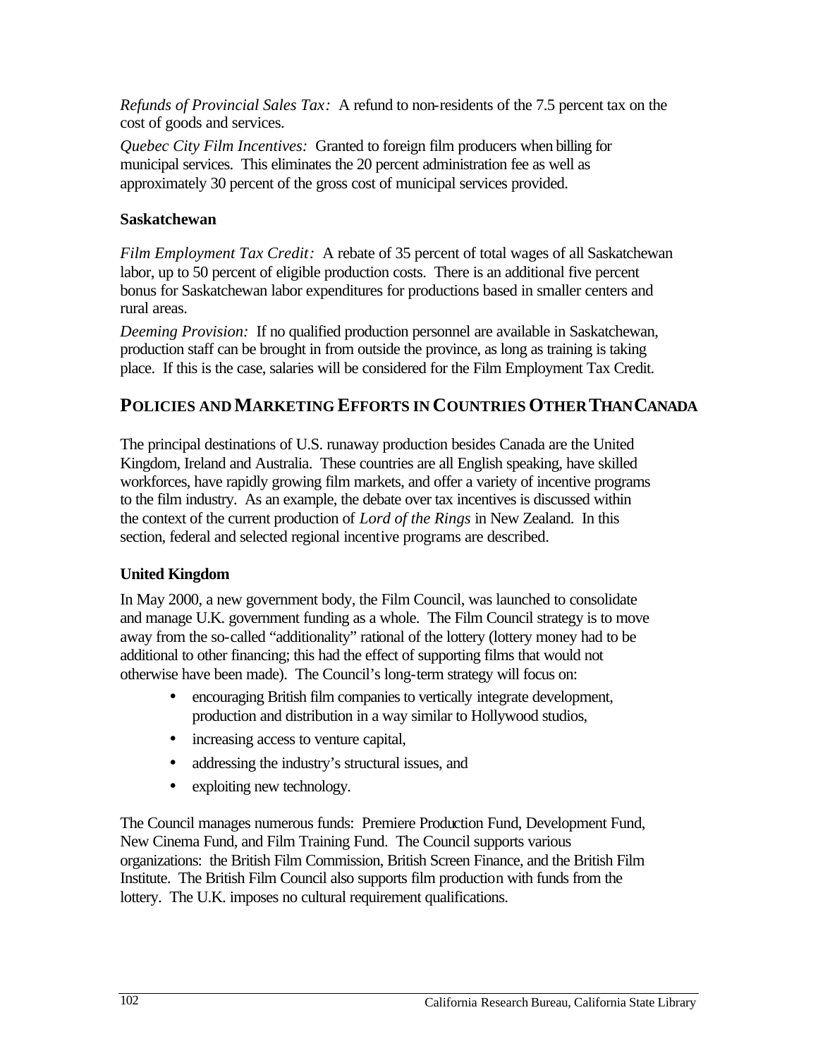*Refunds of Provincial Sales Tax:* A refund to non-residents of the 7.5 percent tax on the cost of goods and services.

*Quebec City Film Incentives:* Granted to foreign film producers when billing for municipal services. This eliminates the 20 percent administration fee as well as approximately 30 percent of the gross cost of municipal services provided.

### Saskatchewan

*Film Employment Tax Credit:* A rebate of 35 percent of total wages of all Saskatchewan labor, up to 50 percent of eligible production costs. There is an additional five percent bonus for Saskatchewan labor expenditures for productions based in smaller centers and rural areas.

*Deeming Provision:* If no qualified production personnel are available in Saskatchewan, production staff can be brought in from outside the province, as long as training is taking place. If this is the case, salaries will be considered for the Film Employment Tax Credit.

## POLICIES AND MARKETING EFFORTS IN COUNTRIES OTHER THAN CANADA

The principal destinations of U.S. runaway production besides Canada are the United Kingdom, Ireland and Australia. These countries are all English speaking, have skilled workforces, have rapidly growing film markets, and offer a variety of incentive programs to the film industry. As an example, the debate over tax incentives is discussed within the context of the current production of *Lord of the Rings* in New Zealand. In this section, federal and selected regional incentive programs are described.

### United Kingdom

In May 2000, a new government body, the Film Council, was launched to consolidate and manage U.K. government funding as a whole. The Film Council strategy is to move away from the so-called "additionality" rational of the lottery (lottery money had to be additional to other financing; this had the effect of supporting films that would not otherwise have been made). The Council's long-term strategy will focus on:

- encouraging British film companies to vertically integrate development, production and distribution in a way similar to Hollywood studios,
- increasing access to venture capital,
- addressing the industry's structural issues, and
- exploiting new technology.

The Council manages numerous funds: Premiere Production Fund, Development Fund, New Cinema Fund, and Film Training Fund. The Council supports various organizations: the British Film Commission, British Screen Finance, and the British Film Institute. The British Film Council also supports film production with funds from the lottery. The U.K. imposes no cultural requirement qualifications.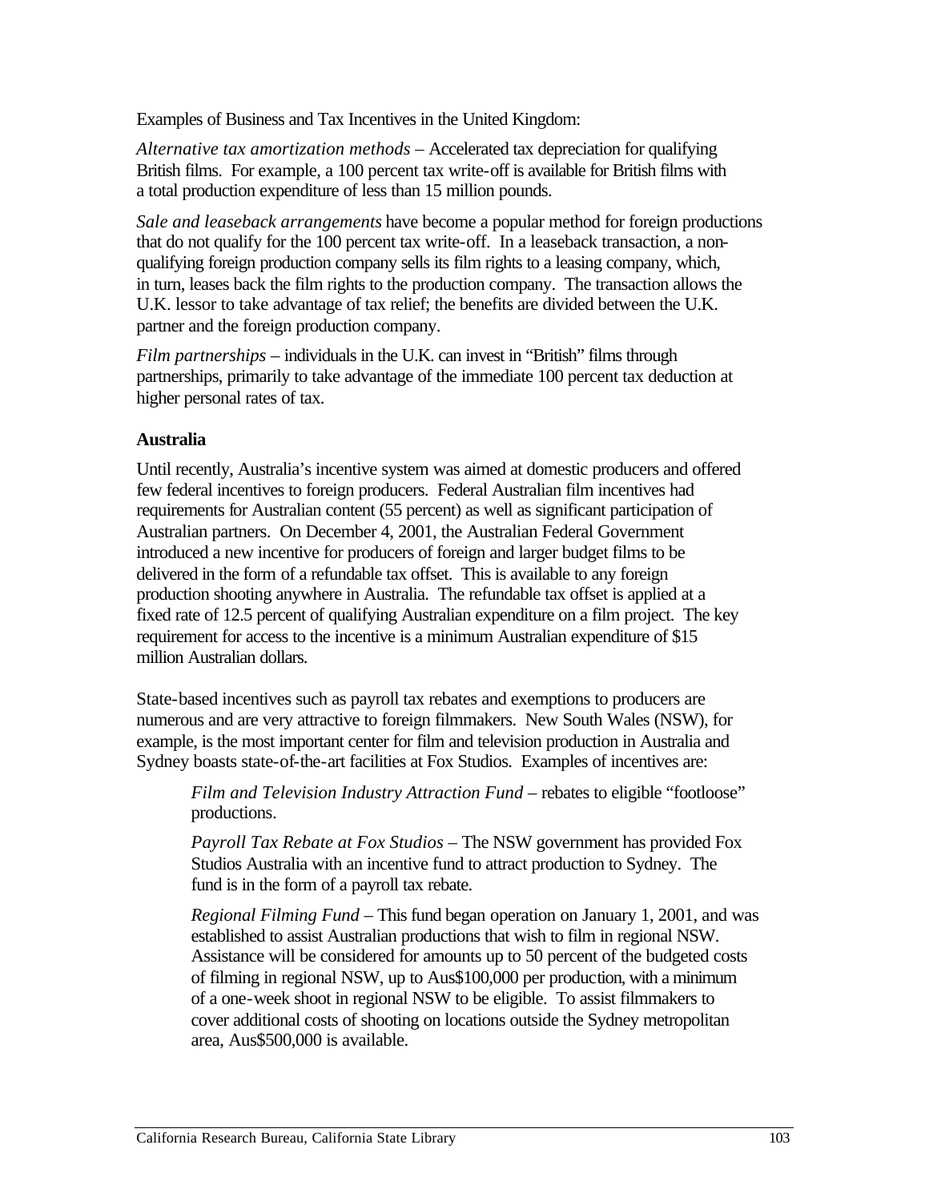Examples of Business and Tax Incentives in the United Kingdom:

*Alternative tax amortization methods* – Accelerated tax depreciation for qualifying British films. For example, a 100 percent tax write-off is available for British films with a total production expenditure of less than 15 million pounds.

*Sale and leaseback arrangements* have become a popular method for foreign productions that do not qualify for the 100 percent tax write-off. In a leaseback transaction, a non-qualifying foreign production company sells its film rights to a leasing company, which, in turn, leases back the film rights to the production company. The transaction allows the U.K. lessor to take advantage of tax relief; the benefits are divided between the U.K. partner and the foreign production company.

*Film partnerships* – individuals in the U.K. can invest in "British" films through partnerships, primarily to take advantage of the immediate 100 percent tax deduction at higher personal rates of tax.

**Australia**

Until recently, Australia's incentive system was aimed at domestic producers and offered few federal incentives to foreign producers. Federal Australian film incentives had requirements for Australian content (55 percent) as well as significant participation of Australian partners. On December 4, 2001, the Australian Federal Government introduced a new incentive for producers of foreign and larger budget films to be delivered in the form of a refundable tax offset. This is available to any foreign production shooting anywhere in Australia. The refundable tax offset is applied at a fixed rate of 12.5 percent of qualifying Australian expenditure on a film project. The key requirement for access to the incentive is a minimum Australian expenditure of $15 million Australian dollars.

State-based incentives such as payroll tax rebates and exemptions to producers are numerous and are very attractive to foreign filmmakers. New South Wales (NSW), for example, is the most important center for film and television production in Australia and Sydney boasts state-of-the-art facilities at Fox Studios. Examples of incentives are:

> *Film and Television Industry Attraction Fund* – rebates to eligible "footloose" productions.
>
> *Payroll Tax Rebate at Fox Studios* – The NSW government has provided Fox Studios Australia with an incentive fund to attract production to Sydney. The fund is in the form of a payroll tax rebate.
>
> *Regional Filming Fund* – This fund began operation on January 1, 2001, and was established to assist Australian productions that wish to film in regional NSW. Assistance will be considered for amounts up to 50 percent of the budgeted costs of filming in regional NSW, up to Aus$100,000 per production, with a minimum of a one-week shoot in regional NSW to be eligible. To assist filmmakers to cover additional costs of shooting on locations outside the Sydney metropolitan area, Aus$500,000 is available.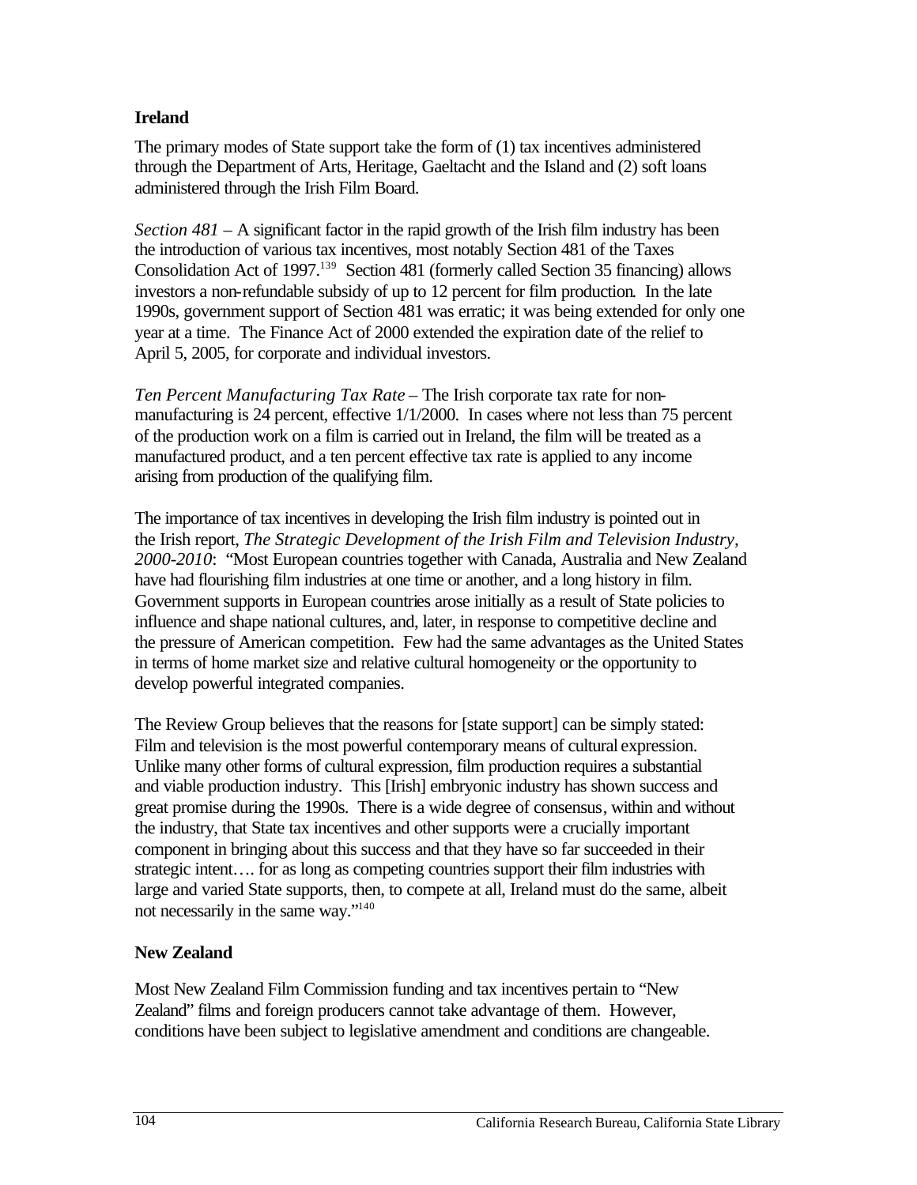### Ireland

The primary modes of State support take the form of (1) tax incentives administered through the Department of Arts, Heritage, Gaeltacht and the Island and (2) soft loans administered through the Irish Film Board.

*Section 481* – A significant factor in the rapid growth of the Irish film industry has been the introduction of various tax incentives, most notably Section 481 of the Taxes Consolidation Act of 1997.[139] Section 481 (formerly called Section 35 financing) allows investors a non-refundable subsidy of up to 12 percent for film production. In the late 1990s, government support of Section 481 was erratic; it was being extended for only one year at a time. The Finance Act of 2000 extended the expiration date of the relief to April 5, 2005, for corporate and individual investors.

*Ten Percent Manufacturing Tax Rate* – The Irish corporate tax rate for non-manufacturing is 24 percent, effective 1/1/2000. In cases where not less than 75 percent of the production work on a film is carried out in Ireland, the film will be treated as a manufactured product, and a ten percent effective tax rate is applied to any income arising from production of the qualifying film.

The importance of tax incentives in developing the Irish film industry is pointed out in the Irish report, *The Strategic Development of the Irish Film and Television Industry, 2000-2010*: "Most European countries together with Canada, Australia and New Zealand have had flourishing film industries at one time or another, and a long history in film. Government supports in European countries arose initially as a result of State policies to influence and shape national cultures, and, later, in response to competitive decline and the pressure of American competition. Few had the same advantages as the United States in terms of home market size and relative cultural homogeneity or the opportunity to develop powerful integrated companies.

The Review Group believes that the reasons for [state support] can be simply stated: Film and television is the most powerful contemporary means of cultural expression. Unlike many other forms of cultural expression, film production requires a substantial and viable production industry. This [Irish] embryonic industry has shown success and great promise during the 1990s. There is a wide degree of consensus, within and without the industry, that State tax incentives and other supports were a crucially important component in bringing about this success and that they have so far succeeded in their strategic intent…. for as long as competing countries support their film industries with large and varied State supports, then, to compete at all, Ireland must do the same, albeit not necessarily in the same way."[140]

### New Zealand

Most New Zealand Film Commission funding and tax incentives pertain to "New Zealand" films and foreign producers cannot take advantage of them. However, conditions have been subject to legislative amendment and conditions are changeable.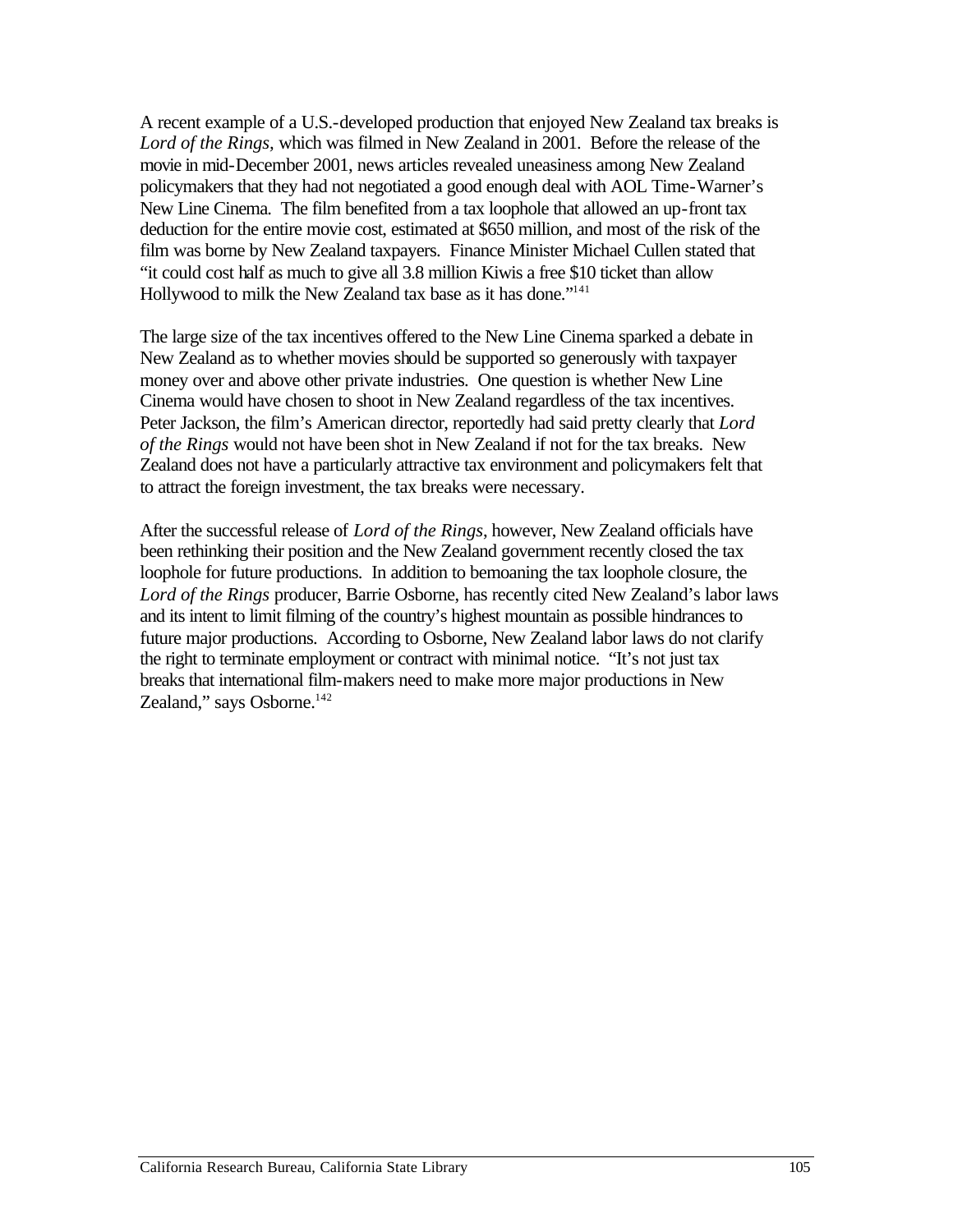A recent example of a U.S.-developed production that enjoyed New Zealand tax breaks is *Lord of the Rings,* which was filmed in New Zealand in 2001. Before the release of the movie in mid-December 2001, news articles revealed uneasiness among New Zealand policymakers that they had not negotiated a good enough deal with AOL Time-Warner's New Line Cinema. The film benefited from a tax loophole that allowed an up-front tax deduction for the entire movie cost, estimated at $650 million, and most of the risk of the film was borne by New Zealand taxpayers. Finance Minister Michael Cullen stated that "it could cost half as much to give all 3.8 million Kiwis a free $10 ticket than allow Hollywood to milk the New Zealand tax base as it has done."[141]

The large size of the tax incentives offered to the New Line Cinema sparked a debate in New Zealand as to whether movies should be supported so generously with taxpayer money over and above other private industries. One question is whether New Line Cinema would have chosen to shoot in New Zealand regardless of the tax incentives. Peter Jackson, the film's American director, reportedly had said pretty clearly that *Lord of the Rings* would not have been shot in New Zealand if not for the tax breaks. New Zealand does not have a particularly attractive tax environment and policymakers felt that to attract the foreign investment, the tax breaks were necessary.

After the successful release of *Lord of the Rings*, however, New Zealand officials have been rethinking their position and the New Zealand government recently closed the tax loophole for future productions. In addition to bemoaning the tax loophole closure, the *Lord of the Rings* producer, Barrie Osborne, has recently cited New Zealand's labor laws and its intent to limit filming of the country's highest mountain as possible hindrances to future major productions. According to Osborne, New Zealand labor laws do not clarify the right to terminate employment or contract with minimal notice. "It's not just tax breaks that international film-makers need to make more major productions in New Zealand," says Osborne.[142]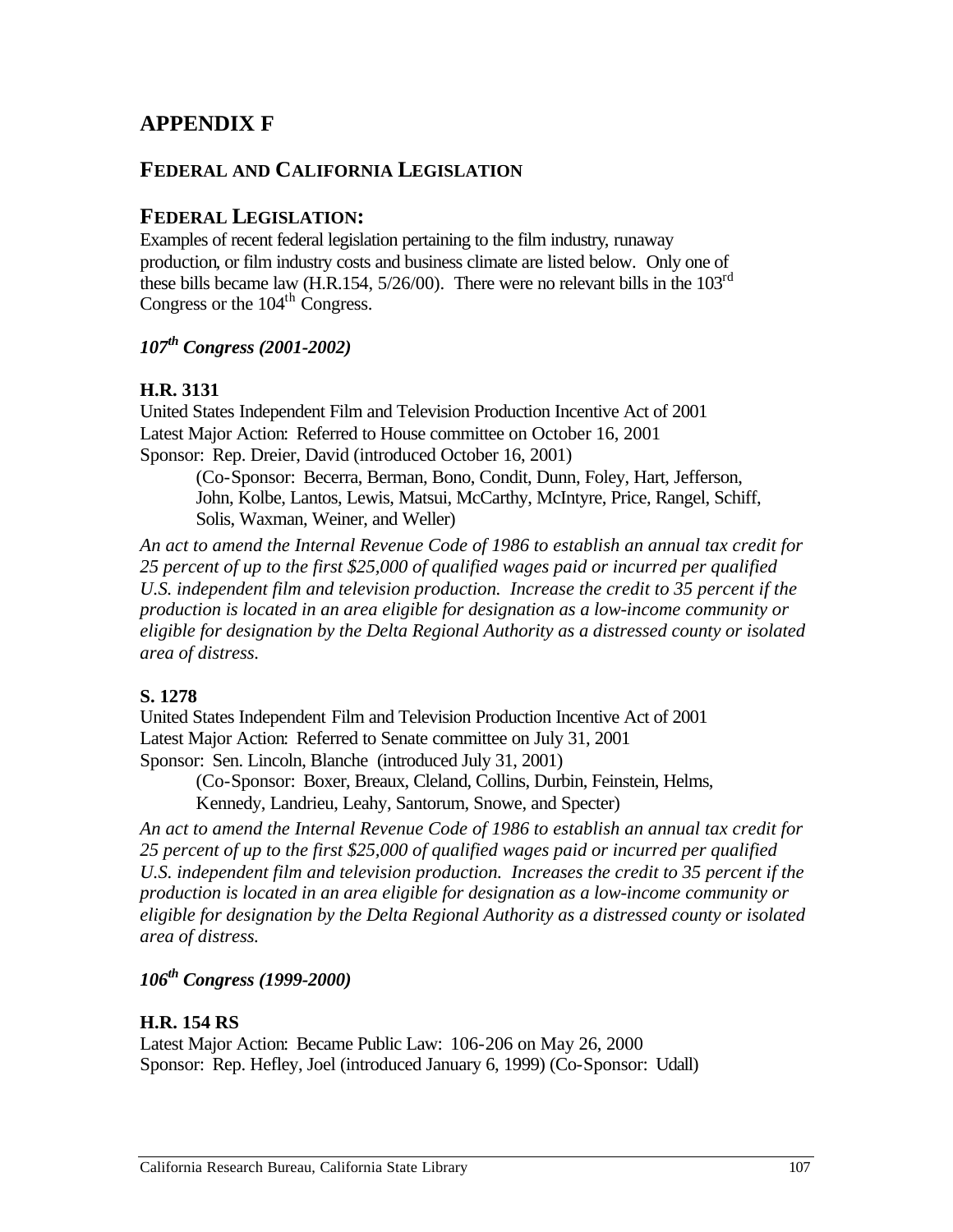# APPENDIX F

## FEDERAL AND CALIFORNIA LEGISLATION

## FEDERAL LEGISLATION:

Examples of recent federal legislation pertaining to the film industry, runaway production, or film industry costs and business climate are listed below. Only one of these bills became law (H.R.154, 5/26/00). There were no relevant bills in the 103rd Congress or the 104th Congress.

### *107th Congress (2001-2002)*

**H.R. 3131**

United States Independent Film and Television Production Incentive Act of 2001
Latest Major Action: Referred to House committee on October 16, 2001
Sponsor: Rep. Dreier, David (introduced October 16, 2001)

> (Co-Sponsor: Becerra, Berman, Bono, Condit, Dunn, Foley, Hart, Jefferson, John, Kolbe, Lantos, Lewis, Matsui, McCarthy, McIntyre, Price, Rangel, Schiff, Solis, Waxman, Weiner, and Weller)

*An act to amend the Internal Revenue Code of 1986 to establish an annual tax credit for 25 percent of up to the first $25,000 of qualified wages paid or incurred per qualified U.S. independent film and television production. Increase the credit to 35 percent if the production is located in an area eligible for designation as a low-income community or eligible for designation by the Delta Regional Authority as a distressed county or isolated area of distress.*

**S. 1278**

United States Independent Film and Television Production Incentive Act of 2001
Latest Major Action: Referred to Senate committee on July 31, 2001
Sponsor: Sen. Lincoln, Blanche (introduced July 31, 2001)

> (Co-Sponsor: Boxer, Breaux, Cleland, Collins, Durbin, Feinstein, Helms, Kennedy, Landrieu, Leahy, Santorum, Snowe, and Specter)

*An act to amend the Internal Revenue Code of 1986 to establish an annual tax credit for 25 percent of up to the first $25,000 of qualified wages paid or incurred per qualified U.S. independent film and television production. Increases the credit to 35 percent if the production is located in an area eligible for designation as a low-income community or eligible for designation by the Delta Regional Authority as a distressed county or isolated area of distress.*

### *106th Congress (1999-2000)*

**H.R. 154 RS**

Latest Major Action: Became Public Law: 106-206 on May 26, 2000
Sponsor: Rep. Hefley, Joel (introduced January 6, 1999) (Co-Sponsor: Udall)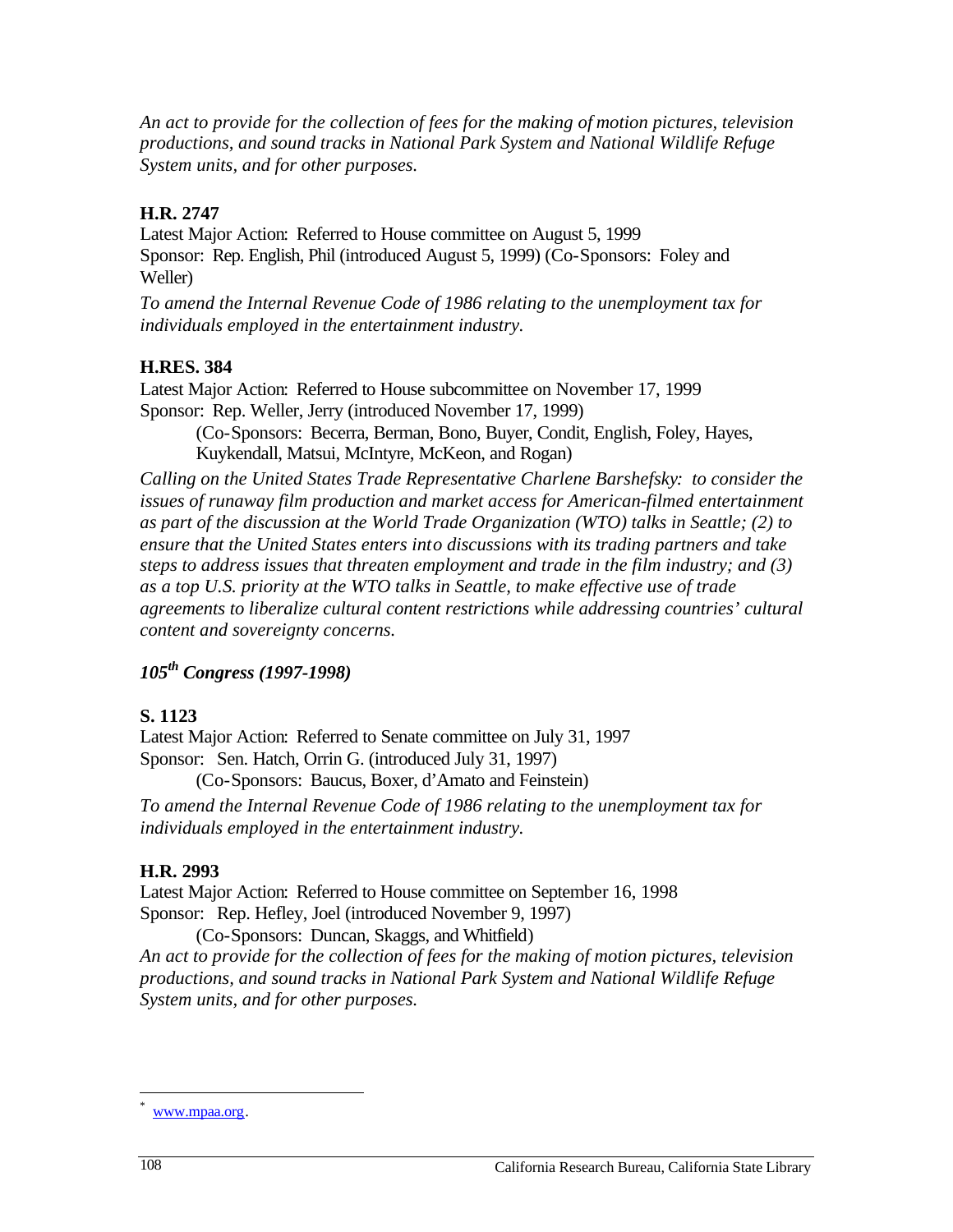*An act to provide for the collection of fees for the making of motion pictures, television productions, and sound tracks in National Park System and National Wildlife Refuge System units, and for other purposes.*

**H.R. 2747**

Latest Major Action: Referred to House committee on August 5, 1999
Sponsor: Rep. English, Phil (introduced August 5, 1999) (Co-Sponsors: Foley and Weller)

*To amend the Internal Revenue Code of 1986 relating to the unemployment tax for individuals employed in the entertainment industry.*

**H.RES. 384**

Latest Major Action: Referred to House subcommittee on November 17, 1999
Sponsor: Rep. Weller, Jerry (introduced November 17, 1999)
(Co-Sponsors: Becerra, Berman, Bono, Buyer, Condit, English, Foley, Hayes, Kuykendall, Matsui, McIntyre, McKeon, and Rogan)

*Calling on the United States Trade Representative Charlene Barshefsky: to consider the issues of runaway film production and market access for American-filmed entertainment as part of the discussion at the World Trade Organization (WTO) talks in Seattle; (2) to ensure that the United States enters into discussions with its trading partners and take steps to address issues that threaten employment and trade in the film industry; and (3) as a top U.S. priority at the WTO talks in Seattle, to make effective use of trade agreements to liberalize cultural content restrictions while addressing countries' cultural content and sovereignty concerns.*

### *105th Congress (1997-1998)*

**S. 1123**

Latest Major Action: Referred to Senate committee on July 31, 1997
Sponsor: Sen. Hatch, Orrin G. (introduced July 31, 1997)
(Co-Sponsors: Baucus, Boxer, d'Amato and Feinstein)

*To amend the Internal Revenue Code of 1986 relating to the unemployment tax for individuals employed in the entertainment industry.*

**H.R. 2993**

Latest Major Action: Referred to House committee on September 16, 1998
Sponsor: Rep. Hefley, Joel (introduced November 9, 1997)
(Co-Sponsors: Duncan, Skaggs, and Whitfield)

*An act to provide for the collection of fees for the making of motion pictures, television productions, and sound tracks in National Park System and National Wildlife Refuge System units, and for other purposes.*

---

[*] www.mpaa.org.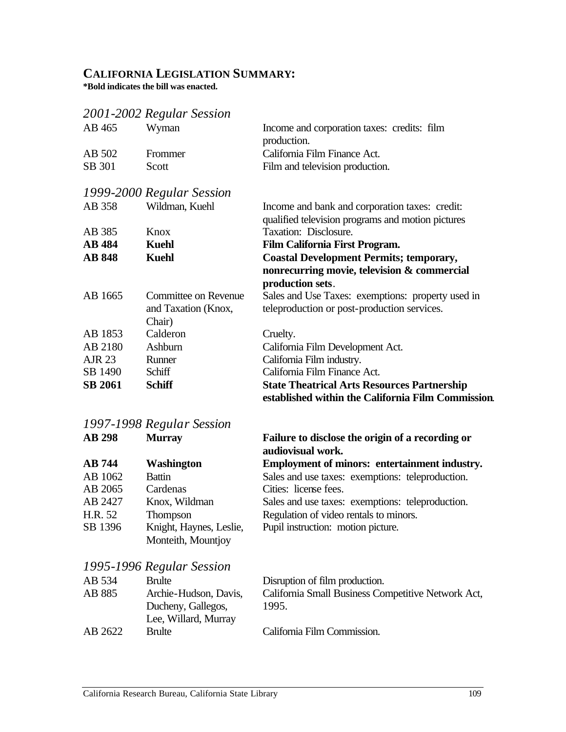## CALIFORNIA LEGISLATION SUMMARY:

**\*Bold indicates the bill was enacted.**

### *2001-2002 Regular Session*

| | | |
|---|---|---|
| AB 465 | Wyman | Income and corporation taxes: credits: film production. |
| AB 502 | Frommer | California Film Finance Act. |
| SB 301 | Scott | Film and television production. |

### *1999-2000 Regular Session*

| | | |
|---|---|---|
| AB 358 | Wildman, Kuehl | Income and bank and corporation taxes: credit: qualified television programs and motion pictures |
| AB 385 | Knox | Taxation: Disclosure. |
| **AB 484** | **Kuehl** | **Film California First Program.** |
| **AB 848** | **Kuehl** | **Coastal Development Permits; temporary, nonrecurring movie, television & commercial production sets**. |
| AB 1665 | Committee on Revenue and Taxation (Knox, Chair) | Sales and Use Taxes: exemptions: property used in teleproduction or post-production services. |
| AB 1853 | Calderon | Cruelty. |
| AB 2180 | Ashburn | California Film Development Act. |
| AJR 23 | Runner | California Film industry. |
| SB 1490 | Schiff | California Film Finance Act. |
| **SB 2061** | **Schiff** | **State Theatrical Arts Resources Partnership established within the California Film Commission.** |

### *1997-1998 Regular Session*

| | | |
|---|---|---|
| **AB 298** | **Murray** | **Failure to disclose the origin of a recording or audiovisual work.** |
| **AB 744** | **Washington** | **Employment of minors: entertainment industry.** |
| AB 1062 | Battin | Sales and use taxes: exemptions: teleproduction. |
| AB 2065 | Cardenas | Cities: license fees. |
| AB 2427 | Knox, Wildman | Sales and use taxes: exemptions: teleproduction. |
| H.R. 52 | Thompson | Regulation of video rentals to minors. |
| SB 1396 | Knight, Haynes, Leslie, Monteith, Mountjoy | Pupil instruction: motion picture. |

### *1995-1996 Regular Session*

| | | |
|---|---|---|
| AB 534 | Brulte | Disruption of film production. |
| AB 885 | Archie-Hudson, Davis, Ducheny, Gallegos, Lee, Willard, Murray | California Small Business Competitive Network Act, 1995. |
| AB 2622 | Brulte | California Film Commission. |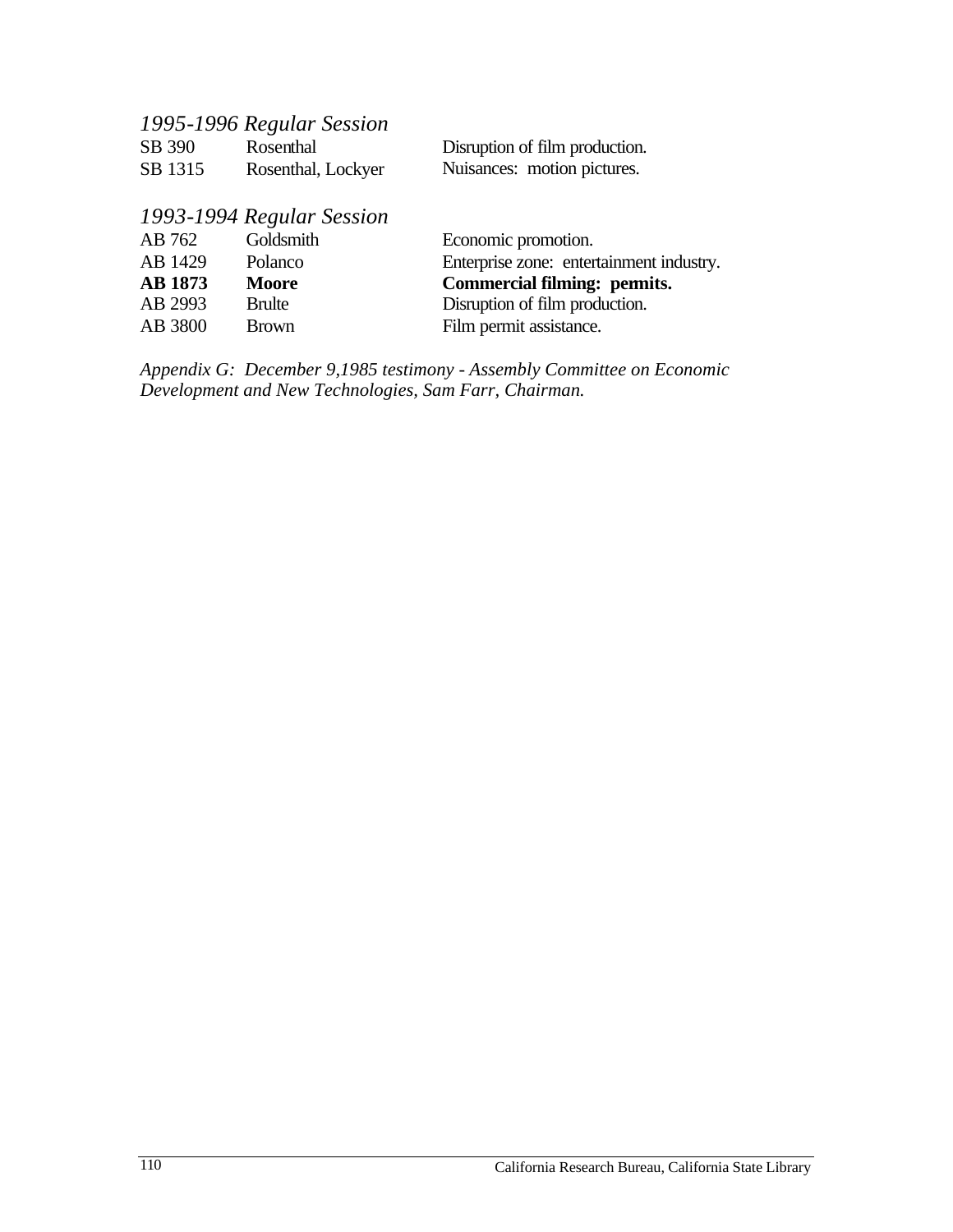*1995-1996 Regular Session*

| | | |
|---|---|---|
| SB 390 | Rosenthal | Disruption of film production. |
| SB 1315 | Rosenthal, Lockyer | Nuisances: motion pictures. |

*1993-1994 Regular Session*

| | | |
|---|---|---|
| AB 762 | Goldsmith | Economic promotion. |
| AB 1429 | Polanco | Enterprise zone: entertainment industry. |
| **AB 1873** | **Moore** | **Commercial filming: permits.** |
| AB 2993 | Brulte | Disruption of film production. |
| AB 3800 | Brown | Film permit assistance. |

*Appendix G: December 9,1985 testimony - Assembly Committee on Economic Development and New Technologies, Sam Farr, Chairman.*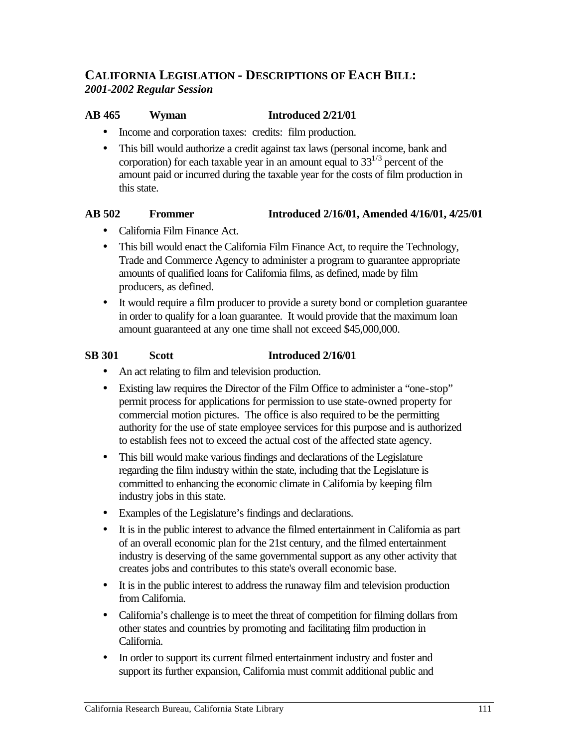## CALIFORNIA LEGISLATION - DESCRIPTIONS OF EACH BILL:
***2001-2002 Regular Session***

**AB 465 Wyman Introduced 2/21/01**

- Income and corporation taxes: credits: film production.
- This bill would authorize a credit against tax laws (personal income, bank and corporation) for each taxable year in an amount equal to $33^{1/3}$ percent of the amount paid or incurred during the taxable year for the costs of film production in this state.

**AB 502 Frommer Introduced 2/16/01, Amended 4/16/01, 4/25/01**

- California Film Finance Act.
- This bill would enact the California Film Finance Act, to require the Technology, Trade and Commerce Agency to administer a program to guarantee appropriate amounts of qualified loans for California films, as defined, made by film producers, as defined.
- It would require a film producer to provide a surety bond or completion guarantee in order to qualify for a loan guarantee. It would provide that the maximum loan amount guaranteed at any one time shall not exceed $45,000,000.

**SB 301 Scott Introduced 2/16/01**

- An act relating to film and television production.
- Existing law requires the Director of the Film Office to administer a "one-stop" permit process for applications for permission to use state-owned property for commercial motion pictures. The office is also required to be the permitting authority for the use of state employee services for this purpose and is authorized to establish fees not to exceed the actual cost of the affected state agency.
- This bill would make various findings and declarations of the Legislature regarding the film industry within the state, including that the Legislature is committed to enhancing the economic climate in California by keeping film industry jobs in this state.
- Examples of the Legislature's findings and declarations.
- It is in the public interest to advance the filmed entertainment in California as part of an overall economic plan for the 21st century, and the filmed entertainment industry is deserving of the same governmental support as any other activity that creates jobs and contributes to this state's overall economic base.
- It is in the public interest to address the runaway film and television production from California.
- California's challenge is to meet the threat of competition for filming dollars from other states and countries by promoting and facilitating film production in California.
- In order to support its current filmed entertainment industry and foster and support its further expansion, California must commit additional public and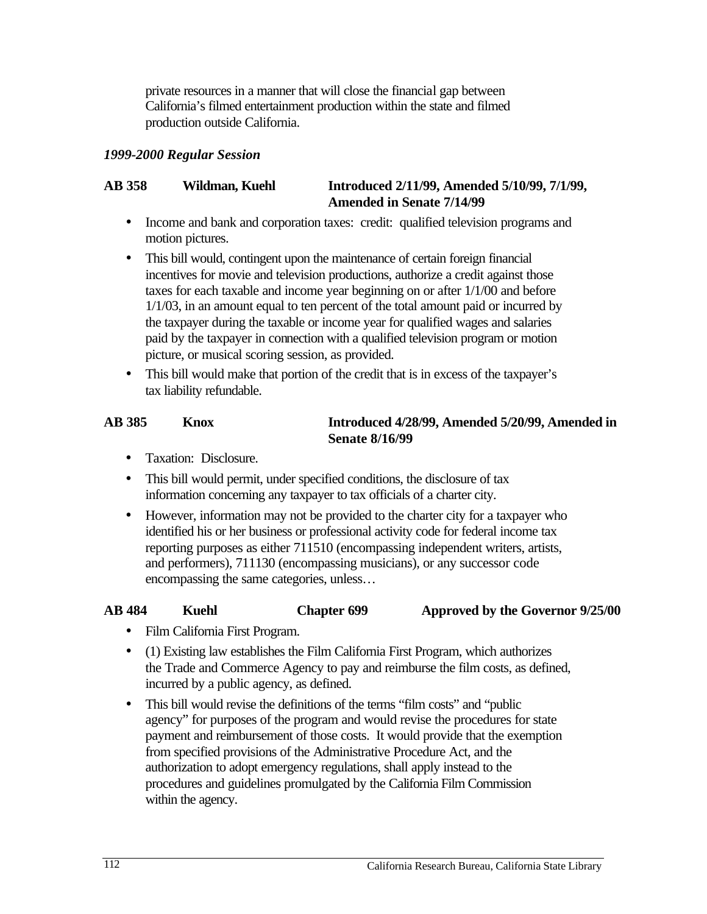private resources in a manner that will close the financial gap between California's filmed entertainment production within the state and filmed production outside California.

*1999-2000 Regular Session*

**AB 358 Wildman, Kuehl Introduced 2/11/99, Amended 5/10/99, 7/1/99, Amended in Senate 7/14/99**

- Income and bank and corporation taxes: credit: qualified television programs and motion pictures.
- This bill would, contingent upon the maintenance of certain foreign financial incentives for movie and television productions, authorize a credit against those taxes for each taxable and income year beginning on or after 1/1/00 and before 1/1/03, in an amount equal to ten percent of the total amount paid or incurred by the taxpayer during the taxable or income year for qualified wages and salaries paid by the taxpayer in connection with a qualified television program or motion picture, or musical scoring session, as provided.
- This bill would make that portion of the credit that is in excess of the taxpayer's tax liability refundable.

**AB 385 Knox Introduced 4/28/99, Amended 5/20/99, Amended in Senate 8/16/99**

- Taxation: Disclosure.
- This bill would permit, under specified conditions, the disclosure of tax information concerning any taxpayer to tax officials of a charter city.
- However, information may not be provided to the charter city for a taxpayer who identified his or her business or professional activity code for federal income tax reporting purposes as either 711510 (encompassing independent writers, artists, and performers), 711130 (encompassing musicians), or any successor code encompassing the same categories, unless…

**AB 484 Kuehl Chapter 699 Approved by the Governor 9/25/00**

- Film California First Program.
- (1) Existing law establishes the Film California First Program, which authorizes the Trade and Commerce Agency to pay and reimburse the film costs, as defined, incurred by a public agency, as defined.
- This bill would revise the definitions of the terms "film costs" and "public agency" for purposes of the program and would revise the procedures for state payment and reimbursement of those costs. It would provide that the exemption from specified provisions of the Administrative Procedure Act, and the authorization to adopt emergency regulations, shall apply instead to the procedures and guidelines promulgated by the California Film Commission within the agency.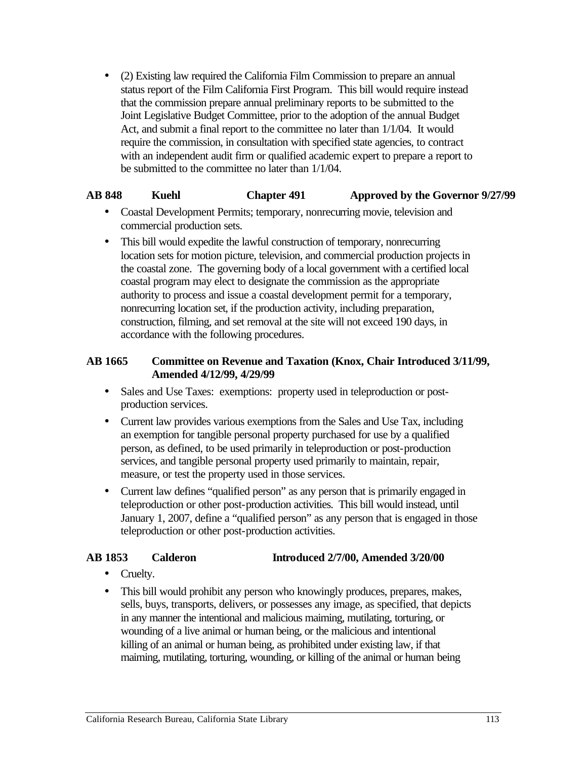- (2) Existing law required the California Film Commission to prepare an annual status report of the Film California First Program. This bill would require instead that the commission prepare annual preliminary reports to be submitted to the Joint Legislative Budget Committee, prior to the adoption of the annual Budget Act, and submit a final report to the committee no later than 1/1/04. It would require the commission, in consultation with specified state agencies, to contract with an independent audit firm or qualified academic expert to prepare a report to be submitted to the committee no later than 1/1/04.

**AB 848 Kuehl Chapter 491 Approved by the Governor 9/27/99**

- Coastal Development Permits; temporary, nonrecurring movie, television and commercial production sets.
- This bill would expedite the lawful construction of temporary, nonrecurring location sets for motion picture, television, and commercial production projects in the coastal zone. The governing body of a local government with a certified local coastal program may elect to designate the commission as the appropriate authority to process and issue a coastal development permit for a temporary, nonrecurring location set, if the production activity, including preparation, construction, filming, and set removal at the site will not exceed 190 days, in accordance with the following procedures.

**AB 1665 Committee on Revenue and Taxation (Knox, Chair Introduced 3/11/99, Amended 4/12/99, 4/29/99**

- Sales and Use Taxes: exemptions: property used in teleproduction or post-production services.
- Current law provides various exemptions from the Sales and Use Tax, including an exemption for tangible personal property purchased for use by a qualified person, as defined, to be used primarily in teleproduction or post-production services, and tangible personal property used primarily to maintain, repair, measure, or test the property used in those services.
- Current law defines "qualified person" as any person that is primarily engaged in teleproduction or other post-production activities. This bill would instead, until January 1, 2007, define a "qualified person" as any person that is engaged in those teleproduction or other post-production activities.

**AB 1853 Calderon Introduced 2/7/00, Amended 3/20/00**

- Cruelty.
- This bill would prohibit any person who knowingly produces, prepares, makes, sells, buys, transports, delivers, or possesses any image, as specified, that depicts in any manner the intentional and malicious maiming, mutilating, torturing, or wounding of a live animal or human being, or the malicious and intentional killing of an animal or human being, as prohibited under existing law, if that maiming, mutilating, torturing, wounding, or killing of the animal or human being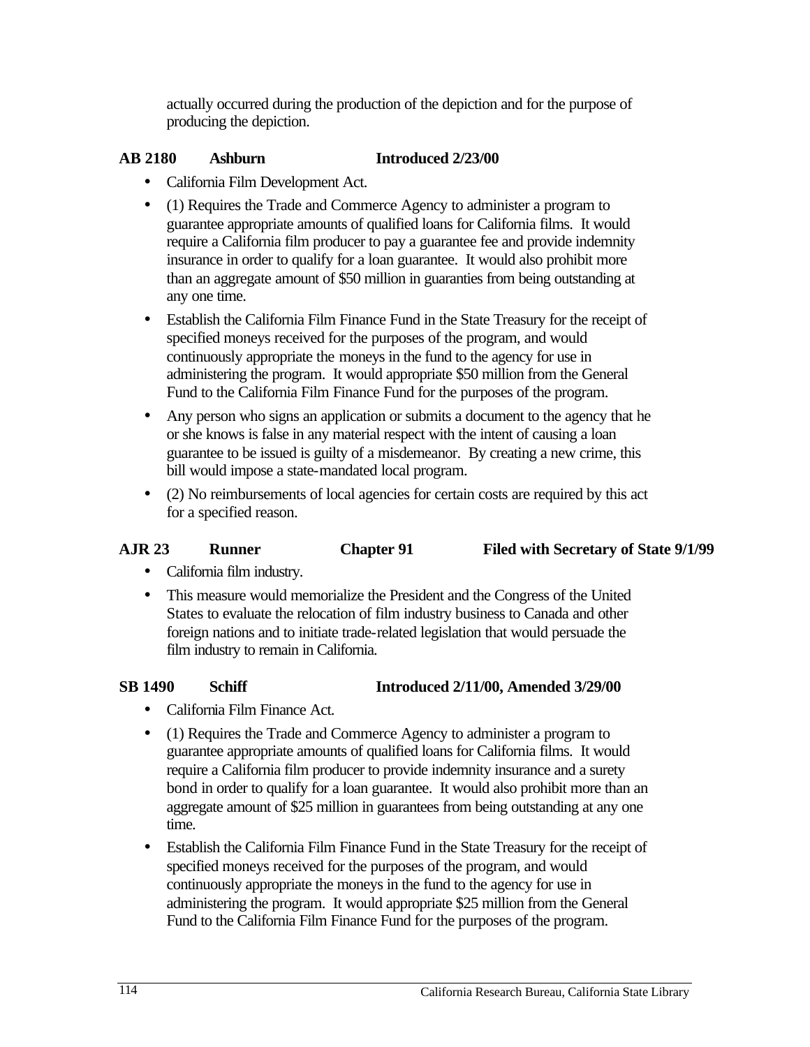actually occurred during the production of the depiction and for the purpose of producing the depiction.

**AB 2180 Ashburn Introduced 2/23/00**

- California Film Development Act.
- (1) Requires the Trade and Commerce Agency to administer a program to guarantee appropriate amounts of qualified loans for California films. It would require a California film producer to pay a guarantee fee and provide indemnity insurance in order to qualify for a loan guarantee. It would also prohibit more than an aggregate amount of $50 million in guaranties from being outstanding at any one time.
- Establish the California Film Finance Fund in the State Treasury for the receipt of specified moneys received for the purposes of the program, and would continuously appropriate the moneys in the fund to the agency for use in administering the program. It would appropriate $50 million from the General Fund to the California Film Finance Fund for the purposes of the program.
- Any person who signs an application or submits a document to the agency that he or she knows is false in any material respect with the intent of causing a loan guarantee to be issued is guilty of a misdemeanor. By creating a new crime, this bill would impose a state-mandated local program.
- (2) No reimbursements of local agencies for certain costs are required by this act for a specified reason.

**AJR 23 Runner Chapter 91 Filed with Secretary of State 9/1/99**

- California film industry.
- This measure would memorialize the President and the Congress of the United States to evaluate the relocation of film industry business to Canada and other foreign nations and to initiate trade-related legislation that would persuade the film industry to remain in California.

**SB 1490 Schiff Introduced 2/11/00, Amended 3/29/00**

- California Film Finance Act.
- (1) Requires the Trade and Commerce Agency to administer a program to guarantee appropriate amounts of qualified loans for California films. It would require a California film producer to provide indemnity insurance and a surety bond in order to qualify for a loan guarantee. It would also prohibit more than an aggregate amount of $25 million in guarantees from being outstanding at any one time.
- Establish the California Film Finance Fund in the State Treasury for the receipt of specified moneys received for the purposes of the program, and would continuously appropriate the moneys in the fund to the agency for use in administering the program. It would appropriate $25 million from the General Fund to the California Film Finance Fund for the purposes of the program.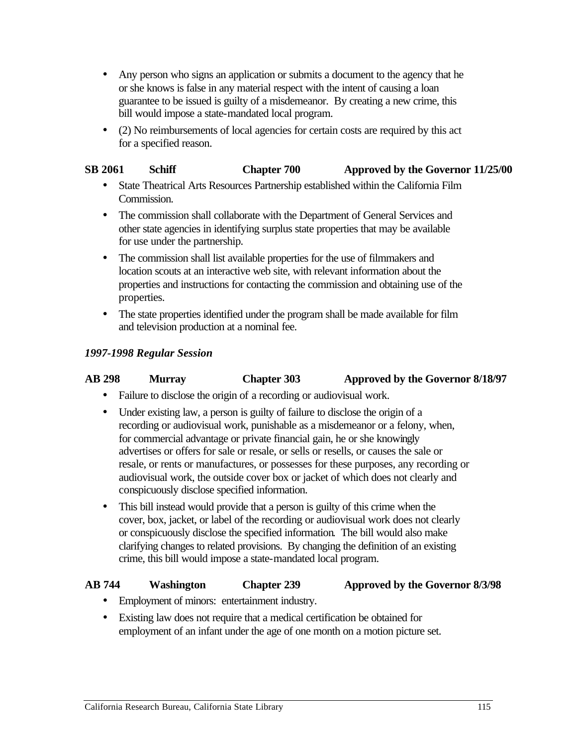- Any person who signs an application or submits a document to the agency that he or she knows is false in any material respect with the intent of causing a loan guarantee to be issued is guilty of a misdemeanor. By creating a new crime, this bill would impose a state-mandated local program.
- (2) No reimbursements of local agencies for certain costs are required by this act for a specified reason.

**SB 2061 Schiff Chapter 700 Approved by the Governor 11/25/00**

- State Theatrical Arts Resources Partnership established within the California Film Commission.
- The commission shall collaborate with the Department of General Services and other state agencies in identifying surplus state properties that may be available for use under the partnership.
- The commission shall list available properties for the use of filmmakers and location scouts at an interactive web site, with relevant information about the properties and instructions for contacting the commission and obtaining use of the properties.
- The state properties identified under the program shall be made available for film and television production at a nominal fee.

***1997-1998 Regular Session***

**AB 298 Murray Chapter 303 Approved by the Governor 8/18/97**

- Failure to disclose the origin of a recording or audiovisual work.
- Under existing law, a person is guilty of failure to disclose the origin of a recording or audiovisual work, punishable as a misdemeanor or a felony, when, for commercial advantage or private financial gain, he or she knowingly advertises or offers for sale or resale, or sells or resells, or causes the sale or resale, or rents or manufactures, or possesses for these purposes, any recording or audiovisual work, the outside cover box or jacket of which does not clearly and conspicuously disclose specified information.
- This bill instead would provide that a person is guilty of this crime when the cover, box, jacket, or label of the recording or audiovisual work does not clearly or conspicuously disclose the specified information. The bill would also make clarifying changes to related provisions. By changing the definition of an existing crime, this bill would impose a state-mandated local program.

**AB 744 Washington Chapter 239 Approved by the Governor 8/3/98**

- Employment of minors: entertainment industry.
- Existing law does not require that a medical certification be obtained for employment of an infant under the age of one month on a motion picture set.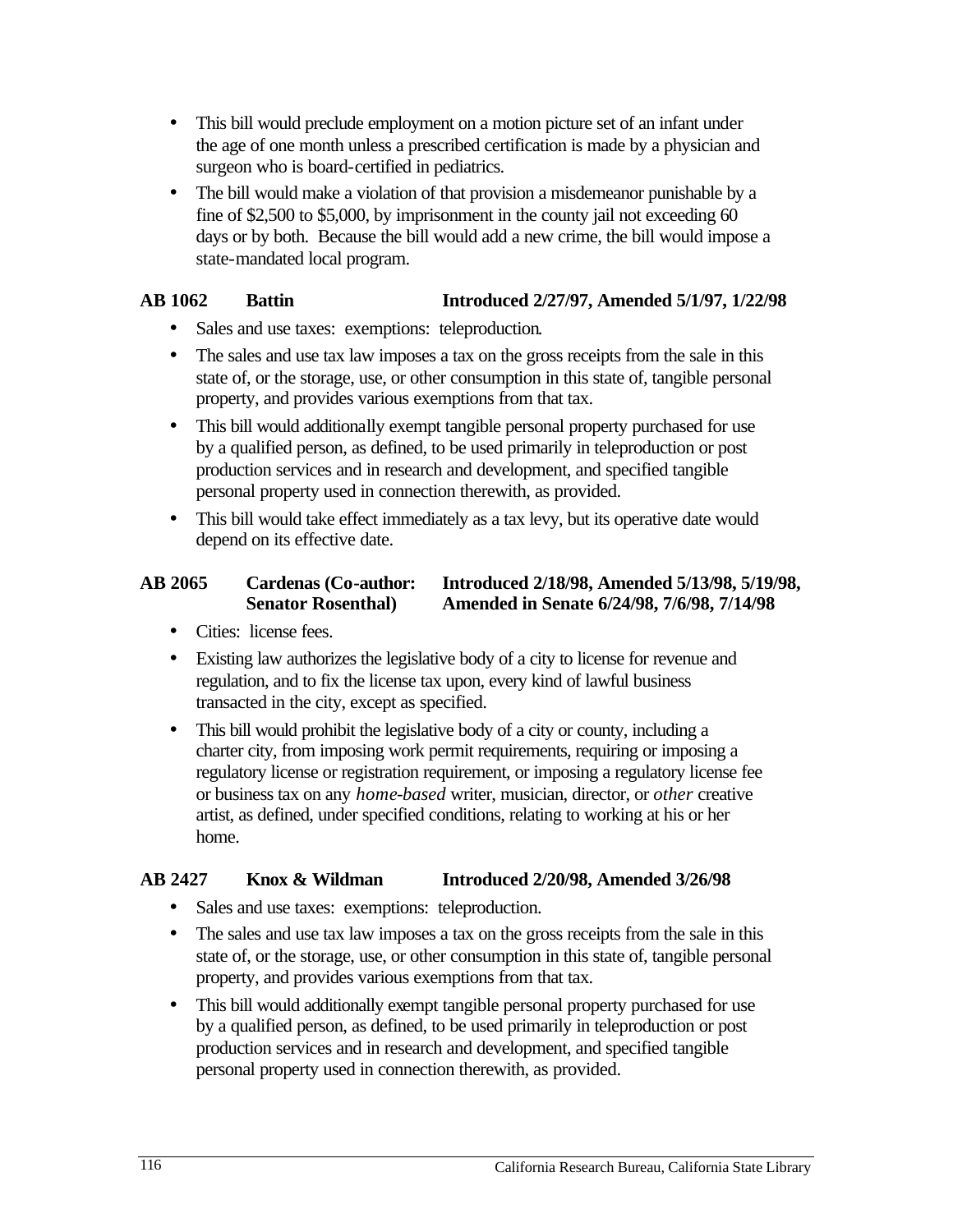- This bill would preclude employment on a motion picture set of an infant under the age of one month unless a prescribed certification is made by a physician and surgeon who is board-certified in pediatrics.
- The bill would make a violation of that provision a misdemeanor punishable by a fine of $2,500 to $5,000, by imprisonment in the county jail not exceeding 60 days or by both. Because the bill would add a new crime, the bill would impose a state-mandated local program.

**AB 1062 Battin Introduced 2/27/97, Amended 5/1/97, 1/22/98**

- Sales and use taxes: exemptions: teleproduction.
- The sales and use tax law imposes a tax on the gross receipts from the sale in this state of, or the storage, use, or other consumption in this state of, tangible personal property, and provides various exemptions from that tax.
- This bill would additionally exempt tangible personal property purchased for use by a qualified person, as defined, to be used primarily in teleproduction or post production services and in research and development, and specified tangible personal property used in connection therewith, as provided.
- This bill would take effect immediately as a tax levy, but its operative date would depend on its effective date.

**AB 2065 Cardenas (Co-author: Senator Rosenthal) Introduced 2/18/98, Amended 5/13/98, 5/19/98, Amended in Senate 6/24/98, 7/6/98, 7/14/98**

- Cities: license fees.
- Existing law authorizes the legislative body of a city to license for revenue and regulation, and to fix the license tax upon, every kind of lawful business transacted in the city, except as specified.
- This bill would prohibit the legislative body of a city or county, including a charter city, from imposing work permit requirements, requiring or imposing a regulatory license or registration requirement, or imposing a regulatory license fee or business tax on any *home-based* writer, musician, director, or *other* creative artist, as defined, under specified conditions, relating to working at his or her home.

**AB 2427 Knox & Wildman Introduced 2/20/98, Amended 3/26/98**

- Sales and use taxes: exemptions: teleproduction.
- The sales and use tax law imposes a tax on the gross receipts from the sale in this state of, or the storage, use, or other consumption in this state of, tangible personal property, and provides various exemptions from that tax.
- This bill would additionally exempt tangible personal property purchased for use by a qualified person, as defined, to be used primarily in teleproduction or post production services and in research and development, and specified tangible personal property used in connection therewith, as provided.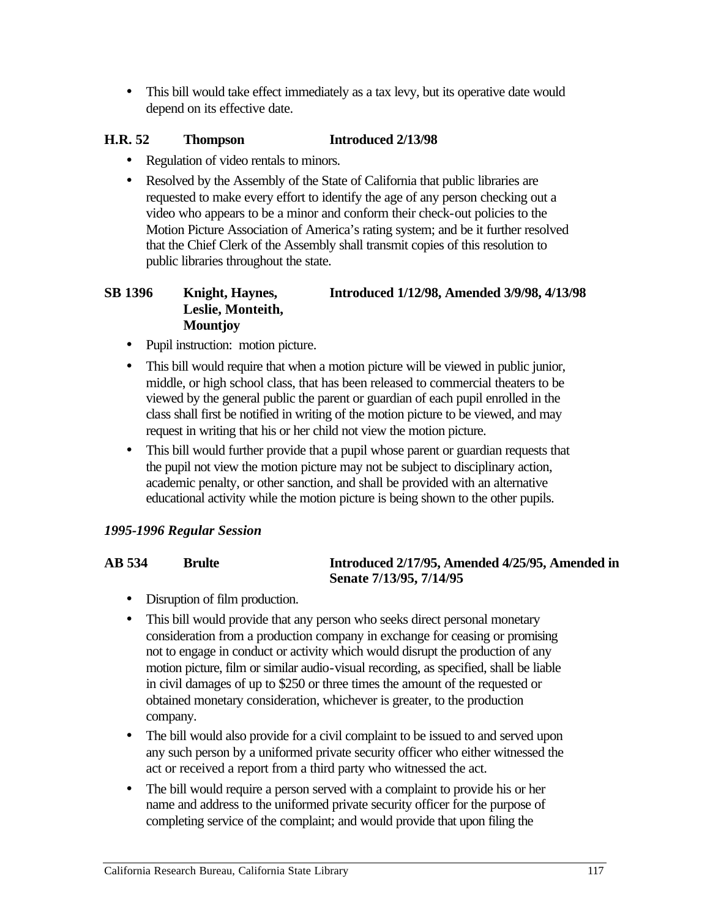- This bill would take effect immediately as a tax levy, but its operative date would depend on its effective date.

**H.R. 52 Thompson Introduced 2/13/98**

- Regulation of video rentals to minors.
- Resolved by the Assembly of the State of California that public libraries are requested to make every effort to identify the age of any person checking out a video who appears to be a minor and conform their check-out policies to the Motion Picture Association of America's rating system; and be it further resolved that the Chief Clerk of the Assembly shall transmit copies of this resolution to public libraries throughout the state.

**SB 1396 Knight, Haynes, Leslie, Monteith, Mountjoy Introduced 1/12/98, Amended 3/9/98, 4/13/98**

- Pupil instruction: motion picture.
- This bill would require that when a motion picture will be viewed in public junior, middle, or high school class, that has been released to commercial theaters to be viewed by the general public the parent or guardian of each pupil enrolled in the class shall first be notified in writing of the motion picture to be viewed, and may request in writing that his or her child not view the motion picture.
- This bill would further provide that a pupil whose parent or guardian requests that the pupil not view the motion picture may not be subject to disciplinary action, academic penalty, or other sanction, and shall be provided with an alternative educational activity while the motion picture is being shown to the other pupils.

### *1995-1996 Regular Session*

**AB 534 Brulte Introduced 2/17/95, Amended 4/25/95, Amended in Senate 7/13/95, 7/14/95**

- Disruption of film production.
- This bill would provide that any person who seeks direct personal monetary consideration from a production company in exchange for ceasing or promising not to engage in conduct or activity which would disrupt the production of any motion picture, film or similar audio-visual recording, as specified, shall be liable in civil damages of up to $250 or three times the amount of the requested or obtained monetary consideration, whichever is greater, to the production company.
- The bill would also provide for a civil complaint to be issued to and served upon any such person by a uniformed private security officer who either witnessed the act or received a report from a third party who witnessed the act.
- The bill would require a person served with a complaint to provide his or her name and address to the uniformed private security officer for the purpose of completing service of the complaint; and would provide that upon filing the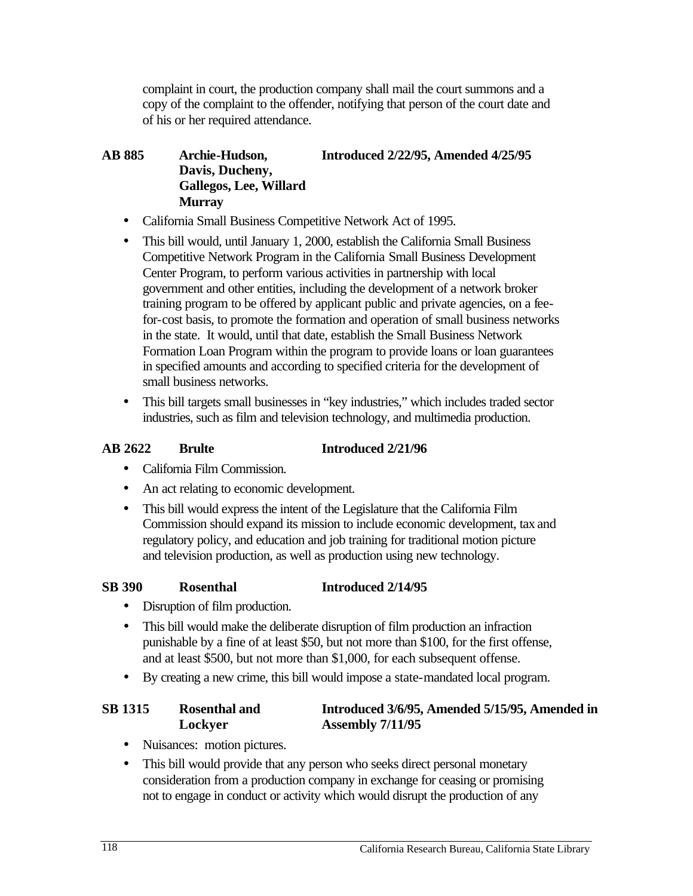complaint in court, the production company shall mail the court summons and a copy of the complaint to the offender, notifying that person of the court date and of his or her required attendance.

**AB 885 — Archie-Hudson, Davis, Ducheny, Gallegos, Lee, Willard Murray — Introduced 2/22/95, Amended 4/25/95**

- California Small Business Competitive Network Act of 1995.
- This bill would, until January 1, 2000, establish the California Small Business Competitive Network Program in the California Small Business Development Center Program, to perform various activities in partnership with local government and other entities, including the development of a network broker training program to be offered by applicant public and private agencies, on a fee-for-cost basis, to promote the formation and operation of small business networks in the state. It would, until that date, establish the Small Business Network Formation Loan Program within the program to provide loans or loan guarantees in specified amounts and according to specified criteria for the development of small business networks.
- This bill targets small businesses in "key industries," which includes traded sector industries, such as film and television technology, and multimedia production.

**AB 2622 — Brulte — Introduced 2/21/96**

- California Film Commission.
- An act relating to economic development.
- This bill would express the intent of the Legislature that the California Film Commission should expand its mission to include economic development, tax and regulatory policy, and education and job training for traditional motion picture and television production, as well as production using new technology.

**SB 390 — Rosenthal — Introduced 2/14/95**

- Disruption of film production.
- This bill would make the deliberate disruption of film production an infraction punishable by a fine of at least $50, but not more than $100, for the first offense, and at least $500, but not more than $1,000, for each subsequent offense.
- By creating a new crime, this bill would impose a state-mandated local program.

**SB 1315 — Rosenthal and Lockyer — Introduced 3/6/95, Amended 5/15/95, Amended in Assembly 7/11/95**

- Nuisances: motion pictures.
- This bill would provide that any person who seeks direct personal monetary consideration from a production company in exchange for ceasing or promising not to engage in conduct or activity which would disrupt the production of any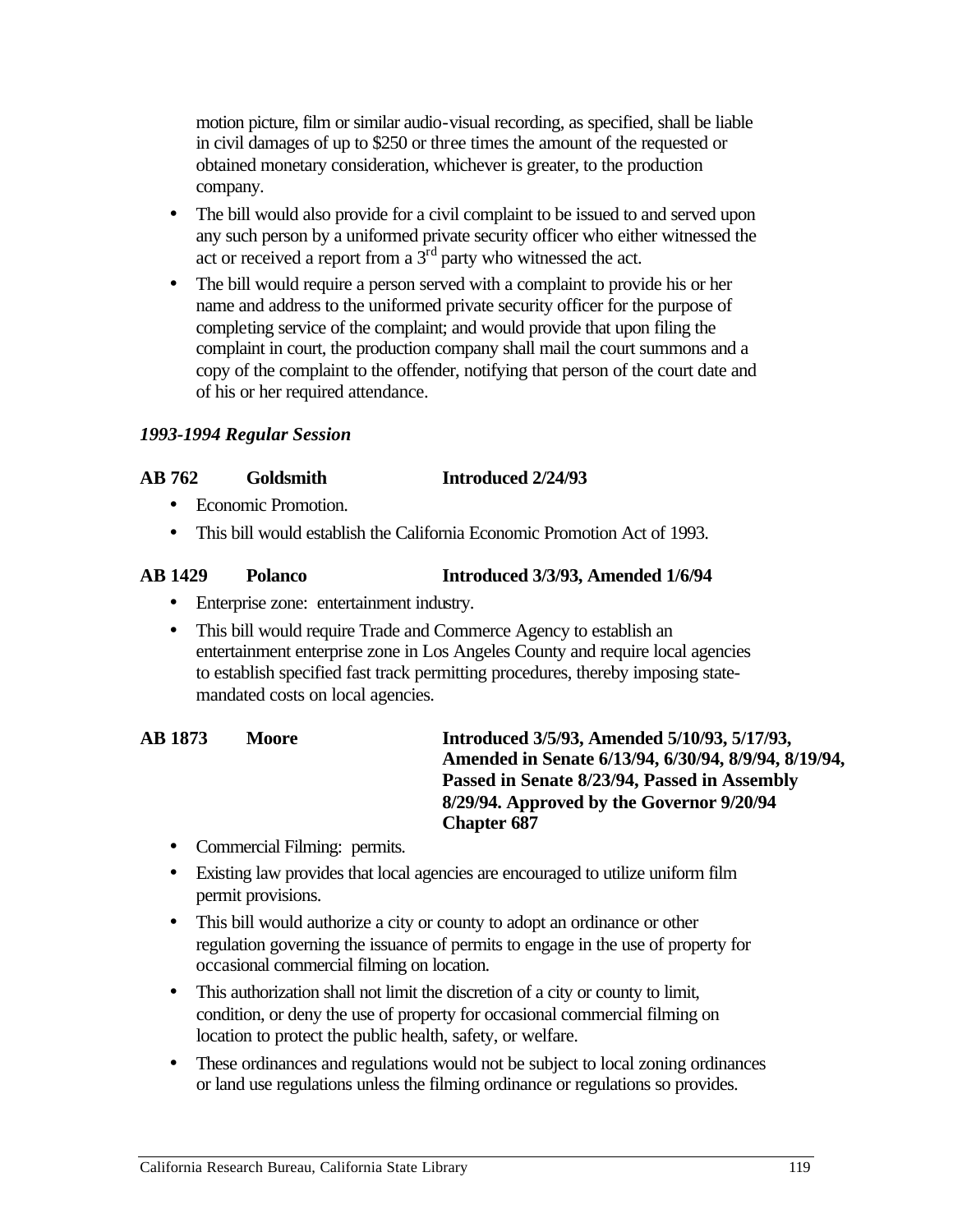motion picture, film or similar audio-visual recording, as specified, shall be liable in civil damages of up to $250 or three times the amount of the requested or obtained monetary consideration, whichever is greater, to the production company.

- The bill would also provide for a civil complaint to be issued to and served upon any such person by a uniformed private security officer who either witnessed the act or received a report from a 3rd party who witnessed the act.
- The bill would require a person served with a complaint to provide his or her name and address to the uniformed private security officer for the purpose of completing service of the complaint; and would provide that upon filing the complaint in court, the production company shall mail the court summons and a copy of the complaint to the offender, notifying that person of the court date and of his or her required attendance.

***1993-1994 Regular Session***

**AB 762 Goldsmith Introduced 2/24/93**

- Economic Promotion.
- This bill would establish the California Economic Promotion Act of 1993.

**AB 1429 Polanco Introduced 3/3/93, Amended 1/6/94**

- Enterprise zone: entertainment industry.
- This bill would require Trade and Commerce Agency to establish an entertainment enterprise zone in Los Angeles County and require local agencies to establish specified fast track permitting procedures, thereby imposing state-mandated costs on local agencies.

**AB 1873 Moore Introduced 3/5/93, Amended 5/10/93, 5/17/93, Amended in Senate 6/13/94, 6/30/94, 8/9/94, 8/19/94, Passed in Senate 8/23/94, Passed in Assembly 8/29/94. Approved by the Governor 9/20/94 Chapter 687**

- Commercial Filming: permits.
- Existing law provides that local agencies are encouraged to utilize uniform film permit provisions.
- This bill would authorize a city or county to adopt an ordinance or other regulation governing the issuance of permits to engage in the use of property for occasional commercial filming on location.
- This authorization shall not limit the discretion of a city or county to limit, condition, or deny the use of property for occasional commercial filming on location to protect the public health, safety, or welfare.
- These ordinances and regulations would not be subject to local zoning ordinances or land use regulations unless the filming ordinance or regulations so provides.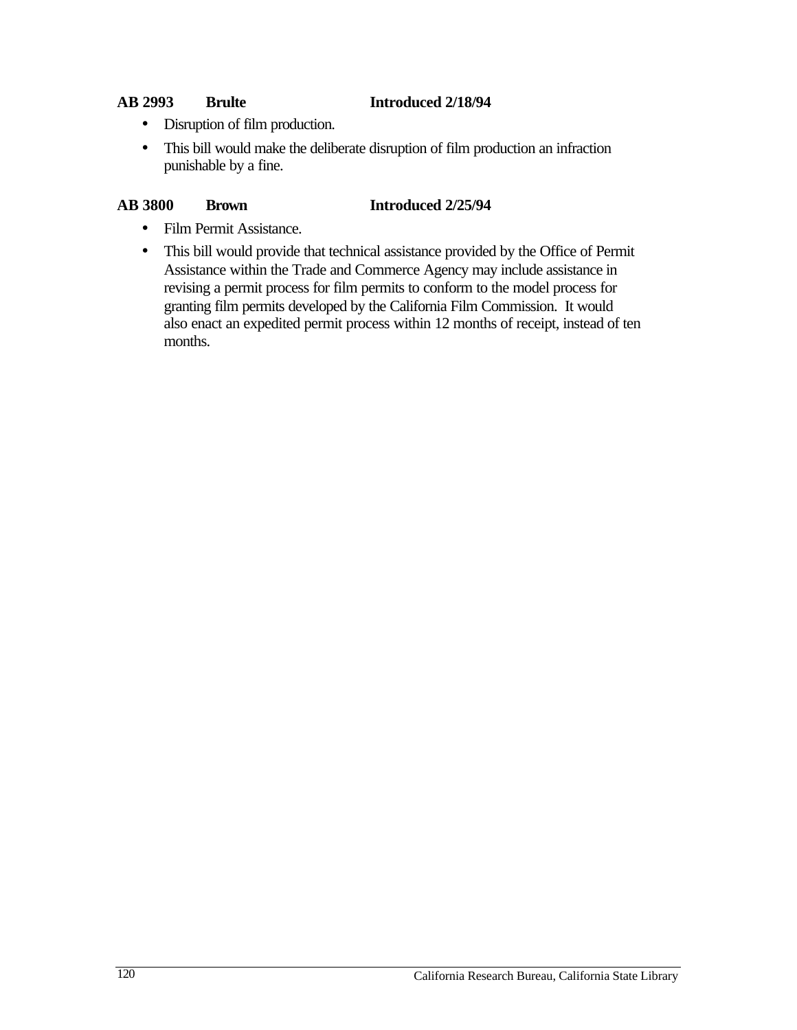**AB 2993 Brulte Introduced 2/18/94**

- Disruption of film production.
- This bill would make the deliberate disruption of film production an infraction punishable by a fine.

**AB 3800 Brown Introduced 2/25/94**

- Film Permit Assistance.
- This bill would provide that technical assistance provided by the Office of Permit Assistance within the Trade and Commerce Agency may include assistance in revising a permit process for film permits to conform to the model process for granting film permits developed by the California Film Commission. It would also enact an expedited permit process within 12 months of receipt, instead of ten months.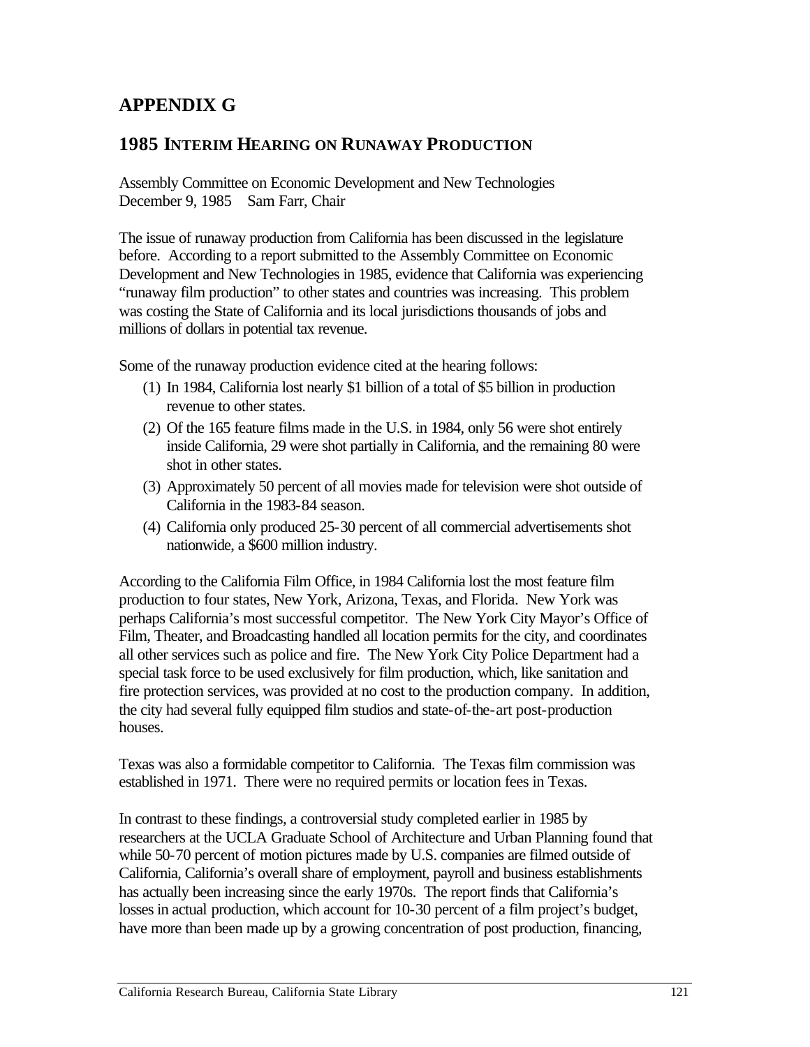# APPENDIX G

## 1985 INTERIM HEARING ON RUNAWAY PRODUCTION

Assembly Committee on Economic Development and New Technologies
December 9, 1985 Sam Farr, Chair

The issue of runaway production from California has been discussed in the legislature before. According to a report submitted to the Assembly Committee on Economic Development and New Technologies in 1985, evidence that California was experiencing "runaway film production" to other states and countries was increasing. This problem was costing the State of California and its local jurisdictions thousands of jobs and millions of dollars in potential tax revenue.

Some of the runaway production evidence cited at the hearing follows:

(1) In 1984, California lost nearly $1 billion of a total of $5 billion in production revenue to other states.

(2) Of the 165 feature films made in the U.S. in 1984, only 56 were shot entirely inside California, 29 were shot partially in California, and the remaining 80 were shot in other states.

(3) Approximately 50 percent of all movies made for television were shot outside of California in the 1983-84 season.

(4) California only produced 25-30 percent of all commercial advertisements shot nationwide, a $600 million industry.

According to the California Film Office, in 1984 California lost the most feature film production to four states, New York, Arizona, Texas, and Florida. New York was perhaps California's most successful competitor. The New York City Mayor's Office of Film, Theater, and Broadcasting handled all location permits for the city, and coordinates all other services such as police and fire. The New York City Police Department had a special task force to be used exclusively for film production, which, like sanitation and fire protection services, was provided at no cost to the production company. In addition, the city had several fully equipped film studios and state-of-the-art post-production houses.

Texas was also a formidable competitor to California. The Texas film commission was established in 1971. There were no required permits or location fees in Texas.

In contrast to these findings, a controversial study completed earlier in 1985 by researchers at the UCLA Graduate School of Architecture and Urban Planning found that while 50-70 percent of motion pictures made by U.S. companies are filmed outside of California, California's overall share of employment, payroll and business establishments has actually been increasing since the early 1970s. The report finds that California's losses in actual production, which account for 10-30 percent of a film project's budget, have more than been made up by a growing concentration of post production, financing,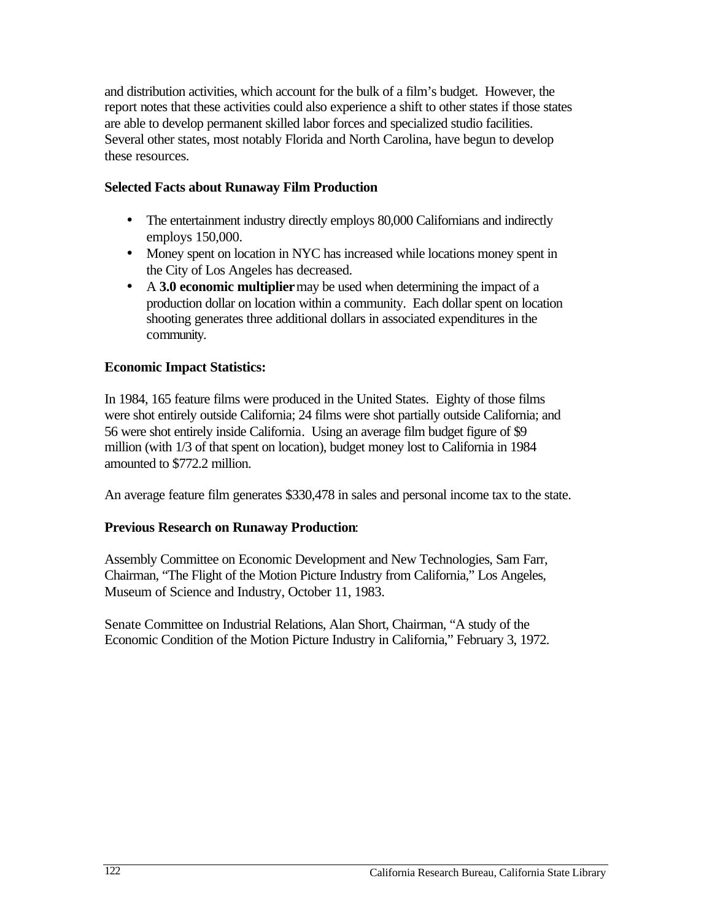and distribution activities, which account for the bulk of a film's budget. However, the report notes that these activities could also experience a shift to other states if those states are able to develop permanent skilled labor forces and specialized studio facilities. Several other states, most notably Florida and North Carolina, have begun to develop these resources.

**Selected Facts about Runaway Film Production**

- The entertainment industry directly employs 80,000 Californians and indirectly employs 150,000.
- Money spent on location in NYC has increased while locations money spent in the City of Los Angeles has decreased.
- A **3.0 economic multiplier** may be used when determining the impact of a production dollar on location within a community. Each dollar spent on location shooting generates three additional dollars in associated expenditures in the community.

**Economic Impact Statistics:**

In 1984, 165 feature films were produced in the United States. Eighty of those films were shot entirely outside California; 24 films were shot partially outside California; and 56 were shot entirely inside California. Using an average film budget figure of $9 million (with 1/3 of that spent on location), budget money lost to California in 1984 amounted to $772.2 million.

An average feature film generates $330,478 in sales and personal income tax to the state.

**Previous Research on Runaway Production**:

Assembly Committee on Economic Development and New Technologies, Sam Farr, Chairman, "The Flight of the Motion Picture Industry from California," Los Angeles, Museum of Science and Industry, October 11, 1983.

Senate Committee on Industrial Relations, Alan Short, Chairman, "A study of the Economic Condition of the Motion Picture Industry in California," February 3, 1972.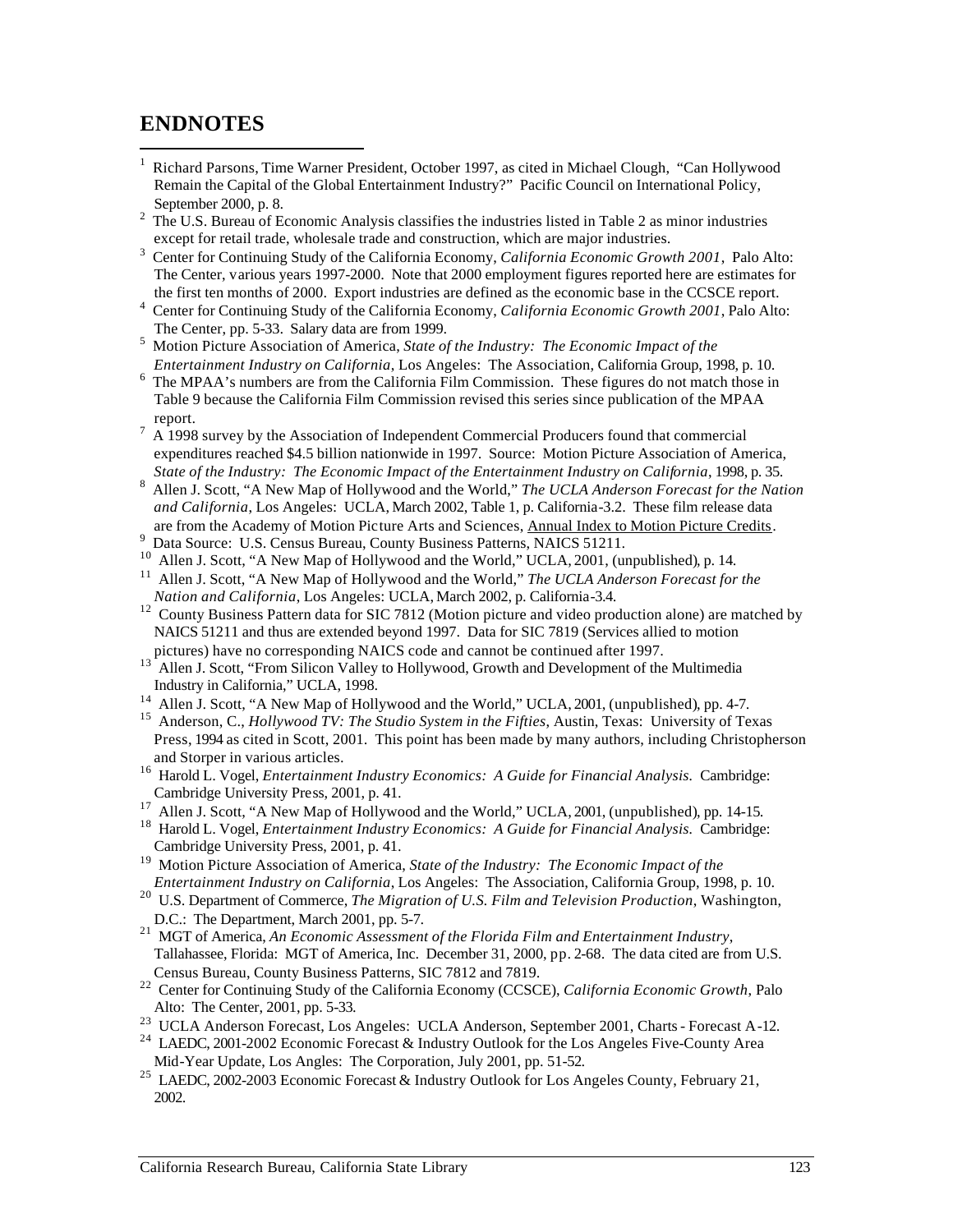# ENDNOTES

[1] Richard Parsons, Time Warner President, October 1997, as cited in Michael Clough, "Can Hollywood Remain the Capital of the Global Entertainment Industry?" Pacific Council on International Policy, September 2000, p. 8.

[2] The U.S. Bureau of Economic Analysis classifies the industries listed in Table 2 as minor industries except for retail trade, wholesale trade and construction, which are major industries.

[3] Center for Continuing Study of the California Economy, *California Economic Growth 2001*, Palo Alto: The Center, various years 1997-2000. Note that 2000 employment figures reported here are estimates for the first ten months of 2000. Export industries are defined as the economic base in the CCSCE report.

[4] Center for Continuing Study of the California Economy, *California Economic Growth 2001*, Palo Alto: The Center, pp. 5-33. Salary data are from 1999.

[5] Motion Picture Association of America, *State of the Industry: The Economic Impact of the Entertainment Industry on California*, Los Angeles: The Association, California Group, 1998, p. 10.

[6] The MPAA's numbers are from the California Film Commission. These figures do not match those in Table 9 because the California Film Commission revised this series since publication of the MPAA report.

[7] A 1998 survey by the Association of Independent Commercial Producers found that commercial expenditures reached $4.5 billion nationwide in 1997. Source: Motion Picture Association of America, *State of the Industry: The Economic Impact of the Entertainment Industry on California*, 1998, p. 35.

[8] Allen J. Scott, "A New Map of Hollywood and the World," *The UCLA Anderson Forecast for the Nation and California*, Los Angeles: UCLA, March 2002, Table 1, p. California-3.2. These film release data are from the Academy of Motion Picture Arts and Sciences, Annual Index to Motion Picture Credits.

[9] Data Source: U.S. Census Bureau, County Business Patterns, NAICS 51211.

[10] Allen J. Scott, "A New Map of Hollywood and the World," UCLA, 2001, (unpublished), p. 14.

[11] Allen J. Scott, "A New Map of Hollywood and the World," *The UCLA Anderson Forecast for the Nation and California*, Los Angeles: UCLA, March 2002, p. California-3.4.

[12] County Business Pattern data for SIC 7812 (Motion picture and video production alone) are matched by NAICS 51211 and thus are extended beyond 1997. Data for SIC 7819 (Services allied to motion pictures) have no corresponding NAICS code and cannot be continued after 1997.

[13] Allen J. Scott, "From Silicon Valley to Hollywood, Growth and Development of the Multimedia Industry in California," UCLA, 1998.

[14] Allen J. Scott, "A New Map of Hollywood and the World," UCLA, 2001, (unpublished), pp. 4-7.

[15] Anderson, C., *Hollywood TV: The Studio System in the Fifties*, Austin, Texas: University of Texas Press, 1994 as cited in Scott, 2001. This point has been made by many authors, including Christopherson and Storper in various articles.

[16] Harold L. Vogel, *Entertainment Industry Economics: A Guide for Financial Analysis.* Cambridge: Cambridge University Press, 2001, p. 41.

[17] Allen J. Scott, "A New Map of Hollywood and the World," UCLA, 2001, (unpublished), pp. 14-15.

[18] Harold L. Vogel, *Entertainment Industry Economics: A Guide for Financial Analysis.* Cambridge: Cambridge University Press, 2001, p. 41.

[19] Motion Picture Association of America, *State of the Industry: The Economic Impact of the Entertainment Industry on California*, Los Angeles: The Association, California Group, 1998, p. 10.

[20] U.S. Department of Commerce, *The Migration of U.S. Film and Television Production*, Washington, D.C.: The Department, March 2001, pp. 5-7.

[21] MGT of America, *An Economic Assessment of the Florida Film and Entertainment Industry*, Tallahassee, Florida: MGT of America, Inc. December 31, 2000, pp. 2-68. The data cited are from U.S. Census Bureau, County Business Patterns, SIC 7812 and 7819.

[22] Center for Continuing Study of the California Economy (CCSCE), *California Economic Growth*, Palo Alto: The Center, 2001, pp. 5-33.

[23] UCLA Anderson Forecast, Los Angeles: UCLA Anderson, September 2001, Charts - Forecast A-12.

[24] LAEDC, 2001-2002 Economic Forecast & Industry Outlook for the Los Angeles Five-County Area Mid-Year Update, Los Angles: The Corporation, July 2001, pp. 51-52.

[25] LAEDC, 2002-2003 Economic Forecast & Industry Outlook for Los Angeles County, February 21, 2002.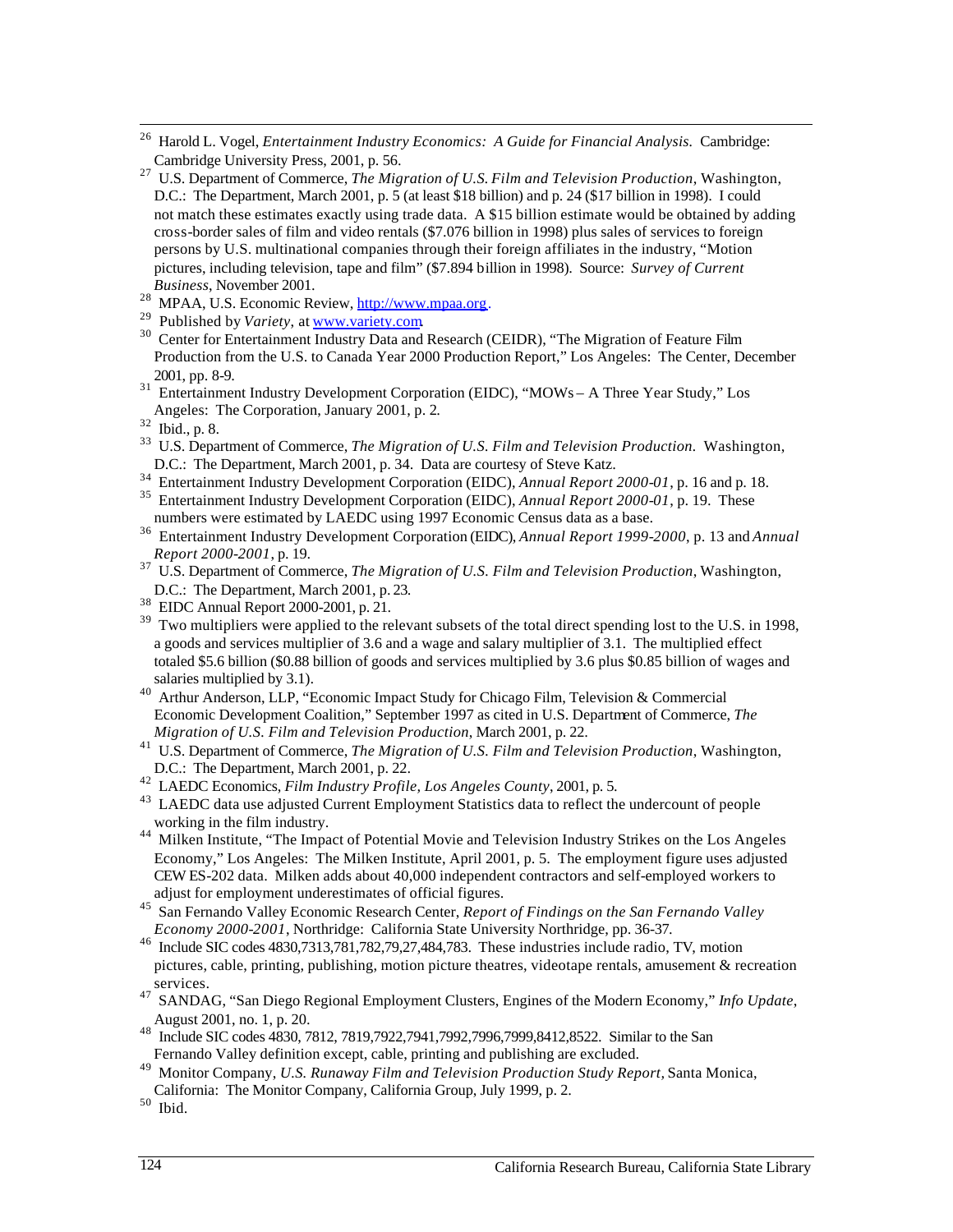[26] Harold L. Vogel, *Entertainment Industry Economics: A Guide for Financial Analysis.* Cambridge: Cambridge University Press, 2001, p. 56.

[27] U.S. Department of Commerce, *The Migration of U.S. Film and Television Production*, Washington, D.C.: The Department, March 2001, p. 5 (at least $18 billion) and p. 24 ($17 billion in 1998). I could not match these estimates exactly using trade data. A $15 billion estimate would be obtained by adding cross-border sales of film and video rentals ($7.076 billion in 1998) plus sales of services to foreign persons by U.S. multinational companies through their foreign affiliates in the industry, "Motion pictures, including television, tape and film" ($7.894 billion in 1998). Source: *Survey of Current Business*, November 2001.

[28] MPAA, U.S. Economic Review, http://www.mpaa.org.

[29] Published by *Variety*, at www.variety.com.

[30] Center for Entertainment Industry Data and Research (CEIDR), "The Migration of Feature Film Production from the U.S. to Canada Year 2000 Production Report," Los Angeles: The Center, December 2001, pp. 8-9.

[31] Entertainment Industry Development Corporation (EIDC), "MOWs – A Three Year Study," Los Angeles: The Corporation, January 2001, p. 2.

[32] Ibid., p. 8.

[33] U.S. Department of Commerce, *The Migration of U.S. Film and Television Production*. Washington, D.C.: The Department, March 2001, p. 34. Data are courtesy of Steve Katz.

[34] Entertainment Industry Development Corporation (EIDC), *Annual Report 2000-01*, p. 16 and p. 18.

[35] Entertainment Industry Development Corporation (EIDC), *Annual Report 2000-01*, p. 19. These numbers were estimated by LAEDC using 1997 Economic Census data as a base.

[36] Entertainment Industry Development Corporation (EIDC), *Annual Report 1999-2000*, p. 13 and *Annual Report 2000-2001*, p. 19.

[37] U.S. Department of Commerce, *The Migration of U.S. Film and Television Production*, Washington, D.C.: The Department, March 2001, p. 23.

[38] EIDC Annual Report 2000-2001, p. 21.

[39] Two multipliers were applied to the relevant subsets of the total direct spending lost to the U.S. in 1998, a goods and services multiplier of 3.6 and a wage and salary multiplier of 3.1. The multiplied effect totaled $5.6 billion ($0.88 billion of goods and services multiplied by 3.6 plus $0.85 billion of wages and salaries multiplied by 3.1).

[40] Arthur Anderson, LLP, "Economic Impact Study for Chicago Film, Television & Commercial Economic Development Coalition," September 1997 as cited in U.S. Department of Commerce, *The Migration of U.S. Film and Television Production*, March 2001, p. 22.

[41] U.S. Department of Commerce, *The Migration of U.S. Film and Television Production*, Washington, D.C.: The Department, March 2001, p. 22.

[42] LAEDC Economics, *Film Industry Profile, Los Angeles County*, 2001, p. 5.

[43] LAEDC data use adjusted Current Employment Statistics data to reflect the undercount of people working in the film industry.

[44] Milken Institute, "The Impact of Potential Movie and Television Industry Strikes on the Los Angeles Economy," Los Angeles: The Milken Institute, April 2001, p. 5. The employment figure uses adjusted CEW ES-202 data. Milken adds about 40,000 independent contractors and self-employed workers to adjust for employment underestimates of official figures.

[45] San Fernando Valley Economic Research Center, *Report of Findings on the San Fernando Valley Economy 2000-2001*, Northridge: California State University Northridge, pp. 36-37.

[46] Include SIC codes 4830,7313,781,782,79,27,484,783. These industries include radio, TV, motion pictures, cable, printing, publishing, motion picture theatres, videotape rentals, amusement & recreation services.

[47] SANDAG, "San Diego Regional Employment Clusters, Engines of the Modern Economy," *Info Update*, August 2001, no. 1, p. 20.

[48] Include SIC codes 4830, 7812, 7819,7922,7941,7992,7996,7999,8412,8522. Similar to the San Fernando Valley definition except, cable, printing and publishing are excluded.

[49] Monitor Company, *U.S. Runaway Film and Television Production Study Report*, Santa Monica, California: The Monitor Company, California Group, July 1999, p. 2.

[50] Ibid.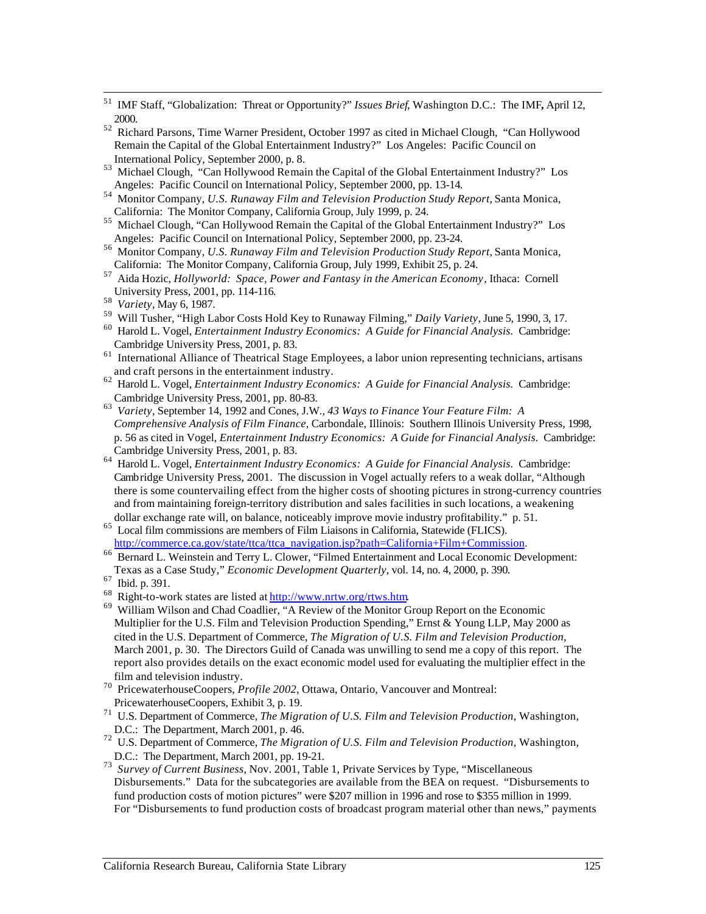[51] IMF Staff, "Globalization: Threat or Opportunity?" *Issues Brief*, Washington D.C.: The IMF**,** April 12, 2000.

[52] Richard Parsons, Time Warner President, October 1997 as cited in Michael Clough, "Can Hollywood Remain the Capital of the Global Entertainment Industry?" Los Angeles: Pacific Council on International Policy, September 2000, p. 8.

[53] Michael Clough, "Can Hollywood Remain the Capital of the Global Entertainment Industry?" Los Angeles: Pacific Council on International Policy, September 2000, pp. 13-14.

[54] Monitor Company, *U.S. Runaway Film and Television Production Study Report,* Santa Monica, California: The Monitor Company, California Group, July 1999, p. 24.

[55] Michael Clough, "Can Hollywood Remain the Capital of the Global Entertainment Industry?" Los Angeles: Pacific Council on International Policy, September 2000, pp. 23-24.

[56] Monitor Company, *U.S. Runaway Film and Television Production Study Report,* Santa Monica, California: The Monitor Company, California Group, July 1999, Exhibit 25, p. 24.

[57] Aida Hozic, *Hollyworld: Space, Power and Fantasy in the American Economy*, Ithaca: Cornell University Press, 2001, pp. 114-116.

[58] *Variety*, May 6, 1987.

[59] Will Tusher, "High Labor Costs Hold Key to Runaway Filming," *Daily Variety,* June 5, 1990, 3, 17.

[60] Harold L. Vogel, *Entertainment Industry Economics: A Guide for Financial Analysis.* Cambridge: Cambridge University Press, 2001, p. 83.

[61] International Alliance of Theatrical Stage Employees, a labor union representing technicians, artisans and craft persons in the entertainment industry.

[62] Harold L. Vogel, *Entertainment Industry Economics: A Guide for Financial Analysis.* Cambridge: Cambridge University Press, 2001, pp. 80-83.

[63] *Variety*, September 14, 1992 and Cones, J.W., *43 Ways to Finance Your Feature Film: A Comprehensive Analysis of Film Finance*, Carbondale, Illinois: Southern Illinois University Press, 1998, p. 56 as cited in Vogel, *Entertainment Industry Economics: A Guide for Financial Analysis.* Cambridge: Cambridge University Press, 2001, p. 83.

[64] Harold L. Vogel, *Entertainment Industry Economics: A Guide for Financial Analysis.* Cambridge: Cambridge University Press, 2001. The discussion in Vogel actually refers to a weak dollar, "Although there is some countervailing effect from the higher costs of shooting pictures in strong-currency countries and from maintaining foreign-territory distribution and sales facilities in such locations, a weakening dollar exchange rate will, on balance, noticeably improve movie industry profitability." p. 51.

[65] Local film commissions are members of Film Liaisons in California, Statewide (FLICS). http://commerce.ca.gov/state/ttca/ttca_navigation.jsp?path=California+Film+Commission.

[66] Bernard L. Weinstein and Terry L. Clower, "Filmed Entertainment and Local Economic Development: Texas as a Case Study," *Economic Development Quarterly,* vol. 14, no. 4, 2000, p. 390.

[67] Ibid. p. 391.

[68] Right-to-work states are listed at http://www.nrtw.org/rtws.htm.

[69] William Wilson and Chad Coadlier, "A Review of the Monitor Group Report on the Economic Multiplier for the U.S. Film and Television Production Spending," Ernst & Young LLP, May 2000 as cited in the U.S. Department of Commerce, *The Migration of U.S. Film and Television Production*, March 2001, p. 30. The Directors Guild of Canada was unwilling to send me a copy of this report. The report also provides details on the exact economic model used for evaluating the multiplier effect in the film and television industry.

[70] PricewaterhouseCoopers, *Profile 2002*, Ottawa, Ontario, Vancouver and Montreal: PricewaterhouseCoopers, Exhibit 3, p. 19.

[71] U.S. Department of Commerce, *The Migration of U.S. Film and Television Production*, Washington, D.C.: The Department, March 2001, p. 46.

[72] U.S. Department of Commerce, *The Migration of U.S. Film and Television Production*, Washington, D.C.: The Department, March 2001, pp. 19-21.

[73] *Survey of Current Business*, Nov. 2001, Table 1, Private Services by Type, "Miscellaneous Disbursements." Data for the subcategories are available from the BEA on request. "Disbursements to fund production costs of motion pictures" were $207 million in 1996 and rose to $355 million in 1999. For "Disbursements to fund production costs of broadcast program material other than news," payments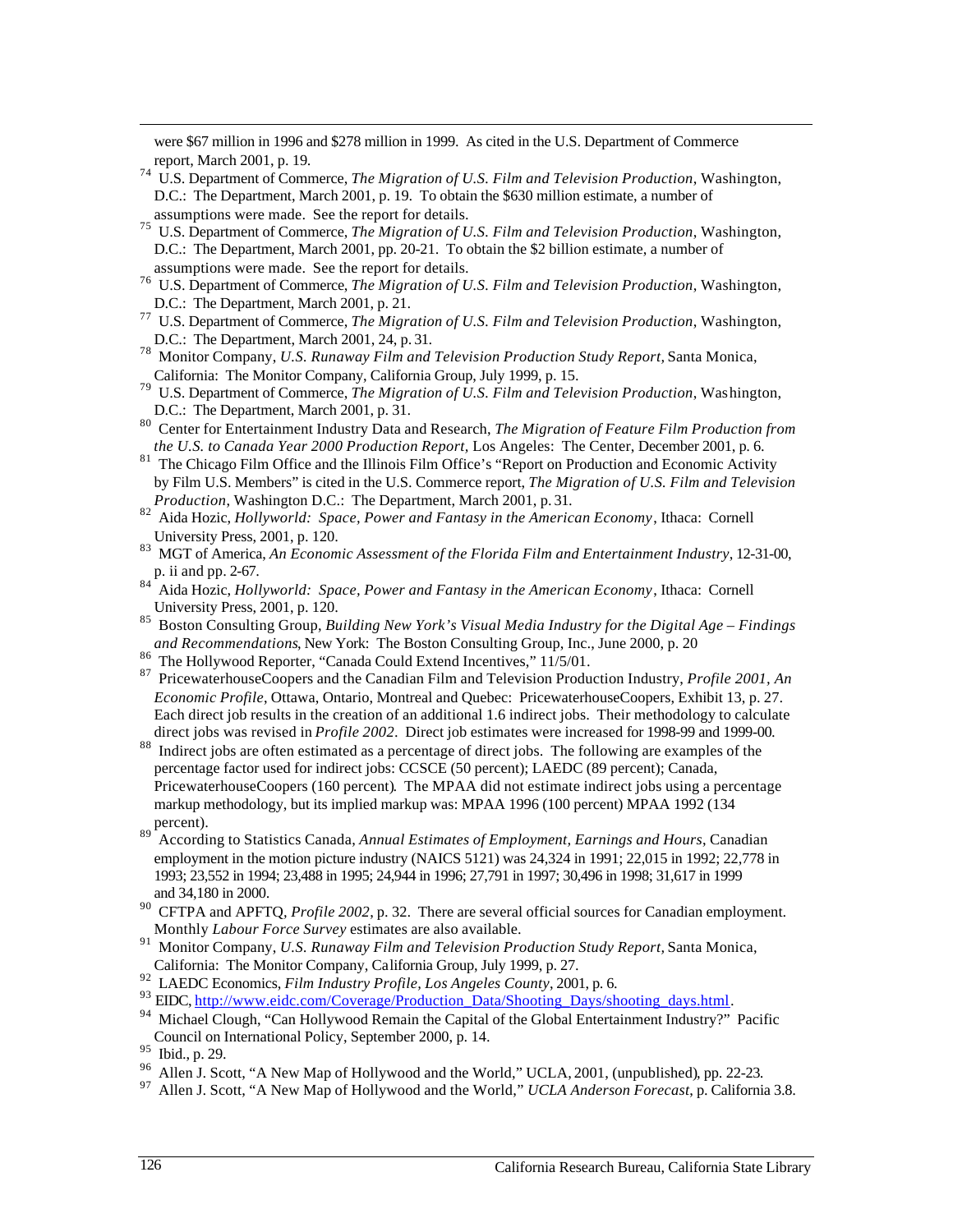were $67 million in 1996 and $278 million in 1999. As cited in the U.S. Department of Commerce report, March 2001, p. 19.

[74] U.S. Department of Commerce, *The Migration of U.S. Film and Television Production*, Washington, D.C.: The Department, March 2001, p. 19. To obtain the $630 million estimate, a number of assumptions were made. See the report for details.

[75] U.S. Department of Commerce, *The Migration of U.S. Film and Television Production*, Washington, D.C.: The Department, March 2001, pp. 20-21. To obtain the $2 billion estimate, a number of assumptions were made. See the report for details.

[76] U.S. Department of Commerce, *The Migration of U.S. Film and Television Production*, Washington, D.C.: The Department, March 2001, p. 21.

[77] U.S. Department of Commerce, *The Migration of U.S. Film and Television Production*, Washington, D.C.: The Department, March 2001, 24, p. 31.

[78] Monitor Company, *U.S. Runaway Film and Television Production Study Report,* Santa Monica, California: The Monitor Company, California Group, July 1999, p. 15.

[79] U.S. Department of Commerce, *The Migration of U.S. Film and Television Production*, Washington, D.C.: The Department, March 2001, p. 31.

[80] Center for Entertainment Industry Data and Research, *The Migration of Feature Film Production from the U.S. to Canada Year 2000 Production Report*, Los Angeles: The Center, December 2001, p. 6.

[81] The Chicago Film Office and the Illinois Film Office's "Report on Production and Economic Activity by Film U.S. Members" is cited in the U.S. Commerce report, *The Migration of U.S. Film and Television Production*, Washington D.C.: The Department, March 2001, p. 31.

[82] Aida Hozic, *Hollyworld: Space, Power and Fantasy in the American Economy*, Ithaca: Cornell University Press, 2001, p. 120.

[83] MGT of America, *An Economic Assessment of the Florida Film and Entertainment Industry*, 12-31-00, p. ii and pp. 2-67.

[84] Aida Hozic, *Hollyworld: Space, Power and Fantasy in the American Economy*, Ithaca: Cornell University Press, 2001, p. 120.

[85] Boston Consulting Group, *Building New York's Visual Media Industry for the Digital Age – Findings and Recommendations*, New York: The Boston Consulting Group, Inc., June 2000, p. 20

[86] The Hollywood Reporter, "Canada Could Extend Incentives," 11/5/01.

[87] PricewaterhouseCoopers and the Canadian Film and Television Production Industry, *Profile 2001, An Economic Profile*, Ottawa, Ontario, Montreal and Quebec: PricewaterhouseCoopers, Exhibit 13, p. 27. Each direct job results in the creation of an additional 1.6 indirect jobs. Their methodology to calculate direct jobs was revised in *Profile 2002*. Direct job estimates were increased for 1998-99 and 1999-00.

[88] Indirect jobs are often estimated as a percentage of direct jobs. The following are examples of the percentage factor used for indirect jobs: CCSCE (50 percent); LAEDC (89 percent); Canada, PricewaterhouseCoopers (160 percent). The MPAA did not estimate indirect jobs using a percentage markup methodology, but its implied markup was: MPAA 1996 (100 percent) MPAA 1992 (134 percent).

[89] According to Statistics Canada, *Annual Estimates of Employment, Earnings and Hours*, Canadian employment in the motion picture industry (NAICS 5121) was 24,324 in 1991; 22,015 in 1992; 22,778 in 1993; 23,552 in 1994; 23,488 in 1995; 24,944 in 1996; 27,791 in 1997; 30,496 in 1998; 31,617 in 1999 and 34,180 in 2000.

[90] CFTPA and APFTQ, *Profile 2002*, p. 32. There are several official sources for Canadian employment. Monthly *Labour Force Survey* estimates are also available.

[91] Monitor Company, *U.S. Runaway Film and Television Production Study Report,* Santa Monica, California: The Monitor Company, California Group, July 1999, p. 27.

[92] LAEDC Economics, *Film Industry Profile, Los Angeles County*, 2001, p. 6.

[93] EIDC, http://www.eidc.com/Coverage/Production_Data/Shooting_Days/shooting_days.html.

[94] Michael Clough, "Can Hollywood Remain the Capital of the Global Entertainment Industry?" Pacific Council on International Policy, September 2000, p. 14.

[95] Ibid., p. 29.

[96] Allen J. Scott, "A New Map of Hollywood and the World," UCLA, 2001, (unpublished), pp. 22-23.

[97] Allen J. Scott, "A New Map of Hollywood and the World," *UCLA Anderson Forecast*, p. California 3.8.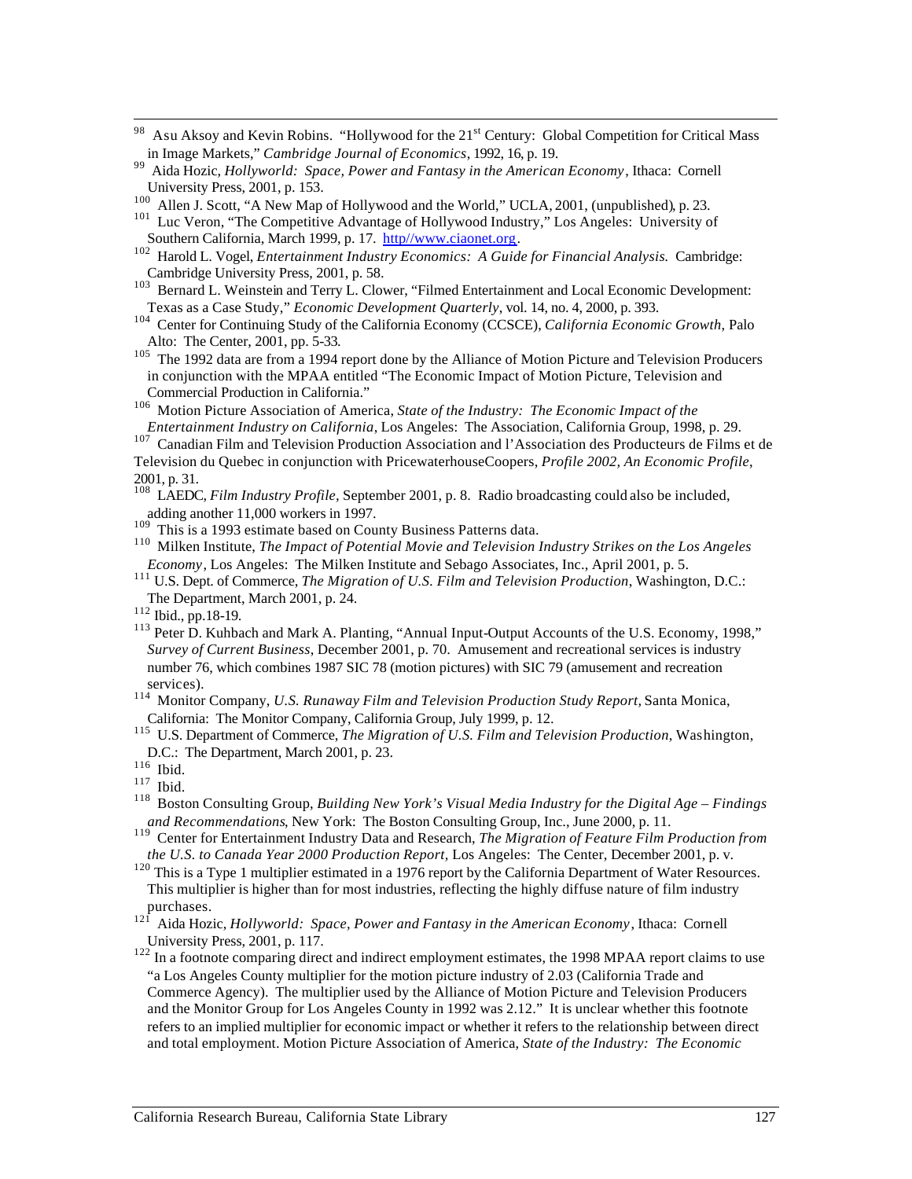[98] Asu Aksoy and Kevin Robins. "Hollywood for the 21[st] Century: Global Competition for Critical Mass in Image Markets," *Cambridge Journal of Economics*, 1992, 16, p. 19.

[99] Aida Hozic, *Hollyworld: Space, Power and Fantasy in the American Economy*, Ithaca: Cornell University Press, 2001, p. 153.

[100] Allen J. Scott, "A New Map of Hollywood and the World," UCLA, 2001, (unpublished), p. 23.

[101] Luc Veron, "The Competitive Advantage of Hollywood Industry," Los Angeles: University of Southern California, March 1999, p. 17. http//www.ciaonet.org.

[102] Harold L. Vogel, *Entertainment Industry Economics: A Guide for Financial Analysis.* Cambridge: Cambridge University Press, 2001, p. 58.

[103] Bernard L. Weinstein and Terry L. Clower, "Filmed Entertainment and Local Economic Development: Texas as a Case Study," *Economic Development Quarterly,* vol. 14, no. 4, 2000, p. 393.

[104] Center for Continuing Study of the California Economy (CCSCE), *California Economic Growth*, Palo Alto: The Center, 2001, pp. 5-33.

[105] The 1992 data are from a 1994 report done by the Alliance of Motion Picture and Television Producers in conjunction with the MPAA entitled "The Economic Impact of Motion Picture, Television and Commercial Production in California."

[106] Motion Picture Association of America, *State of the Industry: The Economic Impact of the Entertainment Industry on California*, Los Angeles: The Association, California Group, 1998, p. 29.

[107] Canadian Film and Television Production Association and l'Association des Producteurs de Films et de Television du Quebec in conjunction with PricewaterhouseCoopers, *Profile 2002, An Economic Profile*, 2001, p. 31.

[108] LAEDC, *Film Industry Profile,* September 2001, p. 8. Radio broadcasting could also be included, adding another 11,000 workers in 1997.

[109] This is a 1993 estimate based on County Business Patterns data.

[110] Milken Institute, *The Impact of Potential Movie and Television Industry Strikes on the Los Angeles Economy*, Los Angeles: The Milken Institute and Sebago Associates, Inc., April 2001, p. 5.

[111] U.S. Dept. of Commerce, *The Migration of U.S. Film and Television Production*, Washington, D.C.: The Department, March 2001, p. 24.

[112] Ibid., pp.18-19.

[113] Peter D. Kuhbach and Mark A. Planting, "Annual Input-Output Accounts of the U.S. Economy, 1998," *Survey of Current Business*, December 2001, p. 70. Amusement and recreational services is industry number 76, which combines 1987 SIC 78 (motion pictures) with SIC 79 (amusement and recreation services).

[114] Monitor Company, *U.S. Runaway Film and Television Production Study Report,* Santa Monica, California: The Monitor Company, California Group, July 1999, p. 12.

[115] U.S. Department of Commerce, *The Migration of U.S. Film and Television Production*, Washington, D.C.: The Department, March 2001, p. 23.

[116] Ibid.

[117] Ibid.

[118] Boston Consulting Group, *Building New York's Visual Media Industry for the Digital Age – Findings and Recommendations*, New York: The Boston Consulting Group, Inc., June 2000, p. 11.

[119] Center for Entertainment Industry Data and Research, *The Migration of Feature Film Production from the U.S. to Canada Year 2000 Production Report,* Los Angeles: The Center, December 2001, p. v.

[120] This is a Type 1 multiplier estimated in a 1976 report by the California Department of Water Resources. This multiplier is higher than for most industries, reflecting the highly diffuse nature of film industry purchases.

[121] Aida Hozic, *Hollyworld: Space, Power and Fantasy in the American Economy*, Ithaca: Cornell University Press, 2001, p. 117.

[122] In a footnote comparing direct and indirect employment estimates, the 1998 MPAA report claims to use "a Los Angeles County multiplier for the motion picture industry of 2.03 (California Trade and Commerce Agency). The multiplier used by the Alliance of Motion Picture and Television Producers and the Monitor Group for Los Angeles County in 1992 was 2.12." It is unclear whether this footnote refers to an implied multiplier for economic impact or whether it refers to the relationship between direct and total employment. Motion Picture Association of America, *State of the Industry: The Economic*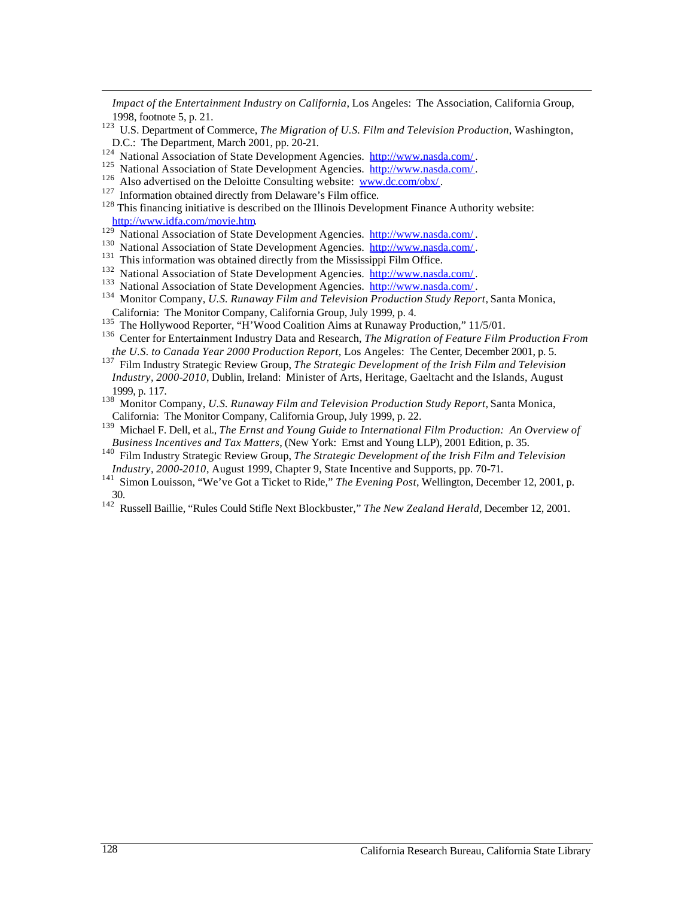*Impact of the Entertainment Industry on California*, Los Angeles: The Association, California Group, 1998, footnote 5, p. 21.

[123] U.S. Department of Commerce, *The Migration of U.S. Film and Television Production*, Washington, D.C.: The Department, March 2001, pp. 20-21.

[124] National Association of State Development Agencies. http://www.nasda.com/.

[125] National Association of State Development Agencies. http://www.nasda.com/.

[126] Also advertised on the Deloitte Consulting website: www.dc.com/obx/.

[127] Information obtained directly from Delaware's Film office.

[128] This financing initiative is described on the Illinois Development Finance Authority website: http://www.idfa.com/movie.htm.

[129] National Association of State Development Agencies. http://www.nasda.com/.

[130] National Association of State Development Agencies. http://www.nasda.com/.

[131] This information was obtained directly from the Mississippi Film Office.

[132] National Association of State Development Agencies. http://www.nasda.com/.

[133] National Association of State Development Agencies. http://www.nasda.com/.

[134] Monitor Company, *U.S. Runaway Film and Television Production Study Report,* Santa Monica, California: The Monitor Company, California Group, July 1999, p. 4.

[135] The Hollywood Reporter, "H'Wood Coalition Aims at Runaway Production," 11/5/01.

[136] Center for Entertainment Industry Data and Research, *The Migration of Feature Film Production From the U.S. to Canada Year 2000 Production Report,* Los Angeles: The Center, December 2001, p. 5.

[137] Film Industry Strategic Review Group, *The Strategic Development of the Irish Film and Television Industry, 2000-2010*, Dublin, Ireland: Minister of Arts, Heritage, Gaeltacht and the Islands, August 1999, p. 117.

[138] Monitor Company, *U.S. Runaway Film and Television Production Study Report,* Santa Monica, California: The Monitor Company, California Group, July 1999, p. 22.

[139] Michael F. Dell, et al., *The Ernst and Young Guide to International Film Production: An Overview of Business Incentives and Tax Matters*, (New York: Ernst and Young LLP), 2001 Edition, p. 35.

[140] Film Industry Strategic Review Group, *The Strategic Development of the Irish Film and Television Industry, 2000-2010*, August 1999, Chapter 9, State Incentive and Supports, pp. 70-71.

[141] Simon Louisson, "We've Got a Ticket to Ride," *The Evening Post*, Wellington, December 12, 2001, p. 30.

[142] Russell Baillie, "Rules Could Stifle Next Blockbuster," *The New Zealand Herald*, December 12, 2001.